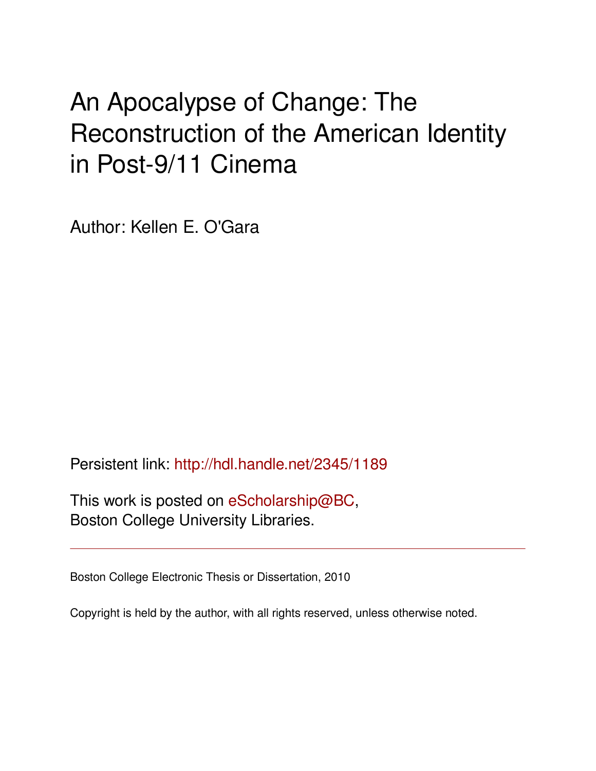# An Apocalypse of Change: The Reconstruction of the American Identity in Post-9/11 Cinema

Author: Kellen E. O'Gara

Persistent link: http://hdl.handle.net/2345/1189

This work is posted on eScholarship@BC, Boston College University Libraries.

---

Boston College Electronic Thesis or Dissertation, 2010

Copyright is held by the author, with all rights reserved, unless otherwise noted.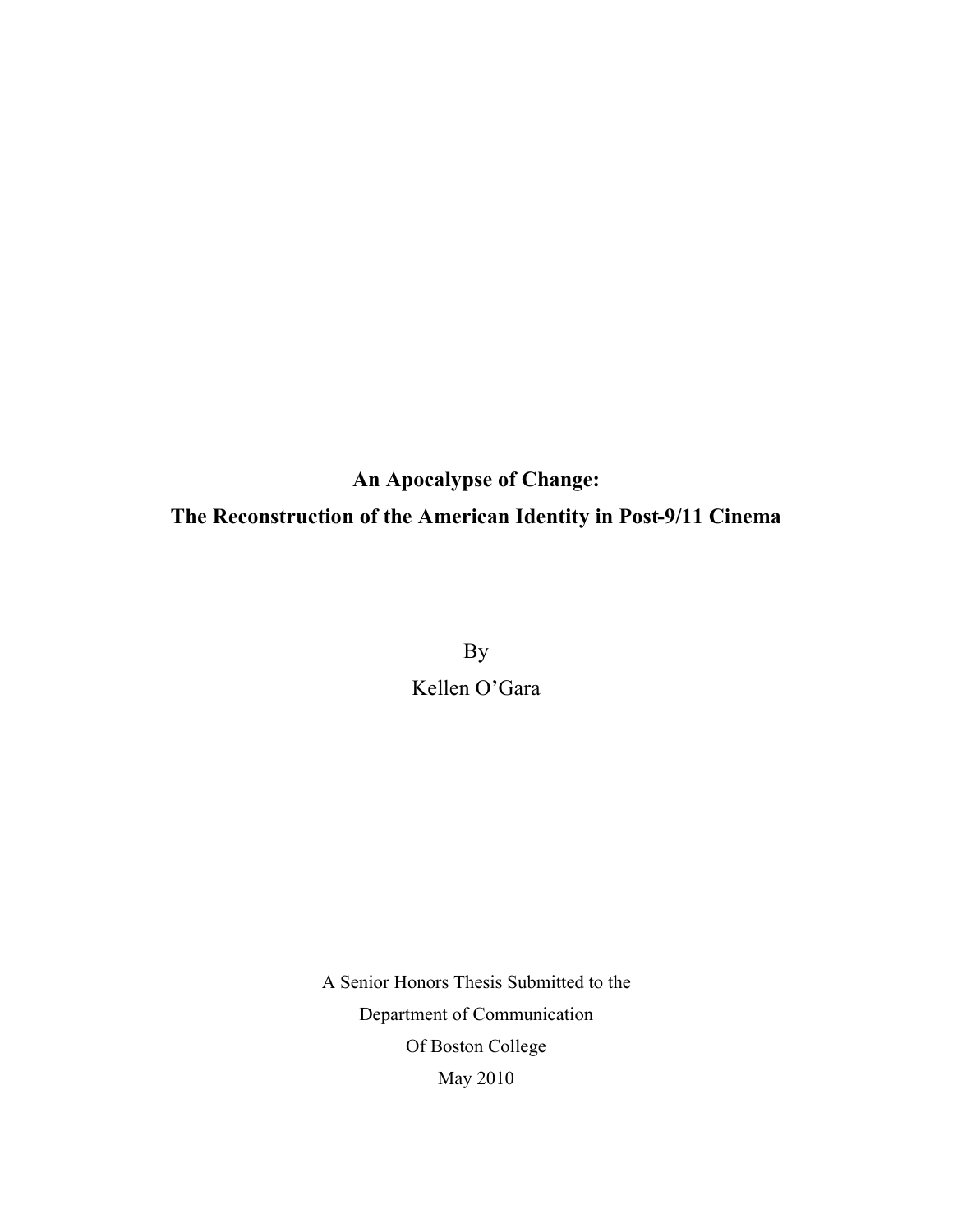# An Apocalypse of Change:
# The Reconstruction of the American Identity in Post-9/11 Cinema

By

Kellen O'Gara

A Senior Honors Thesis Submitted to the

Department of Communication

Of Boston College

May 2010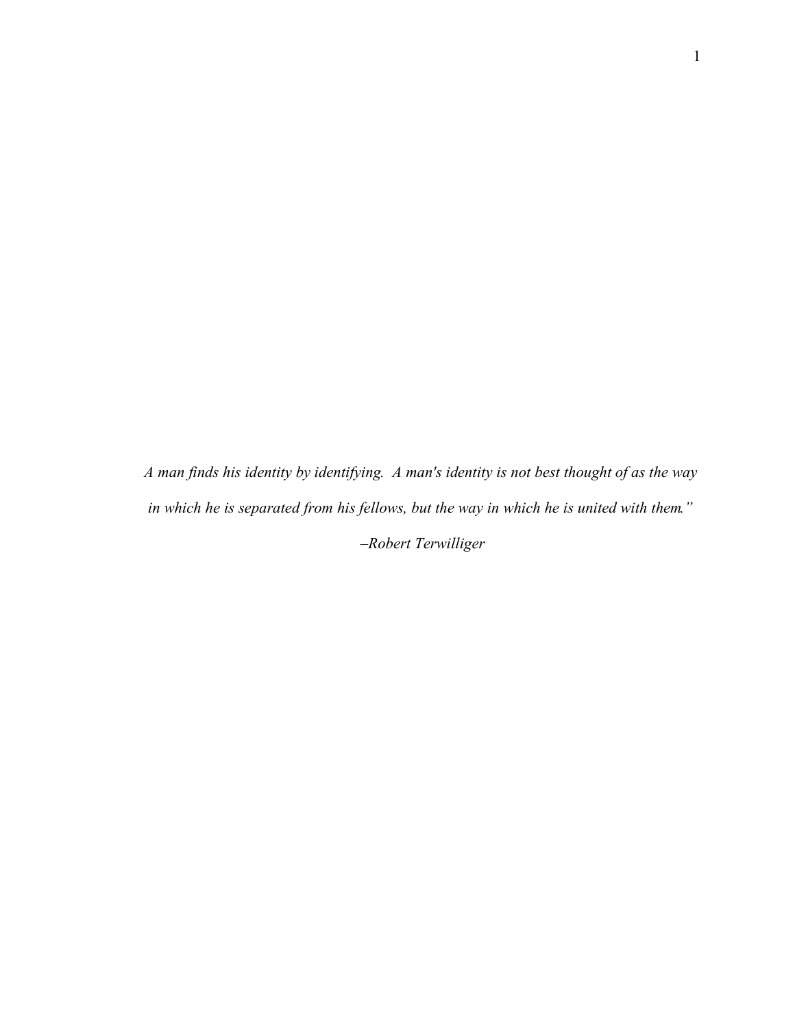*A man finds his identity by identifying. A man's identity is not best thought of as the way in which he is separated from his fellows, but the way in which he is united with them."*

*–Robert Terwilliger*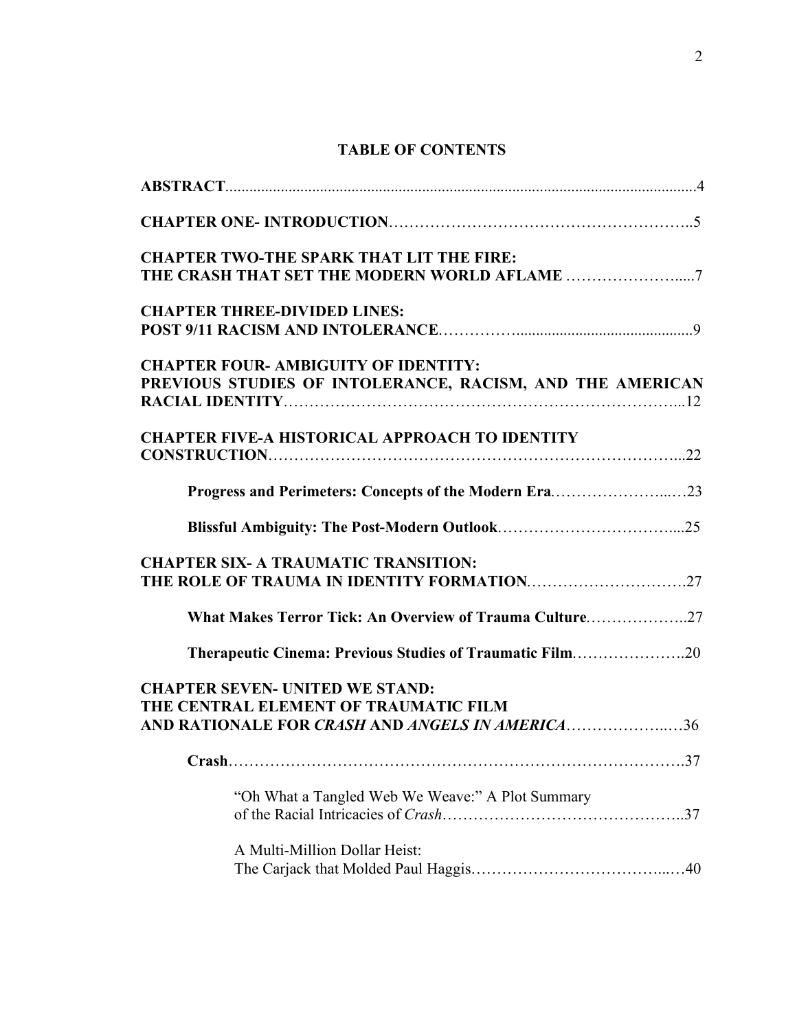**TABLE OF CONTENTS**

**ABSTRACT**......................................................................................................................4

**CHAPTER ONE- INTRODUCTION**……………………………………………………..5

**CHAPTER TWO-THE SPARK THAT LIT THE FIRE:**
**THE CRASH THAT SET THE MODERN WORLD AFLAME** …………………......7

**CHAPTER THREE-DIVIDED LINES:**
**POST 9/11 RACISM AND INTOLERANCE**……………............................................9

**CHAPTER FOUR- AMBIGUITY OF IDENTITY:**
**PREVIOUS STUDIES OF INTOLERANCE, RACISM, AND THE AMERICAN RACIAL IDENTITY**……………………………………………………………………...12

**CHAPTER FIVE-A HISTORICAL APPROACH TO IDENTITY CONSTRUCTION**…………………………………………………………………...22

**Progress and Perimeters: Concepts of the Modern Era**…………………...…23

**Blissful Ambiguity: The Post-Modern Outlook**……………………………....25

**CHAPTER SIX- A TRAUMATIC TRANSITION:**
**THE ROLE OF TRAUMA IN IDENTITY FORMATION**………………………….27

**What Makes Terror Tick: An Overview of Trauma Culture**………………..27

**Therapeutic Cinema: Previous Studies of Traumatic Film**………………….20

**CHAPTER SEVEN- UNITED WE STAND:**
**THE CENTRAL ELEMENT OF TRAUMATIC FILM**
**AND RATIONALE FOR *CRASH* AND *ANGELS IN AMERICA***………………..…36

**Crash**……………………………………………………………………….37

"Oh What a Tangled Web We Weave:" A Plot Summary
of the Racial Intricacies of *Crash*………………………………………..37

A Multi-Million Dollar Heist:
The Carjack that Molded Paul Haggis……………………………...…40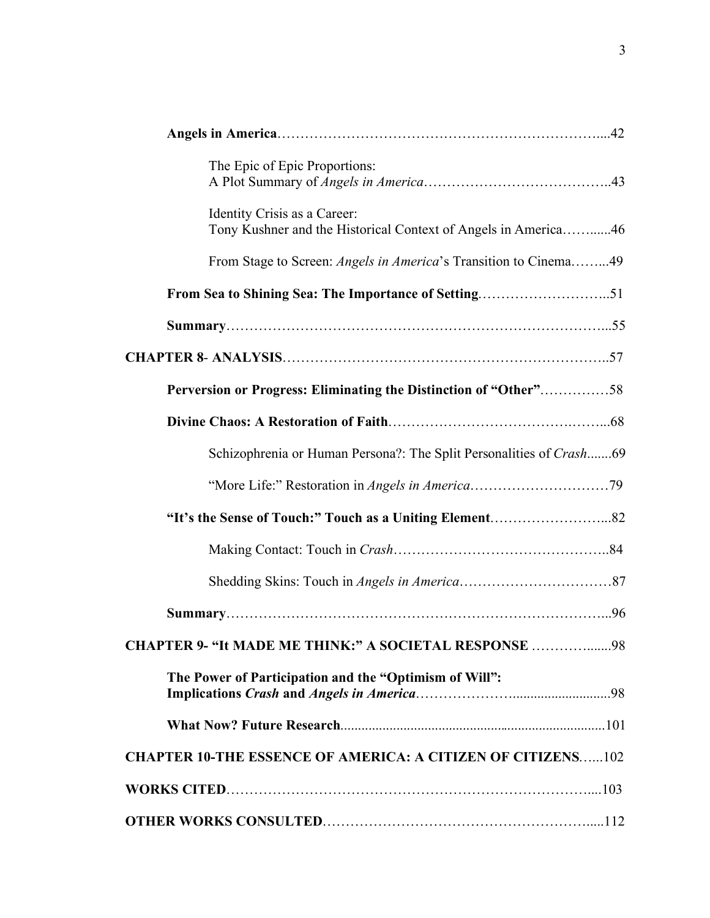**Angels in America**……………………………………………………………....42

The Epic of Epic Proportions:
A Plot Summary of *Angels in America*…………………………………..43

Identity Crisis as a Career:
Tony Kushner and the Historical Context of Angels in America……......46

From Stage to Screen: *Angels in America*'s Transition to Cinema……...49

**From Sea to Shining Sea: The Importance of Setting**………………………...51

**Summary**…………………………………………………………………….....55

**CHAPTER 8- ANALYSIS**……………………………………………………………..57

**Perversion or Progress: Eliminating the Distinction of "Other"**……………58

**Divine Chaos: A Restoration of Faith**………….…………………….……...68

Schizophrenia or Human Persona?: The Split Personalities of *Crash*.......69

"More Life:" Restoration in *Angels in America*…………………………79

**"It's the Sense of Touch:" Touch as a Uniting Element**……………………...82

Making Contact: Touch in *Crash*………………………………………..84

Shedding Skins: Touch in *Angels in America*……………………………87

**Summary**……………………………………………………………………...96

**CHAPTER 9- "It MADE ME THINK:" A SOCIETAL RESPONSE** …………......98

**The Power of Participation and the "Optimism of Will":
Implications *Crash* and *Angels in America***……………….........................98

**What Now? Future Research**...........................................................................101

**CHAPTER 10-THE ESSENCE OF AMERICA: A CITIZEN OF CITIZENS**…...102

**WORKS CITED**…………………………………………………………………....103

**OTHER WORKS CONSULTED**………………………………………………….....112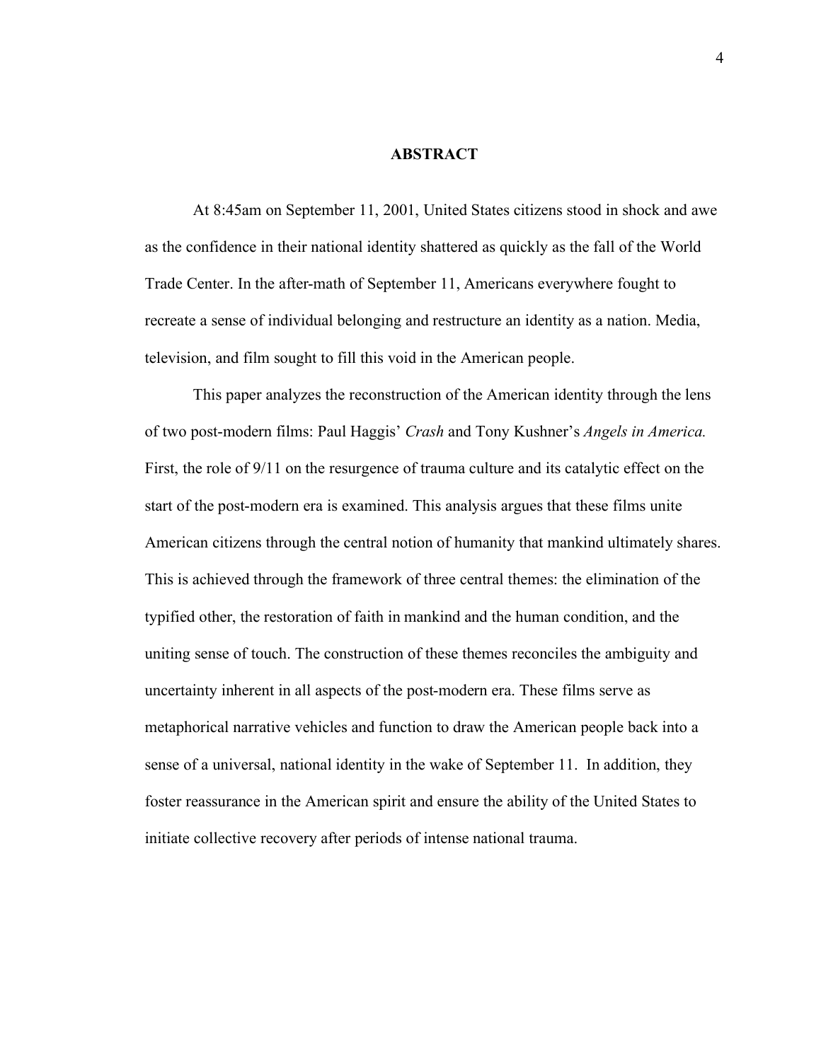# ABSTRACT

At 8:45am on September 11, 2001, United States citizens stood in shock and awe as the confidence in their national identity shattered as quickly as the fall of the World Trade Center. In the after-math of September 11, Americans everywhere fought to recreate a sense of individual belonging and restructure an identity as a nation. Media, television, and film sought to fill this void in the American people.

This paper analyzes the reconstruction of the American identity through the lens of two post-modern films: Paul Haggis' *Crash* and Tony Kushner's *Angels in America.* First, the role of 9/11 on the resurgence of trauma culture and its catalytic effect on the start of the post-modern era is examined. This analysis argues that these films unite American citizens through the central notion of humanity that mankind ultimately shares. This is achieved through the framework of three central themes: the elimination of the typified other, the restoration of faith in mankind and the human condition, and the uniting sense of touch. The construction of these themes reconciles the ambiguity and uncertainty inherent in all aspects of the post-modern era. These films serve as metaphorical narrative vehicles and function to draw the American people back into a sense of a universal, national identity in the wake of September 11. In addition, they foster reassurance in the American spirit and ensure the ability of the United States to initiate collective recovery after periods of intense national trauma.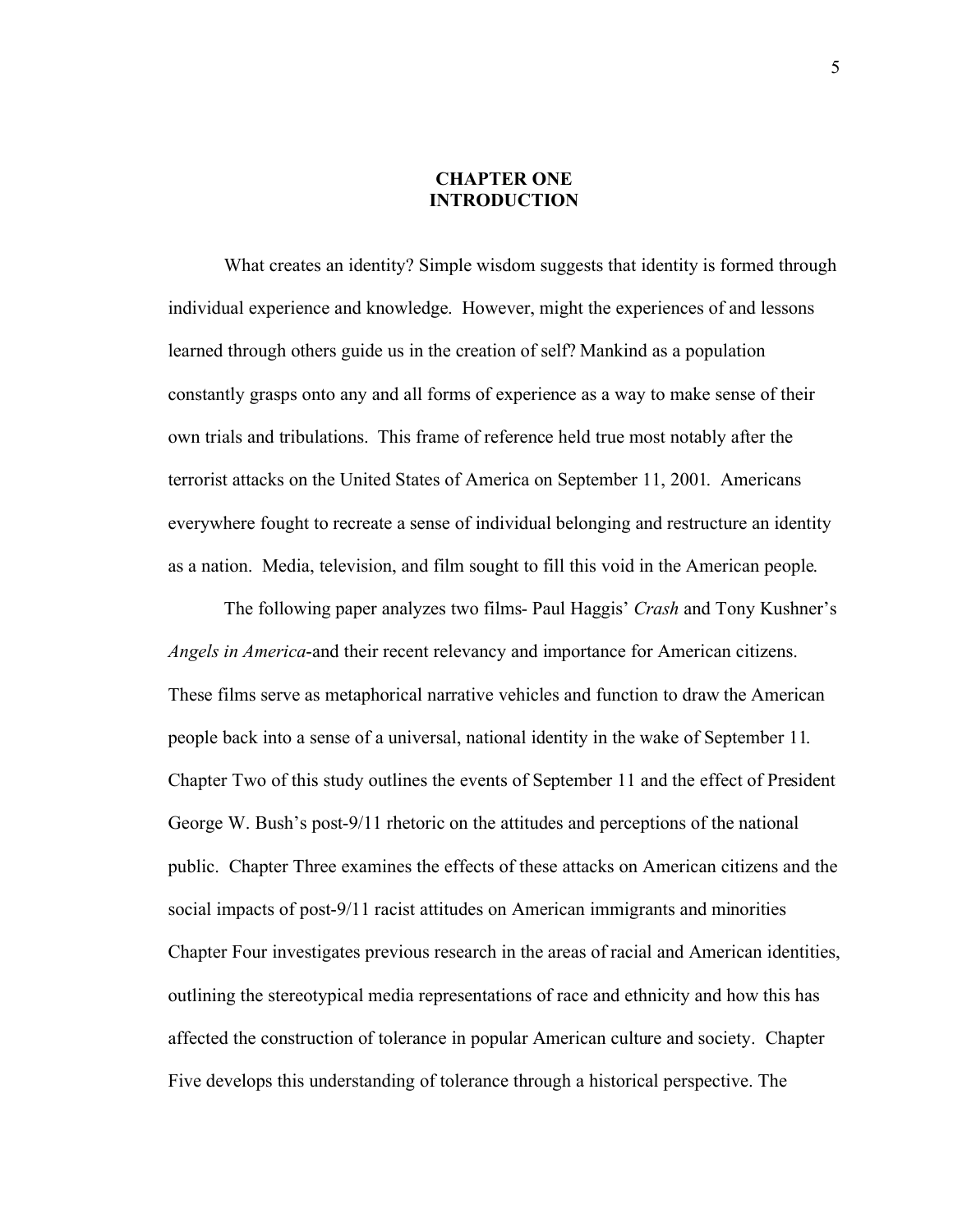# CHAPTER ONE
# INTRODUCTION

What creates an identity? Simple wisdom suggests that identity is formed through individual experience and knowledge. However, might the experiences of and lessons learned through others guide us in the creation of self? Mankind as a population constantly grasps onto any and all forms of experience as a way to make sense of their own trials and tribulations. This frame of reference held true most notably after the terrorist attacks on the United States of America on September 11, 2001. Americans everywhere fought to recreate a sense of individual belonging and restructure an identity as a nation. Media, television, and film sought to fill this void in the American people.

The following paper analyzes two films- Paul Haggis' *Crash* and Tony Kushner's *Angels in America*-and their recent relevancy and importance for American citizens. These films serve as metaphorical narrative vehicles and function to draw the American people back into a sense of a universal, national identity in the wake of September 11. Chapter Two of this study outlines the events of September 11 and the effect of President George W. Bush's post-9/11 rhetoric on the attitudes and perceptions of the national public. Chapter Three examines the effects of these attacks on American citizens and the social impacts of post-9/11 racist attitudes on American immigrants and minorities Chapter Four investigates previous research in the areas of racial and American identities, outlining the stereotypical media representations of race and ethnicity and how this has affected the construction of tolerance in popular American culture and society. Chapter Five develops this understanding of tolerance through a historical perspective. The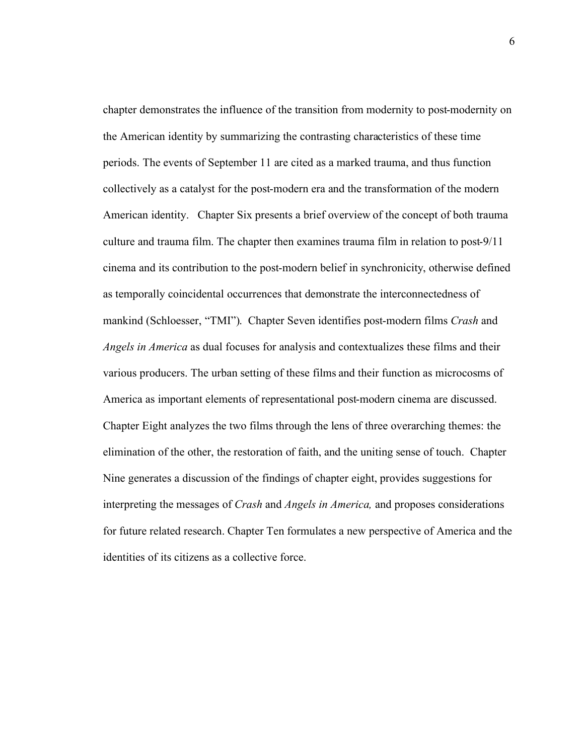chapter demonstrates the influence of the transition from modernity to post-modernity on the American identity by summarizing the contrasting characteristics of these time periods. The events of September 11 are cited as a marked trauma, and thus function collectively as a catalyst for the post-modern era and the transformation of the modern American identity. Chapter Six presents a brief overview of the concept of both trauma culture and trauma film. The chapter then examines trauma film in relation to post-9/11 cinema and its contribution to the post-modern belief in synchronicity, otherwise defined as temporally coincidental occurrences that demonstrate the interconnectedness of mankind (Schloesser, "TMI"). Chapter Seven identifies post-modern films *Crash* and *Angels in America* as dual focuses for analysis and contextualizes these films and their various producers. The urban setting of these films and their function as microcosms of America as important elements of representational post-modern cinema are discussed. Chapter Eight analyzes the two films through the lens of three overarching themes: the elimination of the other, the restoration of faith, and the uniting sense of touch. Chapter Nine generates a discussion of the findings of chapter eight, provides suggestions for interpreting the messages of *Crash* and *Angels in America,* and proposes considerations for future related research. Chapter Ten formulates a new perspective of America and the identities of its citizens as a collective force.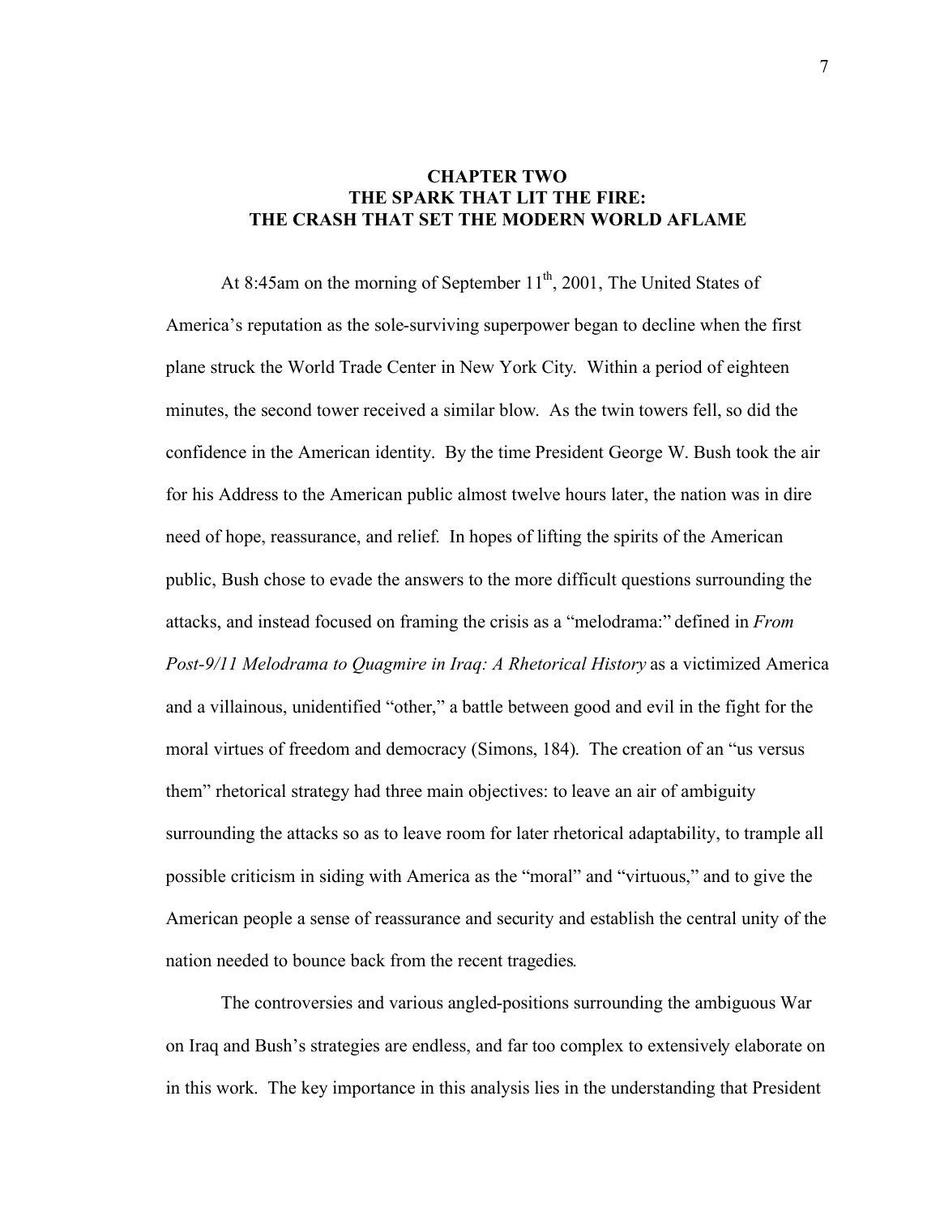# CHAPTER TWO
# THE SPARK THAT LIT THE FIRE:
# THE CRASH THAT SET THE MODERN WORLD AFLAME

At 8:45am on the morning of September 11th, 2001, The United States of America's reputation as the sole-surviving superpower began to decline when the first plane struck the World Trade Center in New York City. Within a period of eighteen minutes, the second tower received a similar blow. As the twin towers fell, so did the confidence in the American identity. By the time President George W. Bush took the air for his Address to the American public almost twelve hours later, the nation was in dire need of hope, reassurance, and relief. In hopes of lifting the spirits of the American public, Bush chose to evade the answers to the more difficult questions surrounding the attacks, and instead focused on framing the crisis as a "melodrama:" defined in *From Post-9/11 Melodrama to Quagmire in Iraq: A Rhetorical History* as a victimized America and a villainous, unidentified "other," a battle between good and evil in the fight for the moral virtues of freedom and democracy (Simons, 184). The creation of an "us versus them" rhetorical strategy had three main objectives: to leave an air of ambiguity surrounding the attacks so as to leave room for later rhetorical adaptability, to trample all possible criticism in siding with America as the "moral" and "virtuous," and to give the American people a sense of reassurance and security and establish the central unity of the nation needed to bounce back from the recent tragedies.

The controversies and various angled-positions surrounding the ambiguous War on Iraq and Bush's strategies are endless, and far too complex to extensively elaborate on in this work. The key importance in this analysis lies in the understanding that President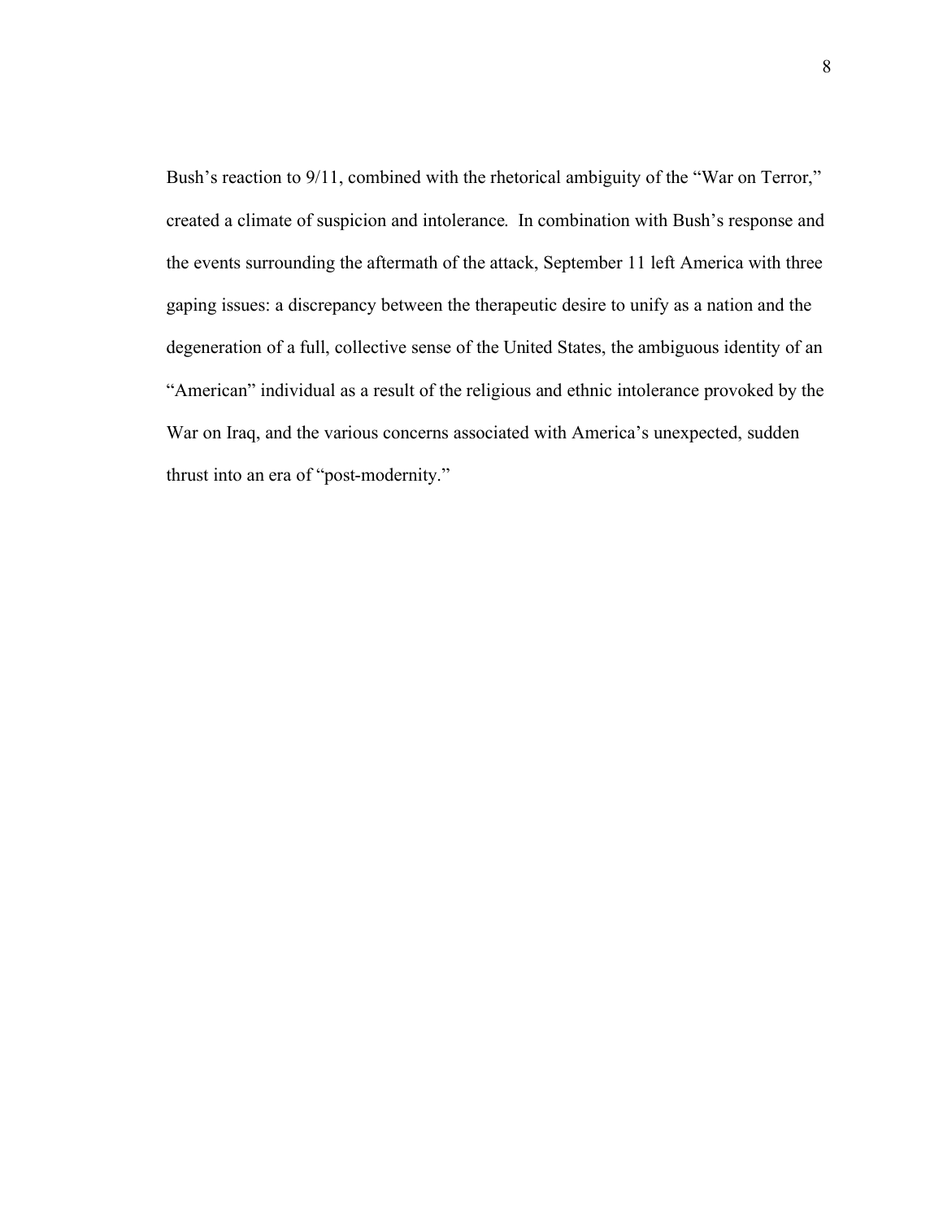Bush's reaction to 9/11, combined with the rhetorical ambiguity of the "War on Terror," created a climate of suspicion and intolerance. In combination with Bush's response and the events surrounding the aftermath of the attack, September 11 left America with three gaping issues: a discrepancy between the therapeutic desire to unify as a nation and the degeneration of a full, collective sense of the United States, the ambiguous identity of an "American" individual as a result of the religious and ethnic intolerance provoked by the War on Iraq, and the various concerns associated with America's unexpected, sudden thrust into an era of "post-modernity."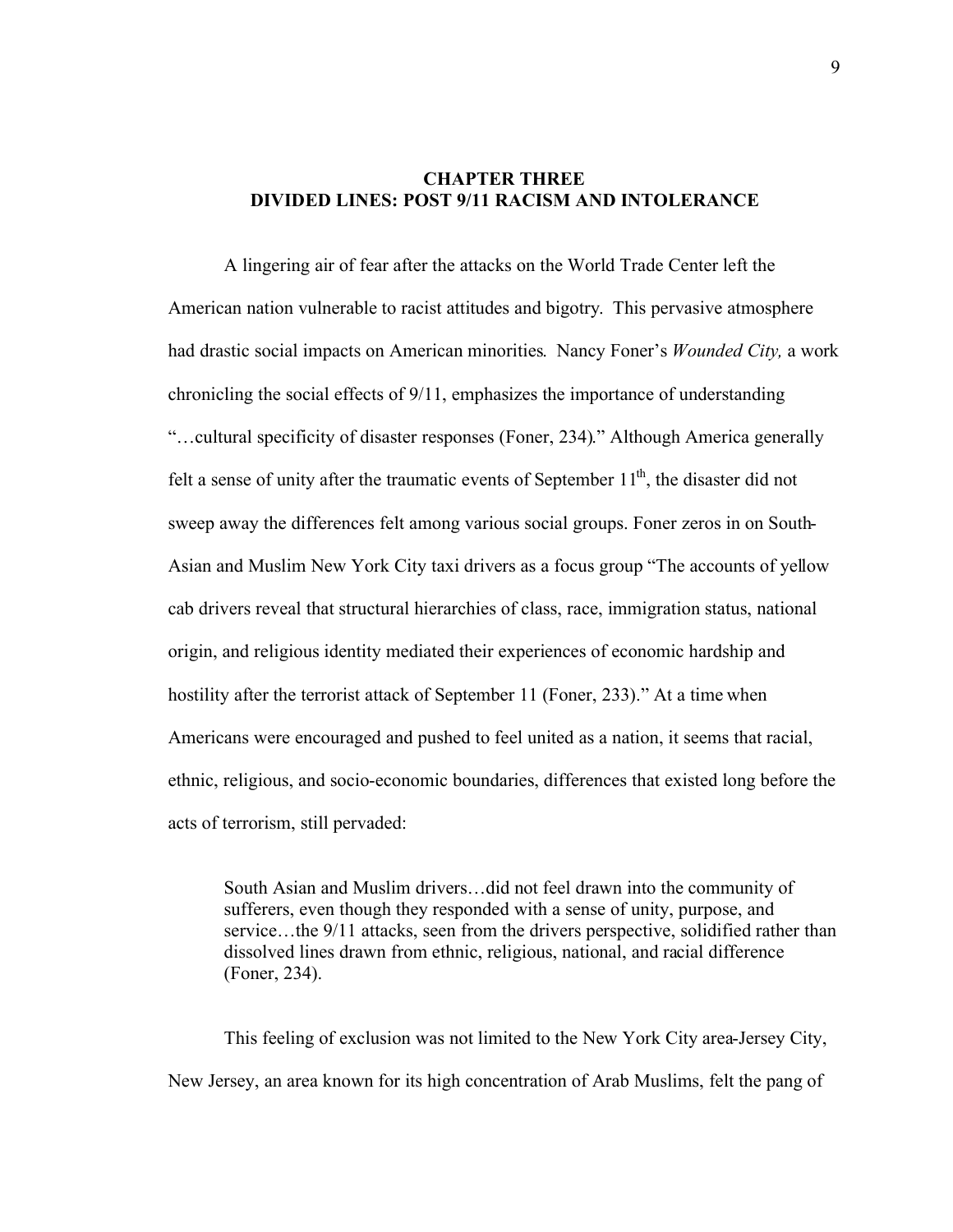# CHAPTER THREE
# DIVIDED LINES: POST 9/11 RACISM AND INTOLERANCE

A lingering air of fear after the attacks on the World Trade Center left the American nation vulnerable to racist attitudes and bigotry. This pervasive atmosphere had drastic social impacts on American minorities. Nancy Foner's *Wounded City,* a work chronicling the social effects of 9/11, emphasizes the importance of understanding "…cultural specificity of disaster responses (Foner, 234)." Although America generally felt a sense of unity after the traumatic events of September 11th, the disaster did not sweep away the differences felt among various social groups. Foner zeros in on South-Asian and Muslim New York City taxi drivers as a focus group "The accounts of yellow cab drivers reveal that structural hierarchies of class, race, immigration status, national origin, and religious identity mediated their experiences of economic hardship and hostility after the terrorist attack of September 11 (Foner, 233)." At a time when Americans were encouraged and pushed to feel united as a nation, it seems that racial, ethnic, religious, and socio-economic boundaries, differences that existed long before the acts of terrorism, still pervaded:

> South Asian and Muslim drivers…did not feel drawn into the community of sufferers, even though they responded with a sense of unity, purpose, and service…the 9/11 attacks, seen from the drivers perspective, solidified rather than dissolved lines drawn from ethnic, religious, national, and racial difference (Foner, 234).

This feeling of exclusion was not limited to the New York City area-Jersey City, New Jersey, an area known for its high concentration of Arab Muslims, felt the pang of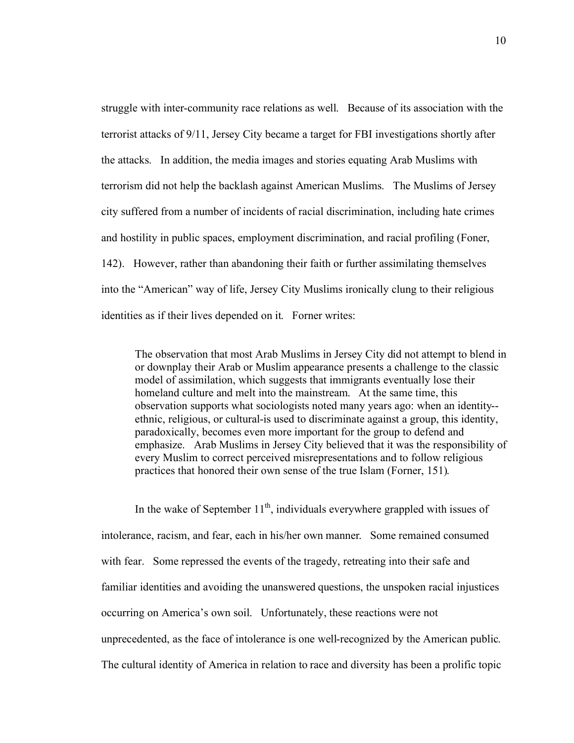struggle with inter-community race relations as well. Because of its association with the terrorist attacks of 9/11, Jersey City became a target for FBI investigations shortly after the attacks. In addition, the media images and stories equating Arab Muslims with terrorism did not help the backlash against American Muslims. The Muslims of Jersey city suffered from a number of incidents of racial discrimination, including hate crimes and hostility in public spaces, employment discrimination, and racial profiling (Foner, 142). However, rather than abandoning their faith or further assimilating themselves into the "American" way of life, Jersey City Muslims ironically clung to their religious identities as if their lives depended on it. Forner writes:

> The observation that most Arab Muslims in Jersey City did not attempt to blend in or downplay their Arab or Muslim appearance presents a challenge to the classic model of assimilation, which suggests that immigrants eventually lose their homeland culture and melt into the mainstream. At the same time, this observation supports what sociologists noted many years ago: when an identity--ethnic, religious, or cultural-is used to discriminate against a group, this identity, paradoxically, becomes even more important for the group to defend and emphasize. Arab Muslims in Jersey City believed that it was the responsibility of every Muslim to correct perceived misrepresentations and to follow religious practices that honored their own sense of the true Islam (Forner, 151).

In the wake of September 11th, individuals everywhere grappled with issues of intolerance, racism, and fear, each in his/her own manner. Some remained consumed with fear. Some repressed the events of the tragedy, retreating into their safe and familiar identities and avoiding the unanswered questions, the unspoken racial injustices occurring on America's own soil. Unfortunately, these reactions were not unprecedented, as the face of intolerance is one well-recognized by the American public. The cultural identity of America in relation to race and diversity has been a prolific topic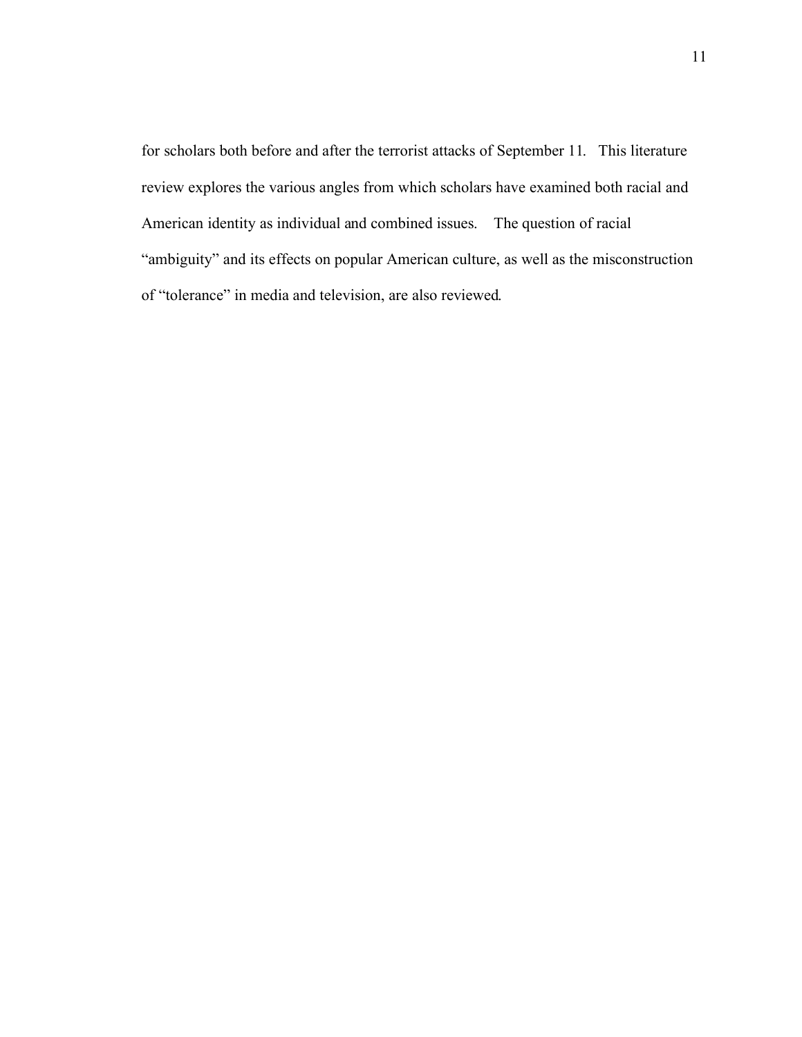for scholars both before and after the terrorist attacks of September 11. This literature review explores the various angles from which scholars have examined both racial and American identity as individual and combined issues. The question of racial "ambiguity" and its effects on popular American culture, as well as the misconstruction of "tolerance" in media and television, are also reviewed.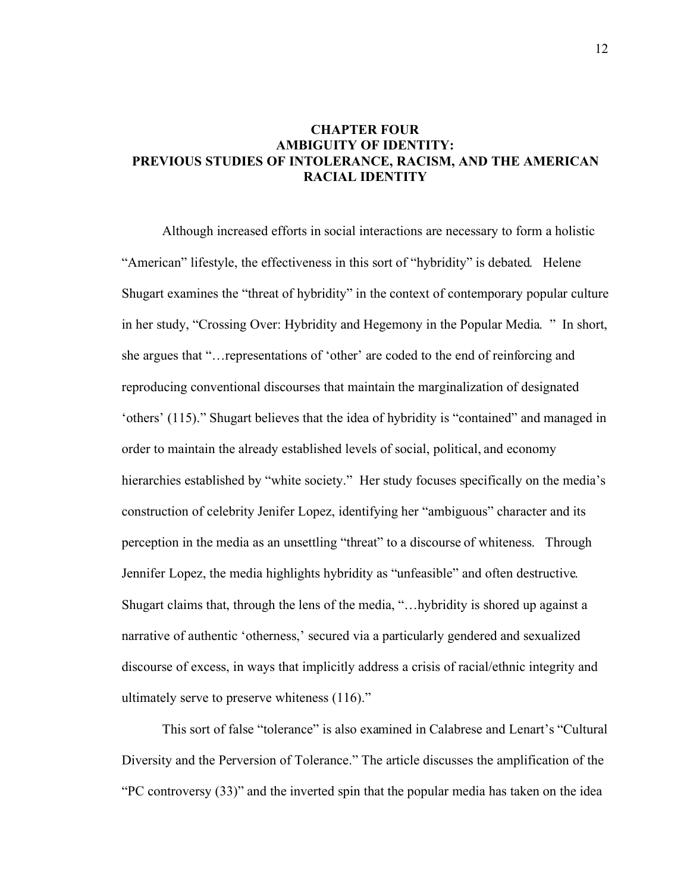# CHAPTER FOUR
# AMBIGUITY OF IDENTITY:
# PREVIOUS STUDIES OF INTOLERANCE, RACISM, AND THE AMERICAN RACIAL IDENTITY

Although increased efforts in social interactions are necessary to form a holistic "American" lifestyle, the effectiveness in this sort of "hybridity" is debated. Helene Shugart examines the "threat of hybridity" in the context of contemporary popular culture in her study, "Crossing Over: Hybridity and Hegemony in the Popular Media. " In short, she argues that "…representations of 'other' are coded to the end of reinforcing and reproducing conventional discourses that maintain the marginalization of designated 'others' (115)." Shugart believes that the idea of hybridity is "contained" and managed in order to maintain the already established levels of social, political, and economy hierarchies established by "white society." Her study focuses specifically on the media's construction of celebrity Jenifer Lopez, identifying her "ambiguous" character and its perception in the media as an unsettling "threat" to a discourse of whiteness. Through Jennifer Lopez, the media highlights hybridity as "unfeasible" and often destructive. Shugart claims that, through the lens of the media, "…hybridity is shored up against a narrative of authentic 'otherness,' secured via a particularly gendered and sexualized discourse of excess, in ways that implicitly address a crisis of racial/ethnic integrity and ultimately serve to preserve whiteness (116)."

This sort of false "tolerance" is also examined in Calabrese and Lenart's "Cultural Diversity and the Perversion of Tolerance." The article discusses the amplification of the "PC controversy (33)" and the inverted spin that the popular media has taken on the idea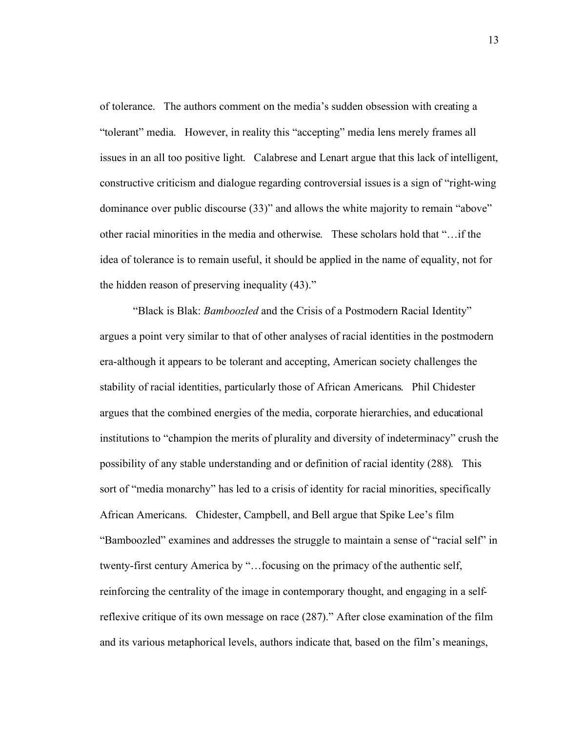of tolerance. The authors comment on the media's sudden obsession with creating a "tolerant" media. However, in reality this "accepting" media lens merely frames all issues in an all too positive light. Calabrese and Lenart argue that this lack of intelligent, constructive criticism and dialogue regarding controversial issues is a sign of "right-wing dominance over public discourse (33)" and allows the white majority to remain "above" other racial minorities in the media and otherwise. These scholars hold that "…if the idea of tolerance is to remain useful, it should be applied in the name of equality, not for the hidden reason of preserving inequality (43)."

"Black is Blak: *Bamboozled* and the Crisis of a Postmodern Racial Identity" argues a point very similar to that of other analyses of racial identities in the postmodern era-although it appears to be tolerant and accepting, American society challenges the stability of racial identities, particularly those of African Americans. Phil Chidester argues that the combined energies of the media, corporate hierarchies, and educational institutions to "champion the merits of plurality and diversity of indeterminacy" crush the possibility of any stable understanding and or definition of racial identity (288). This sort of "media monarchy" has led to a crisis of identity for racial minorities, specifically African Americans. Chidester, Campbell, and Bell argue that Spike Lee's film "Bamboozled" examines and addresses the struggle to maintain a sense of "racial self" in twenty-first century America by "…focusing on the primacy of the authentic self, reinforcing the centrality of the image in contemporary thought, and engaging in a self-reflexive critique of its own message on race (287)." After close examination of the film and its various metaphorical levels, authors indicate that, based on the film's meanings,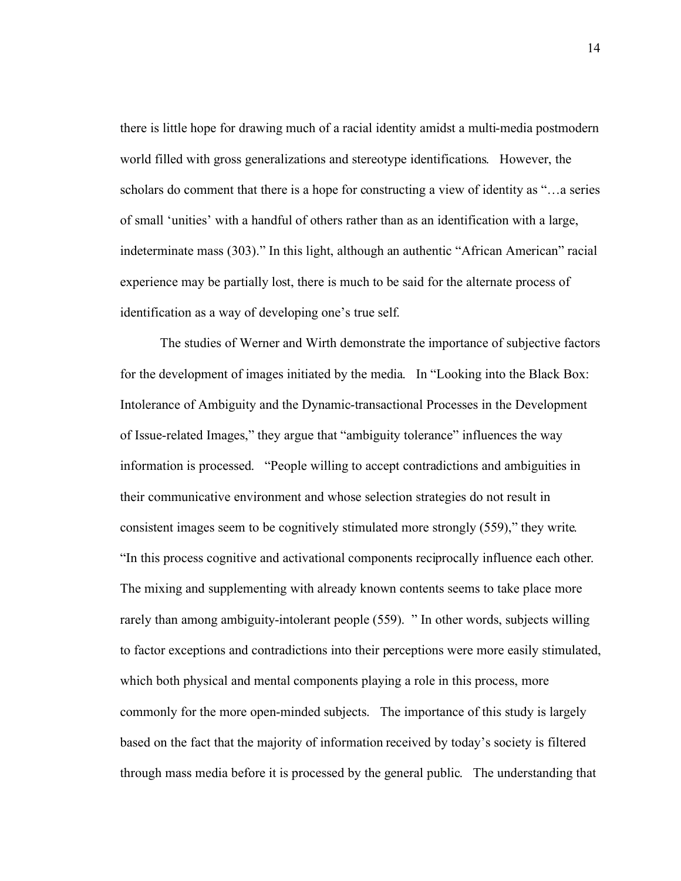there is little hope for drawing much of a racial identity amidst a multi-media postmodern world filled with gross generalizations and stereotype identifications. However, the scholars do comment that there is a hope for constructing a view of identity as "…a series of small 'unities' with a handful of others rather than as an identification with a large, indeterminate mass (303)." In this light, although an authentic "African American" racial experience may be partially lost, there is much to be said for the alternate process of identification as a way of developing one's true self.

The studies of Werner and Wirth demonstrate the importance of subjective factors for the development of images initiated by the media. In "Looking into the Black Box: Intolerance of Ambiguity and the Dynamic-transactional Processes in the Development of Issue-related Images," they argue that "ambiguity tolerance" influences the way information is processed. "People willing to accept contradictions and ambiguities in their communicative environment and whose selection strategies do not result in consistent images seem to be cognitively stimulated more strongly (559)," they write. "In this process cognitive and activational components reciprocally influence each other. The mixing and supplementing with already known contents seems to take place more rarely than among ambiguity-intolerant people (559). " In other words, subjects willing to factor exceptions and contradictions into their perceptions were more easily stimulated, which both physical and mental components playing a role in this process, more commonly for the more open-minded subjects. The importance of this study is largely based on the fact that the majority of information received by today's society is filtered through mass media before it is processed by the general public. The understanding that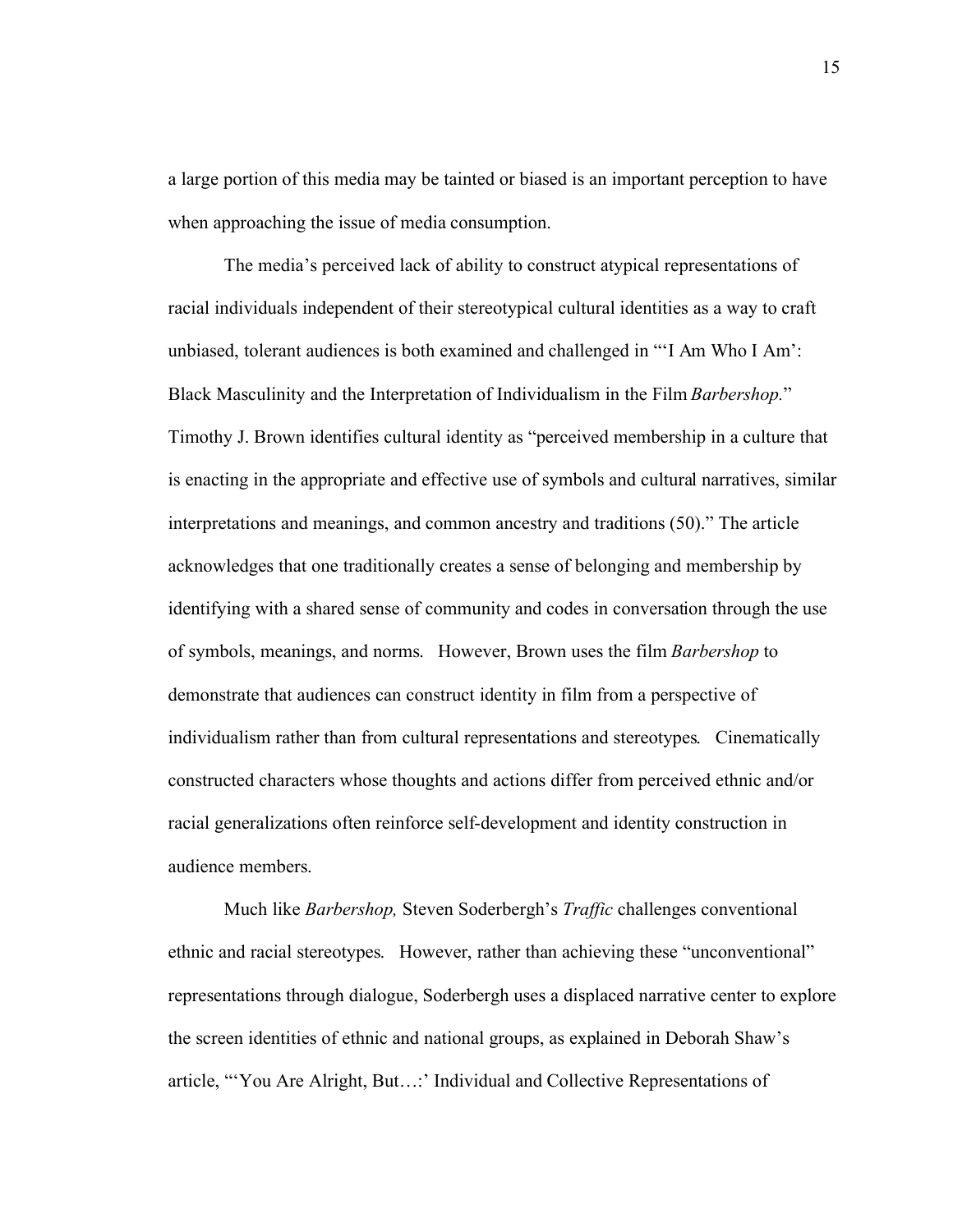a large portion of this media may be tainted or biased is an important perception to have when approaching the issue of media consumption.

The media's perceived lack of ability to construct atypical representations of racial individuals independent of their stereotypical cultural identities as a way to craft unbiased, tolerant audiences is both examined and challenged in "'I Am Who I Am': Black Masculinity and the Interpretation of Individualism in the Film *Barbershop.*" Timothy J. Brown identifies cultural identity as "perceived membership in a culture that is enacting in the appropriate and effective use of symbols and cultural narratives, similar interpretations and meanings, and common ancestry and traditions (50)." The article acknowledges that one traditionally creates a sense of belonging and membership by identifying with a shared sense of community and codes in conversation through the use of symbols, meanings, and norms. However, Brown uses the film *Barbershop* to demonstrate that audiences can construct identity in film from a perspective of individualism rather than from cultural representations and stereotypes. Cinematically constructed characters whose thoughts and actions differ from perceived ethnic and/or racial generalizations often reinforce self-development and identity construction in audience members.

Much like *Barbershop,* Steven Soderbergh's *Traffic* challenges conventional ethnic and racial stereotypes. However, rather than achieving these "unconventional" representations through dialogue, Soderbergh uses a displaced narrative center to explore the screen identities of ethnic and national groups, as explained in Deborah Shaw's article, "'You Are Alright, But…:' Individual and Collective Representations of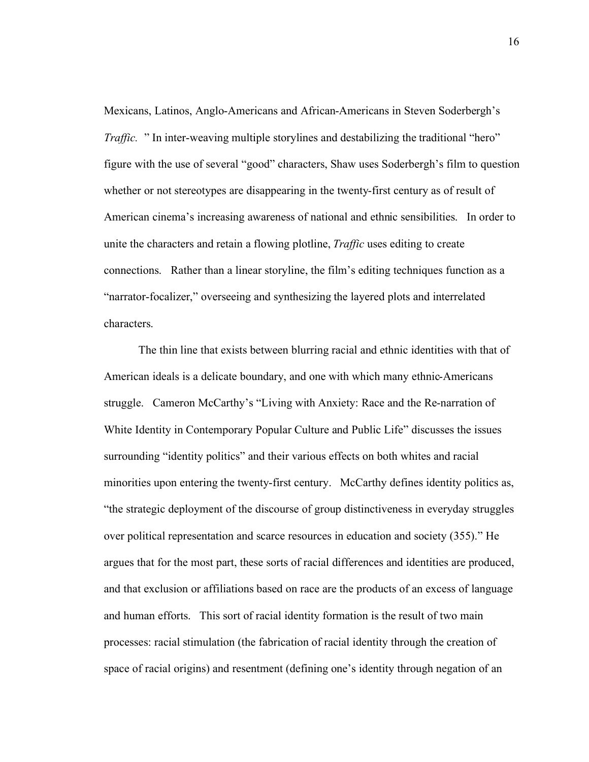Mexicans, Latinos, Anglo-Americans and African-Americans in Steven Soderbergh's *Traffic.* " In inter-weaving multiple storylines and destabilizing the traditional "hero" figure with the use of several "good" characters, Shaw uses Soderbergh's film to question whether or not stereotypes are disappearing in the twenty-first century as of result of American cinema's increasing awareness of national and ethnic sensibilities. In order to unite the characters and retain a flowing plotline, *Traffic* uses editing to create connections. Rather than a linear storyline, the film's editing techniques function as a "narrator-focalizer," overseeing and synthesizing the layered plots and interrelated characters.

The thin line that exists between blurring racial and ethnic identities with that of American ideals is a delicate boundary, and one with which many ethnic-Americans struggle. Cameron McCarthy's "Living with Anxiety: Race and the Re-narration of White Identity in Contemporary Popular Culture and Public Life" discusses the issues surrounding "identity politics" and their various effects on both whites and racial minorities upon entering the twenty-first century. McCarthy defines identity politics as, "the strategic deployment of the discourse of group distinctiveness in everyday struggles over political representation and scarce resources in education and society (355)." He argues that for the most part, these sorts of racial differences and identities are produced, and that exclusion or affiliations based on race are the products of an excess of language and human efforts. This sort of racial identity formation is the result of two main processes: racial stimulation (the fabrication of racial identity through the creation of space of racial origins) and resentment (defining one's identity through negation of an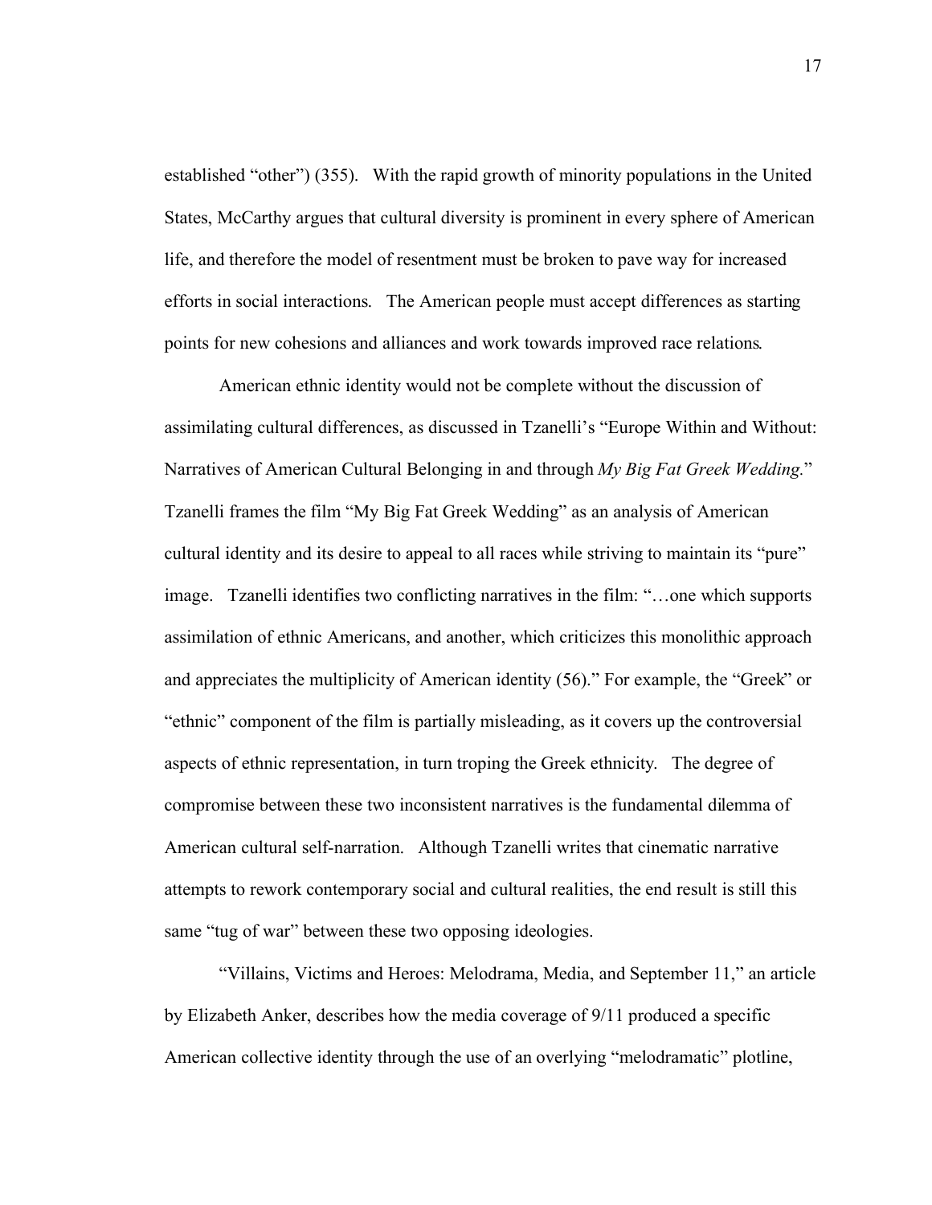established "other") (355). With the rapid growth of minority populations in the United States, McCarthy argues that cultural diversity is prominent in every sphere of American life, and therefore the model of resentment must be broken to pave way for increased efforts in social interactions. The American people must accept differences as starting points for new cohesions and alliances and work towards improved race relations.

American ethnic identity would not be complete without the discussion of assimilating cultural differences, as discussed in Tzanelli's "Europe Within and Without: Narratives of American Cultural Belonging in and through *My Big Fat Greek Wedding*." Tzanelli frames the film "My Big Fat Greek Wedding" as an analysis of American cultural identity and its desire to appeal to all races while striving to maintain its "pure" image. Tzanelli identifies two conflicting narratives in the film: "…one which supports assimilation of ethnic Americans, and another, which criticizes this monolithic approach and appreciates the multiplicity of American identity (56)." For example, the "Greek" or "ethnic" component of the film is partially misleading, as it covers up the controversial aspects of ethnic representation, in turn troping the Greek ethnicity. The degree of compromise between these two inconsistent narratives is the fundamental dilemma of American cultural self-narration. Although Tzanelli writes that cinematic narrative attempts to rework contemporary social and cultural realities, the end result is still this same "tug of war" between these two opposing ideologies.

"Villains, Victims and Heroes: Melodrama, Media, and September 11," an article by Elizabeth Anker, describes how the media coverage of 9/11 produced a specific American collective identity through the use of an overlying "melodramatic" plotline,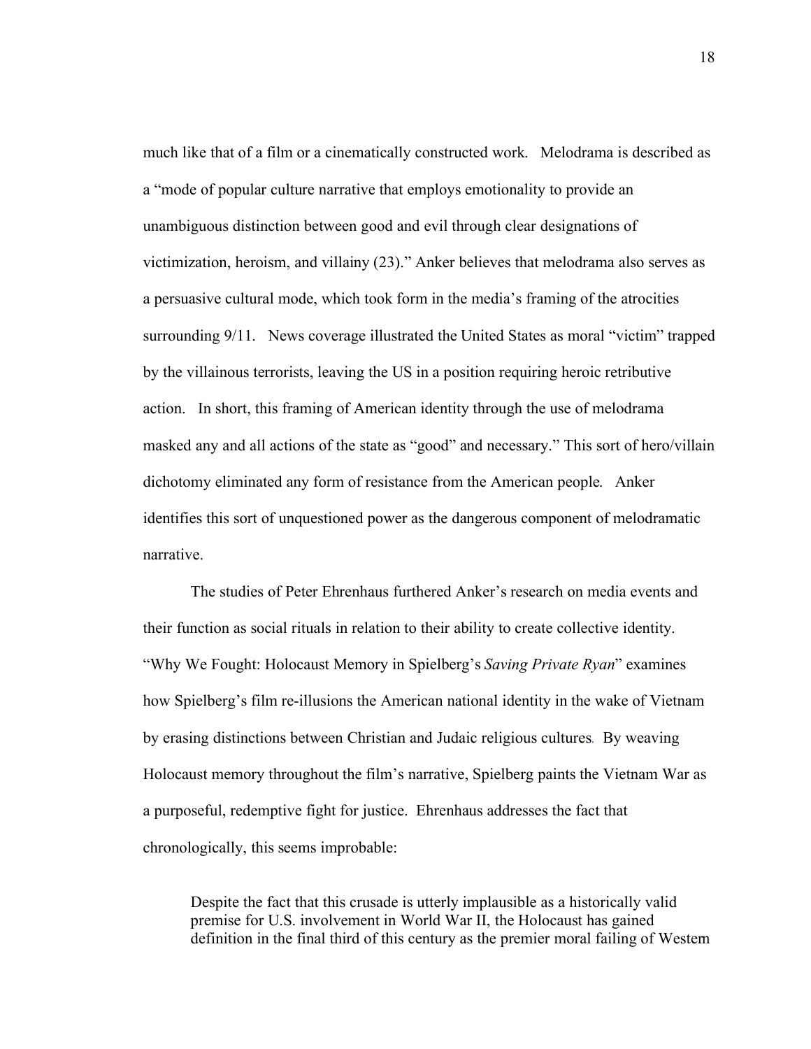much like that of a film or a cinematically constructed work. Melodrama is described as a "mode of popular culture narrative that employs emotionality to provide an unambiguous distinction between good and evil through clear designations of victimization, heroism, and villainy (23)." Anker believes that melodrama also serves as a persuasive cultural mode, which took form in the media's framing of the atrocities surrounding 9/11. News coverage illustrated the United States as moral "victim" trapped by the villainous terrorists, leaving the US in a position requiring heroic retributive action. In short, this framing of American identity through the use of melodrama masked any and all actions of the state as "good" and necessary." This sort of hero/villain dichotomy eliminated any form of resistance from the American people. Anker identifies this sort of unquestioned power as the dangerous component of melodramatic narrative.

The studies of Peter Ehrenhaus furthered Anker's research on media events and their function as social rituals in relation to their ability to create collective identity. "Why We Fought: Holocaust Memory in Spielberg's *Saving Private Ryan*" examines how Spielberg's film re-illusions the American national identity in the wake of Vietnam by erasing distinctions between Christian and Judaic religious cultures. By weaving Holocaust memory throughout the film's narrative, Spielberg paints the Vietnam War as a purposeful, redemptive fight for justice. Ehrenhaus addresses the fact that chronologically, this seems improbable:

> Despite the fact that this crusade is utterly implausible as a historically valid premise for U.S. involvement in World War II, the Holocaust has gained definition in the final third of this century as the premier moral failing of Westem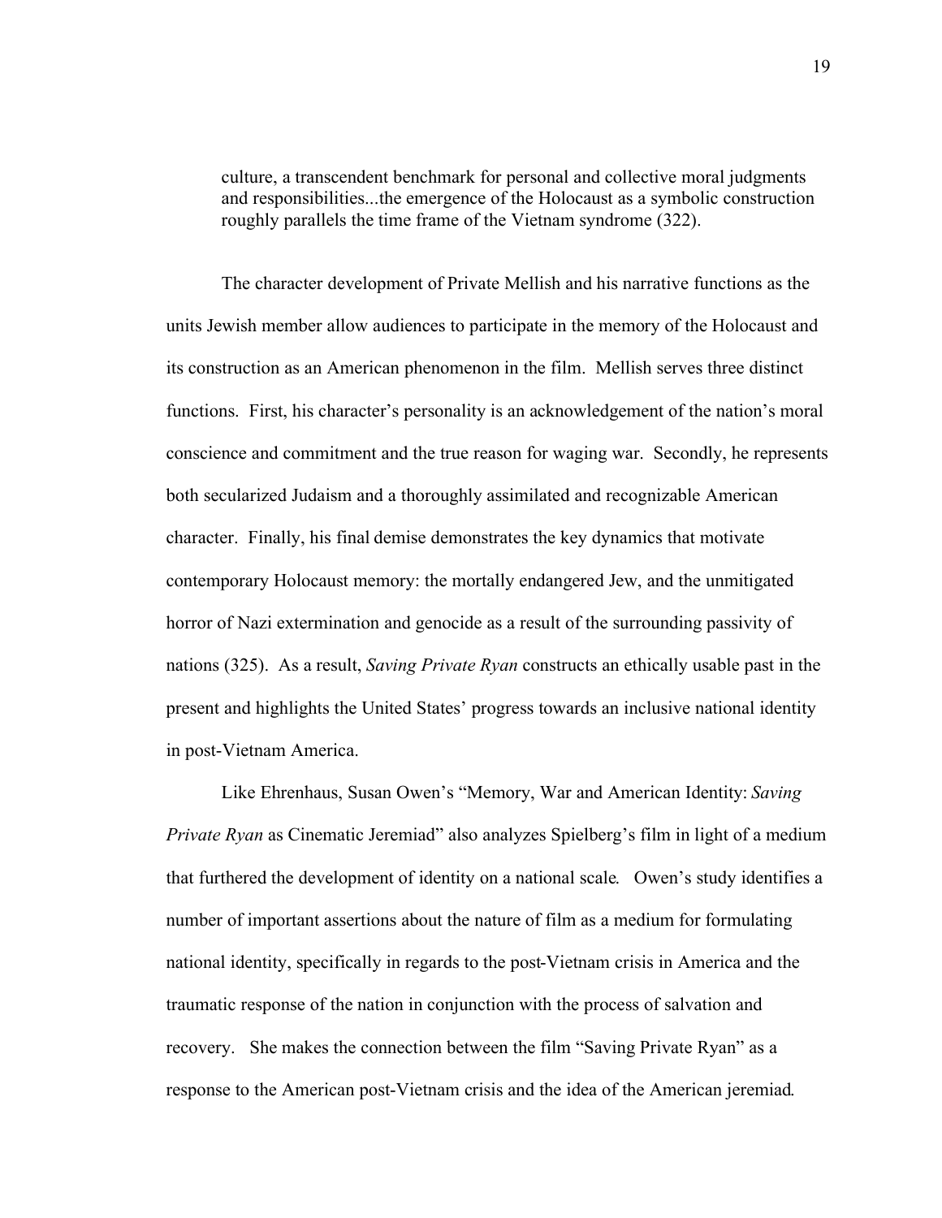> culture, a transcendent benchmark for personal and collective moral judgments and responsibilities...the emergence of the Holocaust as a symbolic construction roughly parallels the time frame of the Vietnam syndrome (322).

The character development of Private Mellish and his narrative functions as the units Jewish member allow audiences to participate in the memory of the Holocaust and its construction as an American phenomenon in the film. Mellish serves three distinct functions. First, his character's personality is an acknowledgement of the nation's moral conscience and commitment and the true reason for waging war. Secondly, he represents both secularized Judaism and a thoroughly assimilated and recognizable American character. Finally, his final demise demonstrates the key dynamics that motivate contemporary Holocaust memory: the mortally endangered Jew, and the unmitigated horror of Nazi extermination and genocide as a result of the surrounding passivity of nations (325). As a result, *Saving Private Ryan* constructs an ethically usable past in the present and highlights the United States' progress towards an inclusive national identity in post-Vietnam America.

Like Ehrenhaus, Susan Owen's "Memory, War and American Identity: *Saving Private Ryan* as Cinematic Jeremiad" also analyzes Spielberg's film in light of a medium that furthered the development of identity on a national scale. Owen's study identifies a number of important assertions about the nature of film as a medium for formulating national identity, specifically in regards to the post-Vietnam crisis in America and the traumatic response of the nation in conjunction with the process of salvation and recovery. She makes the connection between the film "Saving Private Ryan" as a response to the American post-Vietnam crisis and the idea of the American jeremiad.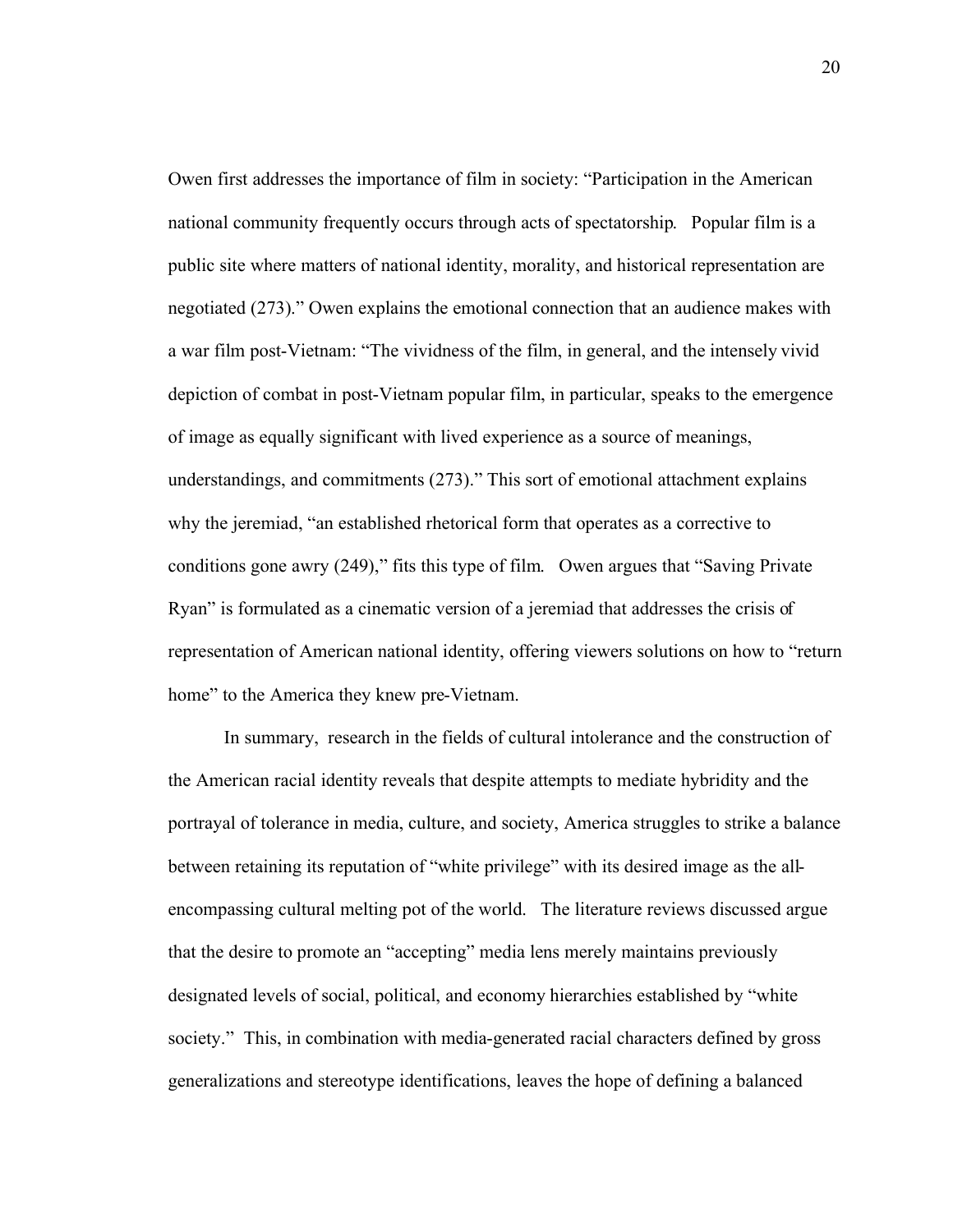Owen first addresses the importance of film in society: "Participation in the American national community frequently occurs through acts of spectatorship. Popular film is a public site where matters of national identity, morality, and historical representation are negotiated (273)." Owen explains the emotional connection that an audience makes with a war film post-Vietnam: "The vividness of the film, in general, and the intensely vivid depiction of combat in post-Vietnam popular film, in particular, speaks to the emergence of image as equally significant with lived experience as a source of meanings, understandings, and commitments (273)." This sort of emotional attachment explains why the jeremiad, "an established rhetorical form that operates as a corrective to conditions gone awry (249)," fits this type of film. Owen argues that "Saving Private Ryan" is formulated as a cinematic version of a jeremiad that addresses the crisis of representation of American national identity, offering viewers solutions on how to "return home" to the America they knew pre-Vietnam.

In summary, research in the fields of cultural intolerance and the construction of the American racial identity reveals that despite attempts to mediate hybridity and the portrayal of tolerance in media, culture, and society, America struggles to strike a balance between retaining its reputation of "white privilege" with its desired image as the all-encompassing cultural melting pot of the world. The literature reviews discussed argue that the desire to promote an "accepting" media lens merely maintains previously designated levels of social, political, and economy hierarchies established by "white society." This, in combination with media-generated racial characters defined by gross generalizations and stereotype identifications, leaves the hope of defining a balanced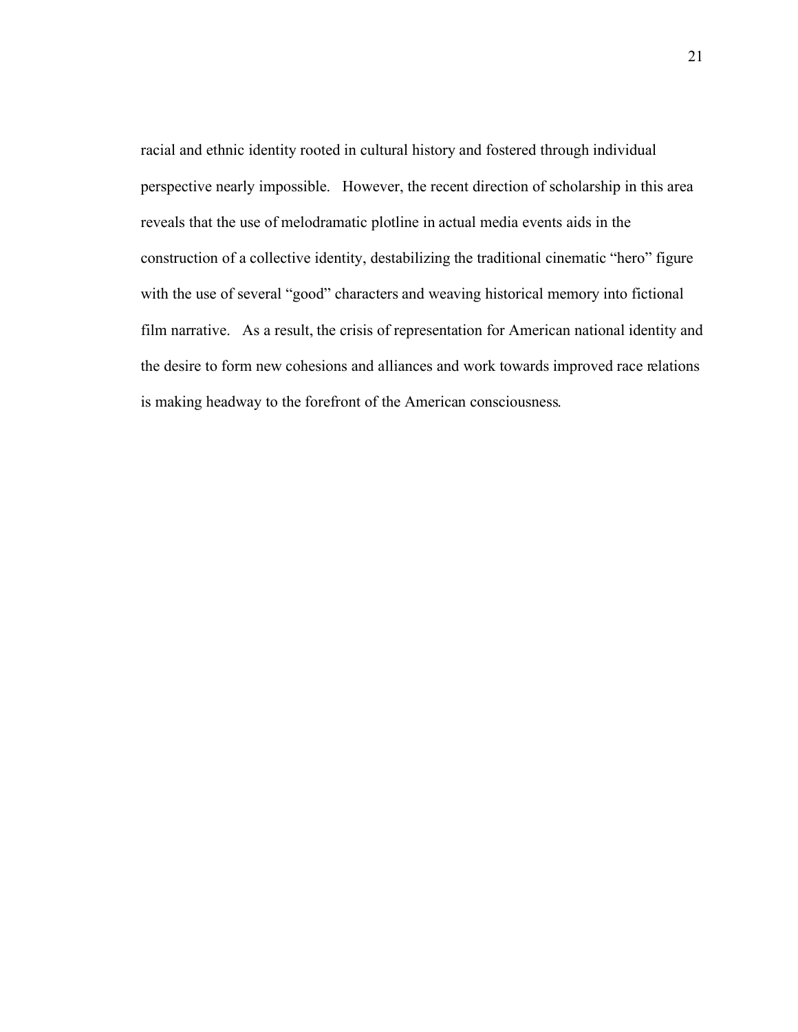racial and ethnic identity rooted in cultural history and fostered through individual perspective nearly impossible. However, the recent direction of scholarship in this area reveals that the use of melodramatic plotline in actual media events aids in the construction of a collective identity, destabilizing the traditional cinematic "hero" figure with the use of several "good" characters and weaving historical memory into fictional film narrative. As a result, the crisis of representation for American national identity and the desire to form new cohesions and alliances and work towards improved race relations is making headway to the forefront of the American consciousness.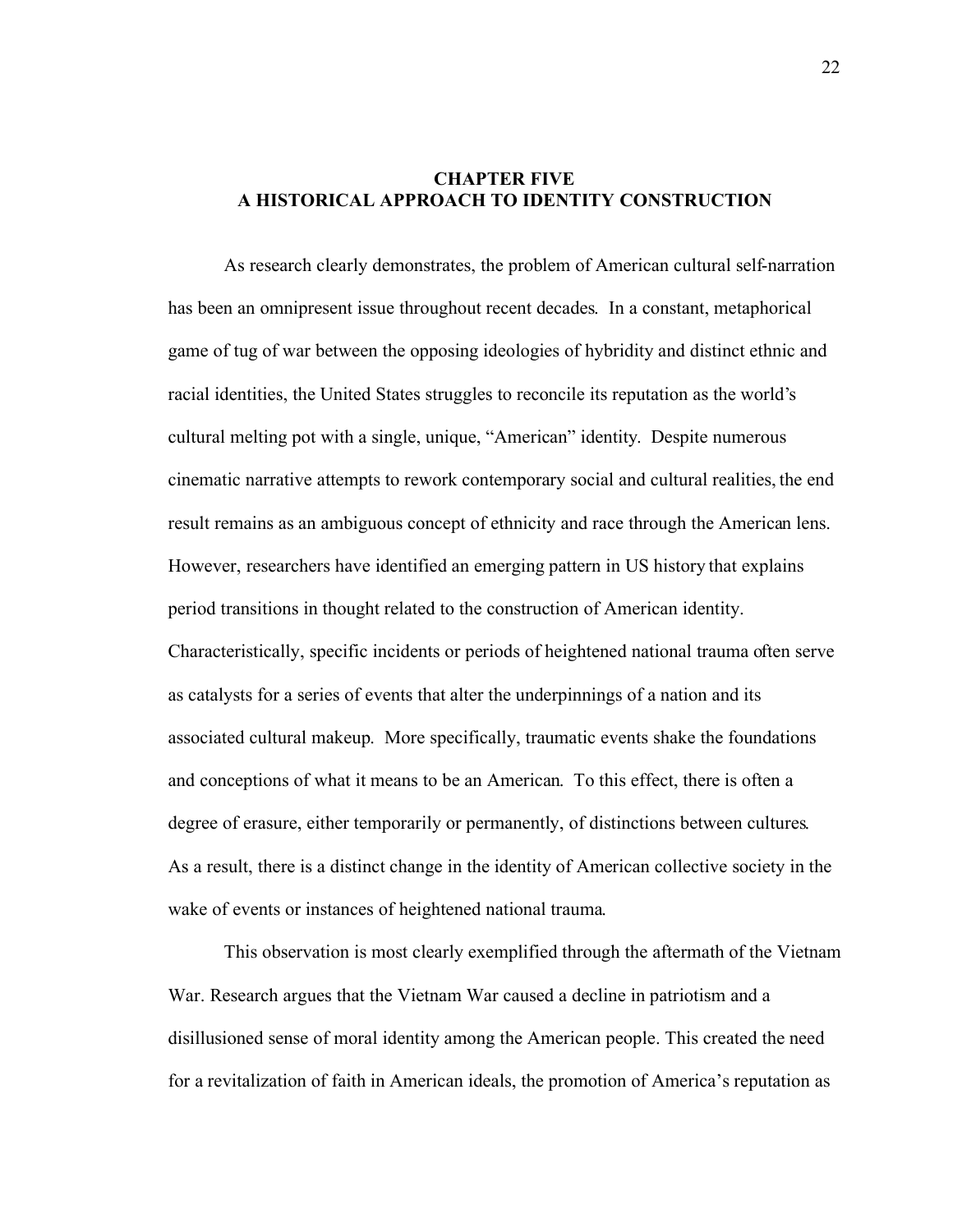# CHAPTER FIVE
# A HISTORICAL APPROACH TO IDENTITY CONSTRUCTION

As research clearly demonstrates, the problem of American cultural self-narration has been an omnipresent issue throughout recent decades. In a constant, metaphorical game of tug of war between the opposing ideologies of hybridity and distinct ethnic and racial identities, the United States struggles to reconcile its reputation as the world's cultural melting pot with a single, unique, "American" identity. Despite numerous cinematic narrative attempts to rework contemporary social and cultural realities, the end result remains as an ambiguous concept of ethnicity and race through the American lens. However, researchers have identified an emerging pattern in US history that explains period transitions in thought related to the construction of American identity. Characteristically, specific incidents or periods of heightened national trauma often serve as catalysts for a series of events that alter the underpinnings of a nation and its associated cultural makeup. More specifically, traumatic events shake the foundations and conceptions of what it means to be an American. To this effect, there is often a degree of erasure, either temporarily or permanently, of distinctions between cultures. As a result, there is a distinct change in the identity of American collective society in the wake of events or instances of heightened national trauma.

This observation is most clearly exemplified through the aftermath of the Vietnam War. Research argues that the Vietnam War caused a decline in patriotism and a disillusioned sense of moral identity among the American people. This created the need for a revitalization of faith in American ideals, the promotion of America's reputation as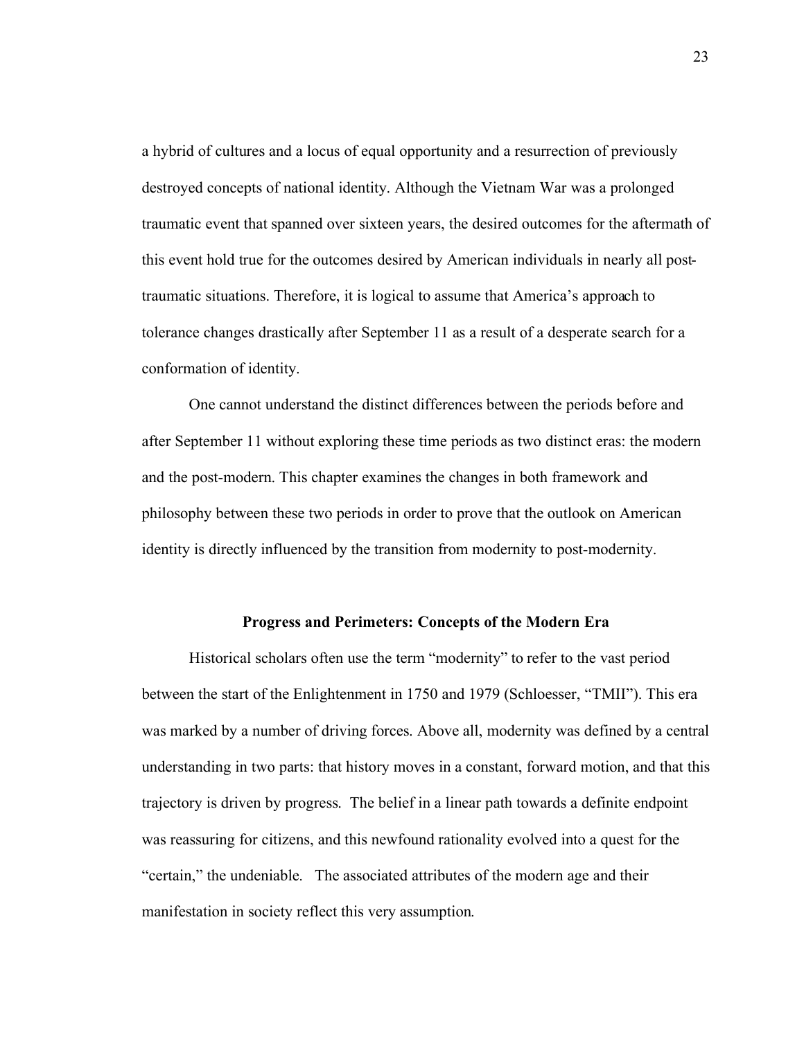a hybrid of cultures and a locus of equal opportunity and a resurrection of previously destroyed concepts of national identity. Although the Vietnam War was a prolonged traumatic event that spanned over sixteen years, the desired outcomes for the aftermath of this event hold true for the outcomes desired by American individuals in nearly all post-traumatic situations. Therefore, it is logical to assume that America's approach to tolerance changes drastically after September 11 as a result of a desperate search for a conformation of identity.

One cannot understand the distinct differences between the periods before and after September 11 without exploring these time periods as two distinct eras: the modern and the post-modern. This chapter examines the changes in both framework and philosophy between these two periods in order to prove that the outlook on American identity is directly influenced by the transition from modernity to post-modernity.

### Progress and Perimeters: Concepts of the Modern Era

Historical scholars often use the term "modernity" to refer to the vast period between the start of the Enlightenment in 1750 and 1979 (Schloesser, "TMII"). This era was marked by a number of driving forces. Above all, modernity was defined by a central understanding in two parts: that history moves in a constant, forward motion, and that this trajectory is driven by progress. The belief in a linear path towards a definite endpoint was reassuring for citizens, and this newfound rationality evolved into a quest for the "certain," the undeniable. The associated attributes of the modern age and their manifestation in society reflect this very assumption.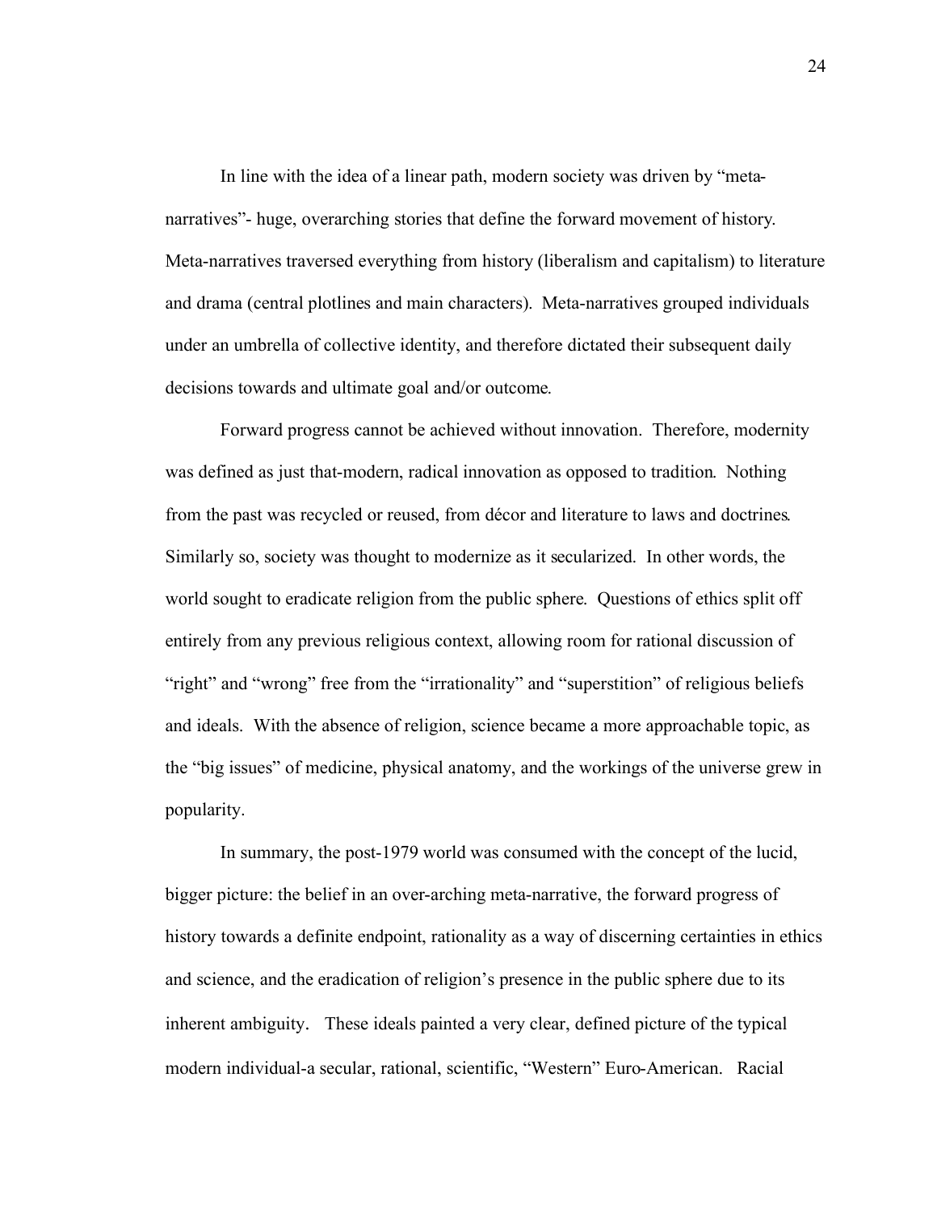In line with the idea of a linear path, modern society was driven by "meta-narratives"- huge, overarching stories that define the forward movement of history. Meta-narratives traversed everything from history (liberalism and capitalism) to literature and drama (central plotlines and main characters). Meta-narratives grouped individuals under an umbrella of collective identity, and therefore dictated their subsequent daily decisions towards and ultimate goal and/or outcome.

Forward progress cannot be achieved without innovation. Therefore, modernity was defined as just that-modern, radical innovation as opposed to tradition. Nothing from the past was recycled or reused, from décor and literature to laws and doctrines. Similarly so, society was thought to modernize as it secularized. In other words, the world sought to eradicate religion from the public sphere. Questions of ethics split off entirely from any previous religious context, allowing room for rational discussion of "right" and "wrong" free from the "irrationality" and "superstition" of religious beliefs and ideals. With the absence of religion, science became a more approachable topic, as the "big issues" of medicine, physical anatomy, and the workings of the universe grew in popularity.

In summary, the post-1979 world was consumed with the concept of the lucid, bigger picture: the belief in an over-arching meta-narrative, the forward progress of history towards a definite endpoint, rationality as a way of discerning certainties in ethics and science, and the eradication of religion's presence in the public sphere due to its inherent ambiguity. These ideals painted a very clear, defined picture of the typical modern individual-a secular, rational, scientific, "Western" Euro-American. Racial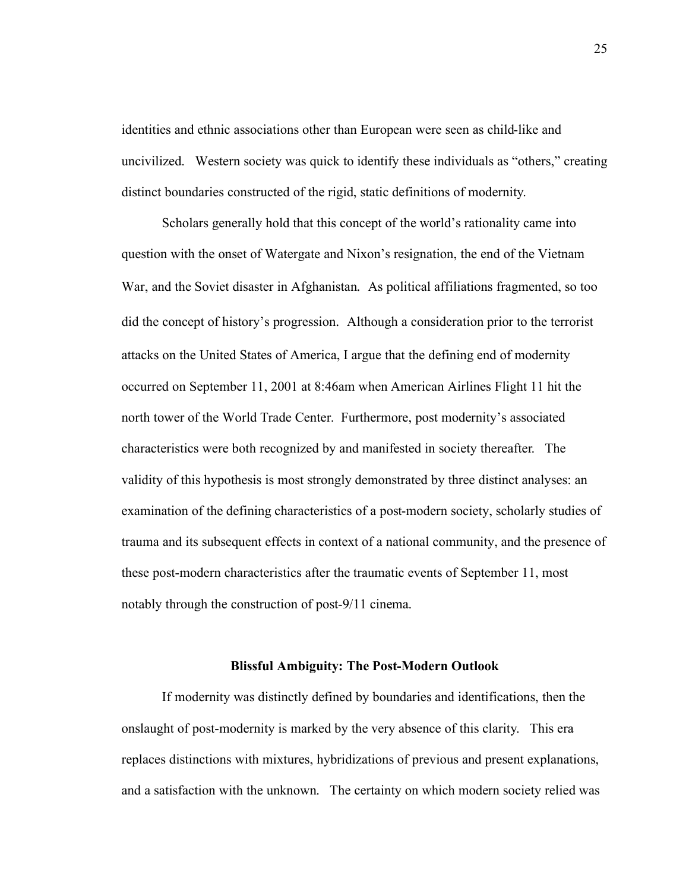identities and ethnic associations other than European were seen as child-like and uncivilized. Western society was quick to identify these individuals as "others," creating distinct boundaries constructed of the rigid, static definitions of modernity.

Scholars generally hold that this concept of the world's rationality came into question with the onset of Watergate and Nixon's resignation, the end of the Vietnam War, and the Soviet disaster in Afghanistan. As political affiliations fragmented, so too did the concept of history's progression. Although a consideration prior to the terrorist attacks on the United States of America, I argue that the defining end of modernity occurred on September 11, 2001 at 8:46am when American Airlines Flight 11 hit the north tower of the World Trade Center. Furthermore, post modernity's associated characteristics were both recognized by and manifested in society thereafter. The validity of this hypothesis is most strongly demonstrated by three distinct analyses: an examination of the defining characteristics of a post-modern society, scholarly studies of trauma and its subsequent effects in context of a national community, and the presence of these post-modern characteristics after the traumatic events of September 11, most notably through the construction of post-9/11 cinema.

## Blissful Ambiguity: The Post-Modern Outlook

If modernity was distinctly defined by boundaries and identifications, then the onslaught of post-modernity is marked by the very absence of this clarity. This era replaces distinctions with mixtures, hybridizations of previous and present explanations, and a satisfaction with the unknown. The certainty on which modern society relied was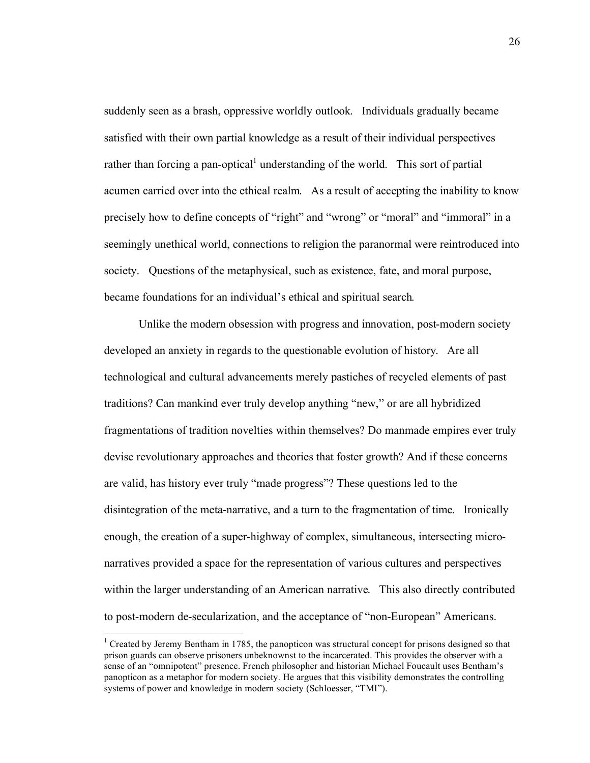suddenly seen as a brash, oppressive worldly outlook. Individuals gradually became satisfied with their own partial knowledge as a result of their individual perspectives rather than forcing a pan-optical[1] understanding of the world. This sort of partial acumen carried over into the ethical realm. As a result of accepting the inability to know precisely how to define concepts of "right" and "wrong" or "moral" and "immoral" in a seemingly unethical world, connections to religion the paranormal were reintroduced into society. Questions of the metaphysical, such as existence, fate, and moral purpose, became foundations for an individual's ethical and spiritual search.

Unlike the modern obsession with progress and innovation, post-modern society developed an anxiety in regards to the questionable evolution of history. Are all technological and cultural advancements merely pastiches of recycled elements of past traditions? Can mankind ever truly develop anything "new," or are all hybridized fragmentations of tradition novelties within themselves? Do manmade empires ever truly devise revolutionary approaches and theories that foster growth? And if these concerns are valid, has history ever truly "made progress"? These questions led to the disintegration of the meta-narrative, and a turn to the fragmentation of time. Ironically enough, the creation of a super-highway of complex, simultaneous, intersecting micro-narratives provided a space for the representation of various cultures and perspectives within the larger understanding of an American narrative. This also directly contributed to post-modern de-secularization, and the acceptance of "non-European" Americans.

---

[1] Created by Jeremy Bentham in 1785, the panopticon was structural concept for prisons designed so that prison guards can observe prisoners unbeknownst to the incarcerated. This provides the observer with a sense of an "omnipotent" presence. French philosopher and historian Michael Foucault uses Bentham's panopticon as a metaphor for modern society. He argues that this visibility demonstrates the controlling systems of power and knowledge in modern society (Schloesser, "TMI").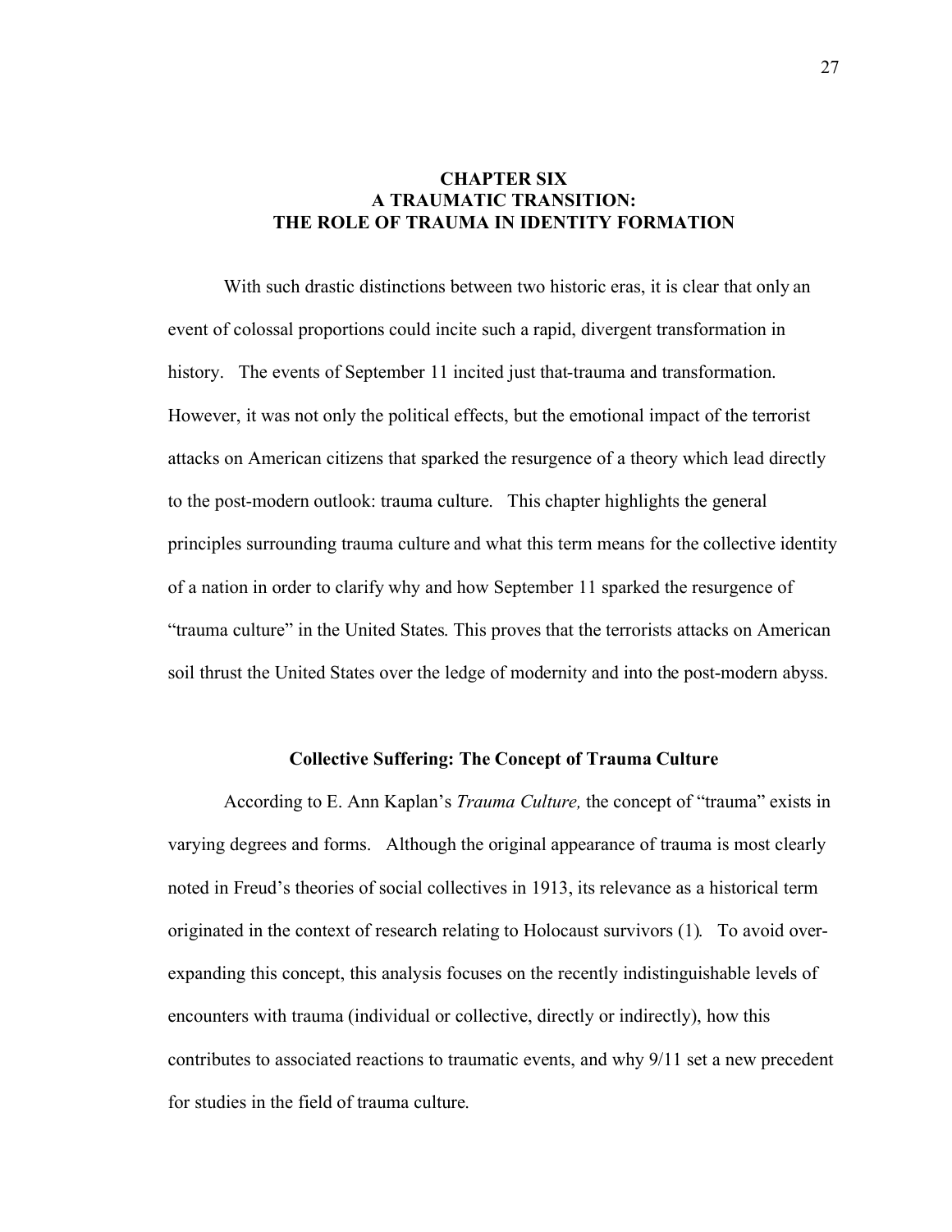# CHAPTER SIX
# A TRAUMATIC TRANSITION:
# THE ROLE OF TRAUMA IN IDENTITY FORMATION

With such drastic distinctions between two historic eras, it is clear that only an event of colossal proportions could incite such a rapid, divergent transformation in history. The events of September 11 incited just that-trauma and transformation. However, it was not only the political effects, but the emotional impact of the terrorist attacks on American citizens that sparked the resurgence of a theory which lead directly to the post-modern outlook: trauma culture. This chapter highlights the general principles surrounding trauma culture and what this term means for the collective identity of a nation in order to clarify why and how September 11 sparked the resurgence of "trauma culture" in the United States. This proves that the terrorists attacks on American soil thrust the United States over the ledge of modernity and into the post-modern abyss.

## Collective Suffering: The Concept of Trauma Culture

According to E. Ann Kaplan's *Trauma Culture,* the concept of "trauma" exists in varying degrees and forms. Although the original appearance of trauma is most clearly noted in Freud's theories of social collectives in 1913, its relevance as a historical term originated in the context of research relating to Holocaust survivors (1). To avoid over-expanding this concept, this analysis focuses on the recently indistinguishable levels of encounters with trauma (individual or collective, directly or indirectly), how this contributes to associated reactions to traumatic events, and why 9/11 set a new precedent for studies in the field of trauma culture.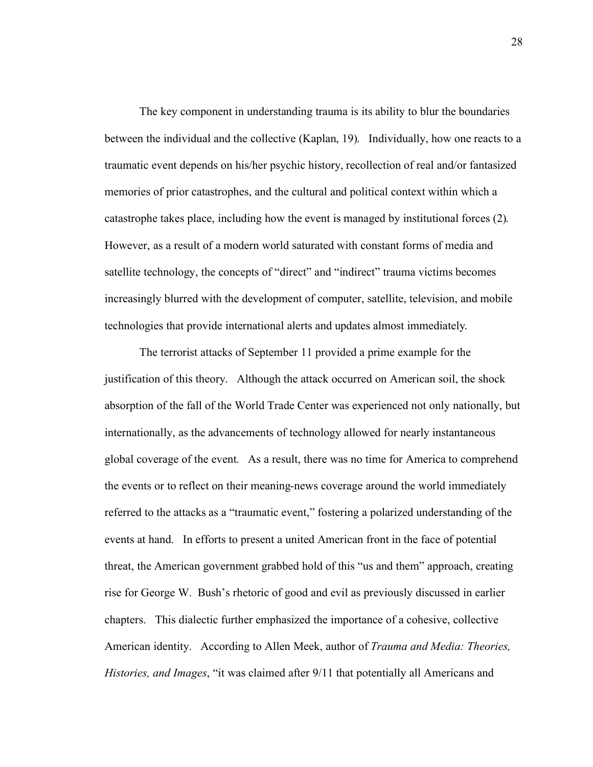The key component in understanding trauma is its ability to blur the boundaries between the individual and the collective (Kaplan, 19). Individually, how one reacts to a traumatic event depends on his/her psychic history, recollection of real and/or fantasized memories of prior catastrophes, and the cultural and political context within which a catastrophe takes place, including how the event is managed by institutional forces (2). However, as a result of a modern world saturated with constant forms of media and satellite technology, the concepts of "direct" and "indirect" trauma victims becomes increasingly blurred with the development of computer, satellite, television, and mobile technologies that provide international alerts and updates almost immediately.

The terrorist attacks of September 11 provided a prime example for the justification of this theory. Although the attack occurred on American soil, the shock absorption of the fall of the World Trade Center was experienced not only nationally, but internationally, as the advancements of technology allowed for nearly instantaneous global coverage of the event. As a result, there was no time for America to comprehend the events or to reflect on their meaning-news coverage around the world immediately referred to the attacks as a "traumatic event," fostering a polarized understanding of the events at hand. In efforts to present a united American front in the face of potential threat, the American government grabbed hold of this "us and them" approach, creating rise for George W. Bush's rhetoric of good and evil as previously discussed in earlier chapters. This dialectic further emphasized the importance of a cohesive, collective American identity. According to Allen Meek, author of *Trauma and Media: Theories, Histories, and Images*, "it was claimed after 9/11 that potentially all Americans and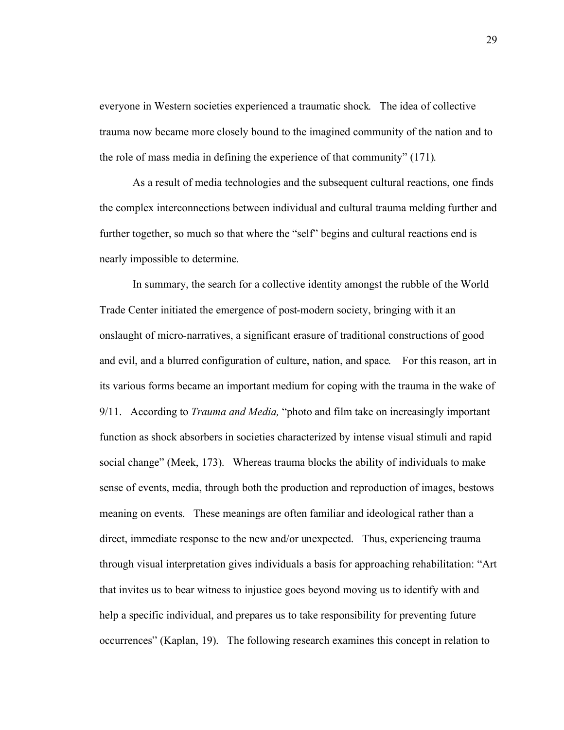everyone in Western societies experienced a traumatic shock. The idea of collective trauma now became more closely bound to the imagined community of the nation and to the role of mass media in defining the experience of that community" (171).

As a result of media technologies and the subsequent cultural reactions, one finds the complex interconnections between individual and cultural trauma melding further and further together, so much so that where the "self" begins and cultural reactions end is nearly impossible to determine.

In summary, the search for a collective identity amongst the rubble of the World Trade Center initiated the emergence of post-modern society, bringing with it an onslaught of micro-narratives, a significant erasure of traditional constructions of good and evil, and a blurred configuration of culture, nation, and space. For this reason, art in its various forms became an important medium for coping with the trauma in the wake of 9/11. According to *Trauma and Media,* "photo and film take on increasingly important function as shock absorbers in societies characterized by intense visual stimuli and rapid social change" (Meek, 173). Whereas trauma blocks the ability of individuals to make sense of events, media, through both the production and reproduction of images, bestows meaning on events. These meanings are often familiar and ideological rather than a direct, immediate response to the new and/or unexpected. Thus, experiencing trauma through visual interpretation gives individuals a basis for approaching rehabilitation: "Art that invites us to bear witness to injustice goes beyond moving us to identify with and help a specific individual, and prepares us to take responsibility for preventing future occurrences" (Kaplan, 19). The following research examines this concept in relation to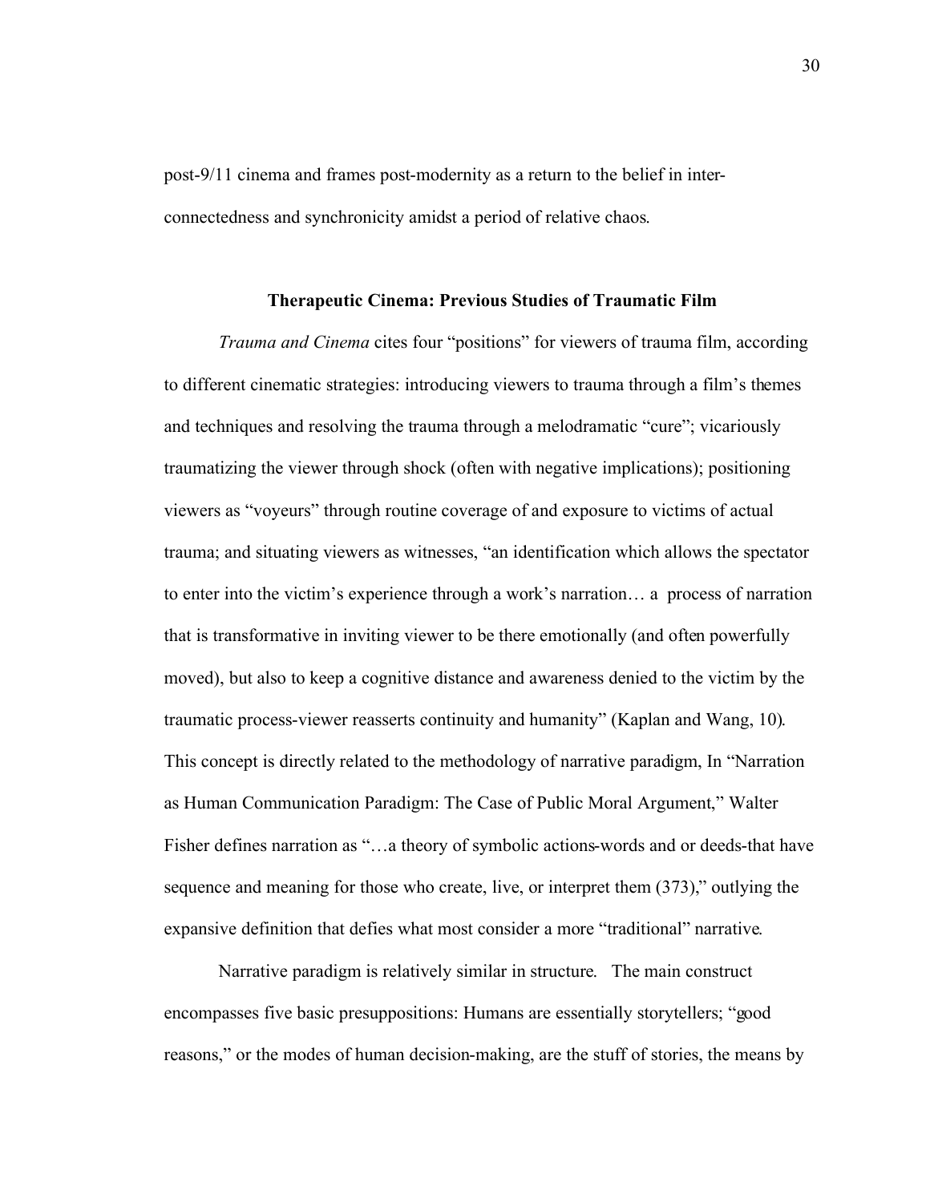post-9/11 cinema and frames post-modernity as a return to the belief in inter-connectedness and synchronicity amidst a period of relative chaos.

## Therapeutic Cinema: Previous Studies of Traumatic Film

*Trauma and Cinema* cites four "positions" for viewers of trauma film, according to different cinematic strategies: introducing viewers to trauma through a film's themes and techniques and resolving the trauma through a melodramatic "cure"; vicariously traumatizing the viewer through shock (often with negative implications); positioning viewers as "voyeurs" through routine coverage of and exposure to victims of actual trauma; and situating viewers as witnesses, "an identification which allows the spectator to enter into the victim's experience through a work's narration… a process of narration that is transformative in inviting viewer to be there emotionally (and often powerfully moved), but also to keep a cognitive distance and awareness denied to the victim by the traumatic process-viewer reasserts continuity and humanity" (Kaplan and Wang, 10). This concept is directly related to the methodology of narrative paradigm, In "Narration as Human Communication Paradigm: The Case of Public Moral Argument," Walter Fisher defines narration as "…a theory of symbolic actions-words and or deeds-that have sequence and meaning for those who create, live, or interpret them (373)," outlying the expansive definition that defies what most consider a more "traditional" narrative.

Narrative paradigm is relatively similar in structure. The main construct encompasses five basic presuppositions: Humans are essentially storytellers; "good reasons," or the modes of human decision-making, are the stuff of stories, the means by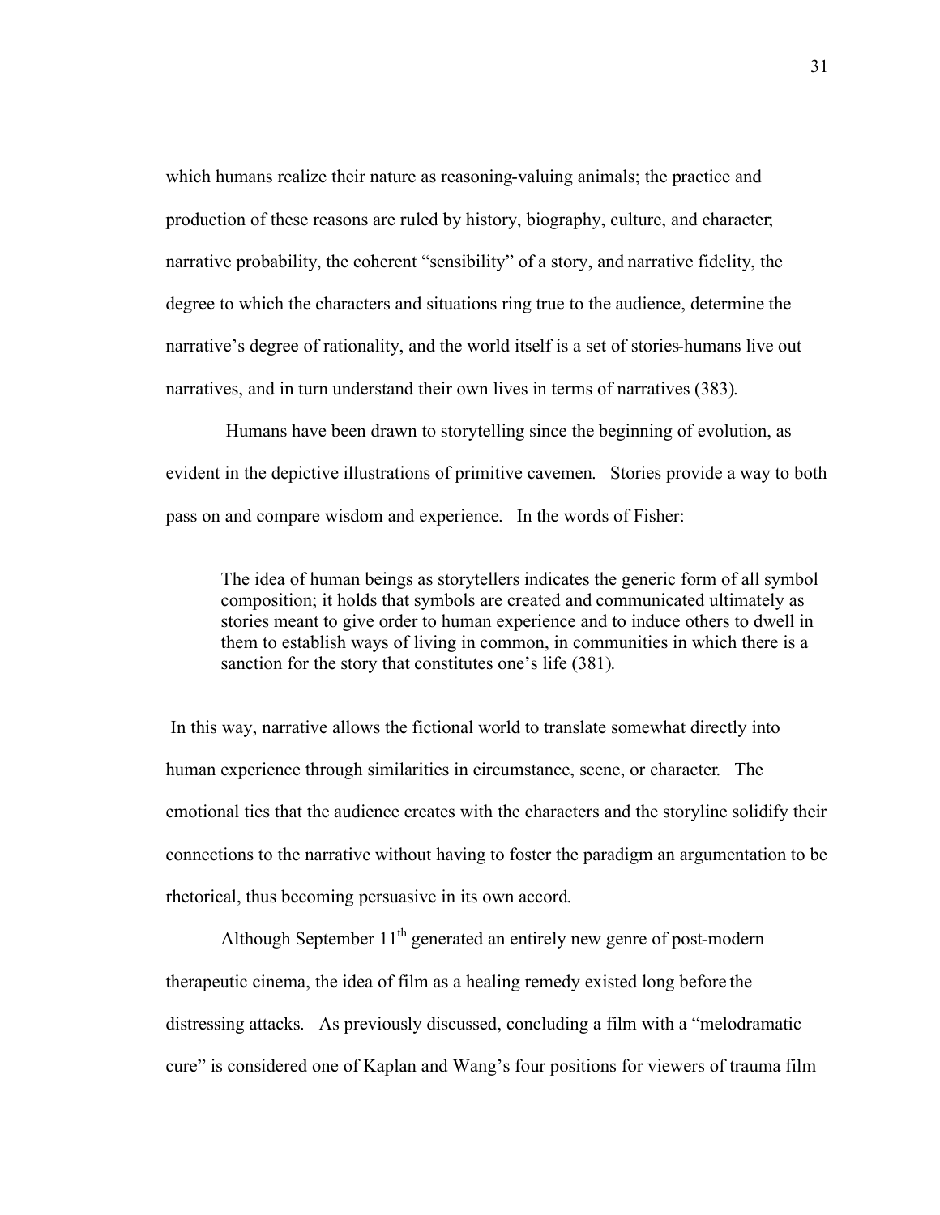which humans realize their nature as reasoning-valuing animals; the practice and production of these reasons are ruled by history, biography, culture, and character; narrative probability, the coherent "sensibility" of a story, and narrative fidelity, the degree to which the characters and situations ring true to the audience, determine the narrative's degree of rationality, and the world itself is a set of stories-humans live out narratives, and in turn understand their own lives in terms of narratives (383).

Humans have been drawn to storytelling since the beginning of evolution, as evident in the depictive illustrations of primitive cavemen. Stories provide a way to both pass on and compare wisdom and experience. In the words of Fisher:

> The idea of human beings as storytellers indicates the generic form of all symbol composition; it holds that symbols are created and communicated ultimately as stories meant to give order to human experience and to induce others to dwell in them to establish ways of living in common, in communities in which there is a sanction for the story that constitutes one's life (381).

In this way, narrative allows the fictional world to translate somewhat directly into human experience through similarities in circumstance, scene, or character. The emotional ties that the audience creates with the characters and the storyline solidify their connections to the narrative without having to foster the paradigm an argumentation to be rhetorical, thus becoming persuasive in its own accord.

Although September 11th generated an entirely new genre of post-modern therapeutic cinema, the idea of film as a healing remedy existed long before the distressing attacks. As previously discussed, concluding a film with a "melodramatic cure" is considered one of Kaplan and Wang's four positions for viewers of trauma film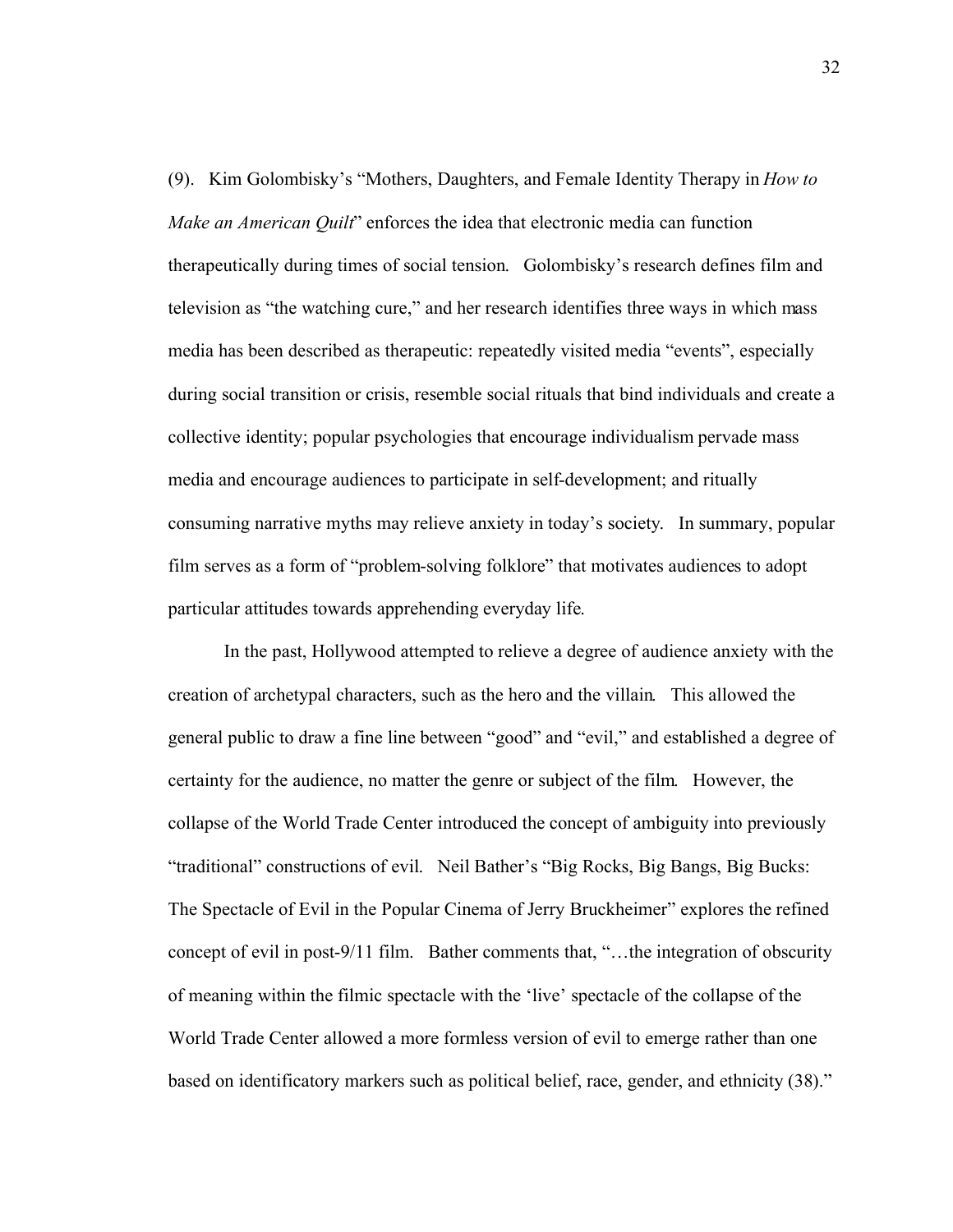(9). Kim Golombisky's "Mothers, Daughters, and Female Identity Therapy in *How to Make an American Quilt*" enforces the idea that electronic media can function therapeutically during times of social tension. Golombisky's research defines film and television as "the watching cure," and her research identifies three ways in which mass media has been described as therapeutic: repeatedly visited media "events", especially during social transition or crisis, resemble social rituals that bind individuals and create a collective identity; popular psychologies that encourage individualism pervade mass media and encourage audiences to participate in self-development; and ritually consuming narrative myths may relieve anxiety in today's society. In summary, popular film serves as a form of "problem-solving folklore" that motivates audiences to adopt particular attitudes towards apprehending everyday life.

In the past, Hollywood attempted to relieve a degree of audience anxiety with the creation of archetypal characters, such as the hero and the villain. This allowed the general public to draw a fine line between "good" and "evil," and established a degree of certainty for the audience, no matter the genre or subject of the film. However, the collapse of the World Trade Center introduced the concept of ambiguity into previously "traditional" constructions of evil. Neil Bather's "Big Rocks, Big Bangs, Big Bucks: The Spectacle of Evil in the Popular Cinema of Jerry Bruckheimer" explores the refined concept of evil in post-9/11 film. Bather comments that, "…the integration of obscurity of meaning within the filmic spectacle with the 'live' spectacle of the collapse of the World Trade Center allowed a more formless version of evil to emerge rather than one based on identificatory markers such as political belief, race, gender, and ethnicity (38)."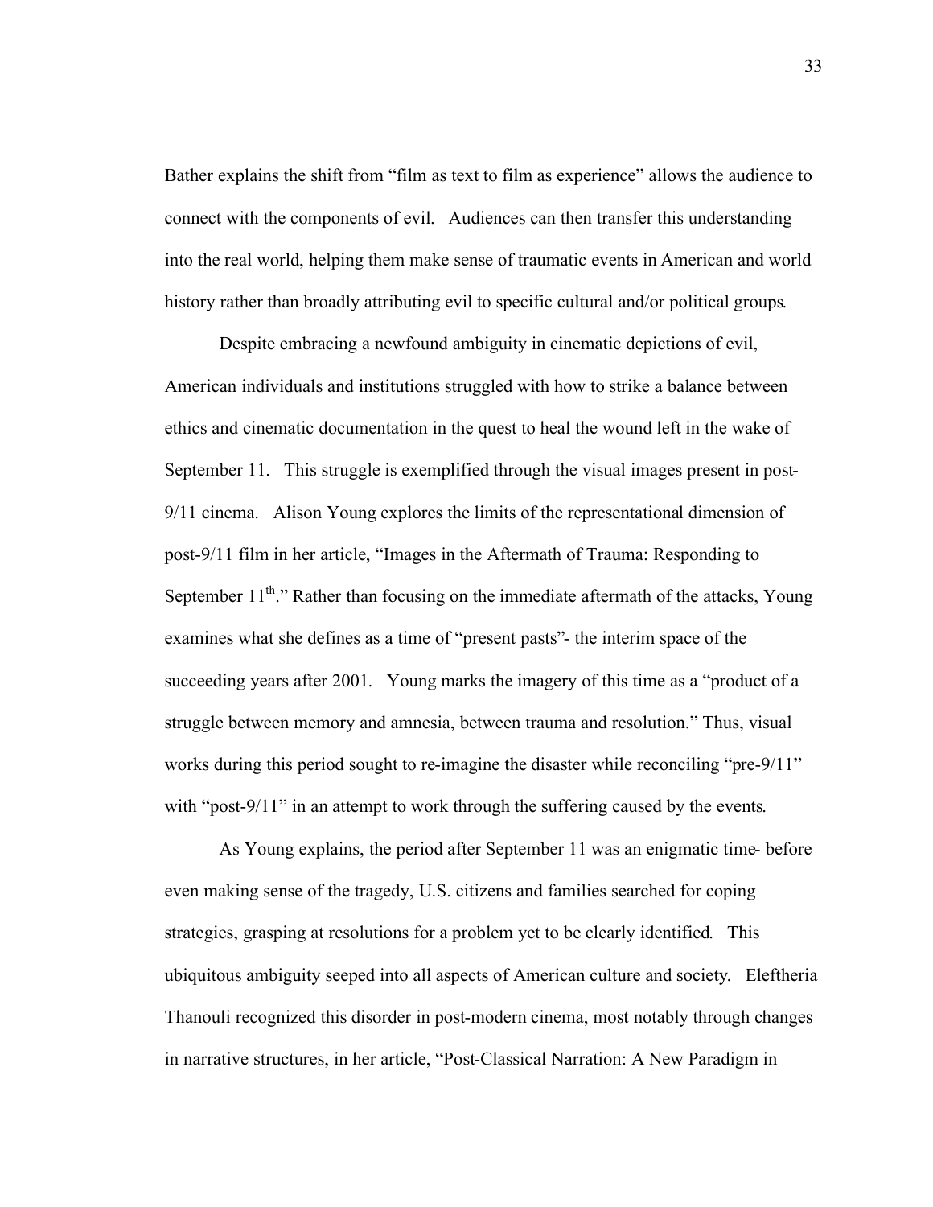Bather explains the shift from “film as text to film as experience” allows the audience to connect with the components of evil. Audiences can then transfer this understanding into the real world, helping them make sense of traumatic events in American and world history rather than broadly attributing evil to specific cultural and/or political groups.

Despite embracing a newfound ambiguity in cinematic depictions of evil, American individuals and institutions struggled with how to strike a balance between ethics and cinematic documentation in the quest to heal the wound left in the wake of September 11. This struggle is exemplified through the visual images present in post-9/11 cinema. Alison Young explores the limits of the representational dimension of post-9/11 film in her article, “Images in the Aftermath of Trauma: Responding to September 11th.” Rather than focusing on the immediate aftermath of the attacks, Young examines what she defines as a time of “present pasts”- the interim space of the succeeding years after 2001. Young marks the imagery of this time as a “product of a struggle between memory and amnesia, between trauma and resolution.” Thus, visual works during this period sought to re-imagine the disaster while reconciling “pre-9/11” with “post-9/11” in an attempt to work through the suffering caused by the events.

As Young explains, the period after September 11 was an enigmatic time- before even making sense of the tragedy, U.S. citizens and families searched for coping strategies, grasping at resolutions for a problem yet to be clearly identified. This ubiquitous ambiguity seeped into all aspects of American culture and society. Eleftheria Thanouli recognized this disorder in post-modern cinema, most notably through changes in narrative structures, in her article, “Post-Classical Narration: A New Paradigm in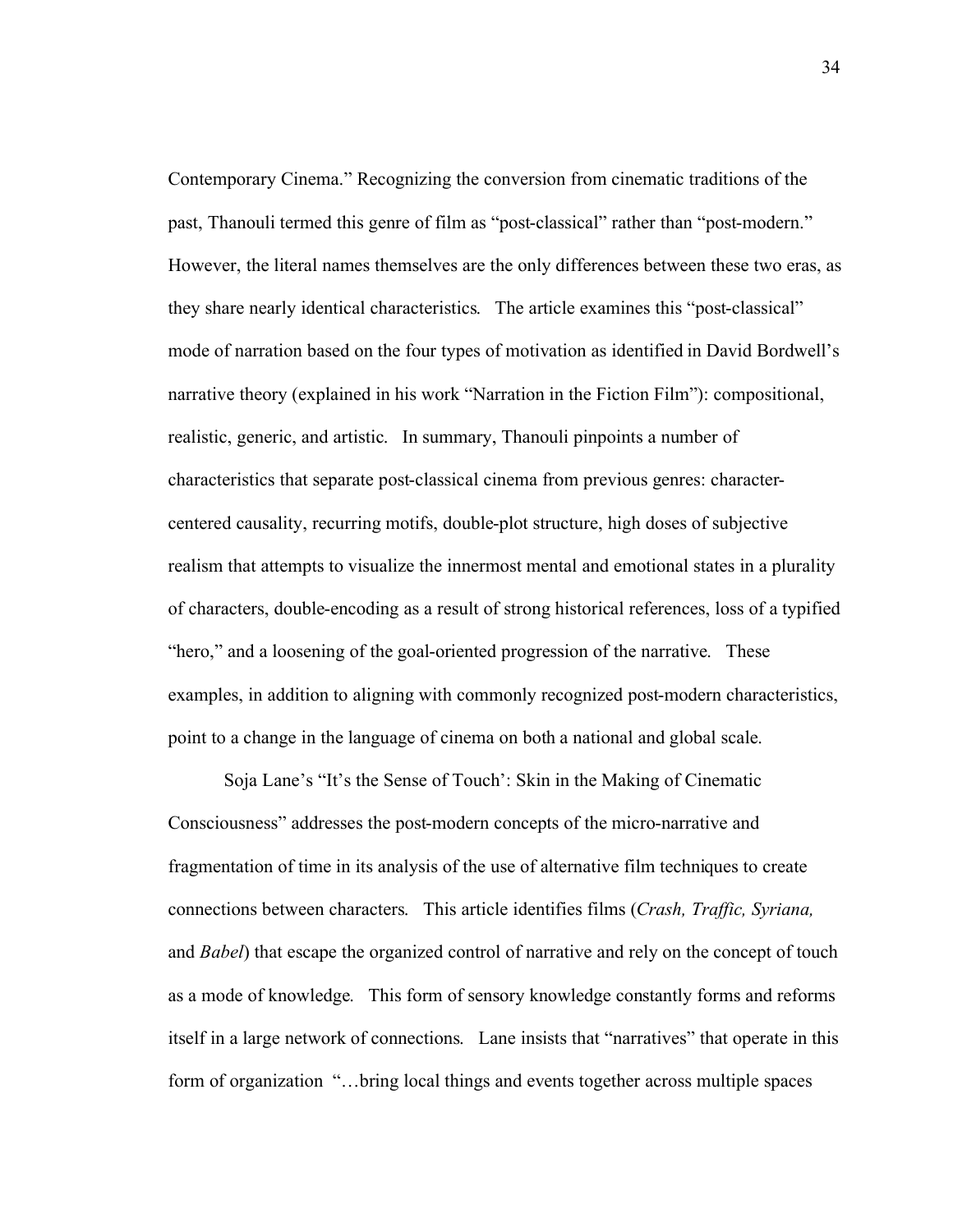Contemporary Cinema." Recognizing the conversion from cinematic traditions of the past, Thanouli termed this genre of film as "post-classical" rather than "post-modern." However, the literal names themselves are the only differences between these two eras, as they share nearly identical characteristics. The article examines this "post-classical" mode of narration based on the four types of motivation as identified in David Bordwell's narrative theory (explained in his work "Narration in the Fiction Film"): compositional, realistic, generic, and artistic. In summary, Thanouli pinpoints a number of characteristics that separate post-classical cinema from previous genres: character-centered causality, recurring motifs, double-plot structure, high doses of subjective realism that attempts to visualize the innermost mental and emotional states in a plurality of characters, double-encoding as a result of strong historical references, loss of a typified "hero," and a loosening of the goal-oriented progression of the narrative. These examples, in addition to aligning with commonly recognized post-modern characteristics, point to a change in the language of cinema on both a national and global scale.

Soja Lane's "It's the Sense of Touch': Skin in the Making of Cinematic Consciousness" addresses the post-modern concepts of the micro-narrative and fragmentation of time in its analysis of the use of alternative film techniques to create connections between characters. This article identifies films (*Crash, Traffic, Syriana,* and *Babel*) that escape the organized control of narrative and rely on the concept of touch as a mode of knowledge. This form of sensory knowledge constantly forms and reforms itself in a large network of connections. Lane insists that "narratives" that operate in this form of organization "…bring local things and events together across multiple spaces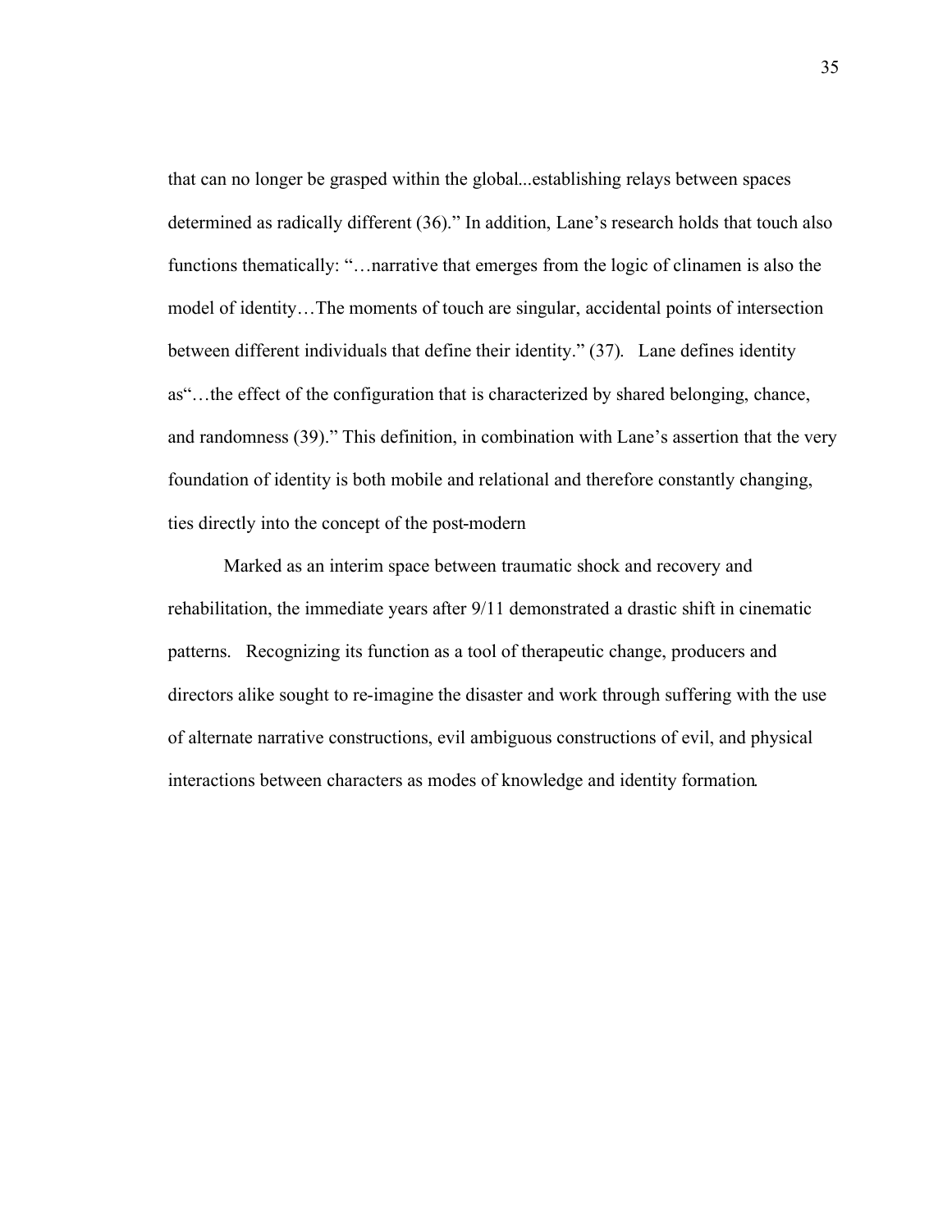that can no longer be grasped within the global...establishing relays between spaces determined as radically different (36)." In addition, Lane's research holds that touch also functions thematically: "…narrative that emerges from the logic of clinamen is also the model of identity…The moments of touch are singular, accidental points of intersection between different individuals that define their identity." (37). Lane defines identity as"…the effect of the configuration that is characterized by shared belonging, chance, and randomness (39)." This definition, in combination with Lane's assertion that the very foundation of identity is both mobile and relational and therefore constantly changing, ties directly into the concept of the post-modern

Marked as an interim space between traumatic shock and recovery and rehabilitation, the immediate years after 9/11 demonstrated a drastic shift in cinematic patterns. Recognizing its function as a tool of therapeutic change, producers and directors alike sought to re-imagine the disaster and work through suffering with the use of alternate narrative constructions, evil ambiguous constructions of evil, and physical interactions between characters as modes of knowledge and identity formation.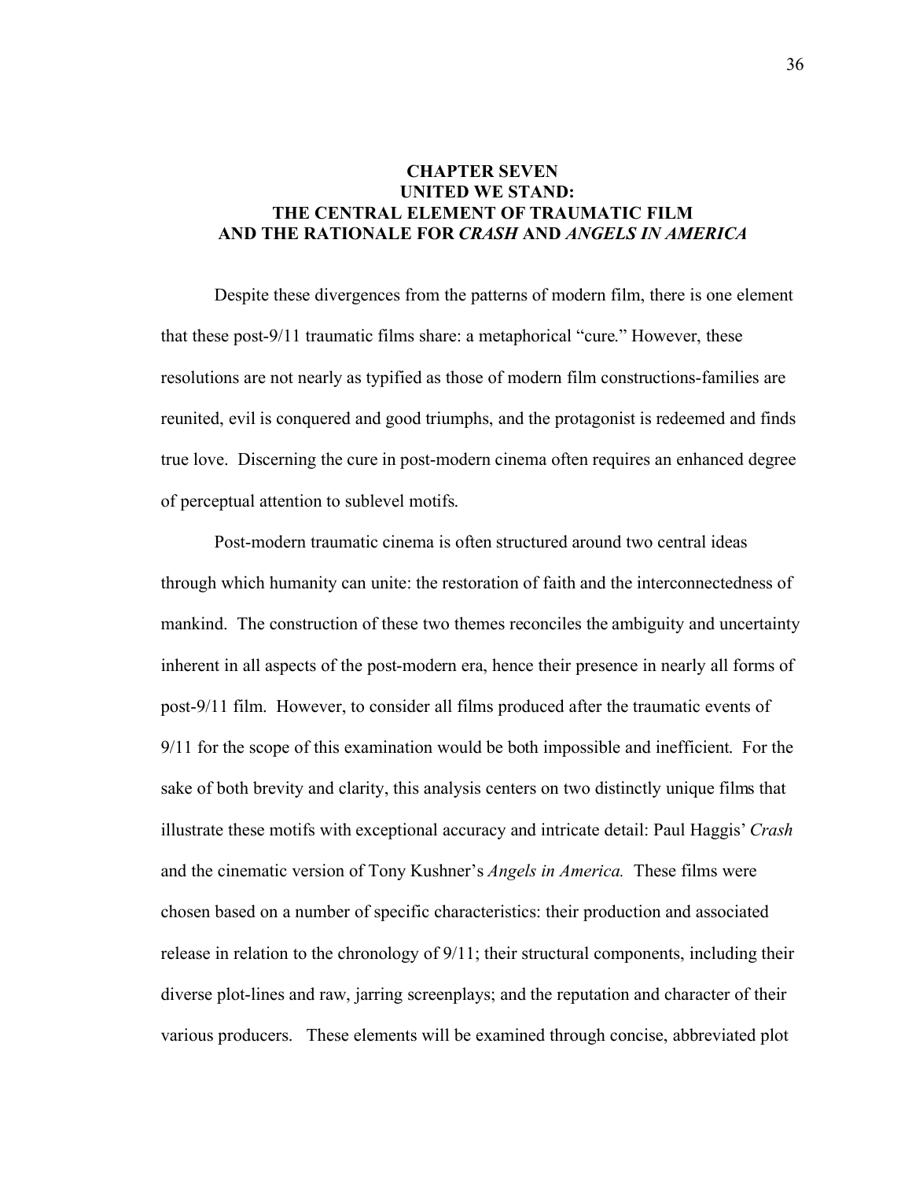# CHAPTER SEVEN
# UNITED WE STAND:
# THE CENTRAL ELEMENT OF TRAUMATIC FILM AND THE RATIONALE FOR *CRASH* AND *ANGELS IN AMERICA*

Despite these divergences from the patterns of modern film, there is one element that these post-9/11 traumatic films share: a metaphorical "cure." However, these resolutions are not nearly as typified as those of modern film constructions-families are reunited, evil is conquered and good triumphs, and the protagonist is redeemed and finds true love. Discerning the cure in post-modern cinema often requires an enhanced degree of perceptual attention to sublevel motifs.

Post-modern traumatic cinema is often structured around two central ideas through which humanity can unite: the restoration of faith and the interconnectedness of mankind. The construction of these two themes reconciles the ambiguity and uncertainty inherent in all aspects of the post-modern era, hence their presence in nearly all forms of post-9/11 film. However, to consider all films produced after the traumatic events of 9/11 for the scope of this examination would be both impossible and inefficient. For the sake of both brevity and clarity, this analysis centers on two distinctly unique films that illustrate these motifs with exceptional accuracy and intricate detail: Paul Haggis' *Crash* and the cinematic version of Tony Kushner's *Angels in America.* These films were chosen based on a number of specific characteristics: their production and associated release in relation to the chronology of 9/11; their structural components, including their diverse plot-lines and raw, jarring screenplays; and the reputation and character of their various producers. These elements will be examined through concise, abbreviated plot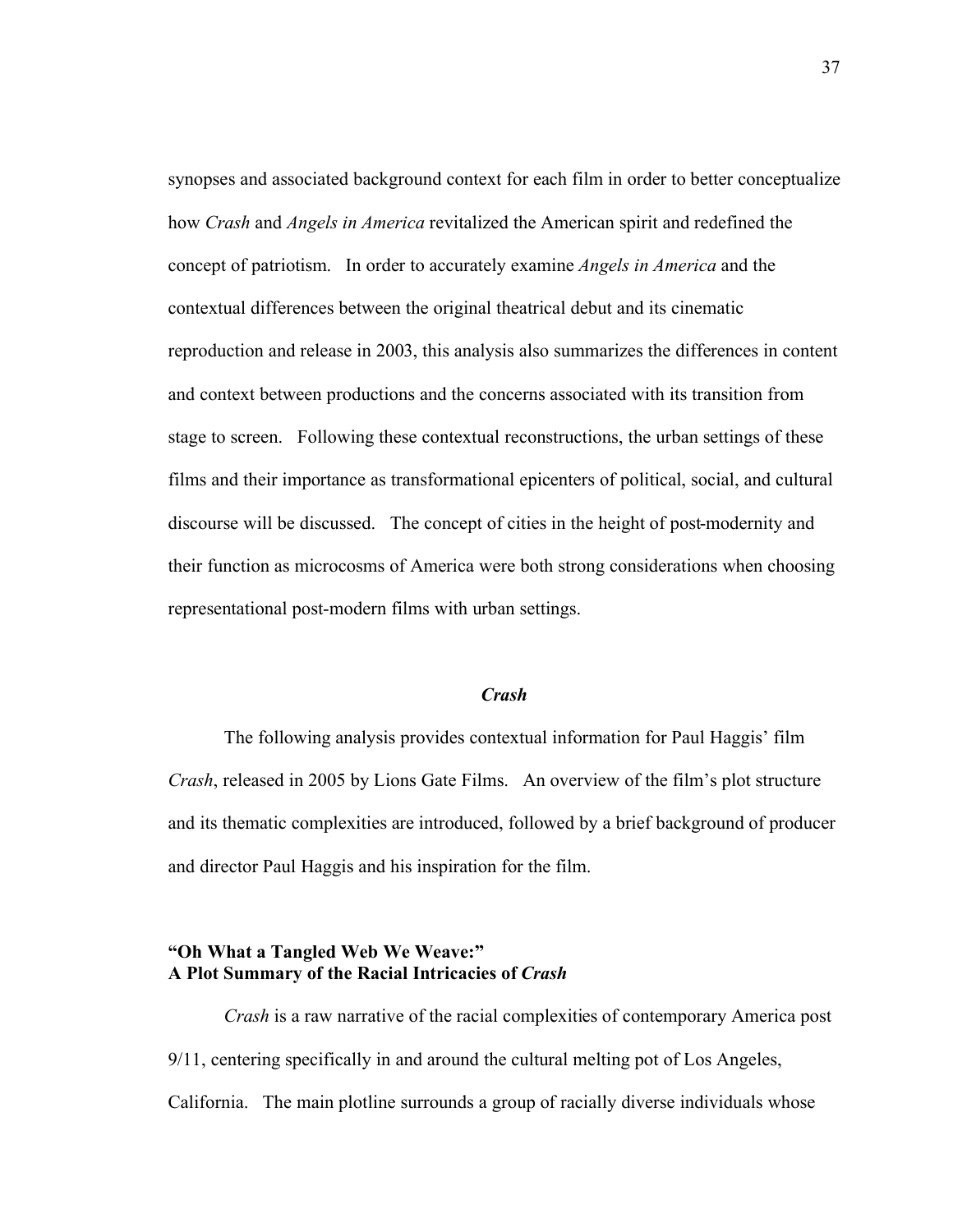synopses and associated background context for each film in order to better conceptualize how *Crash* and *Angels in America* revitalized the American spirit and redefined the concept of patriotism. In order to accurately examine *Angels in America* and the contextual differences between the original theatrical debut and its cinematic reproduction and release in 2003, this analysis also summarizes the differences in content and context between productions and the concerns associated with its transition from stage to screen. Following these contextual reconstructions, the urban settings of these films and their importance as transformational epicenters of political, social, and cultural discourse will be discussed. The concept of cities in the height of post-modernity and their function as microcosms of America were both strong considerations when choosing representational post-modern films with urban settings.

## *Crash*

The following analysis provides contextual information for Paul Haggis' film *Crash*, released in 2005 by Lions Gate Films. An overview of the film's plot structure and its thematic complexities are introduced, followed by a brief background of producer and director Paul Haggis and his inspiration for the film.

### "Oh What a Tangled Web We Weave:" A Plot Summary of the Racial Intricacies of *Crash*

*Crash* is a raw narrative of the racial complexities of contemporary America post 9/11, centering specifically in and around the cultural melting pot of Los Angeles, California. The main plotline surrounds a group of racially diverse individuals whose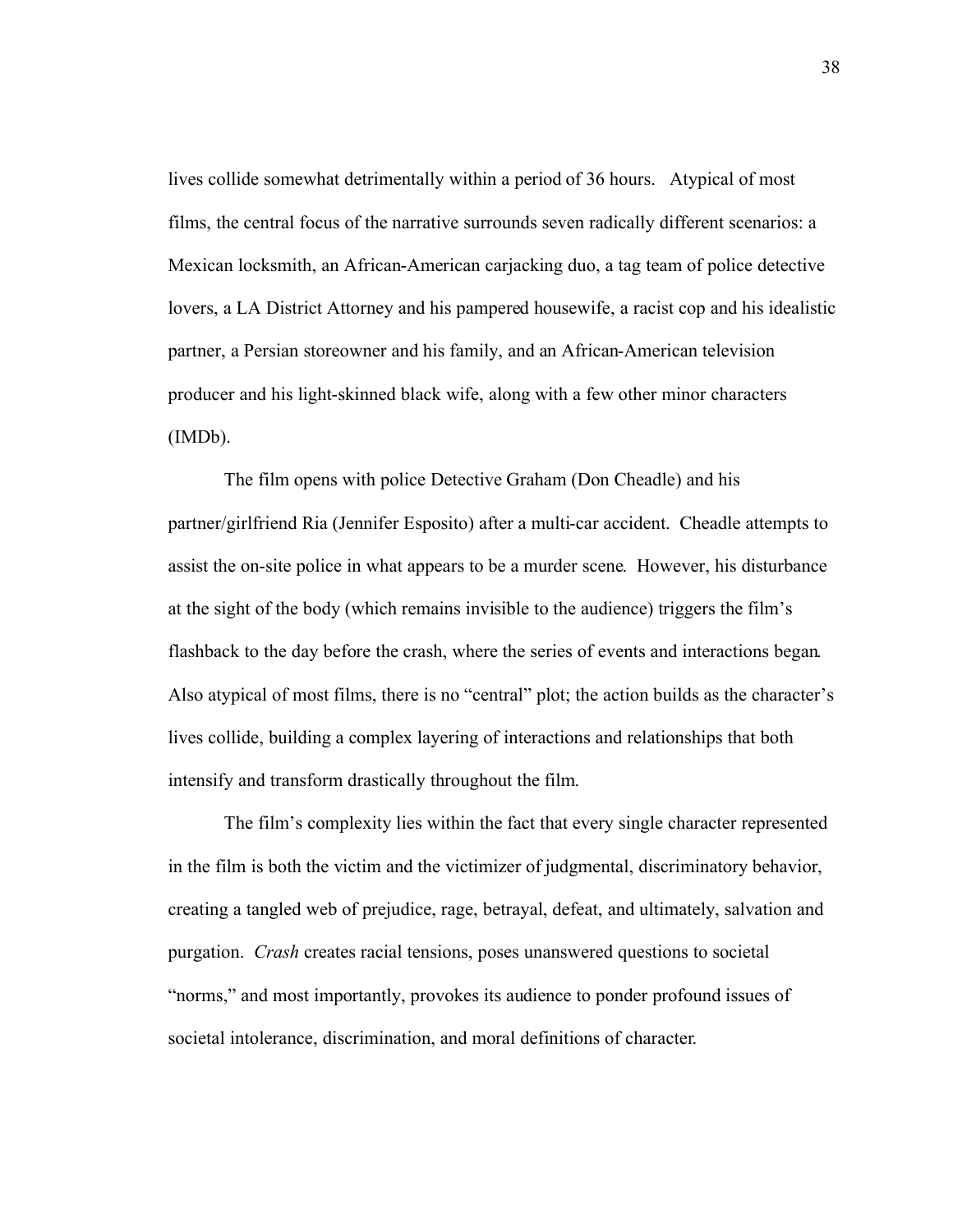lives collide somewhat detrimentally within a period of 36 hours. Atypical of most films, the central focus of the narrative surrounds seven radically different scenarios: a Mexican locksmith, an African-American carjacking duo, a tag team of police detective lovers, a LA District Attorney and his pampered housewife, a racist cop and his idealistic partner, a Persian storeowner and his family, and an African-American television producer and his light-skinned black wife, along with a few other minor characters (IMDb).

The film opens with police Detective Graham (Don Cheadle) and his partner/girlfriend Ria (Jennifer Esposito) after a multi-car accident. Cheadle attempts to assist the on-site police in what appears to be a murder scene. However, his disturbance at the sight of the body (which remains invisible to the audience) triggers the film's flashback to the day before the crash, where the series of events and interactions began. Also atypical of most films, there is no "central" plot; the action builds as the character's lives collide, building a complex layering of interactions and relationships that both intensify and transform drastically throughout the film.

The film's complexity lies within the fact that every single character represented in the film is both the victim and the victimizer of judgmental, discriminatory behavior, creating a tangled web of prejudice, rage, betrayal, defeat, and ultimately, salvation and purgation. *Crash* creates racial tensions, poses unanswered questions to societal "norms," and most importantly, provokes its audience to ponder profound issues of societal intolerance, discrimination, and moral definitions of character.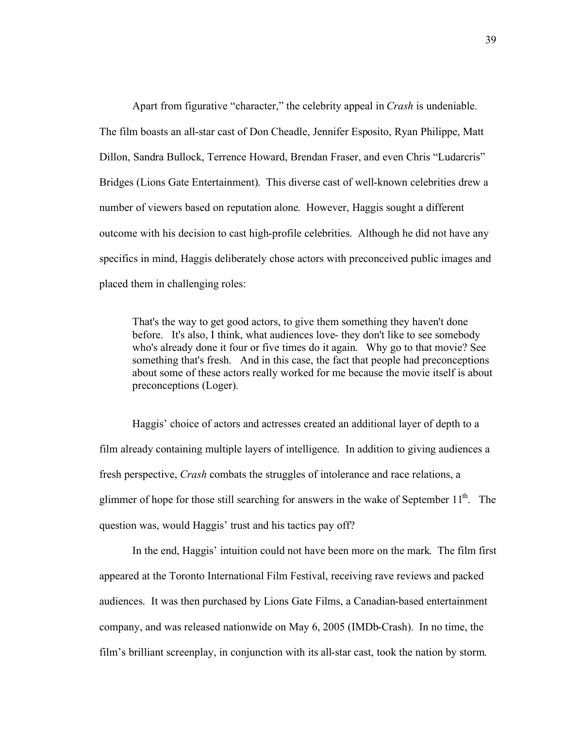Apart from figurative "character," the celebrity appeal in *Crash* is undeniable. The film boasts an all-star cast of Don Cheadle, Jennifer Esposito, Ryan Philippe, Matt Dillon, Sandra Bullock, Terrence Howard, Brendan Fraser, and even Chris "Ludarcris" Bridges (Lions Gate Entertainment). This diverse cast of well-known celebrities drew a number of viewers based on reputation alone. However, Haggis sought a different outcome with his decision to cast high-profile celebrities. Although he did not have any specifics in mind, Haggis deliberately chose actors with preconceived public images and placed them in challenging roles:

> That's the way to get good actors, to give them something they haven't done before. It's also, I think, what audiences love- they don't like to see somebody who's already done it four or five times do it again. Why go to that movie? See something that's fresh. And in this case, the fact that people had preconceptions about some of these actors really worked for me because the movie itself is about preconceptions (Loger).

Haggis' choice of actors and actresses created an additional layer of depth to a film already containing multiple layers of intelligence. In addition to giving audiences a fresh perspective, *Crash* combats the struggles of intolerance and race relations, a glimmer of hope for those still searching for answers in the wake of September 11th. The question was, would Haggis' trust and his tactics pay off?

In the end, Haggis' intuition could not have been more on the mark. The film first appeared at the Toronto International Film Festival, receiving rave reviews and packed audiences. It was then purchased by Lions Gate Films, a Canadian-based entertainment company, and was released nationwide on May 6, 2005 (IMDb-Crash). In no time, the film's brilliant screenplay, in conjunction with its all-star cast, took the nation by storm.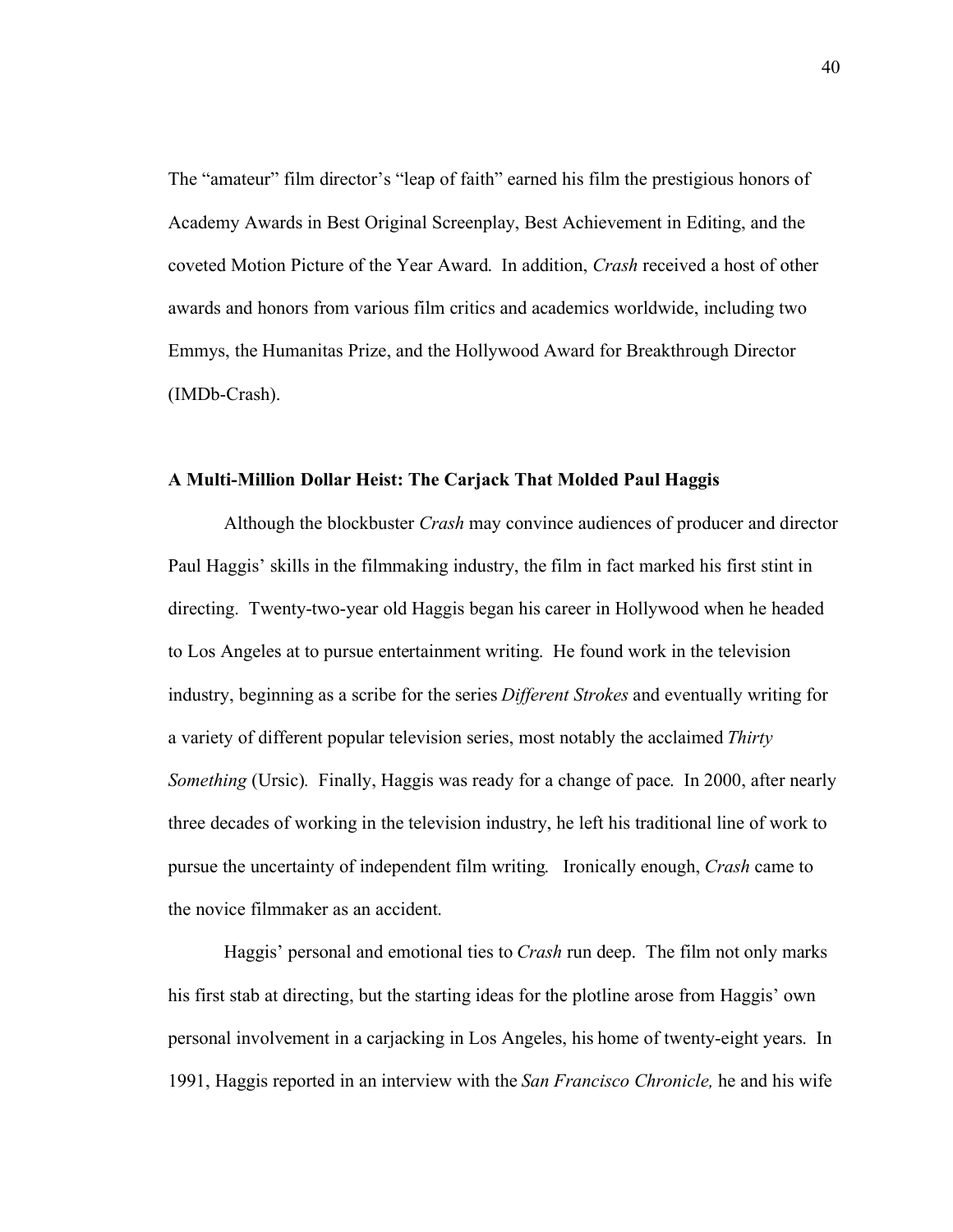The “amateur” film director’s “leap of faith” earned his film the prestigious honors of Academy Awards in Best Original Screenplay, Best Achievement in Editing, and the coveted Motion Picture of the Year Award. In addition, *Crash* received a host of other awards and honors from various film critics and academics worldwide, including two Emmys, the Humanitas Prize, and the Hollywood Award for Breakthrough Director (IMDb-Crash).

### A Multi-Million Dollar Heist: The Carjack That Molded Paul Haggis

Although the blockbuster *Crash* may convince audiences of producer and director Paul Haggis’ skills in the filmmaking industry, the film in fact marked his first stint in directing. Twenty-two-year old Haggis began his career in Hollywood when he headed to Los Angeles at to pursue entertainment writing. He found work in the television industry, beginning as a scribe for the series *Different Strokes* and eventually writing for a variety of different popular television series, most notably the acclaimed *Thirty Something* (Ursic). Finally, Haggis was ready for a change of pace. In 2000, after nearly three decades of working in the television industry, he left his traditional line of work to pursue the uncertainty of independent film writing. Ironically enough, *Crash* came to the novice filmmaker as an accident.

Haggis’ personal and emotional ties to *Crash* run deep. The film not only marks his first stab at directing, but the starting ideas for the plotline arose from Haggis’ own personal involvement in a carjacking in Los Angeles, his home of twenty-eight years. In 1991, Haggis reported in an interview with the *San Francisco Chronicle,* he and his wife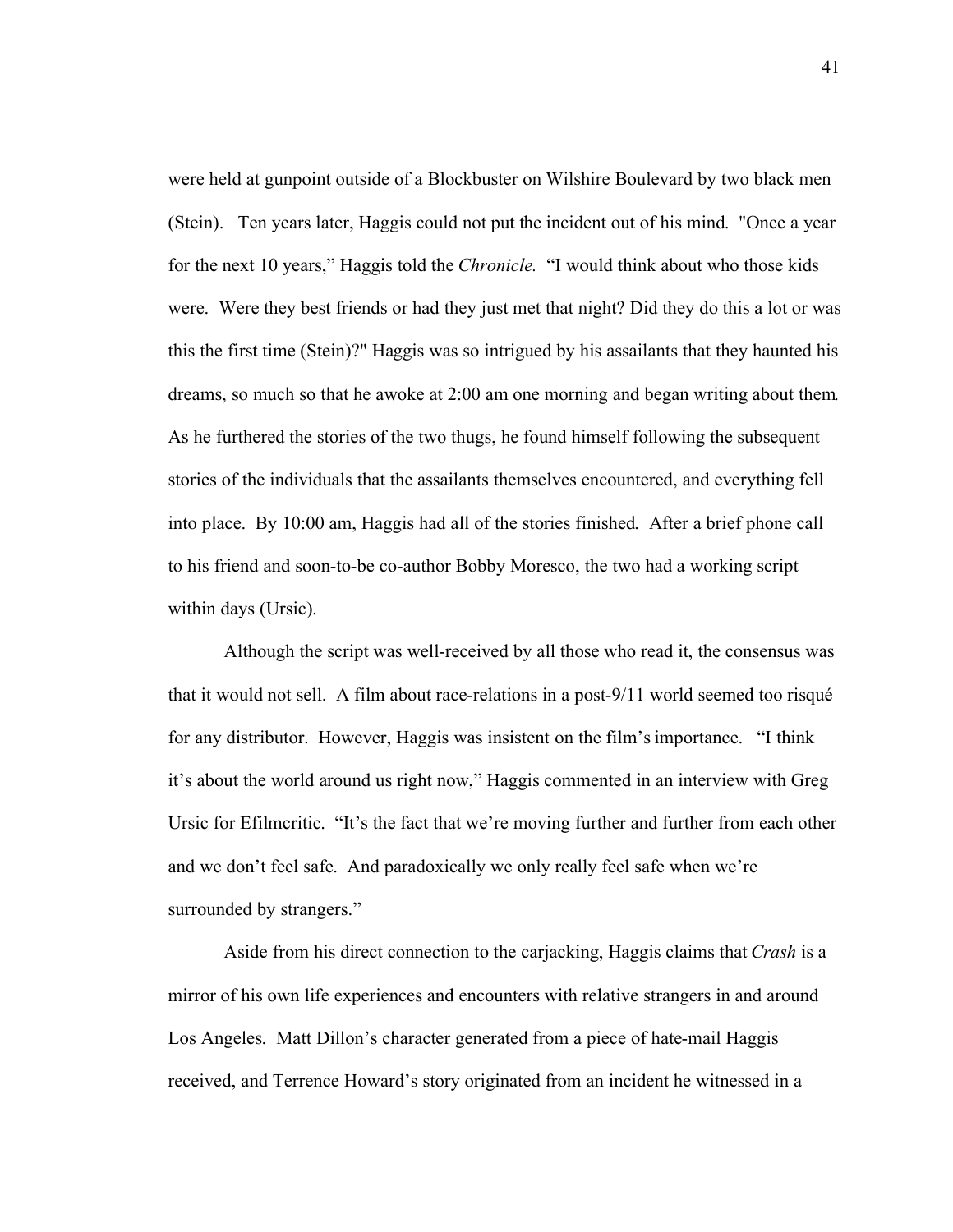were held at gunpoint outside of a Blockbuster on Wilshire Boulevard by two black men (Stein). Ten years later, Haggis could not put the incident out of his mind. "Once a year for the next 10 years," Haggis told the *Chronicle.* "I would think about who those kids were. Were they best friends or had they just met that night? Did they do this a lot or was this the first time (Stein)?" Haggis was so intrigued by his assailants that they haunted his dreams, so much so that he awoke at 2:00 am one morning and began writing about them. As he furthered the stories of the two thugs, he found himself following the subsequent stories of the individuals that the assailants themselves encountered, and everything fell into place. By 10:00 am, Haggis had all of the stories finished. After a brief phone call to his friend and soon-to-be co-author Bobby Moresco, the two had a working script within days (Ursic).

Although the script was well-received by all those who read it, the consensus was that it would not sell. A film about race-relations in a post-9/11 world seemed too risqué for any distributor. However, Haggis was insistent on the film's importance. "I think it's about the world around us right now," Haggis commented in an interview with Greg Ursic for Efilmcritic. "It's the fact that we're moving further and further from each other and we don't feel safe. And paradoxically we only really feel safe when we're surrounded by strangers."

Aside from his direct connection to the carjacking, Haggis claims that *Crash* is a mirror of his own life experiences and encounters with relative strangers in and around Los Angeles. Matt Dillon's character generated from a piece of hate-mail Haggis received, and Terrence Howard's story originated from an incident he witnessed in a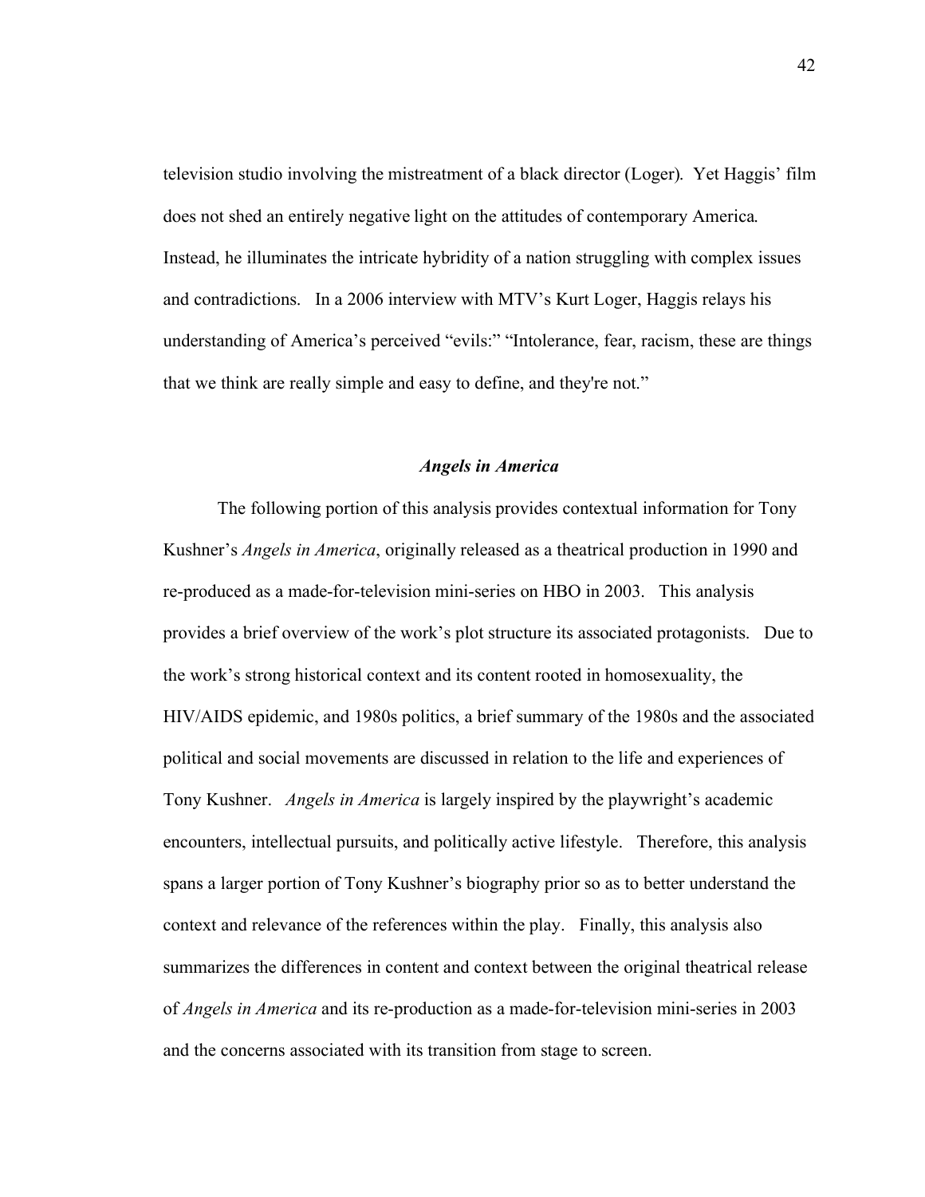television studio involving the mistreatment of a black director (Loger). Yet Haggis' film does not shed an entirely negative light on the attitudes of contemporary America. Instead, he illuminates the intricate hybridity of a nation struggling with complex issues and contradictions. In a 2006 interview with MTV's Kurt Loger, Haggis relays his understanding of America's perceived "evils:" "Intolerance, fear, racism, these are things that we think are really simple and easy to define, and they're not."

### *Angels in America*

The following portion of this analysis provides contextual information for Tony Kushner's *Angels in America*, originally released as a theatrical production in 1990 and re-produced as a made-for-television mini-series on HBO in 2003. This analysis provides a brief overview of the work's plot structure its associated protagonists. Due to the work's strong historical context and its content rooted in homosexuality, the HIV/AIDS epidemic, and 1980s politics, a brief summary of the 1980s and the associated political and social movements are discussed in relation to the life and experiences of Tony Kushner. *Angels in America* is largely inspired by the playwright's academic encounters, intellectual pursuits, and politically active lifestyle. Therefore, this analysis spans a larger portion of Tony Kushner's biography prior so as to better understand the context and relevance of the references within the play. Finally, this analysis also summarizes the differences in content and context between the original theatrical release of *Angels in America* and its re-production as a made-for-television mini-series in 2003 and the concerns associated with its transition from stage to screen.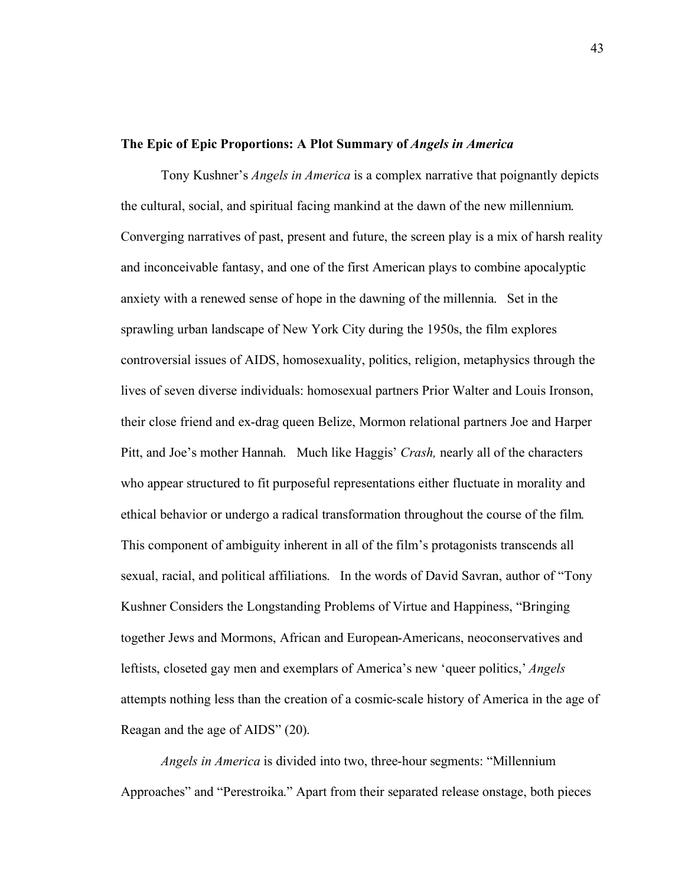**The Epic of Epic Proportions: A Plot Summary of *Angels in America***

Tony Kushner's *Angels in America* is a complex narrative that poignantly depicts the cultural, social, and spiritual facing mankind at the dawn of the new millennium. Converging narratives of past, present and future, the screen play is a mix of harsh reality and inconceivable fantasy, and one of the first American plays to combine apocalyptic anxiety with a renewed sense of hope in the dawning of the millennia. Set in the sprawling urban landscape of New York City during the 1950s, the film explores controversial issues of AIDS, homosexuality, politics, religion, metaphysics through the lives of seven diverse individuals: homosexual partners Prior Walter and Louis Ironson, their close friend and ex-drag queen Belize, Mormon relational partners Joe and Harper Pitt, and Joe's mother Hannah. Much like Haggis' *Crash,* nearly all of the characters who appear structured to fit purposeful representations either fluctuate in morality and ethical behavior or undergo a radical transformation throughout the course of the film. This component of ambiguity inherent in all of the film's protagonists transcends all sexual, racial, and political affiliations. In the words of David Savran, author of "Tony Kushner Considers the Longstanding Problems of Virtue and Happiness, "Bringing together Jews and Mormons, African and European-Americans, neoconservatives and leftists, closeted gay men and exemplars of America's new 'queer politics,' *Angels* attempts nothing less than the creation of a cosmic-scale history of America in the age of Reagan and the age of AIDS" (20).

*Angels in America* is divided into two, three-hour segments: "Millennium Approaches" and "Perestroika." Apart from their separated release onstage, both pieces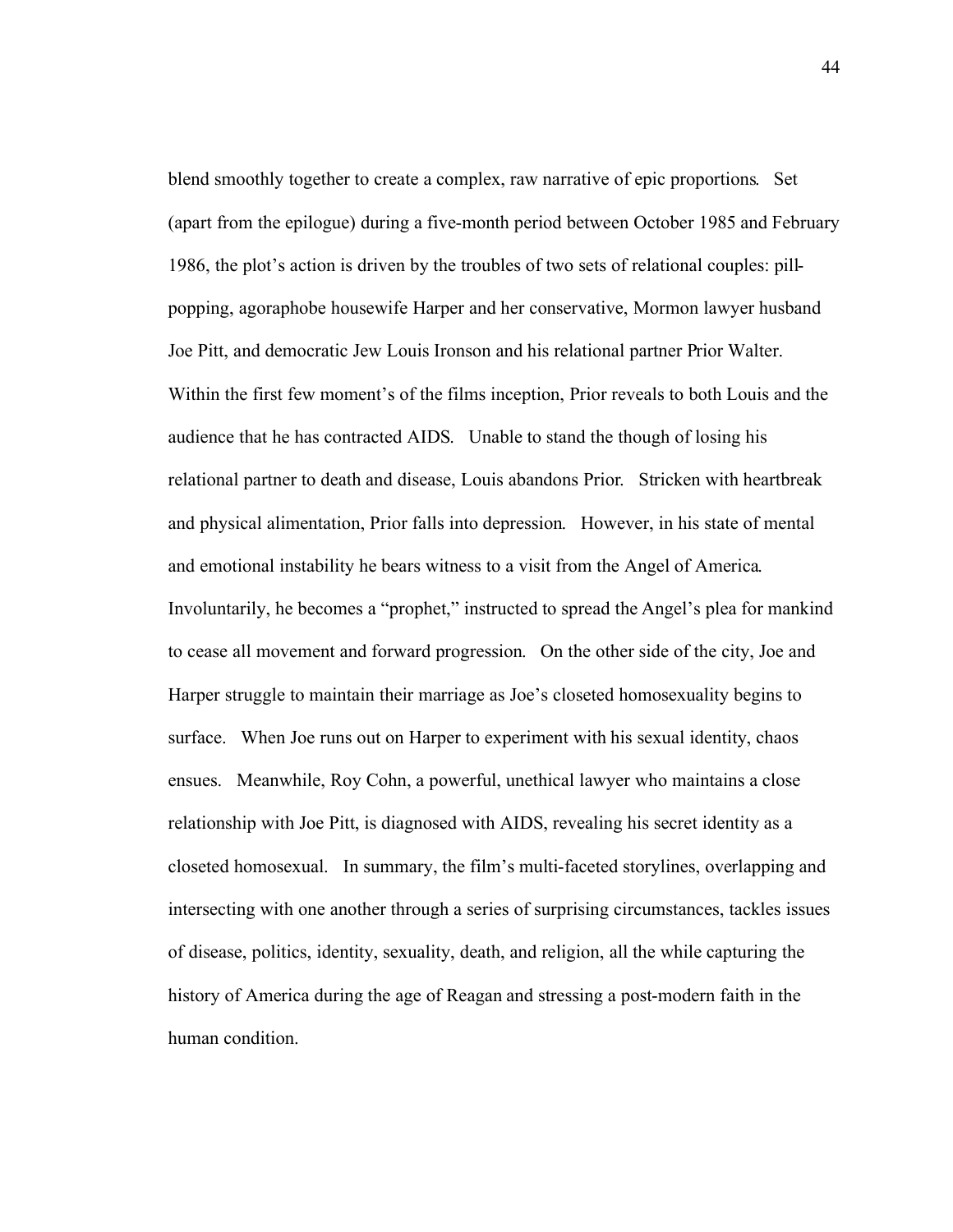blend smoothly together to create a complex, raw narrative of epic proportions. Set (apart from the epilogue) during a five-month period between October 1985 and February 1986, the plot's action is driven by the troubles of two sets of relational couples: pill-popping, agoraphobe housewife Harper and her conservative, Mormon lawyer husband Joe Pitt, and democratic Jew Louis Ironson and his relational partner Prior Walter. Within the first few moment's of the films inception, Prior reveals to both Louis and the audience that he has contracted AIDS. Unable to stand the though of losing his relational partner to death and disease, Louis abandons Prior. Stricken with heartbreak and physical alimentation, Prior falls into depression. However, in his state of mental and emotional instability he bears witness to a visit from the Angel of America. Involuntarily, he becomes a "prophet," instructed to spread the Angel's plea for mankind to cease all movement and forward progression. On the other side of the city, Joe and Harper struggle to maintain their marriage as Joe's closeted homosexuality begins to surface. When Joe runs out on Harper to experiment with his sexual identity, chaos ensues. Meanwhile, Roy Cohn, a powerful, unethical lawyer who maintains a close relationship with Joe Pitt, is diagnosed with AIDS, revealing his secret identity as a closeted homosexual. In summary, the film's multi-faceted storylines, overlapping and intersecting with one another through a series of surprising circumstances, tackles issues of disease, politics, identity, sexuality, death, and religion, all the while capturing the history of America during the age of Reagan and stressing a post-modern faith in the human condition.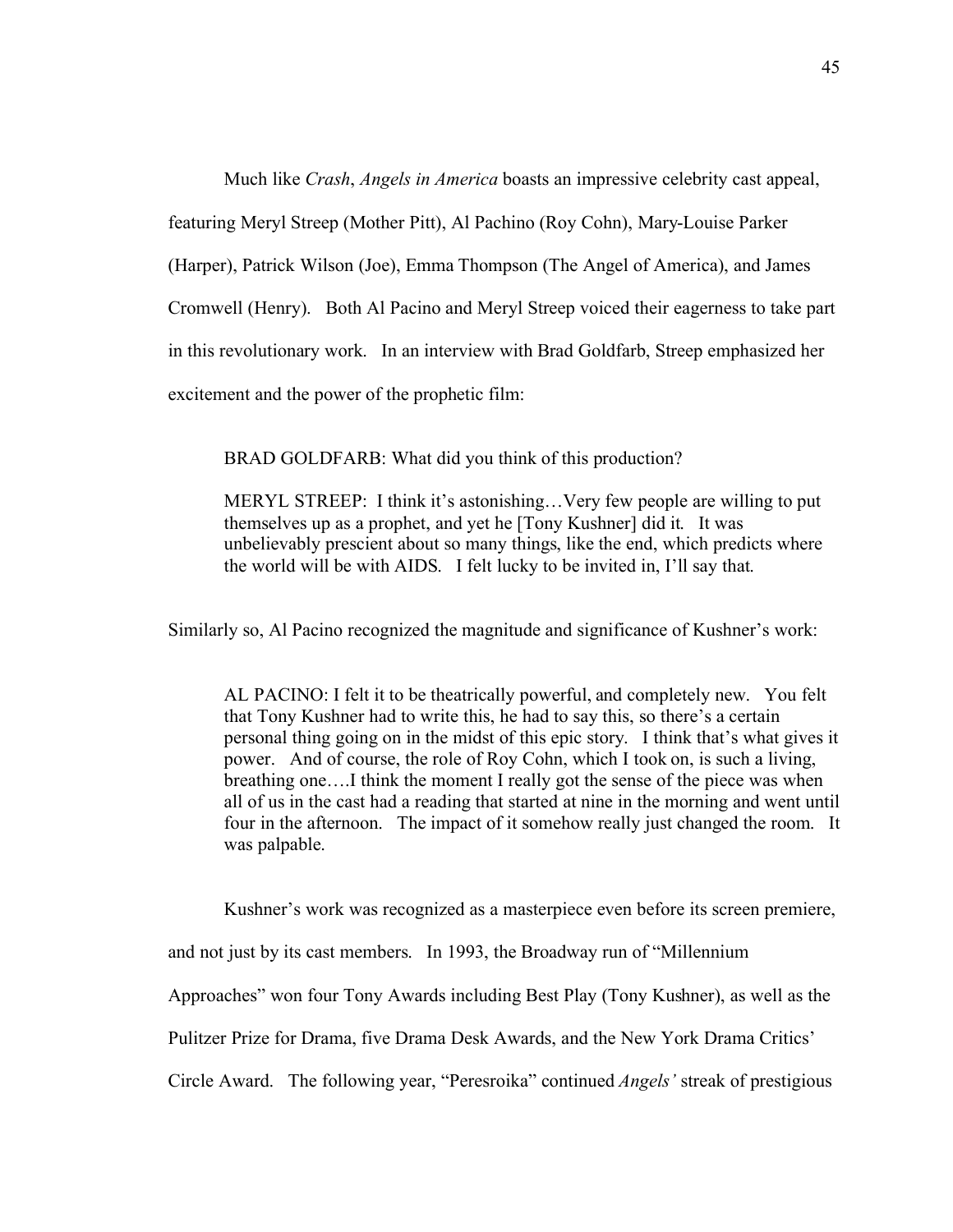Much like *Crash*, *Angels in America* boasts an impressive celebrity cast appeal, featuring Meryl Streep (Mother Pitt), Al Pachino (Roy Cohn), Mary-Louise Parker (Harper), Patrick Wilson (Joe), Emma Thompson (The Angel of America), and James Cromwell (Henry). Both Al Pacino and Meryl Streep voiced their eagerness to take part in this revolutionary work. In an interview with Brad Goldfarb, Streep emphasized her excitement and the power of the prophetic film:

> BRAD GOLDFARB: What did you think of this production?
>
> MERYL STREEP: I think it's astonishing…Very few people are willing to put themselves up as a prophet, and yet he [Tony Kushner] did it. It was unbelievably prescient about so many things, like the end, which predicts where the world will be with AIDS. I felt lucky to be invited in, I'll say that.

Similarly so, Al Pacino recognized the magnitude and significance of Kushner's work:

> AL PACINO: I felt it to be theatrically powerful, and completely new. You felt that Tony Kushner had to write this, he had to say this, so there's a certain personal thing going on in the midst of this epic story. I think that's what gives it power. And of course, the role of Roy Cohn, which I took on, is such a living, breathing one….I think the moment I really got the sense of the piece was when all of us in the cast had a reading that started at nine in the morning and went until four in the afternoon. The impact of it somehow really just changed the room. It was palpable.

Kushner's work was recognized as a masterpiece even before its screen premiere, and not just by its cast members. In 1993, the Broadway run of "Millennium Approaches" won four Tony Awards including Best Play (Tony Kushner), as well as the Pulitzer Prize for Drama, five Drama Desk Awards, and the New York Drama Critics' Circle Award. The following year, "Peresroika" continued *Angels'* streak of prestigious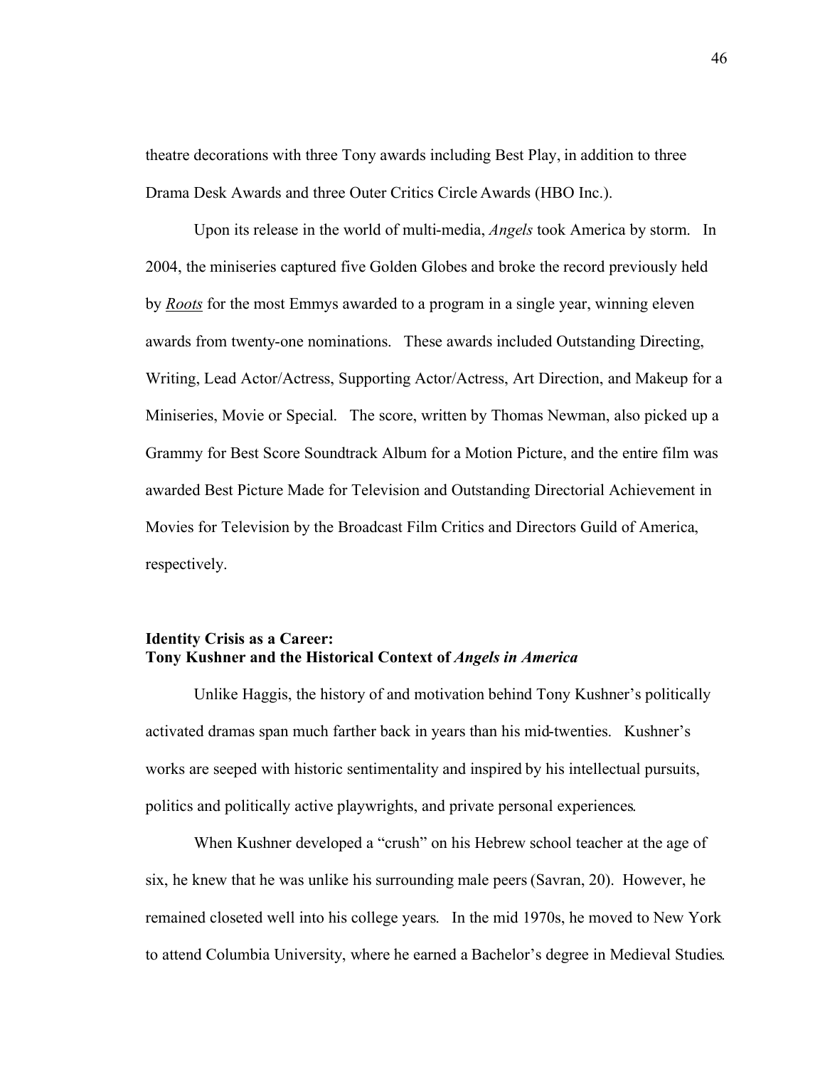theatre decorations with three Tony awards including Best Play, in addition to three Drama Desk Awards and three Outer Critics Circle Awards (HBO Inc.).

Upon its release in the world of multi-media, *Angels* took America by storm. In 2004, the miniseries captured five Golden Globes and broke the record previously held by *Roots* for the most Emmys awarded to a program in a single year, winning eleven awards from twenty-one nominations. These awards included Outstanding Directing, Writing, Lead Actor/Actress, Supporting Actor/Actress, Art Direction, and Makeup for a Miniseries, Movie or Special. The score, written by Thomas Newman, also picked up a Grammy for Best Score Soundtrack Album for a Motion Picture, and the entire film was awarded Best Picture Made for Television and Outstanding Directorial Achievement in Movies for Television by the Broadcast Film Critics and Directors Guild of America, respectively.

### Identity Crisis as a Career: Tony Kushner and the Historical Context of *Angels in America*

Unlike Haggis, the history of and motivation behind Tony Kushner's politically activated dramas span much farther back in years than his mid-twenties. Kushner's works are seeped with historic sentimentality and inspired by his intellectual pursuits, politics and politically active playwrights, and private personal experiences.

When Kushner developed a "crush" on his Hebrew school teacher at the age of six, he knew that he was unlike his surrounding male peers (Savran, 20). However, he remained closeted well into his college years. In the mid 1970s, he moved to New York to attend Columbia University, where he earned a Bachelor's degree in Medieval Studies.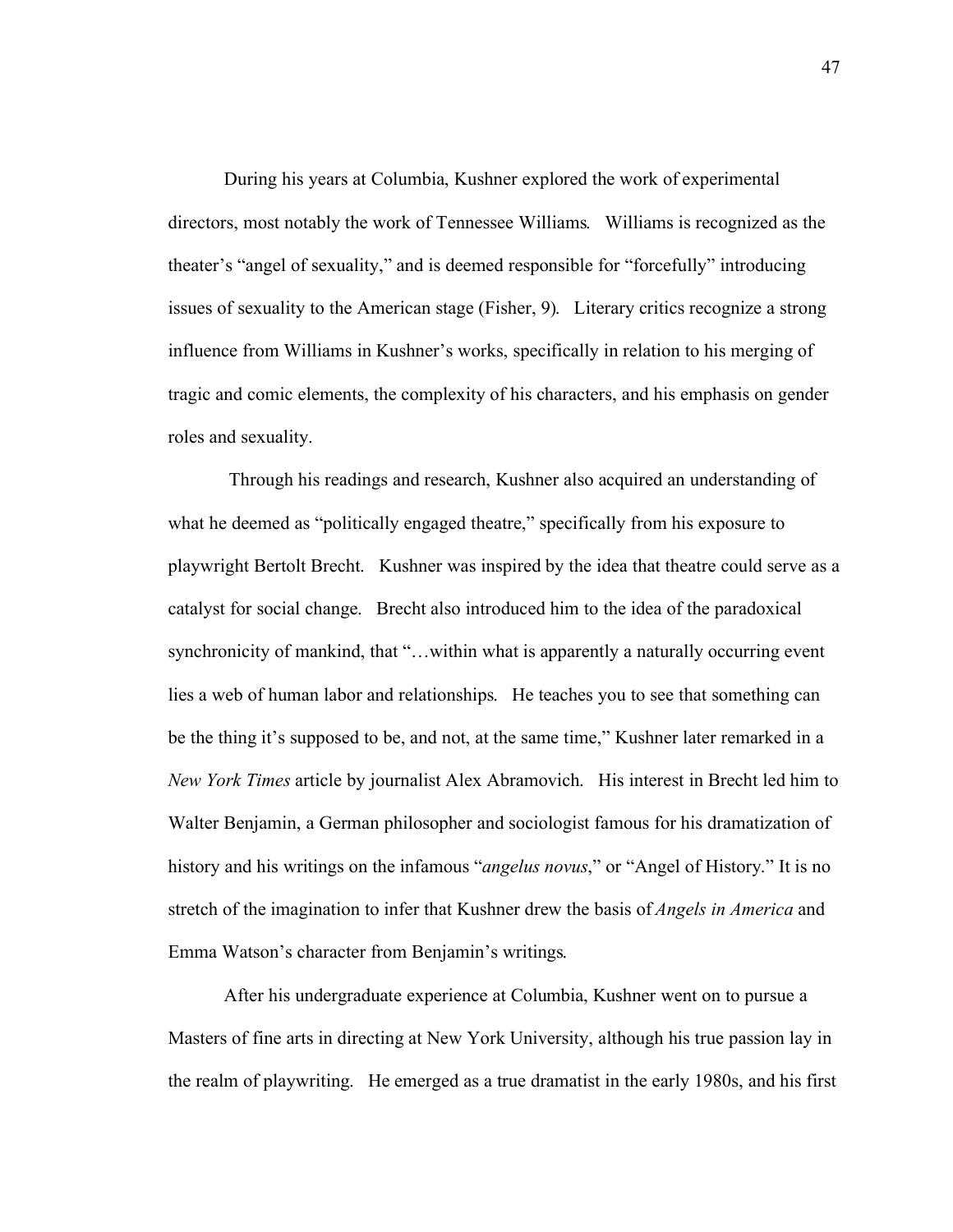During his years at Columbia, Kushner explored the work of experimental directors, most notably the work of Tennessee Williams. Williams is recognized as the theater's "angel of sexuality," and is deemed responsible for "forcefully" introducing issues of sexuality to the American stage (Fisher, 9). Literary critics recognize a strong influence from Williams in Kushner's works, specifically in relation to his merging of tragic and comic elements, the complexity of his characters, and his emphasis on gender roles and sexuality.

Through his readings and research, Kushner also acquired an understanding of what he deemed as "politically engaged theatre," specifically from his exposure to playwright Bertolt Brecht. Kushner was inspired by the idea that theatre could serve as a catalyst for social change. Brecht also introduced him to the idea of the paradoxical synchronicity of mankind, that "…within what is apparently a naturally occurring event lies a web of human labor and relationships. He teaches you to see that something can be the thing it's supposed to be, and not, at the same time," Kushner later remarked in a *New York Times* article by journalist Alex Abramovich. His interest in Brecht led him to Walter Benjamin, a German philosopher and sociologist famous for his dramatization of history and his writings on the infamous "*angelus novus*," or "Angel of History." It is no stretch of the imagination to infer that Kushner drew the basis of *Angels in America* and Emma Watson's character from Benjamin's writings.

After his undergraduate experience at Columbia, Kushner went on to pursue a Masters of fine arts in directing at New York University, although his true passion lay in the realm of playwriting. He emerged as a true dramatist in the early 1980s, and his first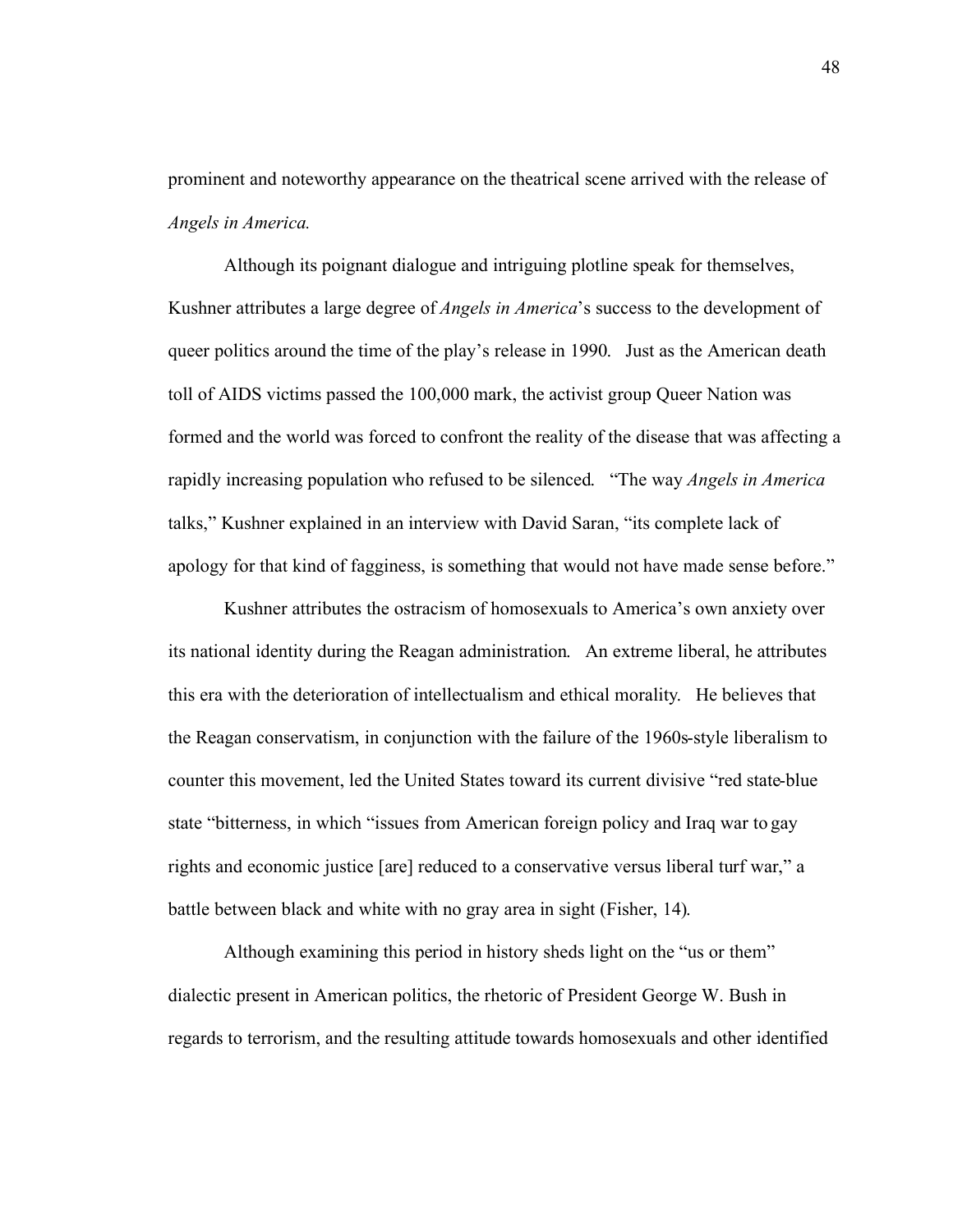prominent and noteworthy appearance on the theatrical scene arrived with the release of *Angels in America.*

Although its poignant dialogue and intriguing plotline speak for themselves, Kushner attributes a large degree of *Angels in America*'s success to the development of queer politics around the time of the play's release in 1990. Just as the American death toll of AIDS victims passed the 100,000 mark, the activist group Queer Nation was formed and the world was forced to confront the reality of the disease that was affecting a rapidly increasing population who refused to be silenced. "The way *Angels in America* talks," Kushner explained in an interview with David Saran, "its complete lack of apology for that kind of fagginess, is something that would not have made sense before."

Kushner attributes the ostracism of homosexuals to America's own anxiety over its national identity during the Reagan administration. An extreme liberal, he attributes this era with the deterioration of intellectualism and ethical morality. He believes that the Reagan conservatism, in conjunction with the failure of the 1960s-style liberalism to counter this movement, led the United States toward its current divisive "red state-blue state "bitterness, in which "issues from American foreign policy and Iraq war to gay rights and economic justice [are] reduced to a conservative versus liberal turf war," a battle between black and white with no gray area in sight (Fisher, 14).

Although examining this period in history sheds light on the "us or them" dialectic present in American politics, the rhetoric of President George W. Bush in regards to terrorism, and the resulting attitude towards homosexuals and other identified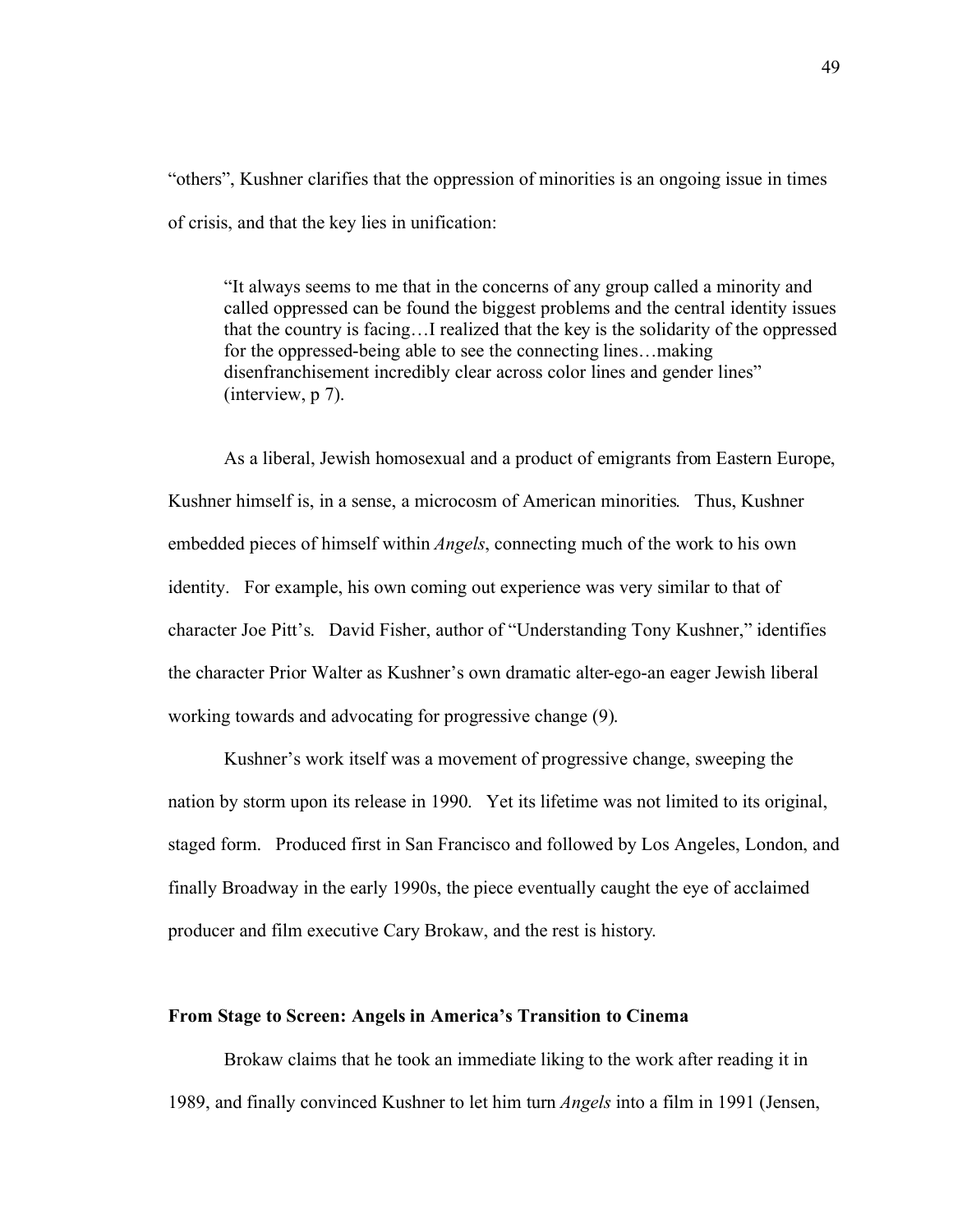"others", Kushner clarifies that the oppression of minorities is an ongoing issue in times of crisis, and that the key lies in unification:

> "It always seems to me that in the concerns of any group called a minority and called oppressed can be found the biggest problems and the central identity issues that the country is facing…I realized that the key is the solidarity of the oppressed for the oppressed-being able to see the connecting lines…making disenfranchisement incredibly clear across color lines and gender lines" (interview, p 7).

As a liberal, Jewish homosexual and a product of emigrants from Eastern Europe, Kushner himself is, in a sense, a microcosm of American minorities. Thus, Kushner embedded pieces of himself within *Angels*, connecting much of the work to his own identity. For example, his own coming out experience was very similar to that of character Joe Pitt's. David Fisher, author of "Understanding Tony Kushner," identifies the character Prior Walter as Kushner's own dramatic alter-ego-an eager Jewish liberal working towards and advocating for progressive change (9).

Kushner's work itself was a movement of progressive change, sweeping the nation by storm upon its release in 1990. Yet its lifetime was not limited to its original, staged form. Produced first in San Francisco and followed by Los Angeles, London, and finally Broadway in the early 1990s, the piece eventually caught the eye of acclaimed producer and film executive Cary Brokaw, and the rest is history.

**From Stage to Screen: Angels in America's Transition to Cinema**

Brokaw claims that he took an immediate liking to the work after reading it in 1989, and finally convinced Kushner to let him turn *Angels* into a film in 1991 (Jensen,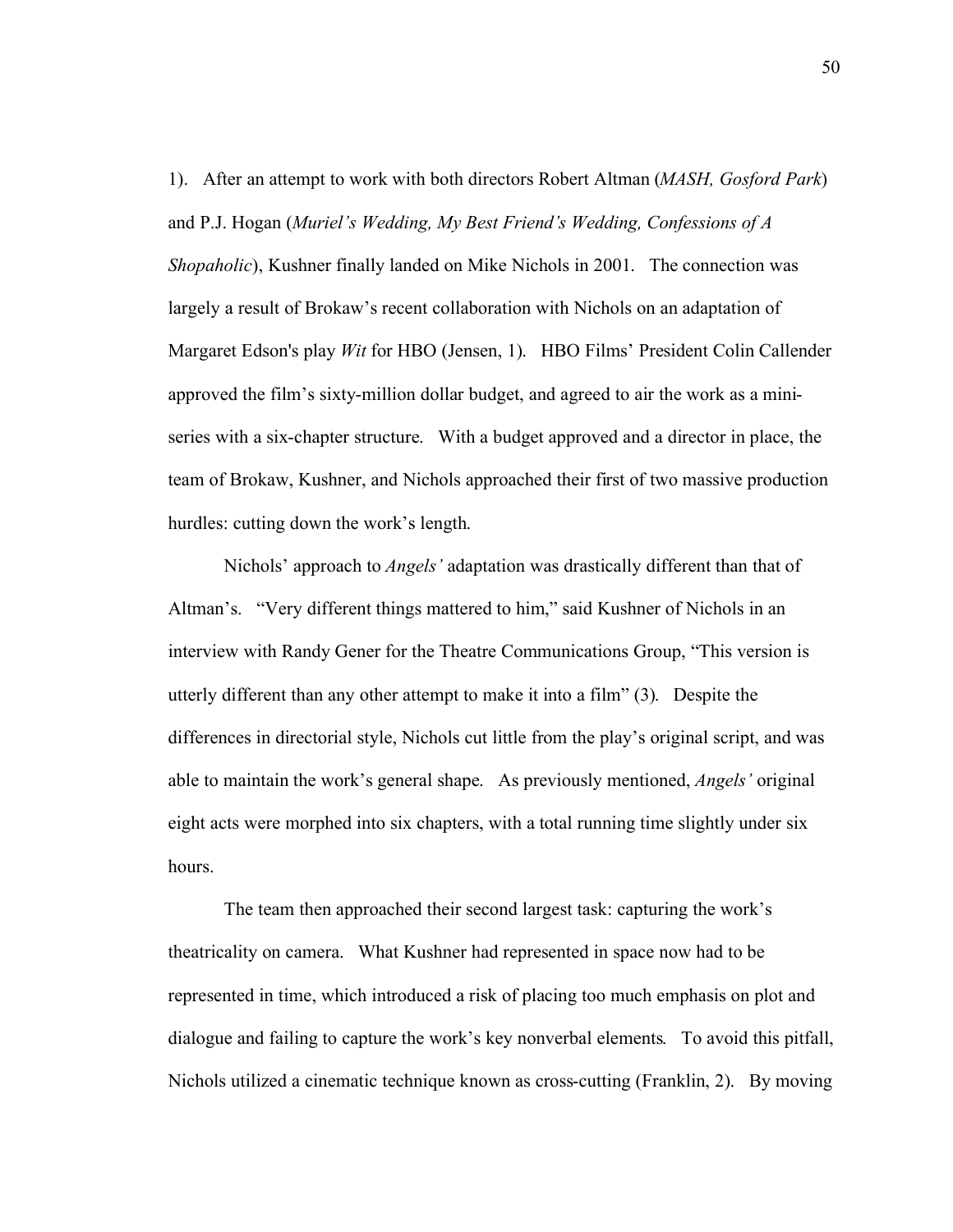1). After an attempt to work with both directors Robert Altman (*MASH, Gosford Park*) and P.J. Hogan (*Muriel's Wedding, My Best Friend's Wedding, Confessions of A Shopaholic*), Kushner finally landed on Mike Nichols in 2001. The connection was largely a result of Brokaw's recent collaboration with Nichols on an adaptation of Margaret Edson's play *Wit* for HBO (Jensen, 1). HBO Films' President Colin Callender approved the film's sixty-million dollar budget, and agreed to air the work as a mini-series with a six-chapter structure. With a budget approved and a director in place, the team of Brokaw, Kushner, and Nichols approached their first of two massive production hurdles: cutting down the work's length.

Nichols' approach to *Angels'* adaptation was drastically different than that of Altman's. "Very different things mattered to him," said Kushner of Nichols in an interview with Randy Gener for the Theatre Communications Group, "This version is utterly different than any other attempt to make it into a film" (3). Despite the differences in directorial style, Nichols cut little from the play's original script, and was able to maintain the work's general shape. As previously mentioned, *Angels'* original eight acts were morphed into six chapters, with a total running time slightly under six hours.

The team then approached their second largest task: capturing the work's theatricality on camera. What Kushner had represented in space now had to be represented in time, which introduced a risk of placing too much emphasis on plot and dialogue and failing to capture the work's key nonverbal elements. To avoid this pitfall, Nichols utilized a cinematic technique known as cross-cutting (Franklin, 2). By moving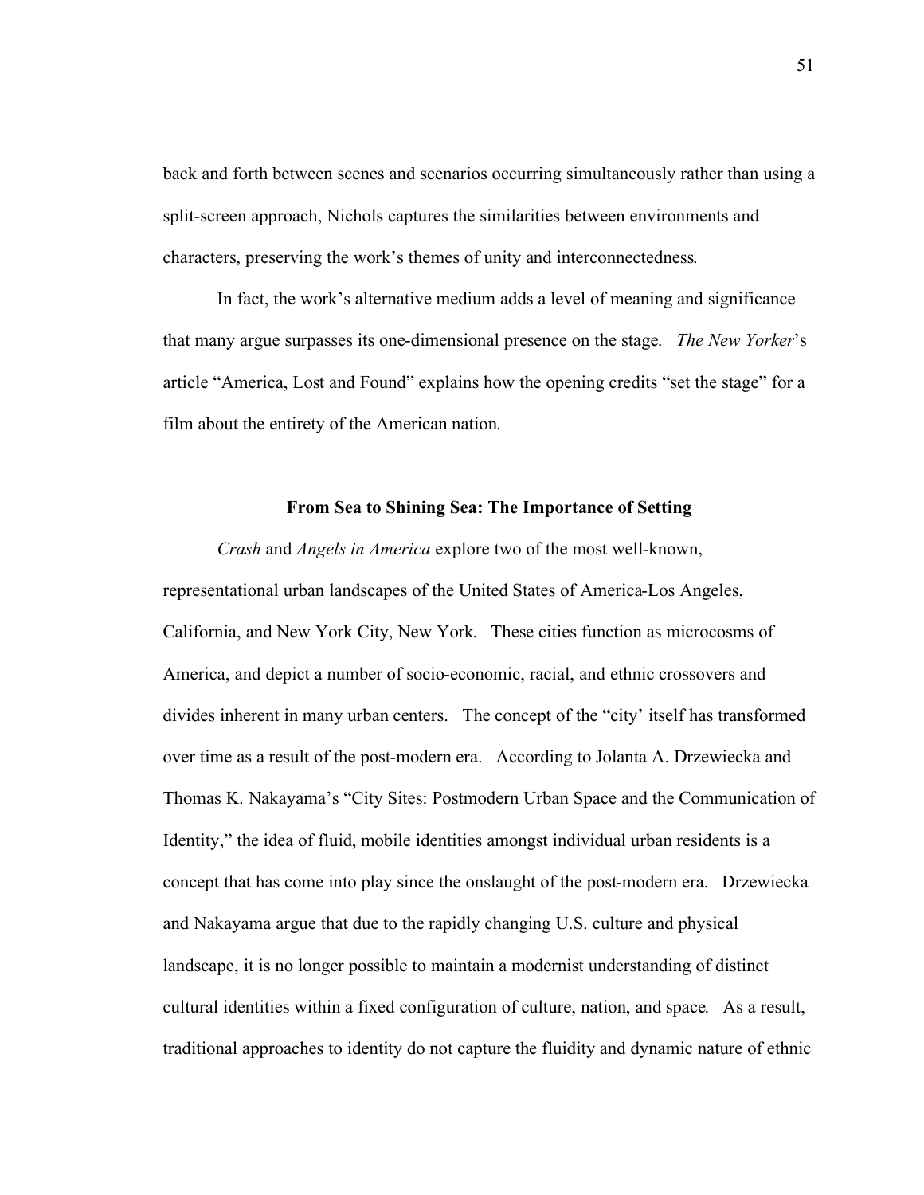back and forth between scenes and scenarios occurring simultaneously rather than using a split-screen approach, Nichols captures the similarities between environments and characters, preserving the work's themes of unity and interconnectedness.

In fact, the work's alternative medium adds a level of meaning and significance that many argue surpasses its one-dimensional presence on the stage. *The New Yorker*'s article "America, Lost and Found" explains how the opening credits "set the stage" for a film about the entirety of the American nation.

## From Sea to Shining Sea: The Importance of Setting

*Crash* and *Angels in America* explore two of the most well-known, representational urban landscapes of the United States of America-Los Angeles, California, and New York City, New York. These cities function as microcosms of America, and depict a number of socio-economic, racial, and ethnic crossovers and divides inherent in many urban centers. The concept of the "city' itself has transformed over time as a result of the post-modern era. According to Jolanta A. Drzewiecka and Thomas K. Nakayama's "City Sites: Postmodern Urban Space and the Communication of Identity," the idea of fluid, mobile identities amongst individual urban residents is a concept that has come into play since the onslaught of the post-modern era. Drzewiecka and Nakayama argue that due to the rapidly changing U.S. culture and physical landscape, it is no longer possible to maintain a modernist understanding of distinct cultural identities within a fixed configuration of culture, nation, and space. As a result, traditional approaches to identity do not capture the fluidity and dynamic nature of ethnic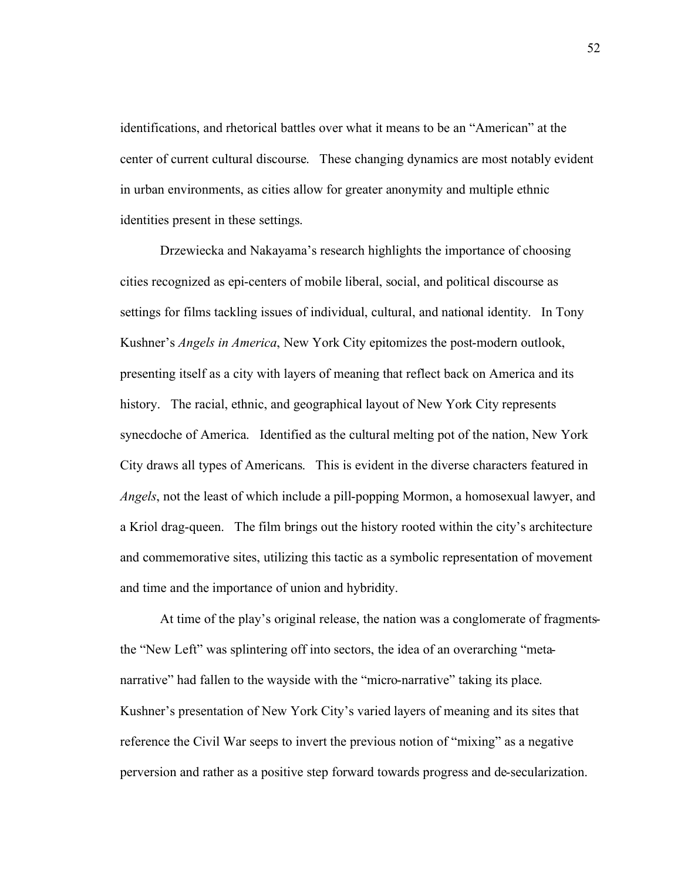identifications, and rhetorical battles over what it means to be an "American" at the center of current cultural discourse. These changing dynamics are most notably evident in urban environments, as cities allow for greater anonymity and multiple ethnic identities present in these settings.

Drzewiecka and Nakayama's research highlights the importance of choosing cities recognized as epi-centers of mobile liberal, social, and political discourse as settings for films tackling issues of individual, cultural, and national identity. In Tony Kushner's *Angels in America*, New York City epitomizes the post-modern outlook, presenting itself as a city with layers of meaning that reflect back on America and its history. The racial, ethnic, and geographical layout of New York City represents synecdoche of America. Identified as the cultural melting pot of the nation, New York City draws all types of Americans. This is evident in the diverse characters featured in *Angels*, not the least of which include a pill-popping Mormon, a homosexual lawyer, and a Kriol drag-queen. The film brings out the history rooted within the city's architecture and commemorative sites, utilizing this tactic as a symbolic representation of movement and time and the importance of union and hybridity.

At time of the play's original release, the nation was a conglomerate of fragments-the "New Left" was splintering off into sectors, the idea of an overarching "meta-narrative" had fallen to the wayside with the "micro-narrative" taking its place. Kushner's presentation of New York City's varied layers of meaning and its sites that reference the Civil War seeps to invert the previous notion of "mixing" as a negative perversion and rather as a positive step forward towards progress and de-secularization.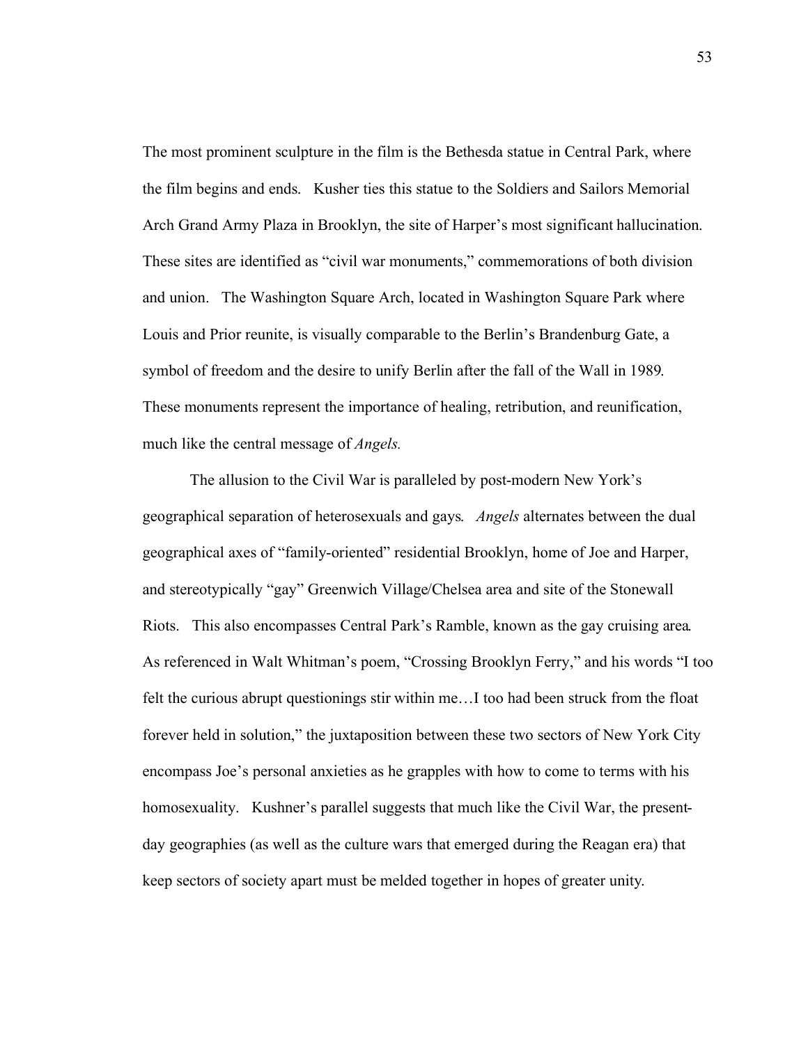The most prominent sculpture in the film is the Bethesda statue in Central Park, where the film begins and ends. Kusher ties this statue to the Soldiers and Sailors Memorial Arch Grand Army Plaza in Brooklyn, the site of Harper's most significant hallucination. These sites are identified as "civil war monuments," commemorations of both division and union. The Washington Square Arch, located in Washington Square Park where Louis and Prior reunite, is visually comparable to the Berlin's Brandenburg Gate, a symbol of freedom and the desire to unify Berlin after the fall of the Wall in 1989. These monuments represent the importance of healing, retribution, and reunification, much like the central message of *Angels.*

The allusion to the Civil War is paralleled by post-modern New York's geographical separation of heterosexuals and gays. *Angels* alternates between the dual geographical axes of "family-oriented" residential Brooklyn, home of Joe and Harper, and stereotypically "gay" Greenwich Village/Chelsea area and site of the Stonewall Riots. This also encompasses Central Park's Ramble, known as the gay cruising area. As referenced in Walt Whitman's poem, "Crossing Brooklyn Ferry," and his words "I too felt the curious abrupt questionings stir within me…I too had been struck from the float forever held in solution," the juxtaposition between these two sectors of New York City encompass Joe's personal anxieties as he grapples with how to come to terms with his homosexuality. Kushner's parallel suggests that much like the Civil War, the present-day geographies (as well as the culture wars that emerged during the Reagan era) that keep sectors of society apart must be melded together in hopes of greater unity.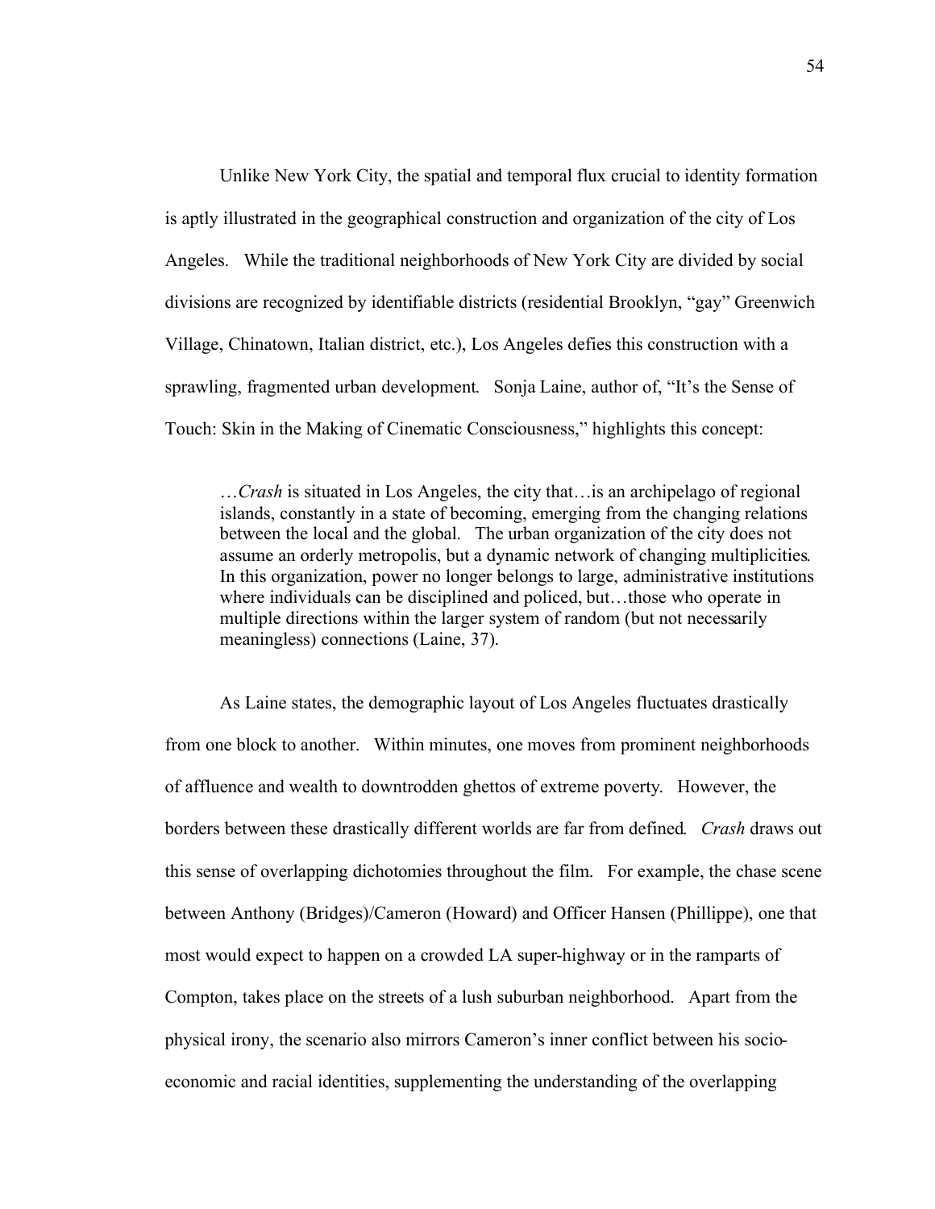Unlike New York City, the spatial and temporal flux crucial to identity formation is aptly illustrated in the geographical construction and organization of the city of Los Angeles. While the traditional neighborhoods of New York City are divided by social divisions are recognized by identifiable districts (residential Brooklyn, "gay" Greenwich Village, Chinatown, Italian district, etc.), Los Angeles defies this construction with a sprawling, fragmented urban development. Sonja Laine, author of, "It's the Sense of Touch: Skin in the Making of Cinematic Consciousness," highlights this concept:

> …*Crash* is situated in Los Angeles, the city that…is an archipelago of regional islands, constantly in a state of becoming, emerging from the changing relations between the local and the global. The urban organization of the city does not assume an orderly metropolis, but a dynamic network of changing multiplicities. In this organization, power no longer belongs to large, administrative institutions where individuals can be disciplined and policed, but…those who operate in multiple directions within the larger system of random (but not necessarily meaningless) connections (Laine, 37).

As Laine states, the demographic layout of Los Angeles fluctuates drastically from one block to another. Within minutes, one moves from prominent neighborhoods of affluence and wealth to downtrodden ghettos of extreme poverty. However, the borders between these drastically different worlds are far from defined. *Crash* draws out this sense of overlapping dichotomies throughout the film. For example, the chase scene between Anthony (Bridges)/Cameron (Howard) and Officer Hansen (Phillippe), one that most would expect to happen on a crowded LA super-highway or in the ramparts of Compton, takes place on the streets of a lush suburban neighborhood. Apart from the physical irony, the scenario also mirrors Cameron's inner conflict between his socio-economic and racial identities, supplementing the understanding of the overlapping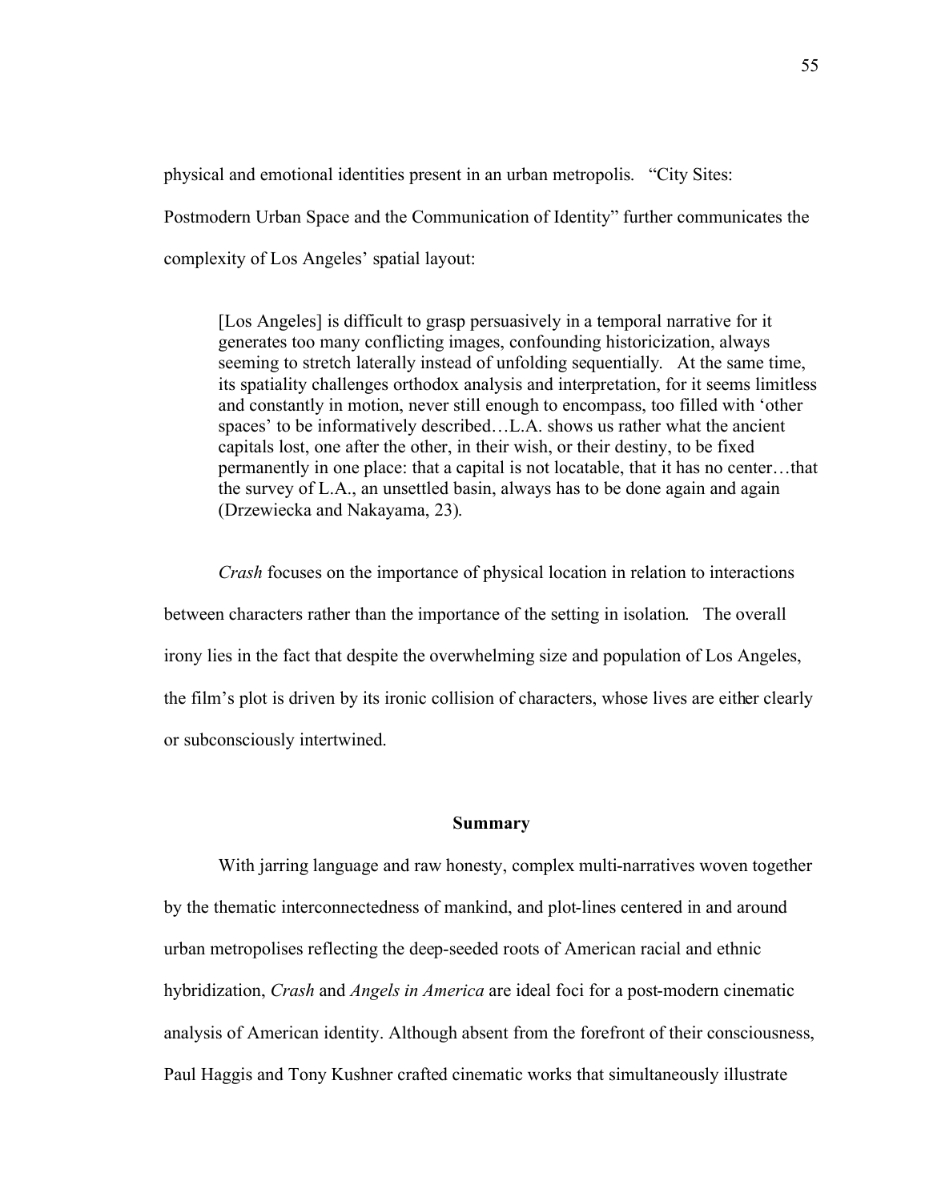physical and emotional identities present in an urban metropolis. "City Sites: Postmodern Urban Space and the Communication of Identity" further communicates the complexity of Los Angeles' spatial layout:

> [Los Angeles] is difficult to grasp persuasively in a temporal narrative for it generates too many conflicting images, confounding historicization, always seeming to stretch laterally instead of unfolding sequentially. At the same time, its spatiality challenges orthodox analysis and interpretation, for it seems limitless and constantly in motion, never still enough to encompass, too filled with 'other spaces' to be informatively described…L.A. shows us rather what the ancient capitals lost, one after the other, in their wish, or their destiny, to be fixed permanently in one place: that a capital is not locatable, that it has no center…that the survey of L.A., an unsettled basin, always has to be done again and again (Drzewiecka and Nakayama, 23).

*Crash* focuses on the importance of physical location in relation to interactions between characters rather than the importance of the setting in isolation. The overall irony lies in the fact that despite the overwhelming size and population of Los Angeles, the film's plot is driven by its ironic collision of characters, whose lives are either clearly or subconsciously intertwined.

## Summary

With jarring language and raw honesty, complex multi-narratives woven together by the thematic interconnectedness of mankind, and plot-lines centered in and around urban metropolises reflecting the deep-seeded roots of American racial and ethnic hybridization, *Crash* and *Angels in America* are ideal foci for a post-modern cinematic analysis of American identity. Although absent from the forefront of their consciousness, Paul Haggis and Tony Kushner crafted cinematic works that simultaneously illustrate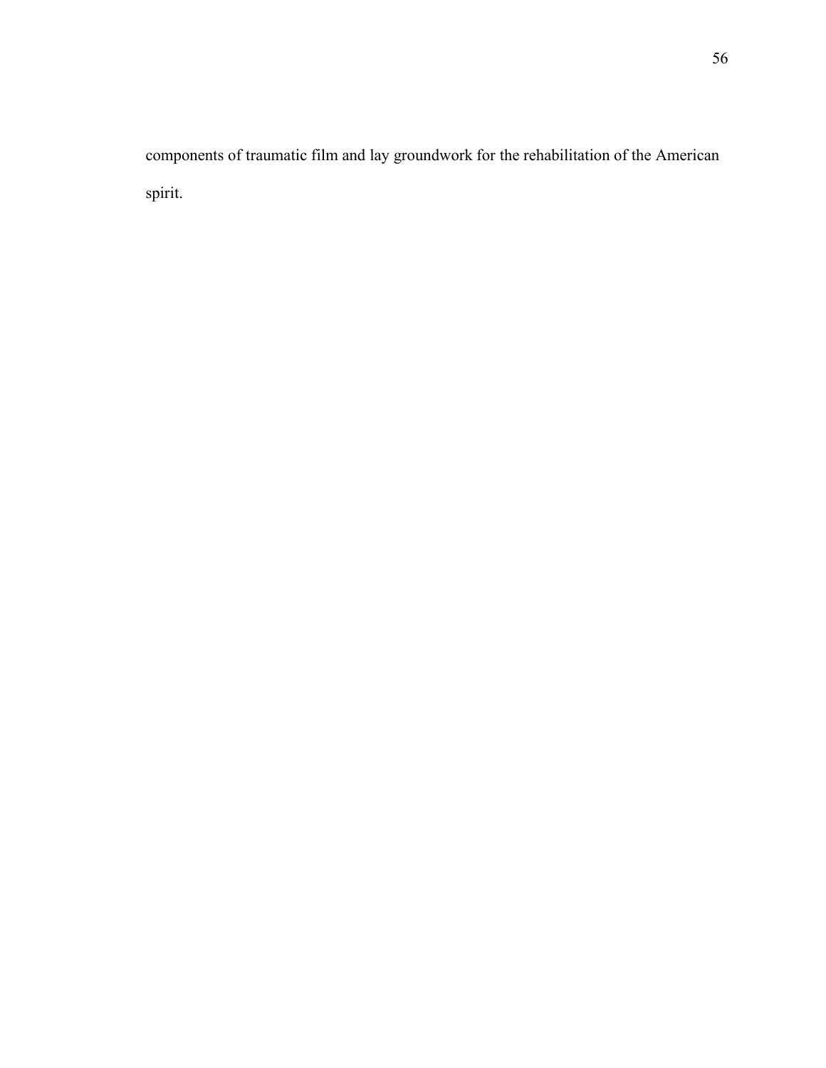components of traumatic film and lay groundwork for the rehabilitation of the American spirit.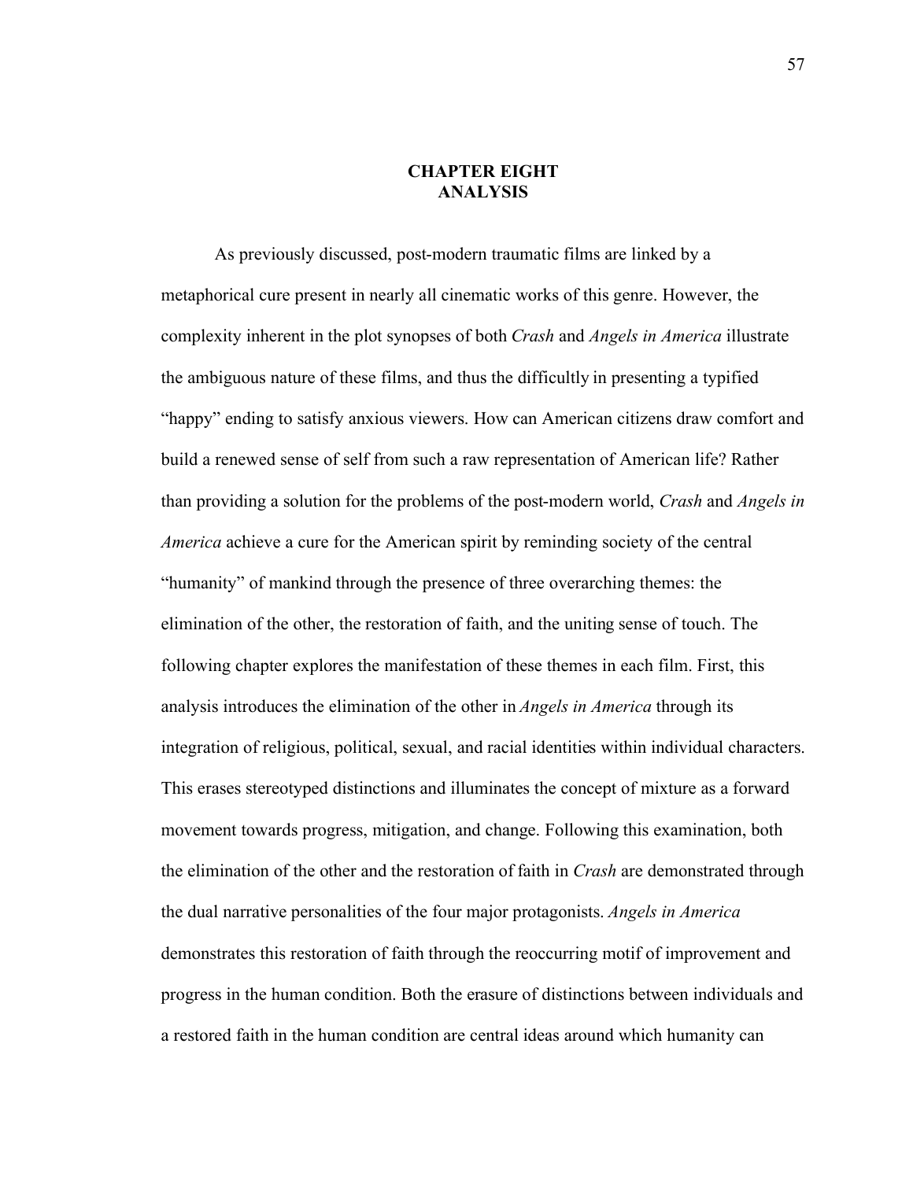# CHAPTER EIGHT
# ANALYSIS

As previously discussed, post-modern traumatic films are linked by a metaphorical cure present in nearly all cinematic works of this genre. However, the complexity inherent in the plot synopses of both *Crash* and *Angels in America* illustrate the ambiguous nature of these films, and thus the difficultly in presenting a typified "happy" ending to satisfy anxious viewers. How can American citizens draw comfort and build a renewed sense of self from such a raw representation of American life? Rather than providing a solution for the problems of the post-modern world, *Crash* and *Angels in America* achieve a cure for the American spirit by reminding society of the central "humanity" of mankind through the presence of three overarching themes: the elimination of the other, the restoration of faith, and the uniting sense of touch. The following chapter explores the manifestation of these themes in each film. First, this analysis introduces the elimination of the other in *Angels in America* through its integration of religious, political, sexual, and racial identities within individual characters. This erases stereotyped distinctions and illuminates the concept of mixture as a forward movement towards progress, mitigation, and change. Following this examination, both the elimination of the other and the restoration of faith in *Crash* are demonstrated through the dual narrative personalities of the four major protagonists. *Angels in America* demonstrates this restoration of faith through the reoccurring motif of improvement and progress in the human condition. Both the erasure of distinctions between individuals and a restored faith in the human condition are central ideas around which humanity can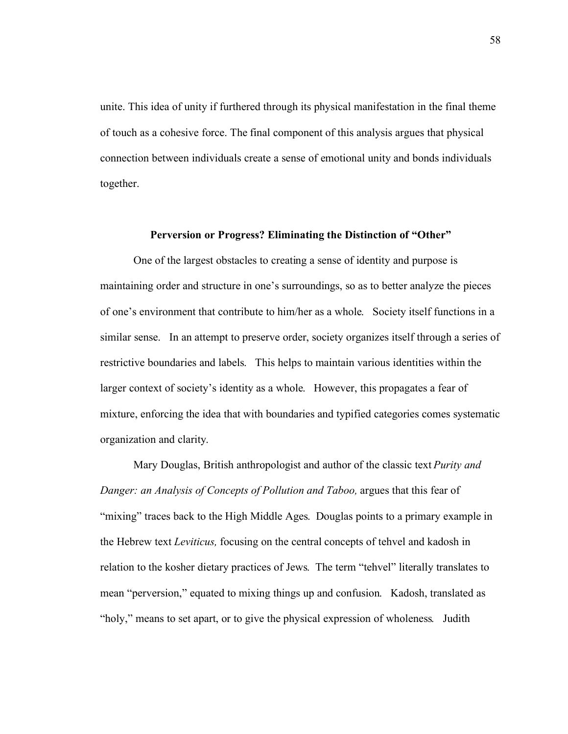unite. This idea of unity if furthered through its physical manifestation in the final theme of touch as a cohesive force. The final component of this analysis argues that physical connection between individuals create a sense of emotional unity and bonds individuals together.

### Perversion or Progress? Eliminating the Distinction of "Other"

One of the largest obstacles to creating a sense of identity and purpose is maintaining order and structure in one's surroundings, so as to better analyze the pieces of one's environment that contribute to him/her as a whole. Society itself functions in a similar sense. In an attempt to preserve order, society organizes itself through a series of restrictive boundaries and labels. This helps to maintain various identities within the larger context of society's identity as a whole. However, this propagates a fear of mixture, enforcing the idea that with boundaries and typified categories comes systematic organization and clarity.

Mary Douglas, British anthropologist and author of the classic text *Purity and Danger: an Analysis of Concepts of Pollution and Taboo,* argues that this fear of "mixing" traces back to the High Middle Ages. Douglas points to a primary example in the Hebrew text *Leviticus,* focusing on the central concepts of tehvel and kadosh in relation to the kosher dietary practices of Jews. The term "tehvel" literally translates to mean "perversion," equated to mixing things up and confusion. Kadosh, translated as "holy," means to set apart, or to give the physical expression of wholeness. Judith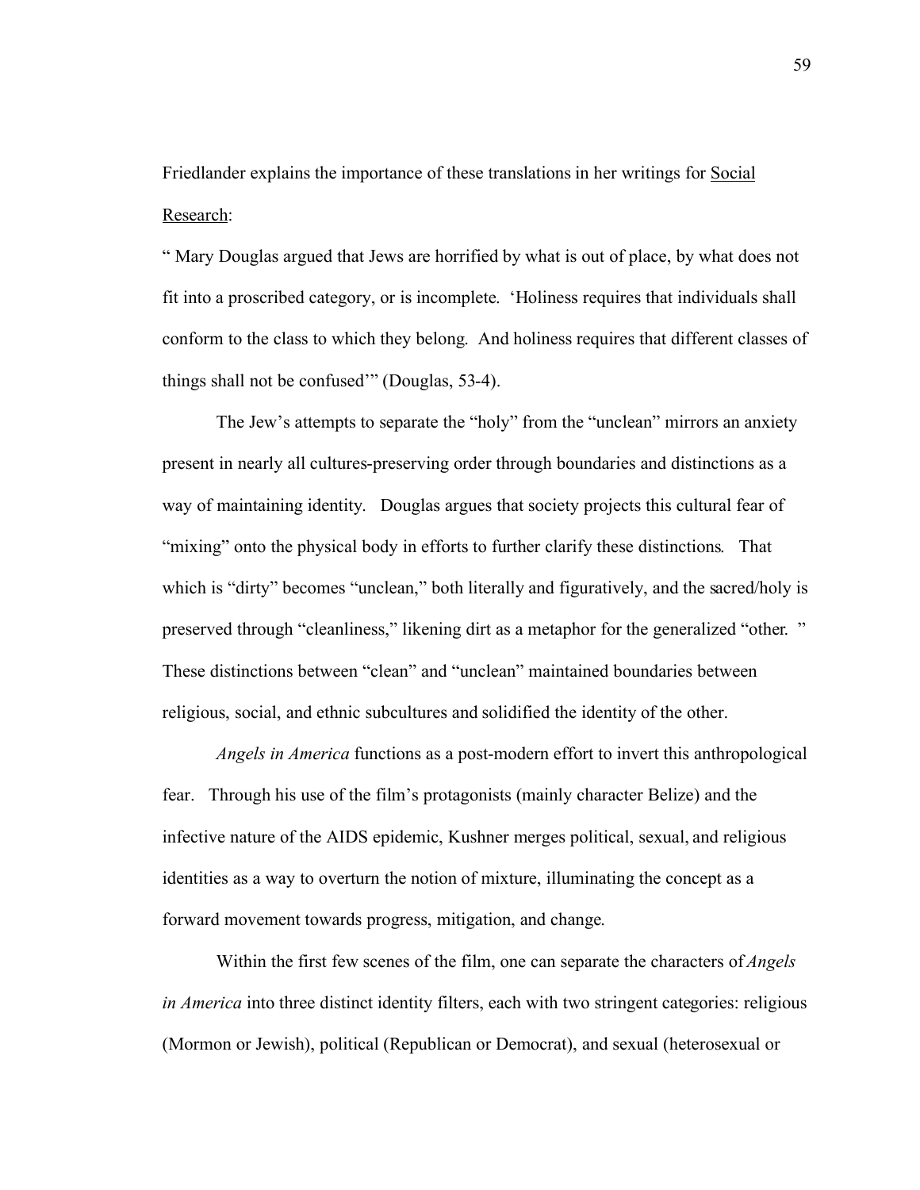Friedlander explains the importance of these translations in her writings for Social Research:

" Mary Douglas argued that Jews are horrified by what is out of place, by what does not fit into a proscribed category, or is incomplete. 'Holiness requires that individuals shall conform to the class to which they belong. And holiness requires that different classes of things shall not be confused'" (Douglas, 53-4).

The Jew's attempts to separate the "holy" from the "unclean" mirrors an anxiety present in nearly all cultures-preserving order through boundaries and distinctions as a way of maintaining identity. Douglas argues that society projects this cultural fear of "mixing" onto the physical body in efforts to further clarify these distinctions. That which is "dirty" becomes "unclean," both literally and figuratively, and the sacred/holy is preserved through "cleanliness," likening dirt as a metaphor for the generalized "other. " These distinctions between "clean" and "unclean" maintained boundaries between religious, social, and ethnic subcultures and solidified the identity of the other.

*Angels in America* functions as a post-modern effort to invert this anthropological fear. Through his use of the film's protagonists (mainly character Belize) and the infective nature of the AIDS epidemic, Kushner merges political, sexual, and religious identities as a way to overturn the notion of mixture, illuminating the concept as a forward movement towards progress, mitigation, and change.

Within the first few scenes of the film, one can separate the characters of *Angels in America* into three distinct identity filters, each with two stringent categories: religious (Mormon or Jewish), political (Republican or Democrat), and sexual (heterosexual or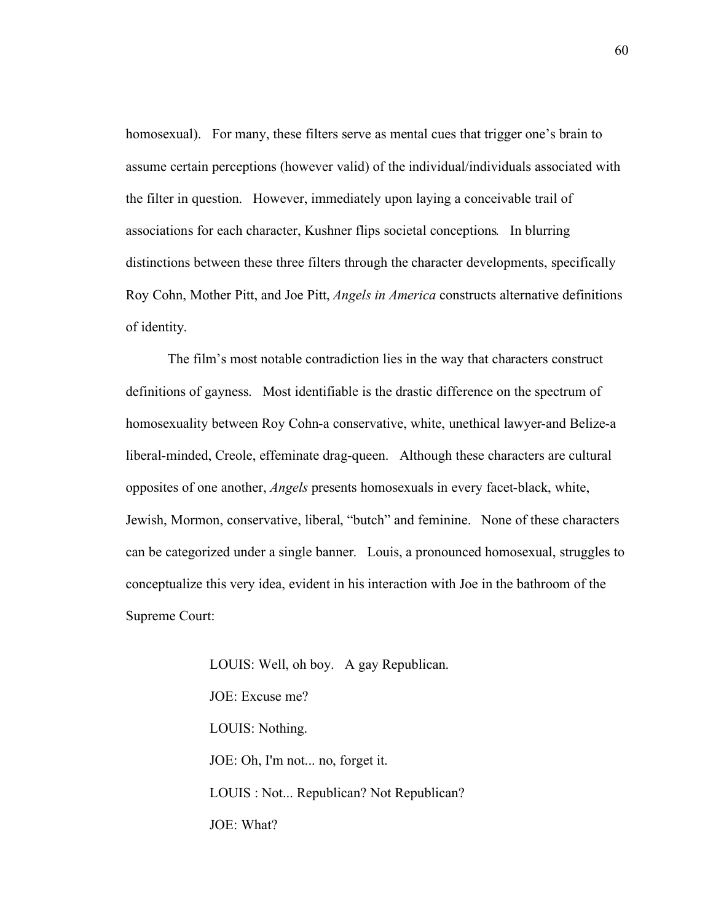homosexual). For many, these filters serve as mental cues that trigger one's brain to assume certain perceptions (however valid) of the individual/individuals associated with the filter in question. However, immediately upon laying a conceivable trail of associations for each character, Kushner flips societal conceptions. In blurring distinctions between these three filters through the character developments, specifically Roy Cohn, Mother Pitt, and Joe Pitt, *Angels in America* constructs alternative definitions of identity.

The film's most notable contradiction lies in the way that characters construct definitions of gayness. Most identifiable is the drastic difference on the spectrum of homosexuality between Roy Cohn-a conservative, white, unethical lawyer-and Belize-a liberal-minded, Creole, effeminate drag-queen. Although these characters are cultural opposites of one another, *Angels* presents homosexuals in every facet-black, white, Jewish, Mormon, conservative, liberal, "butch" and feminine. None of these characters can be categorized under a single banner. Louis, a pronounced homosexual, struggles to conceptualize this very idea, evident in his interaction with Joe in the bathroom of the Supreme Court:

> LOUIS: Well, oh boy. A gay Republican.
>
> JOE: Excuse me?
>
> LOUIS: Nothing.
>
> JOE: Oh, I'm not... no, forget it.
>
> LOUIS : Not... Republican? Not Republican?
>
> JOE: What?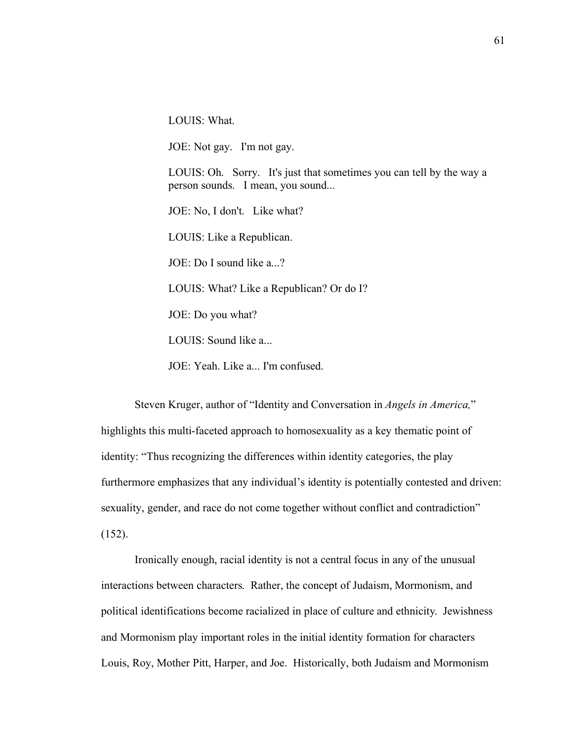LOUIS: What.

JOE: Not gay. I'm not gay.

LOUIS: Oh. Sorry. It's just that sometimes you can tell by the way a person sounds. I mean, you sound...

JOE: No, I don't. Like what?

LOUIS: Like a Republican.

JOE: Do I sound like a...?

LOUIS: What? Like a Republican? Or do I?

JOE: Do you what?

LOUIS: Sound like a...

JOE: Yeah. Like a... I'm confused.

Steven Kruger, author of "Identity and Conversation in *Angels in America,*" highlights this multi-faceted approach to homosexuality as a key thematic point of identity: "Thus recognizing the differences within identity categories, the play furthermore emphasizes that any individual's identity is potentially contested and driven: sexuality, gender, and race do not come together without conflict and contradiction" (152).

Ironically enough, racial identity is not a central focus in any of the unusual interactions between characters. Rather, the concept of Judaism, Mormonism, and political identifications become racialized in place of culture and ethnicity. Jewishness and Mormonism play important roles in the initial identity formation for characters Louis, Roy, Mother Pitt, Harper, and Joe. Historically, both Judaism and Mormonism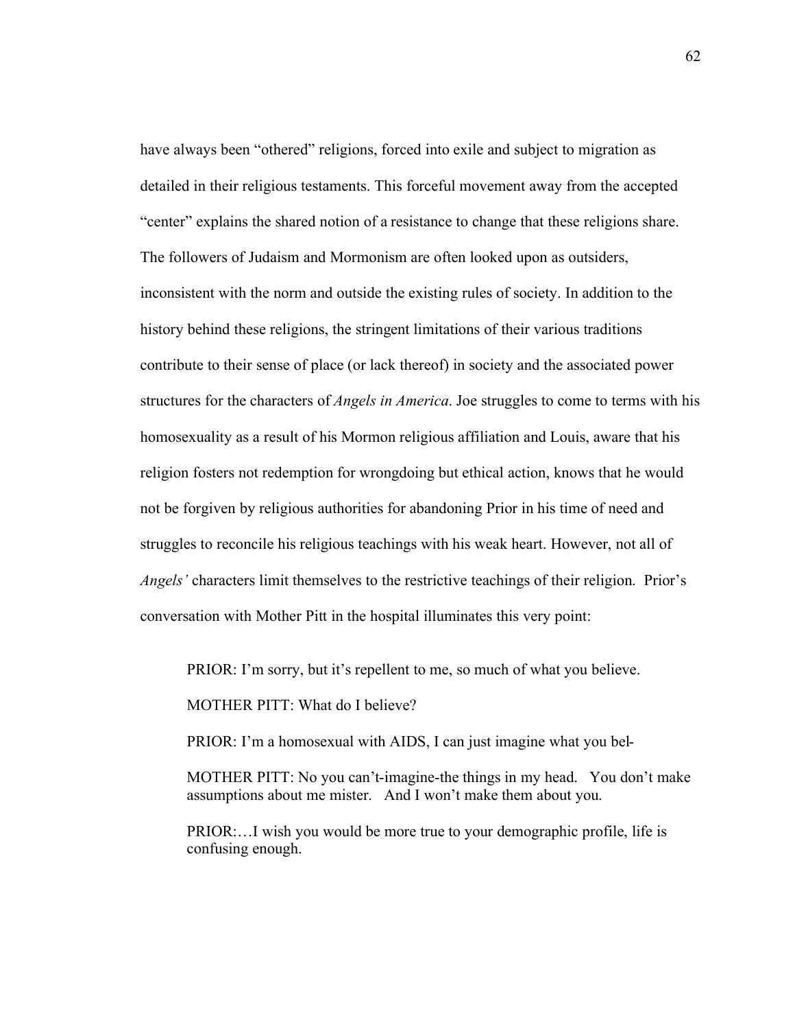have always been “othered” religions, forced into exile and subject to migration as detailed in their religious testaments. This forceful movement away from the accepted “center” explains the shared notion of a resistance to change that these religions share. The followers of Judaism and Mormonism are often looked upon as outsiders, inconsistent with the norm and outside the existing rules of society. In addition to the history behind these religions, the stringent limitations of their various traditions contribute to their sense of place (or lack thereof) in society and the associated power structures for the characters of *Angels in America*. Joe struggles to come to terms with his homosexuality as a result of his Mormon religious affiliation and Louis, aware that his religion fosters not redemption for wrongdoing but ethical action, knows that he would not be forgiven by religious authorities for abandoning Prior in his time of need and struggles to reconcile his religious teachings with his weak heart. However, not all of *Angels'* characters limit themselves to the restrictive teachings of their religion. Prior's conversation with Mother Pitt in the hospital illuminates this very point:

> PRIOR: I'm sorry, but it's repellent to me, so much of what you believe.
>
> MOTHER PITT: What do I believe?
>
> PRIOR: I'm a homosexual with AIDS, I can just imagine what you bel-
>
> MOTHER PITT: No you can't-imagine-the things in my head. You don't make assumptions about me mister. And I won't make them about you.
>
> PRIOR:…I wish you would be more true to your demographic profile, life is confusing enough.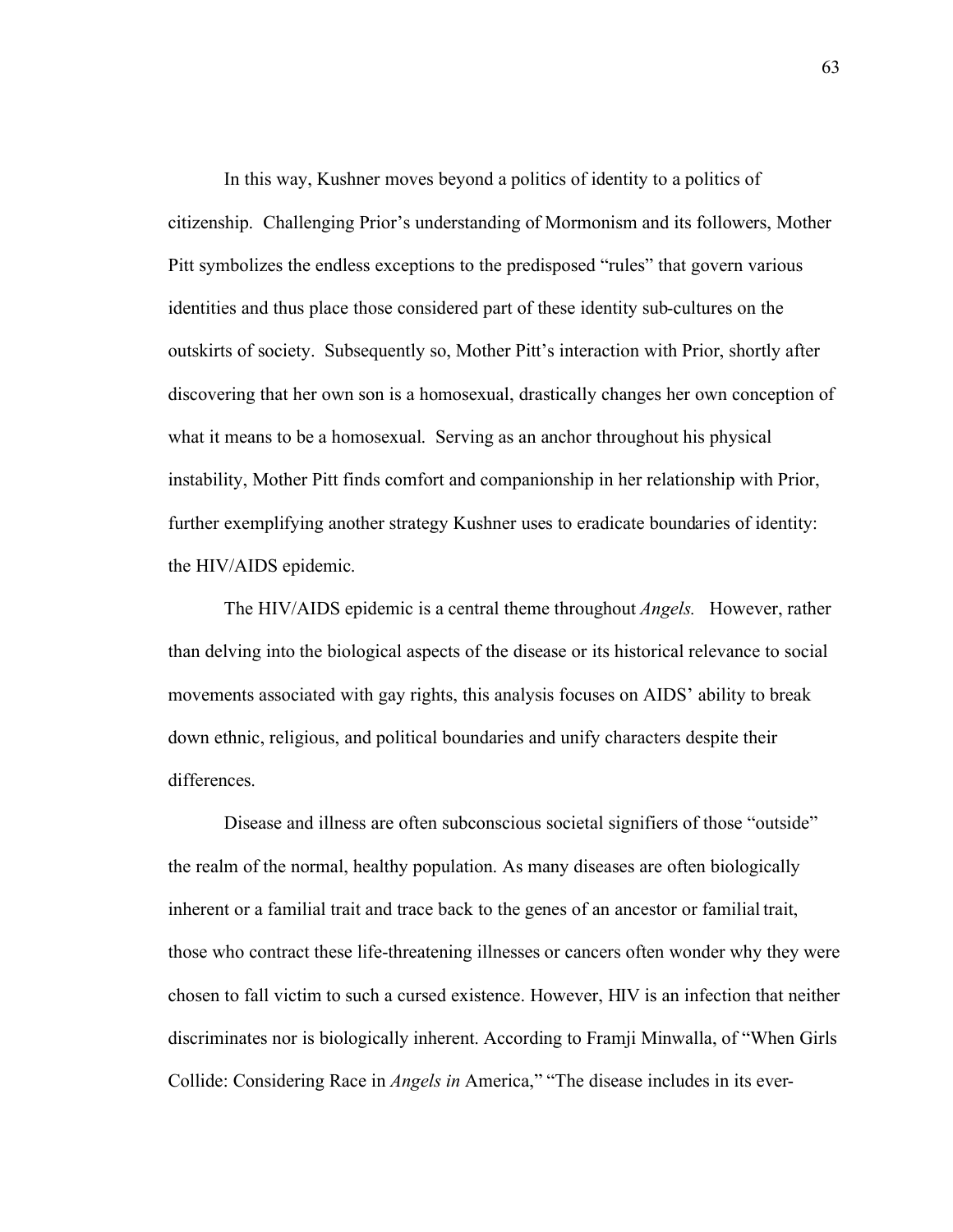In this way, Kushner moves beyond a politics of identity to a politics of citizenship. Challenging Prior's understanding of Mormonism and its followers, Mother Pitt symbolizes the endless exceptions to the predisposed "rules" that govern various identities and thus place those considered part of these identity sub-cultures on the outskirts of society. Subsequently so, Mother Pitt's interaction with Prior, shortly after discovering that her own son is a homosexual, drastically changes her own conception of what it means to be a homosexual. Serving as an anchor throughout his physical instability, Mother Pitt finds comfort and companionship in her relationship with Prior, further exemplifying another strategy Kushner uses to eradicate boundaries of identity: the HIV/AIDS epidemic.

The HIV/AIDS epidemic is a central theme throughout *Angels.* However, rather than delving into the biological aspects of the disease or its historical relevance to social movements associated with gay rights, this analysis focuses on AIDS' ability to break down ethnic, religious, and political boundaries and unify characters despite their differences.

Disease and illness are often subconscious societal signifiers of those "outside" the realm of the normal, healthy population. As many diseases are often biologically inherent or a familial trait and trace back to the genes of an ancestor or familial trait, those who contract these life-threatening illnesses or cancers often wonder why they were chosen to fall victim to such a cursed existence. However, HIV is an infection that neither discriminates nor is biologically inherent. According to Framji Minwalla, of "When Girls Collide: Considering Race in *Angels in* America," "The disease includes in its ever-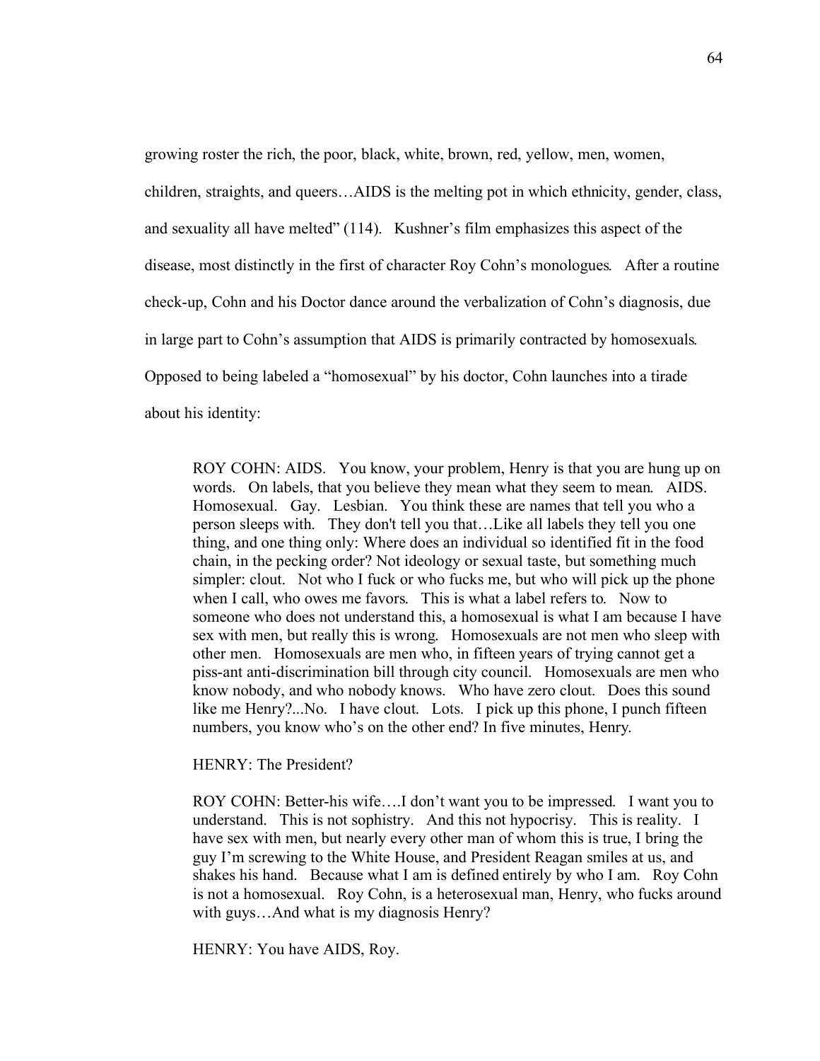growing roster the rich, the poor, black, white, brown, red, yellow, men, women, children, straights, and queers…AIDS is the melting pot in which ethnicity, gender, class, and sexuality all have melted" (114). Kushner's film emphasizes this aspect of the disease, most distinctly in the first of character Roy Cohn's monologues. After a routine check-up, Cohn and his Doctor dance around the verbalization of Cohn's diagnosis, due in large part to Cohn's assumption that AIDS is primarily contracted by homosexuals. Opposed to being labeled a "homosexual" by his doctor, Cohn launches into a tirade about his identity:

> ROY COHN: AIDS. You know, your problem, Henry is that you are hung up on words. On labels, that you believe they mean what they seem to mean. AIDS. Homosexual. Gay. Lesbian. You think these are names that tell you who a person sleeps with. They don't tell you that…Like all labels they tell you one thing, and one thing only: Where does an individual so identified fit in the food chain, in the pecking order? Not ideology or sexual taste, but something much simpler: clout. Not who I fuck or who fucks me, but who will pick up the phone when I call, who owes me favors. This is what a label refers to. Now to someone who does not understand this, a homosexual is what I am because I have sex with men, but really this is wrong. Homosexuals are not men who sleep with other men. Homosexuals are men who, in fifteen years of trying cannot get a piss-ant anti-discrimination bill through city council. Homosexuals are men who know nobody, and who nobody knows. Who have zero clout. Does this sound like me Henry?...No. I have clout. Lots. I pick up this phone, I punch fifteen numbers, you know who's on the other end? In five minutes, Henry.
>
> HENRY: The President?
>
> ROY COHN: Better-his wife….I don't want you to be impressed. I want you to understand. This is not sophistry. And this not hypocrisy. This is reality. I have sex with men, but nearly every other man of whom this is true, I bring the guy I'm screwing to the White House, and President Reagan smiles at us, and shakes his hand. Because what I am is defined entirely by who I am. Roy Cohn is not a homosexual. Roy Cohn, is a heterosexual man, Henry, who fucks around with guys…And what is my diagnosis Henry?
>
> HENRY: You have AIDS, Roy.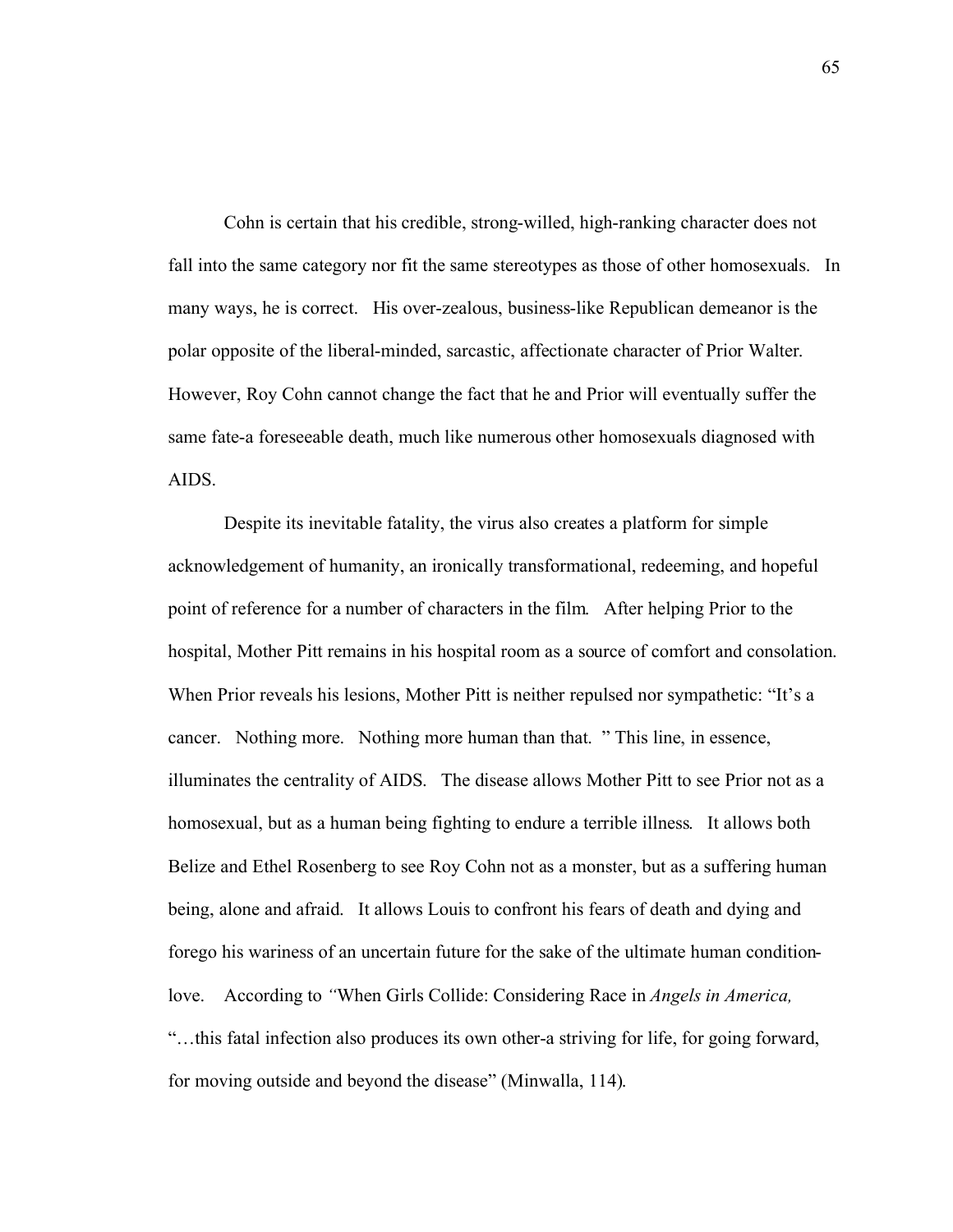Cohn is certain that his credible, strong-willed, high-ranking character does not fall into the same category nor fit the same stereotypes as those of other homosexuals. In many ways, he is correct. His over-zealous, business-like Republican demeanor is the polar opposite of the liberal-minded, sarcastic, affectionate character of Prior Walter. However, Roy Cohn cannot change the fact that he and Prior will eventually suffer the same fate-a foreseeable death, much like numerous other homosexuals diagnosed with AIDS.

Despite its inevitable fatality, the virus also creates a platform for simple acknowledgement of humanity, an ironically transformational, redeeming, and hopeful point of reference for a number of characters in the film. After helping Prior to the hospital, Mother Pitt remains in his hospital room as a source of comfort and consolation. When Prior reveals his lesions, Mother Pitt is neither repulsed nor sympathetic: "It's a cancer. Nothing more. Nothing more human than that. " This line, in essence, illuminates the centrality of AIDS. The disease allows Mother Pitt to see Prior not as a homosexual, but as a human being fighting to endure a terrible illness. It allows both Belize and Ethel Rosenberg to see Roy Cohn not as a monster, but as a suffering human being, alone and afraid. It allows Louis to confront his fears of death and dying and forego his wariness of an uncertain future for the sake of the ultimate human condition-love. According to "When Girls Collide: Considering Race in *Angels in America,* "…this fatal infection also produces its own other-a striving for life, for going forward, for moving outside and beyond the disease" (Minwalla, 114).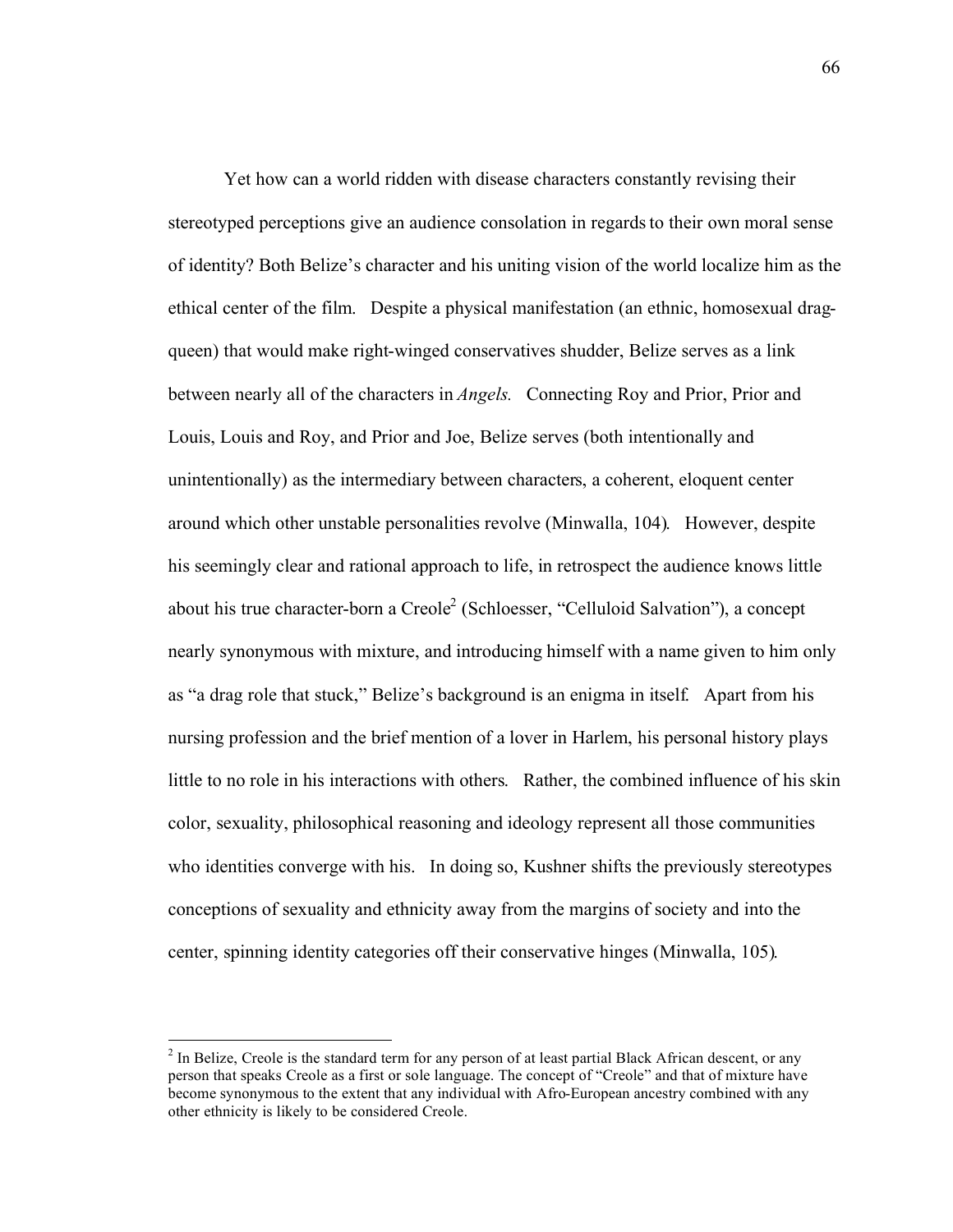Yet how can a world ridden with disease characters constantly revising their stereotyped perceptions give an audience consolation in regards to their own moral sense of identity? Both Belize's character and his uniting vision of the world localize him as the ethical center of the film. Despite a physical manifestation (an ethnic, homosexual drag-queen) that would make right-winged conservatives shudder, Belize serves as a link between nearly all of the characters in *Angels.* Connecting Roy and Prior, Prior and Louis, Louis and Roy, and Prior and Joe, Belize serves (both intentionally and unintentionally) as the intermediary between characters, a coherent, eloquent center around which other unstable personalities revolve (Minwalla, 104). However, despite his seemingly clear and rational approach to life, in retrospect the audience knows little about his true character-born a Creole[2] (Schloesser, "Celluloid Salvation"), a concept nearly synonymous with mixture, and introducing himself with a name given to him only as "a drag role that stuck," Belize's background is an enigma in itself. Apart from his nursing profession and the brief mention of a lover in Harlem, his personal history plays little to no role in his interactions with others. Rather, the combined influence of his skin color, sexuality, philosophical reasoning and ideology represent all those communities who identities converge with his. In doing so, Kushner shifts the previously stereotypes conceptions of sexuality and ethnicity away from the margins of society and into the center, spinning identity categories off their conservative hinges (Minwalla, 105).

[2] In Belize, Creole is the standard term for any person of at least partial Black African descent, or any person that speaks Creole as a first or sole language. The concept of "Creole" and that of mixture have become synonymous to the extent that any individual with Afro-European ancestry combined with any other ethnicity is likely to be considered Creole.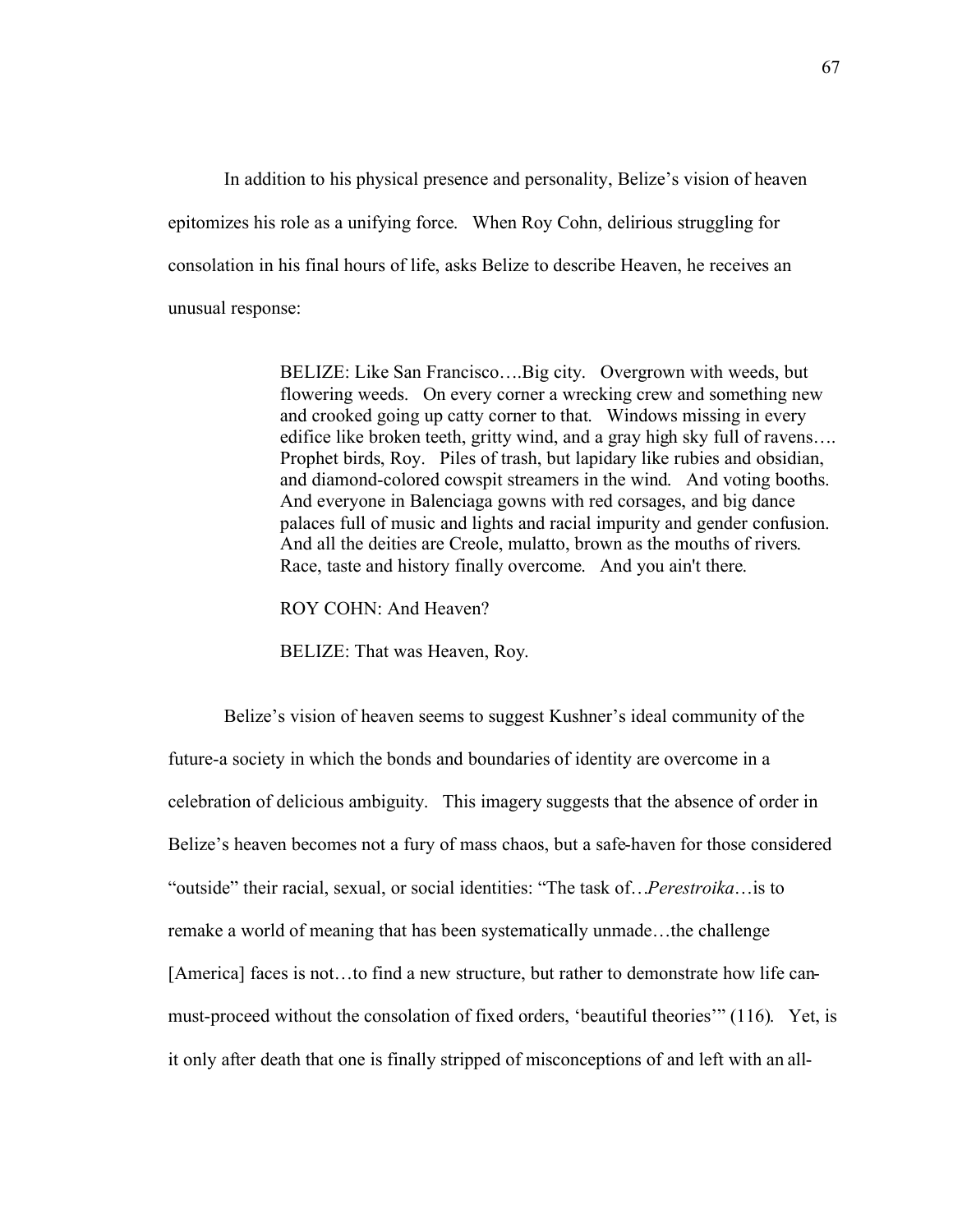In addition to his physical presence and personality, Belize's vision of heaven epitomizes his role as a unifying force. When Roy Cohn, delirious struggling for consolation in his final hours of life, asks Belize to describe Heaven, he receives an unusual response:

> BELIZE: Like San Francisco….Big city. Overgrown with weeds, but flowering weeds. On every corner a wrecking crew and something new and crooked going up catty corner to that. Windows missing in every edifice like broken teeth, gritty wind, and a gray high sky full of ravens…. Prophet birds, Roy. Piles of trash, but lapidary like rubies and obsidian, and diamond-colored cowspit streamers in the wind. And voting booths. And everyone in Balenciaga gowns with red corsages, and big dance palaces full of music and lights and racial impurity and gender confusion. And all the deities are Creole, mulatto, brown as the mouths of rivers. Race, taste and history finally overcome. And you ain't there.
>
> ROY COHN: And Heaven?
>
> BELIZE: That was Heaven, Roy.

Belize's vision of heaven seems to suggest Kushner's ideal community of the future-a society in which the bonds and boundaries of identity are overcome in a celebration of delicious ambiguity. This imagery suggests that the absence of order in Belize's heaven becomes not a fury of mass chaos, but a safe-haven for those considered "outside" their racial, sexual, or social identities: "The task of…*Perestroika*…is to remake a world of meaning that has been systematically unmade…the challenge [America] faces is not…to find a new structure, but rather to demonstrate how life can-must-proceed without the consolation of fixed orders, 'beautiful theories'" (116). Yet, is it only after death that one is finally stripped of misconceptions of and left with an all-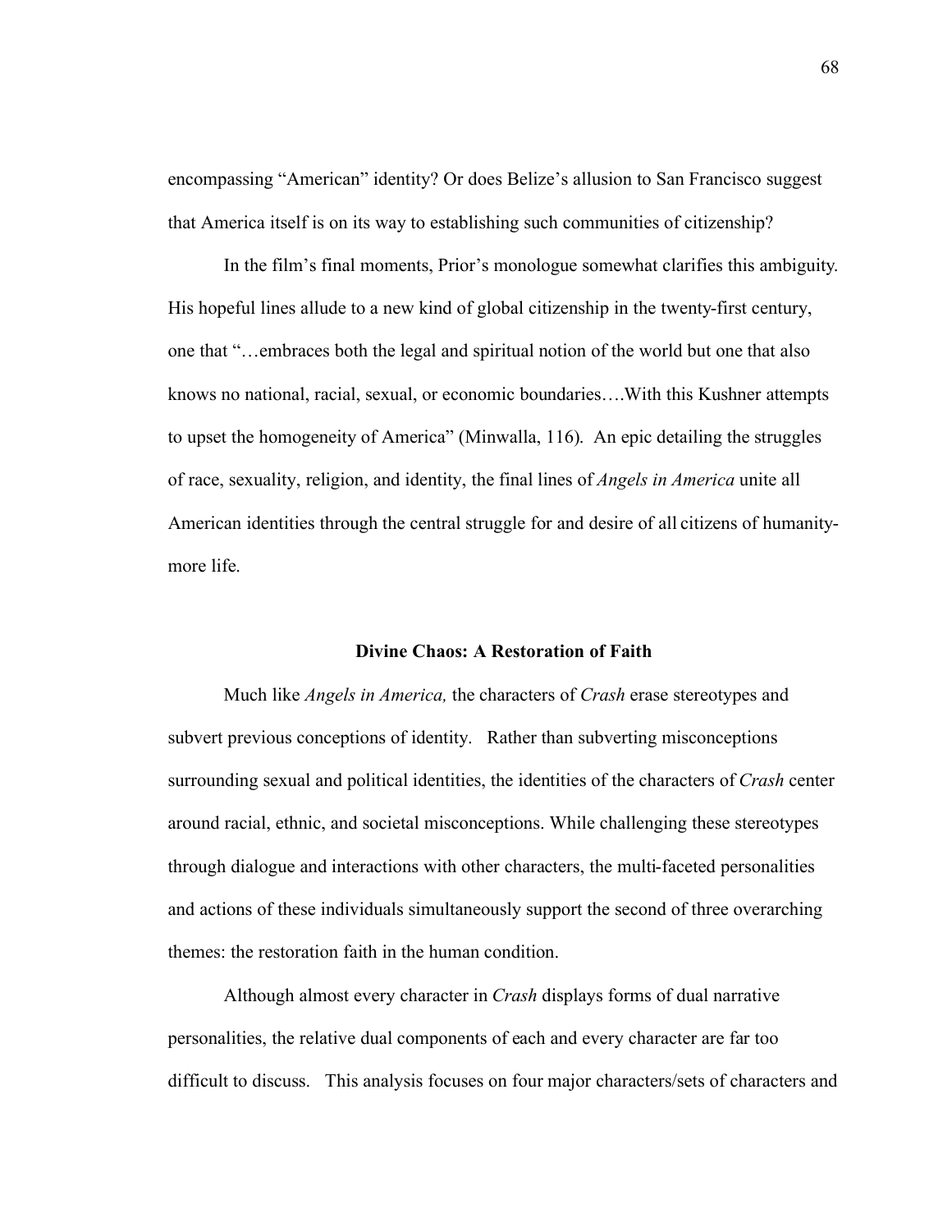encompassing "American" identity? Or does Belize's allusion to San Francisco suggest that America itself is on its way to establishing such communities of citizenship?

In the film's final moments, Prior's monologue somewhat clarifies this ambiguity. His hopeful lines allude to a new kind of global citizenship in the twenty-first century, one that "…embraces both the legal and spiritual notion of the world but one that also knows no national, racial, sexual, or economic boundaries….With this Kushner attempts to upset the homogeneity of America" (Minwalla, 116). An epic detailing the struggles of race, sexuality, religion, and identity, the final lines of *Angels in America* unite all American identities through the central struggle for and desire of all citizens of humanity- more life.

## Divine Chaos: A Restoration of Faith

Much like *Angels in America,* the characters of *Crash* erase stereotypes and subvert previous conceptions of identity. Rather than subverting misconceptions surrounding sexual and political identities, the identities of the characters of *Crash* center around racial, ethnic, and societal misconceptions. While challenging these stereotypes through dialogue and interactions with other characters, the multi-faceted personalities and actions of these individuals simultaneously support the second of three overarching themes: the restoration faith in the human condition.

Although almost every character in *Crash* displays forms of dual narrative personalities, the relative dual components of each and every character are far too difficult to discuss. This analysis focuses on four major characters/sets of characters and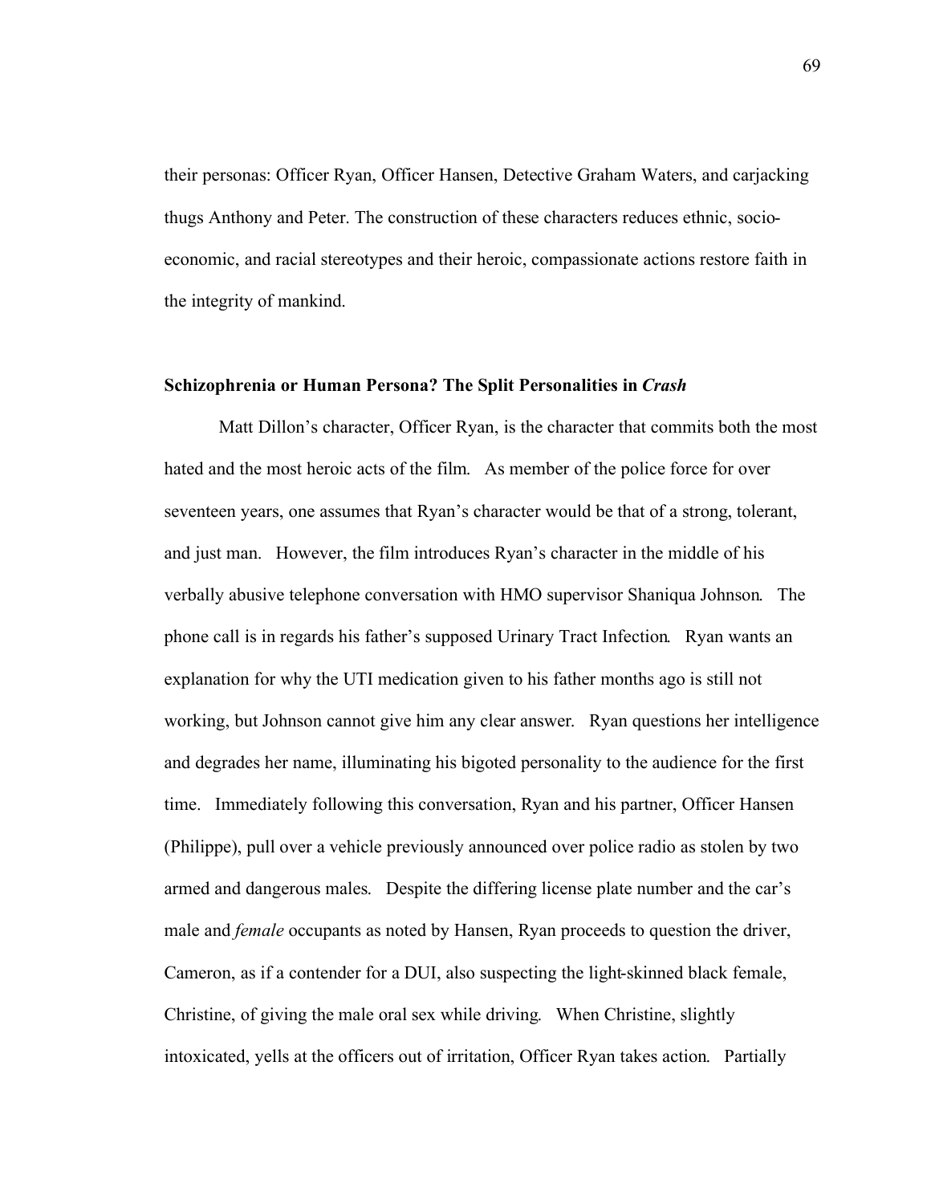their personas: Officer Ryan, Officer Hansen, Detective Graham Waters, and carjacking thugs Anthony and Peter. The construction of these characters reduces ethnic, socio-economic, and racial stereotypes and their heroic, compassionate actions restore faith in the integrity of mankind.

### Schizophrenia or Human Persona? The Split Personalities in *Crash*

Matt Dillon's character, Officer Ryan, is the character that commits both the most hated and the most heroic acts of the film. As member of the police force for over seventeen years, one assumes that Ryan's character would be that of a strong, tolerant, and just man. However, the film introduces Ryan's character in the middle of his verbally abusive telephone conversation with HMO supervisor Shaniqua Johnson. The phone call is in regards his father's supposed Urinary Tract Infection. Ryan wants an explanation for why the UTI medication given to his father months ago is still not working, but Johnson cannot give him any clear answer. Ryan questions her intelligence and degrades her name, illuminating his bigoted personality to the audience for the first time. Immediately following this conversation, Ryan and his partner, Officer Hansen (Philippe), pull over a vehicle previously announced over police radio as stolen by two armed and dangerous males. Despite the differing license plate number and the car's male and *female* occupants as noted by Hansen, Ryan proceeds to question the driver, Cameron, as if a contender for a DUI, also suspecting the light-skinned black female, Christine, of giving the male oral sex while driving. When Christine, slightly intoxicated, yells at the officers out of irritation, Officer Ryan takes action. Partially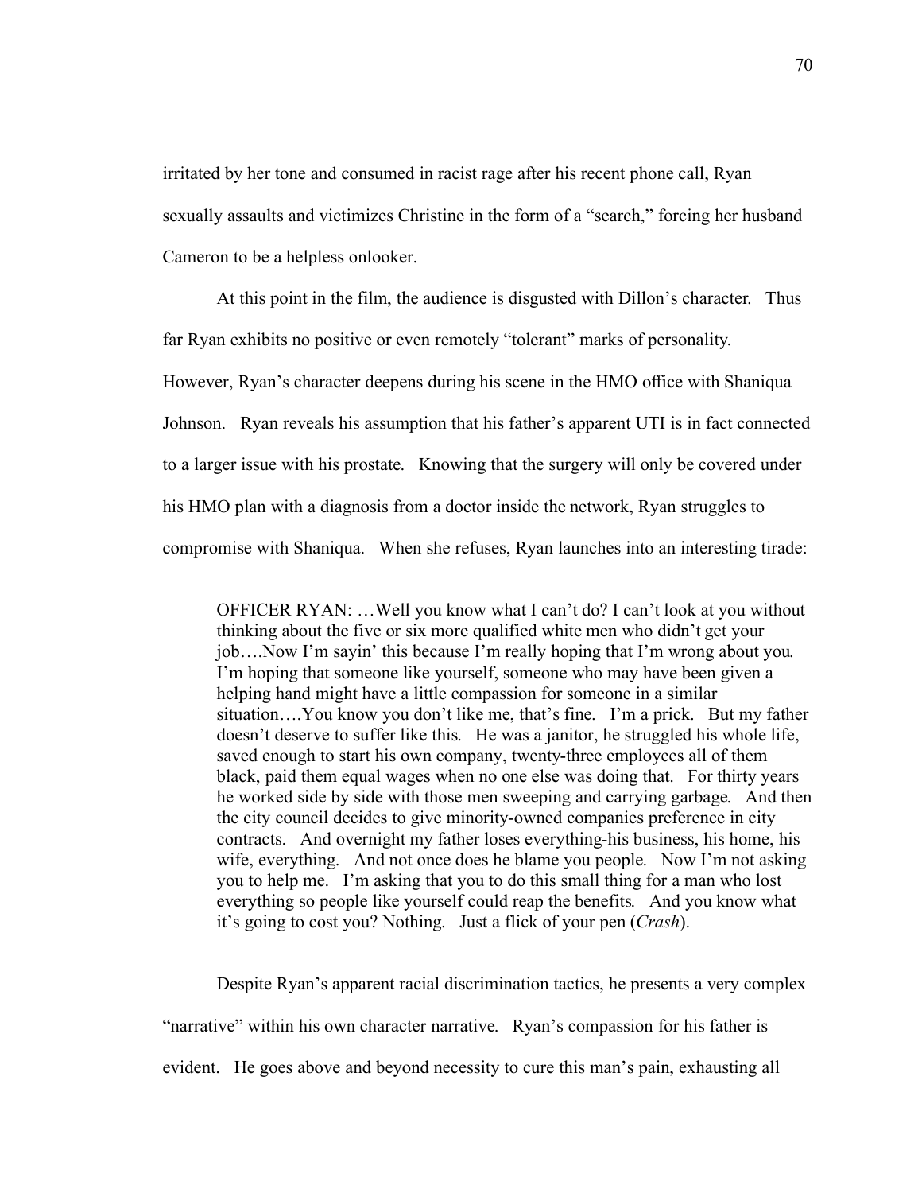irritated by her tone and consumed in racist rage after his recent phone call, Ryan sexually assaults and victimizes Christine in the form of a "search," forcing her husband Cameron to be a helpless onlooker.

At this point in the film, the audience is disgusted with Dillon's character. Thus far Ryan exhibits no positive or even remotely "tolerant" marks of personality. However, Ryan's character deepens during his scene in the HMO office with Shaniqua Johnson. Ryan reveals his assumption that his father's apparent UTI is in fact connected to a larger issue with his prostate. Knowing that the surgery will only be covered under his HMO plan with a diagnosis from a doctor inside the network, Ryan struggles to compromise with Shaniqua. When she refuses, Ryan launches into an interesting tirade:

> OFFICER RYAN: …Well you know what I can't do? I can't look at you without thinking about the five or six more qualified white men who didn't get your job….Now I'm sayin' this because I'm really hoping that I'm wrong about you. I'm hoping that someone like yourself, someone who may have been given a helping hand might have a little compassion for someone in a similar situation….You know you don't like me, that's fine. I'm a prick. But my father doesn't deserve to suffer like this. He was a janitor, he struggled his whole life, saved enough to start his own company, twenty-three employees all of them black, paid them equal wages when no one else was doing that. For thirty years he worked side by side with those men sweeping and carrying garbage. And then the city council decides to give minority-owned companies preference in city contracts. And overnight my father loses everything-his business, his home, his wife, everything. And not once does he blame you people. Now I'm not asking you to help me. I'm asking that you to do this small thing for a man who lost everything so people like yourself could reap the benefits. And you know what it's going to cost you? Nothing. Just a flick of your pen (*Crash*).

Despite Ryan's apparent racial discrimination tactics, he presents a very complex "narrative" within his own character narrative. Ryan's compassion for his father is evident. He goes above and beyond necessity to cure this man's pain, exhausting all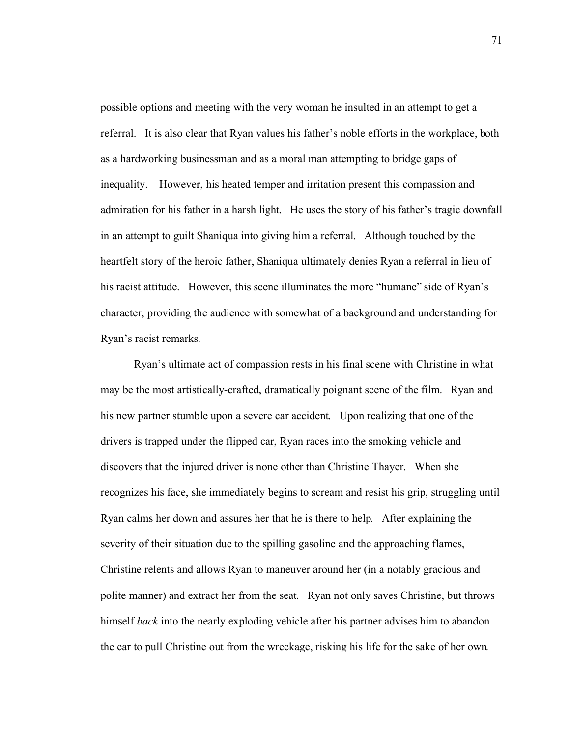possible options and meeting with the very woman he insulted in an attempt to get a referral. It is also clear that Ryan values his father's noble efforts in the workplace, both as a hardworking businessman and as a moral man attempting to bridge gaps of inequality. However, his heated temper and irritation present this compassion and admiration for his father in a harsh light. He uses the story of his father's tragic downfall in an attempt to guilt Shaniqua into giving him a referral. Although touched by the heartfelt story of the heroic father, Shaniqua ultimately denies Ryan a referral in lieu of his racist attitude. However, this scene illuminates the more "humane" side of Ryan's character, providing the audience with somewhat of a background and understanding for Ryan's racist remarks.

Ryan's ultimate act of compassion rests in his final scene with Christine in what may be the most artistically-crafted, dramatically poignant scene of the film. Ryan and his new partner stumble upon a severe car accident. Upon realizing that one of the drivers is trapped under the flipped car, Ryan races into the smoking vehicle and discovers that the injured driver is none other than Christine Thayer. When she recognizes his face, she immediately begins to scream and resist his grip, struggling until Ryan calms her down and assures her that he is there to help. After explaining the severity of their situation due to the spilling gasoline and the approaching flames, Christine relents and allows Ryan to maneuver around her (in a notably gracious and polite manner) and extract her from the seat. Ryan not only saves Christine, but throws himself *back* into the nearly exploding vehicle after his partner advises him to abandon the car to pull Christine out from the wreckage, risking his life for the sake of her own.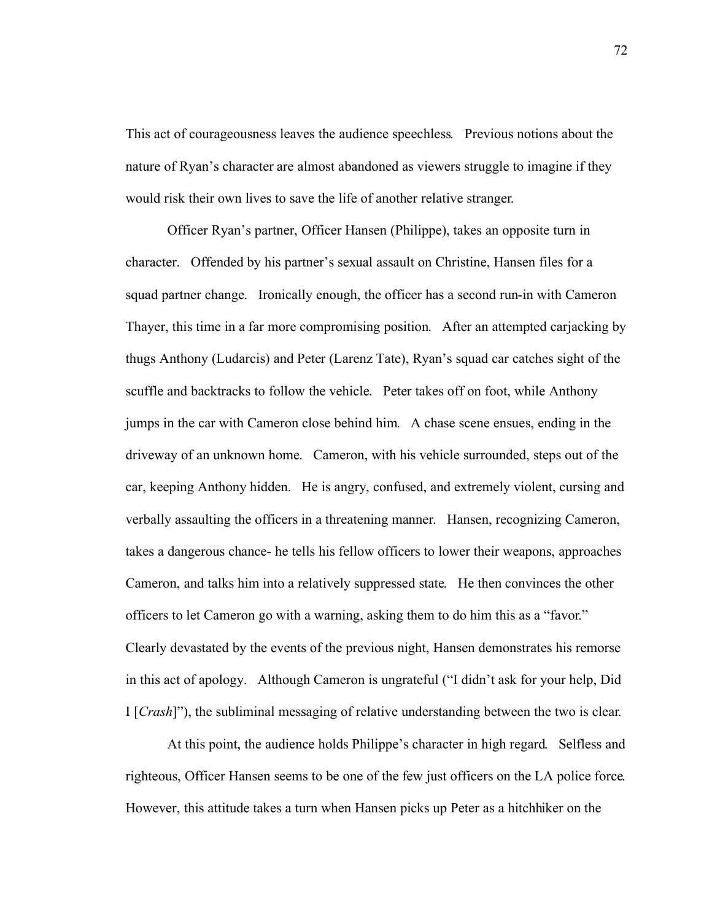This act of courageousness leaves the audience speechless. Previous notions about the nature of Ryan's character are almost abandoned as viewers struggle to imagine if they would risk their own lives to save the life of another relative stranger.

Officer Ryan's partner, Officer Hansen (Philippe), takes an opposite turn in character. Offended by his partner's sexual assault on Christine, Hansen files for a squad partner change. Ironically enough, the officer has a second run-in with Cameron Thayer, this time in a far more compromising position. After an attempted carjacking by thugs Anthony (Ludarcis) and Peter (Larenz Tate), Ryan's squad car catches sight of the scuffle and backtracks to follow the vehicle. Peter takes off on foot, while Anthony jumps in the car with Cameron close behind him. A chase scene ensues, ending in the driveway of an unknown home. Cameron, with his vehicle surrounded, steps out of the car, keeping Anthony hidden. He is angry, confused, and extremely violent, cursing and verbally assaulting the officers in a threatening manner. Hansen, recognizing Cameron, takes a dangerous chance- he tells his fellow officers to lower their weapons, approaches Cameron, and talks him into a relatively suppressed state. He then convinces the other officers to let Cameron go with a warning, asking them to do him this as a "favor." Clearly devastated by the events of the previous night, Hansen demonstrates his remorse in this act of apology. Although Cameron is ungrateful ("I didn't ask for your help, Did I [*Crash*]"), the subliminal messaging of relative understanding between the two is clear.

At this point, the audience holds Philippe's character in high regard. Selfless and righteous, Officer Hansen seems to be one of the few just officers on the LA police force. However, this attitude takes a turn when Hansen picks up Peter as a hitchhiker on the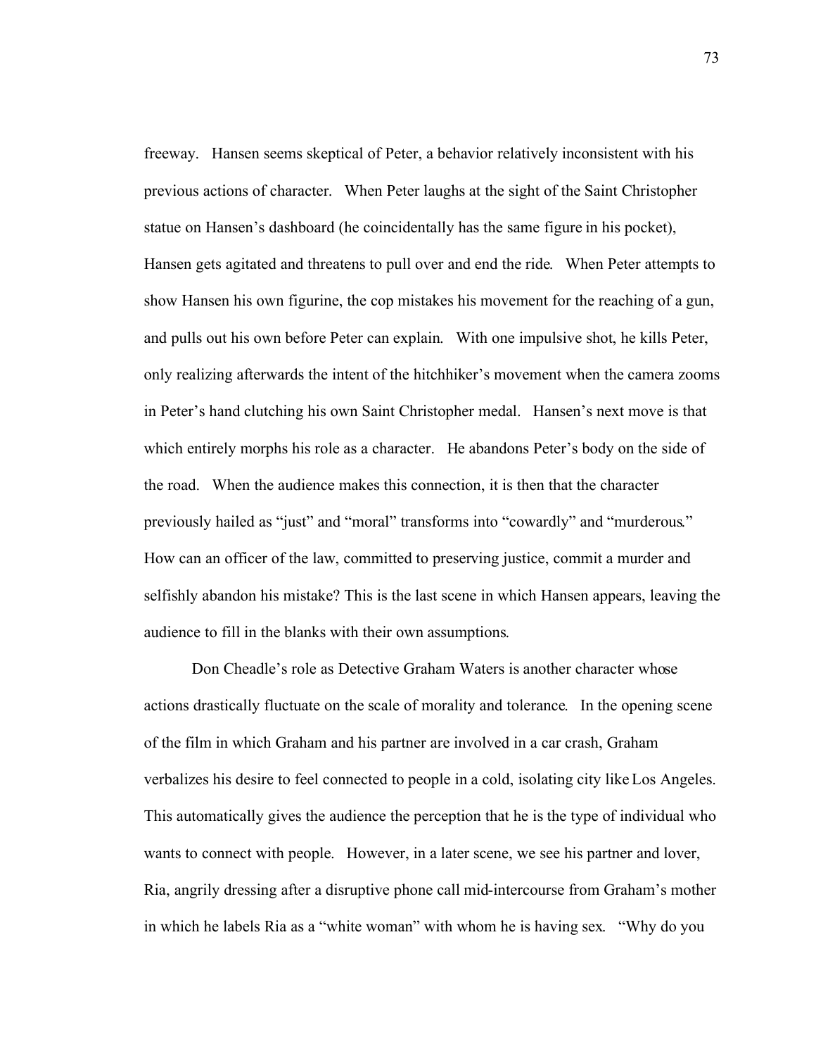freeway. Hansen seems skeptical of Peter, a behavior relatively inconsistent with his previous actions of character. When Peter laughs at the sight of the Saint Christopher statue on Hansen's dashboard (he coincidentally has the same figure in his pocket), Hansen gets agitated and threatens to pull over and end the ride. When Peter attempts to show Hansen his own figurine, the cop mistakes his movement for the reaching of a gun, and pulls out his own before Peter can explain. With one impulsive shot, he kills Peter, only realizing afterwards the intent of the hitchhiker's movement when the camera zooms in Peter's hand clutching his own Saint Christopher medal. Hansen's next move is that which entirely morphs his role as a character. He abandons Peter's body on the side of the road. When the audience makes this connection, it is then that the character previously hailed as "just" and "moral" transforms into "cowardly" and "murderous." How can an officer of the law, committed to preserving justice, commit a murder and selfishly abandon his mistake? This is the last scene in which Hansen appears, leaving the audience to fill in the blanks with their own assumptions.

Don Cheadle's role as Detective Graham Waters is another character whose actions drastically fluctuate on the scale of morality and tolerance. In the opening scene of the film in which Graham and his partner are involved in a car crash, Graham verbalizes his desire to feel connected to people in a cold, isolating city like Los Angeles. This automatically gives the audience the perception that he is the type of individual who wants to connect with people. However, in a later scene, we see his partner and lover, Ria, angrily dressing after a disruptive phone call mid-intercourse from Graham's mother in which he labels Ria as a "white woman" with whom he is having sex. "Why do you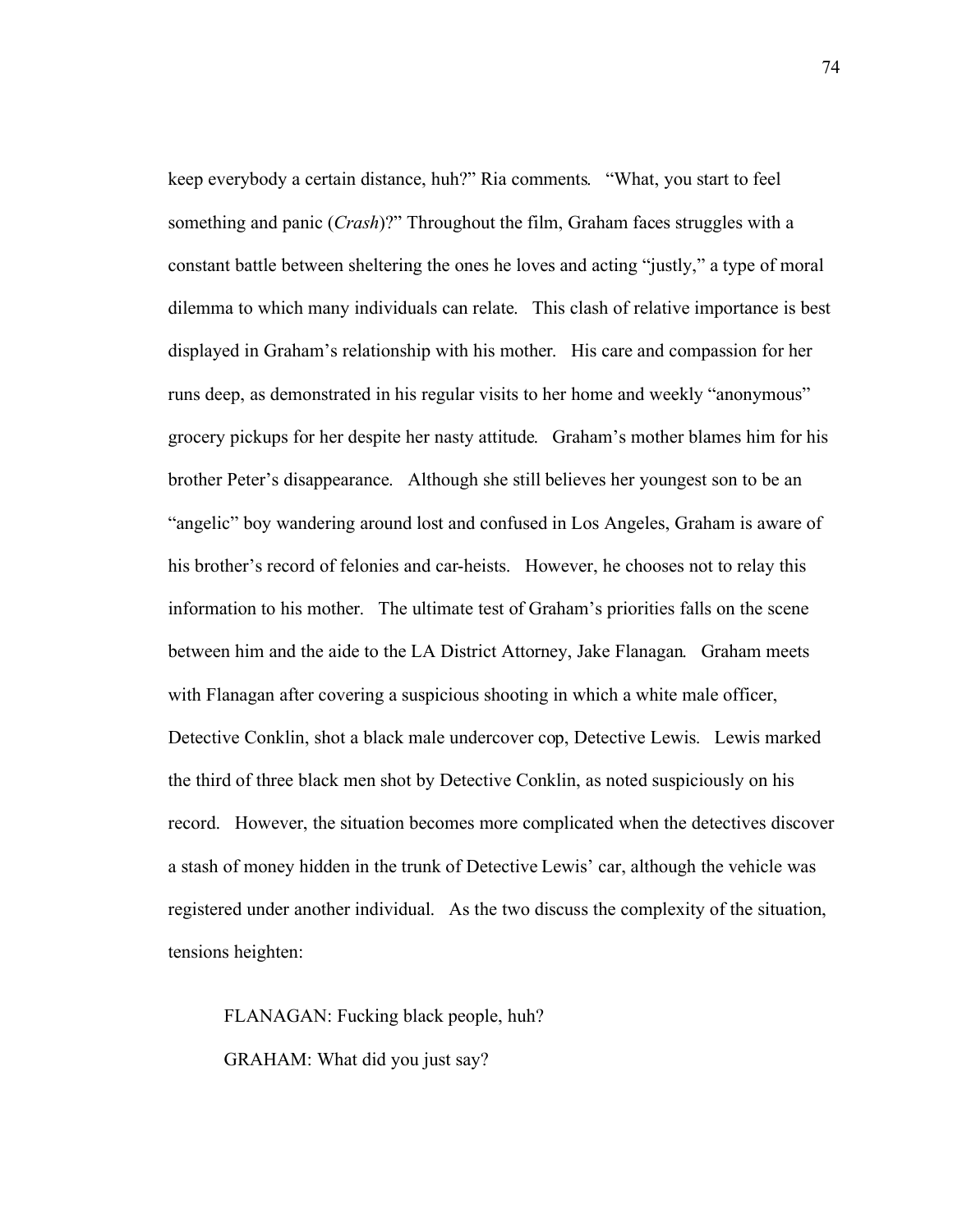keep everybody a certain distance, huh?" Ria comments. "What, you start to feel something and panic (*Crash*)?" Throughout the film, Graham faces struggles with a constant battle between sheltering the ones he loves and acting "justly," a type of moral dilemma to which many individuals can relate. This clash of relative importance is best displayed in Graham's relationship with his mother. His care and compassion for her runs deep, as demonstrated in his regular visits to her home and weekly "anonymous" grocery pickups for her despite her nasty attitude. Graham's mother blames him for his brother Peter's disappearance. Although she still believes her youngest son to be an "angelic" boy wandering around lost and confused in Los Angeles, Graham is aware of his brother's record of felonies and car-heists. However, he chooses not to relay this information to his mother. The ultimate test of Graham's priorities falls on the scene between him and the aide to the LA District Attorney, Jake Flanagan. Graham meets with Flanagan after covering a suspicious shooting in which a white male officer, Detective Conklin, shot a black male undercover cop, Detective Lewis. Lewis marked the third of three black men shot by Detective Conklin, as noted suspiciously on his record. However, the situation becomes more complicated when the detectives discover a stash of money hidden in the trunk of Detective Lewis' car, although the vehicle was registered under another individual. As the two discuss the complexity of the situation, tensions heighten:

> FLANAGAN: Fucking black people, huh?
>
> GRAHAM: What did you just say?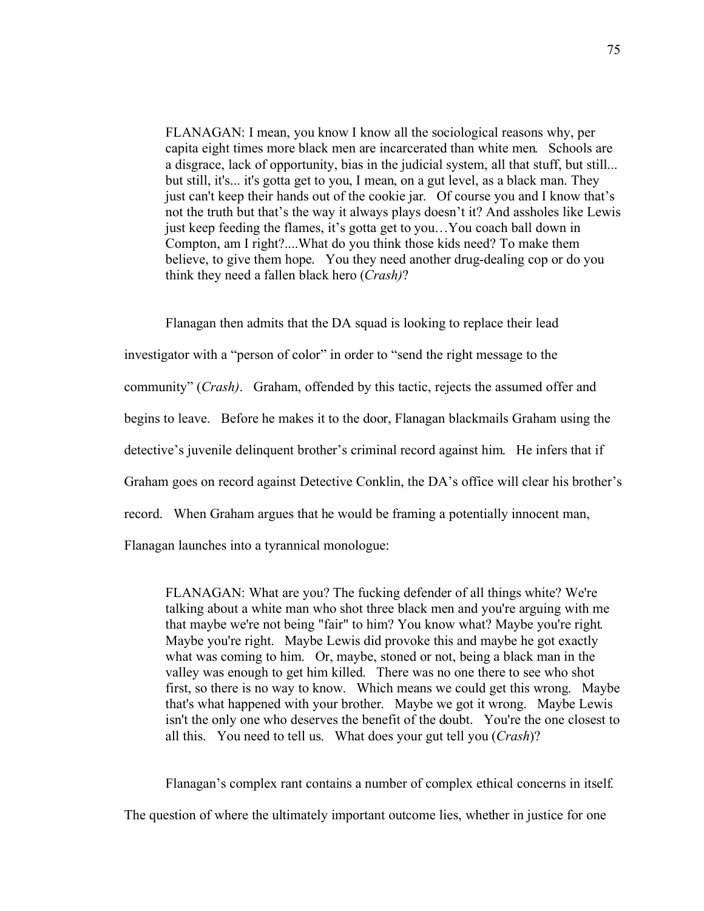> FLANAGAN: I mean, you know I know all the sociological reasons why, per capita eight times more black men are incarcerated than white men. Schools are a disgrace, lack of opportunity, bias in the judicial system, all that stuff, but still... but still, it's... it's gotta get to you, I mean, on a gut level, as a black man. They just can't keep their hands out of the cookie jar. Of course you and I know that's not the truth but that's the way it always plays doesn't it? And assholes like Lewis just keep feeding the flames, it's gotta get to you…You coach ball down in Compton, am I right?....What do you think those kids need? To make them believe, to give them hope. You they need another drug-dealing cop or do you think they need a fallen black hero (*Crash)*?

Flanagan then admits that the DA squad is looking to replace their lead investigator with a "person of color" in order to "send the right message to the community" (*Crash)*. Graham, offended by this tactic, rejects the assumed offer and begins to leave. Before he makes it to the door, Flanagan blackmails Graham using the detective's juvenile delinquent brother's criminal record against him. He infers that if Graham goes on record against Detective Conklin, the DA's office will clear his brother's record. When Graham argues that he would be framing a potentially innocent man, Flanagan launches into a tyrannical monologue:

> FLANAGAN: What are you? The fucking defender of all things white? We're talking about a white man who shot three black men and you're arguing with me that maybe we're not being "fair" to him? You know what? Maybe you're right. Maybe you're right. Maybe Lewis did provoke this and maybe he got exactly what was coming to him. Or, maybe, stoned or not, being a black man in the valley was enough to get him killed. There was no one there to see who shot first, so there is no way to know. Which means we could get this wrong. Maybe that's what happened with your brother. Maybe we got it wrong. Maybe Lewis isn't the only one who deserves the benefit of the doubt. You're the one closest to all this. You need to tell us. What does your gut tell you (*Crash*)?

Flanagan's complex rant contains a number of complex ethical concerns in itself. The question of where the ultimately important outcome lies, whether in justice for one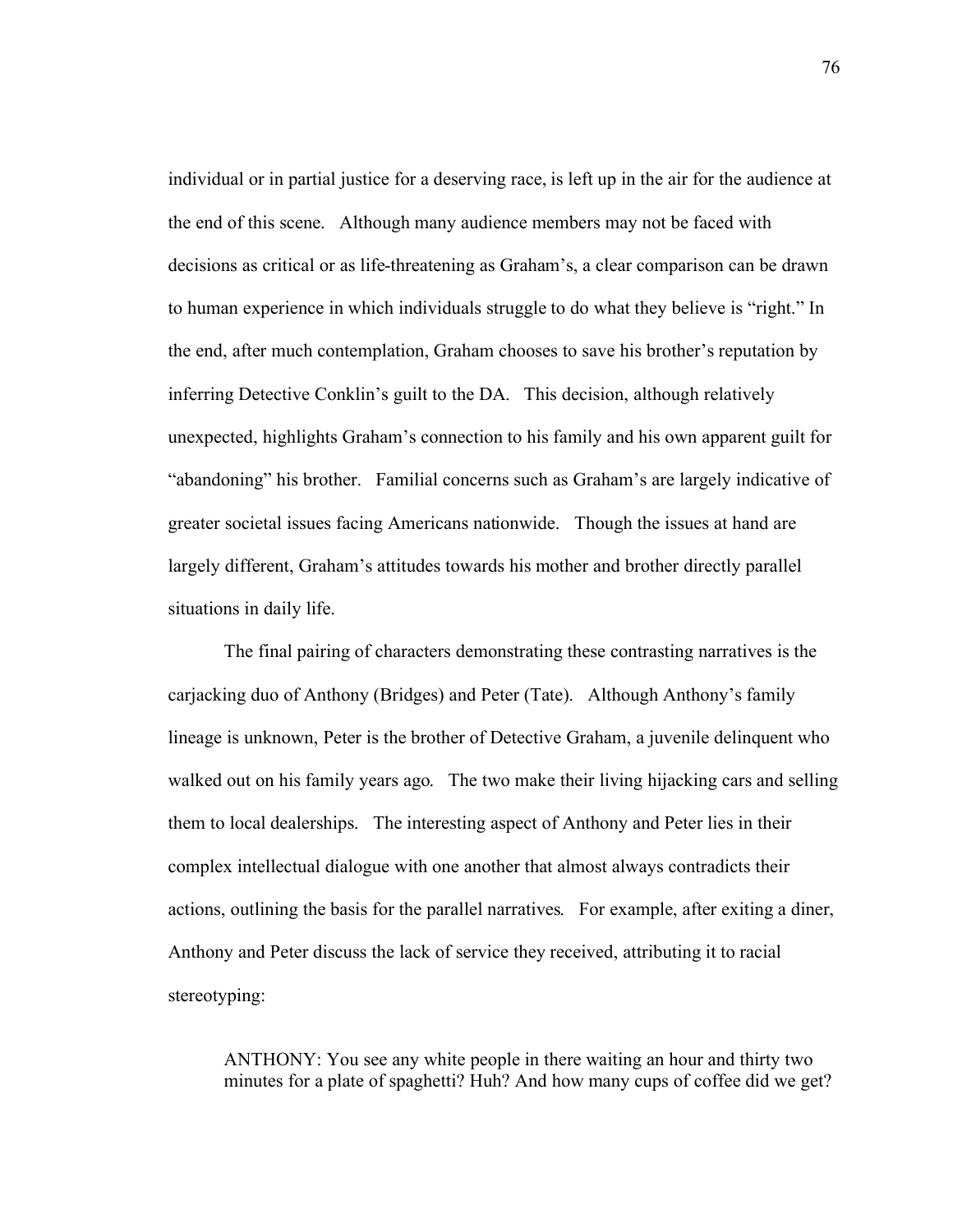individual or in partial justice for a deserving race, is left up in the air for the audience at the end of this scene. Although many audience members may not be faced with decisions as critical or as life-threatening as Graham's, a clear comparison can be drawn to human experience in which individuals struggle to do what they believe is "right." In the end, after much contemplation, Graham chooses to save his brother's reputation by inferring Detective Conklin's guilt to the DA. This decision, although relatively unexpected, highlights Graham's connection to his family and his own apparent guilt for "abandoning" his brother. Familial concerns such as Graham's are largely indicative of greater societal issues facing Americans nationwide. Though the issues at hand are largely different, Graham's attitudes towards his mother and brother directly parallel situations in daily life.

The final pairing of characters demonstrating these contrasting narratives is the carjacking duo of Anthony (Bridges) and Peter (Tate). Although Anthony's family lineage is unknown, Peter is the brother of Detective Graham, a juvenile delinquent who walked out on his family years ago. The two make their living hijacking cars and selling them to local dealerships. The interesting aspect of Anthony and Peter lies in their complex intellectual dialogue with one another that almost always contradicts their actions, outlining the basis for the parallel narratives. For example, after exiting a diner, Anthony and Peter discuss the lack of service they received, attributing it to racial stereotyping:

> ANTHONY: You see any white people in there waiting an hour and thirty two minutes for a plate of spaghetti? Huh? And how many cups of coffee did we get?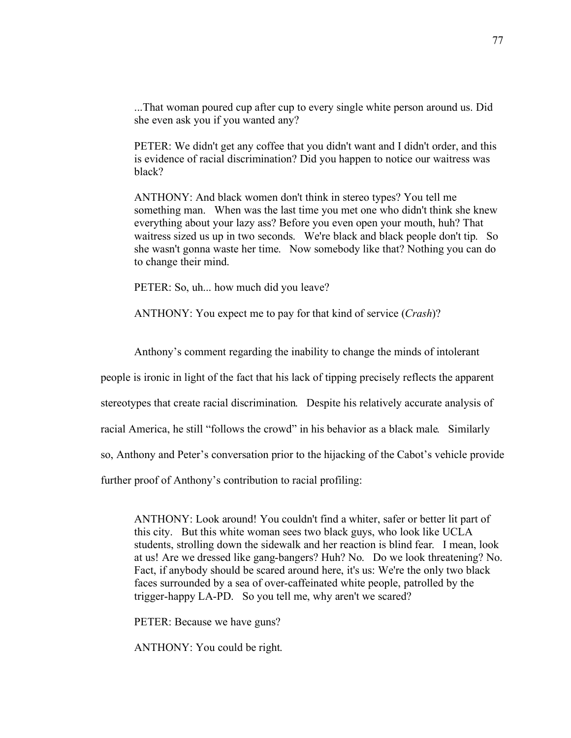> ...That woman poured cup after cup to every single white person around us. Did she even ask you if you wanted any?
>
> PETER: We didn't get any coffee that you didn't want and I didn't order, and this is evidence of racial discrimination? Did you happen to notice our waitress was black?
>
> ANTHONY: And black women don't think in stereo types? You tell me something man. When was the last time you met one who didn't think she knew everything about your lazy ass? Before you even open your mouth, huh? That waitress sized us up in two seconds. We're black and black people don't tip. So she wasn't gonna waste her time. Now somebody like that? Nothing you can do to change their mind.
>
> PETER: So, uh... how much did you leave?
>
> ANTHONY: You expect me to pay for that kind of service (*Crash*)?

Anthony's comment regarding the inability to change the minds of intolerant people is ironic in light of the fact that his lack of tipping precisely reflects the apparent stereotypes that create racial discrimination. Despite his relatively accurate analysis of racial America, he still "follows the crowd" in his behavior as a black male. Similarly so, Anthony and Peter's conversation prior to the hijacking of the Cabot's vehicle provide further proof of Anthony's contribution to racial profiling:

> ANTHONY: Look around! You couldn't find a whiter, safer or better lit part of this city. But this white woman sees two black guys, who look like UCLA students, strolling down the sidewalk and her reaction is blind fear. I mean, look at us! Are we dressed like gang-bangers? Huh? No. Do we look threatening? No. Fact, if anybody should be scared around here, it's us: We're the only two black faces surrounded by a sea of over-caffeinated white people, patrolled by the trigger-happy LA-PD. So you tell me, why aren't we scared?
>
> PETER: Because we have guns?
>
> ANTHONY: You could be right.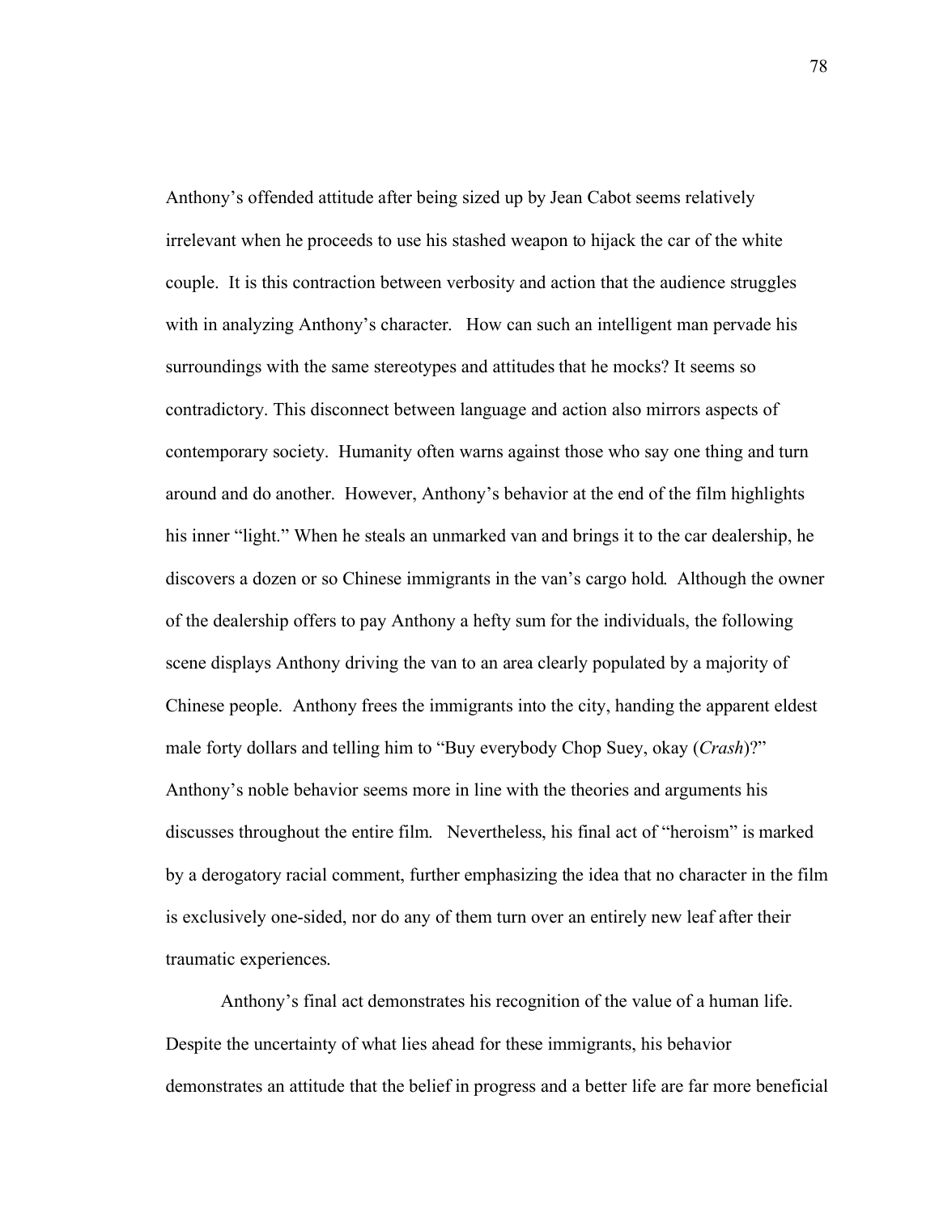Anthony's offended attitude after being sized up by Jean Cabot seems relatively irrelevant when he proceeds to use his stashed weapon to hijack the car of the white couple. It is this contraction between verbosity and action that the audience struggles with in analyzing Anthony's character. How can such an intelligent man pervade his surroundings with the same stereotypes and attitudes that he mocks? It seems so contradictory. This disconnect between language and action also mirrors aspects of contemporary society. Humanity often warns against those who say one thing and turn around and do another. However, Anthony's behavior at the end of the film highlights his inner "light." When he steals an unmarked van and brings it to the car dealership, he discovers a dozen or so Chinese immigrants in the van's cargo hold. Although the owner of the dealership offers to pay Anthony a hefty sum for the individuals, the following scene displays Anthony driving the van to an area clearly populated by a majority of Chinese people. Anthony frees the immigrants into the city, handing the apparent eldest male forty dollars and telling him to "Buy everybody Chop Suey, okay (*Crash*)?" Anthony's noble behavior seems more in line with the theories and arguments his discusses throughout the entire film. Nevertheless, his final act of "heroism" is marked by a derogatory racial comment, further emphasizing the idea that no character in the film is exclusively one-sided, nor do any of them turn over an entirely new leaf after their traumatic experiences.

Anthony's final act demonstrates his recognition of the value of a human life. Despite the uncertainty of what lies ahead for these immigrants, his behavior demonstrates an attitude that the belief in progress and a better life are far more beneficial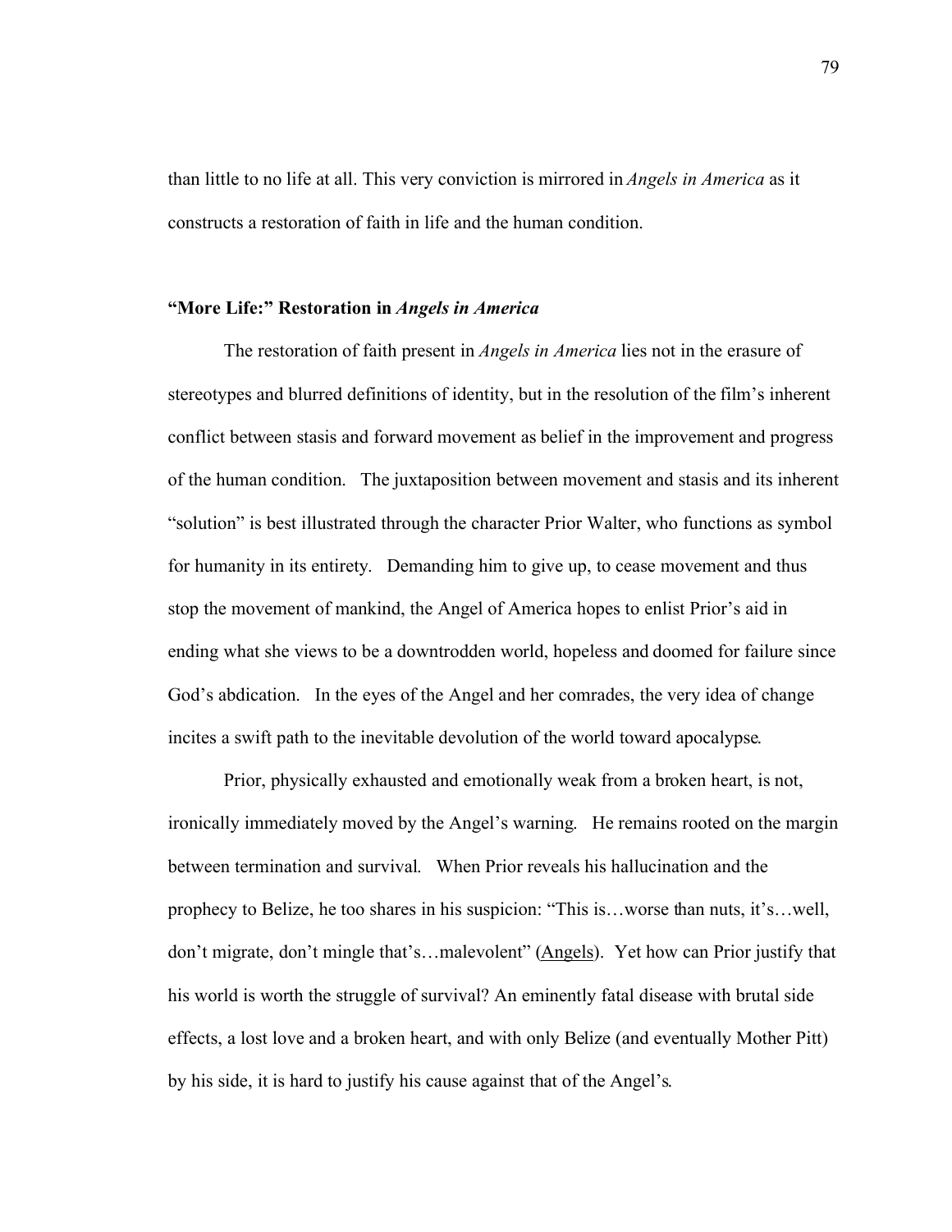than little to no life at all. This very conviction is mirrored in *Angels in America* as it constructs a restoration of faith in life and the human condition.

## "More Life:" Restoration in *Angels in America*

The restoration of faith present in *Angels in America* lies not in the erasure of stereotypes and blurred definitions of identity, but in the resolution of the film's inherent conflict between stasis and forward movement as belief in the improvement and progress of the human condition. The juxtaposition between movement and stasis and its inherent "solution" is best illustrated through the character Prior Walter, who functions as symbol for humanity in its entirety. Demanding him to give up, to cease movement and thus stop the movement of mankind, the Angel of America hopes to enlist Prior's aid in ending what she views to be a downtrodden world, hopeless and doomed for failure since God's abdication. In the eyes of the Angel and her comrades, the very idea of change incites a swift path to the inevitable devolution of the world toward apocalypse.

Prior, physically exhausted and emotionally weak from a broken heart, is not, ironically immediately moved by the Angel's warning. He remains rooted on the margin between termination and survival. When Prior reveals his hallucination and the prophecy to Belize, he too shares in his suspicion: "This is…worse than nuts, it's…well, don't migrate, don't mingle that's…malevolent" (<u>Angels</u>). Yet how can Prior justify that his world is worth the struggle of survival? An eminently fatal disease with brutal side effects, a lost love and a broken heart, and with only Belize (and eventually Mother Pitt) by his side, it is hard to justify his cause against that of the Angel's.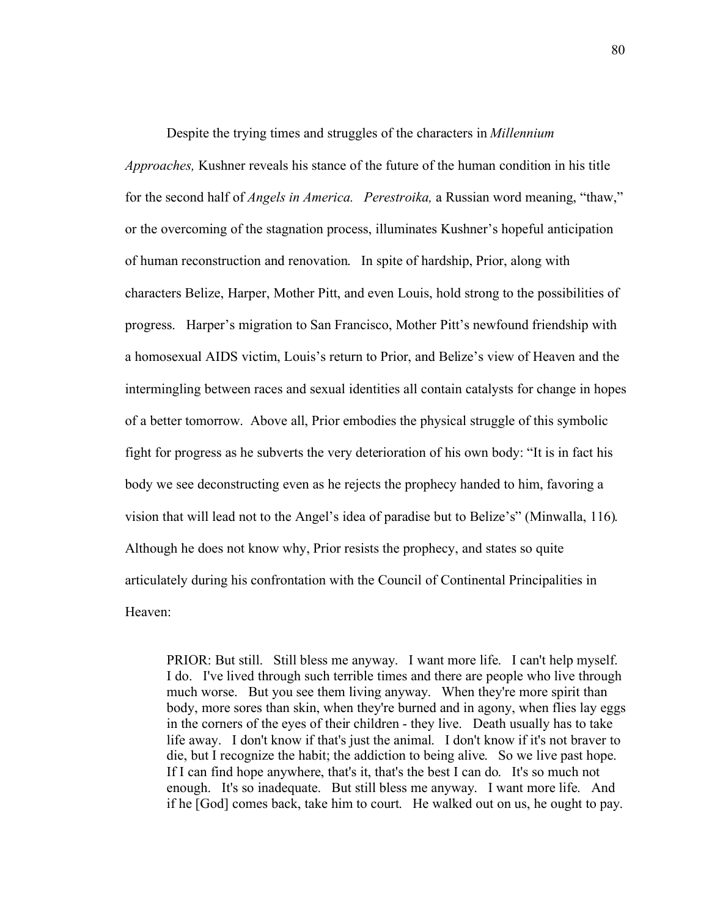Despite the trying times and struggles of the characters in *Millennium Approaches,* Kushner reveals his stance of the future of the human condition in his title for the second half of *Angels in America. Perestroika,* a Russian word meaning, "thaw," or the overcoming of the stagnation process, illuminates Kushner's hopeful anticipation of human reconstruction and renovation. In spite of hardship, Prior, along with characters Belize, Harper, Mother Pitt, and even Louis, hold strong to the possibilities of progress. Harper's migration to San Francisco, Mother Pitt's newfound friendship with a homosexual AIDS victim, Louis's return to Prior, and Belize's view of Heaven and the intermingling between races and sexual identities all contain catalysts for change in hopes of a better tomorrow. Above all, Prior embodies the physical struggle of this symbolic fight for progress as he subverts the very deterioration of his own body: "It is in fact his body we see deconstructing even as he rejects the prophecy handed to him, favoring a vision that will lead not to the Angel's idea of paradise but to Belize's" (Minwalla, 116). Although he does not know why, Prior resists the prophecy, and states so quite articulately during his confrontation with the Council of Continental Principalities in Heaven:

> PRIOR: But still. Still bless me anyway. I want more life. I can't help myself. I do. I've lived through such terrible times and there are people who live through much worse. But you see them living anyway. When they're more spirit than body, more sores than skin, when they're burned and in agony, when flies lay eggs in the corners of the eyes of their children - they live. Death usually has to take life away. I don't know if that's just the animal. I don't know if it's not braver to die, but I recognize the habit; the addiction to being alive. So we live past hope. If I can find hope anywhere, that's it, that's the best I can do. It's so much not enough. It's so inadequate. But still bless me anyway. I want more life. And if he [God] comes back, take him to court. He walked out on us, he ought to pay.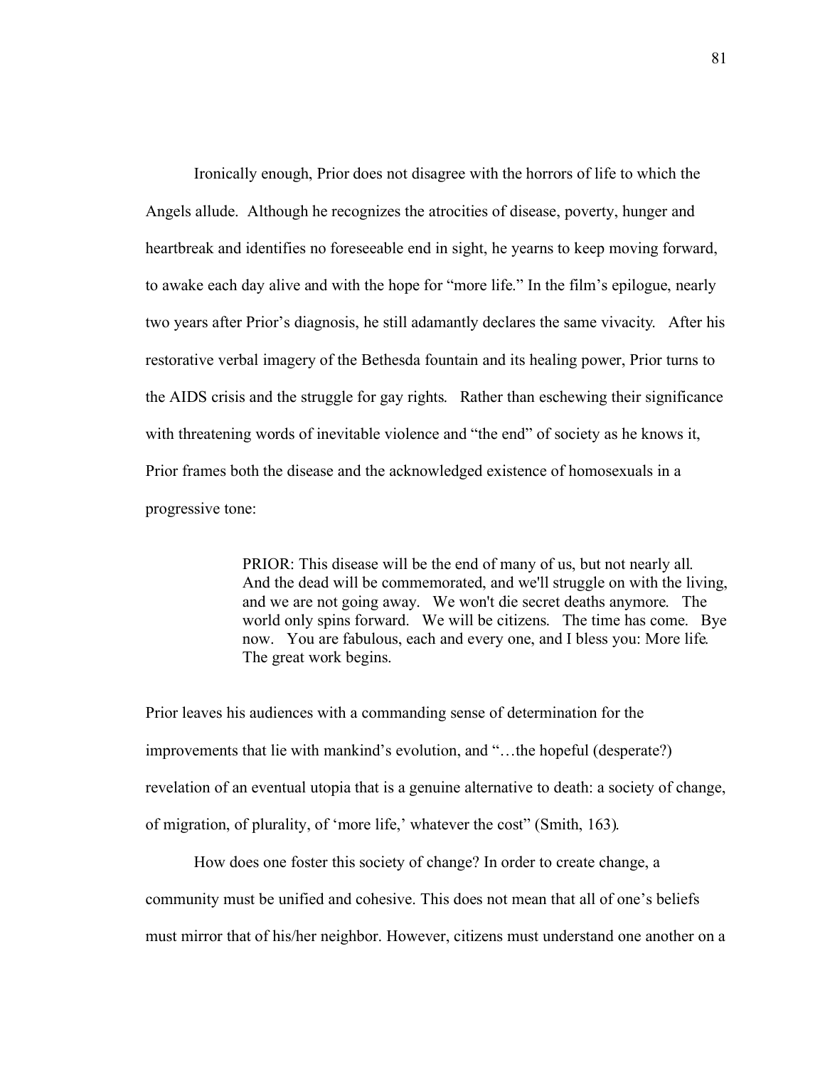Ironically enough, Prior does not disagree with the horrors of life to which the Angels allude. Although he recognizes the atrocities of disease, poverty, hunger and heartbreak and identifies no foreseeable end in sight, he yearns to keep moving forward, to awake each day alive and with the hope for "more life." In the film's epilogue, nearly two years after Prior's diagnosis, he still adamantly declares the same vivacity. After his restorative verbal imagery of the Bethesda fountain and its healing power, Prior turns to the AIDS crisis and the struggle for gay rights. Rather than eschewing their significance with threatening words of inevitable violence and "the end" of society as he knows it, Prior frames both the disease and the acknowledged existence of homosexuals in a progressive tone:

> PRIOR: This disease will be the end of many of us, but not nearly all. And the dead will be commemorated, and we'll struggle on with the living, and we are not going away. We won't die secret deaths anymore. The world only spins forward. We will be citizens. The time has come. Bye now. You are fabulous, each and every one, and I bless you: More life. The great work begins.

Prior leaves his audiences with a commanding sense of determination for the improvements that lie with mankind's evolution, and "…the hopeful (desperate?) revelation of an eventual utopia that is a genuine alternative to death: a society of change, of migration, of plurality, of 'more life,' whatever the cost" (Smith, 163).

How does one foster this society of change? In order to create change, a community must be unified and cohesive. This does not mean that all of one's beliefs must mirror that of his/her neighbor. However, citizens must understand one another on a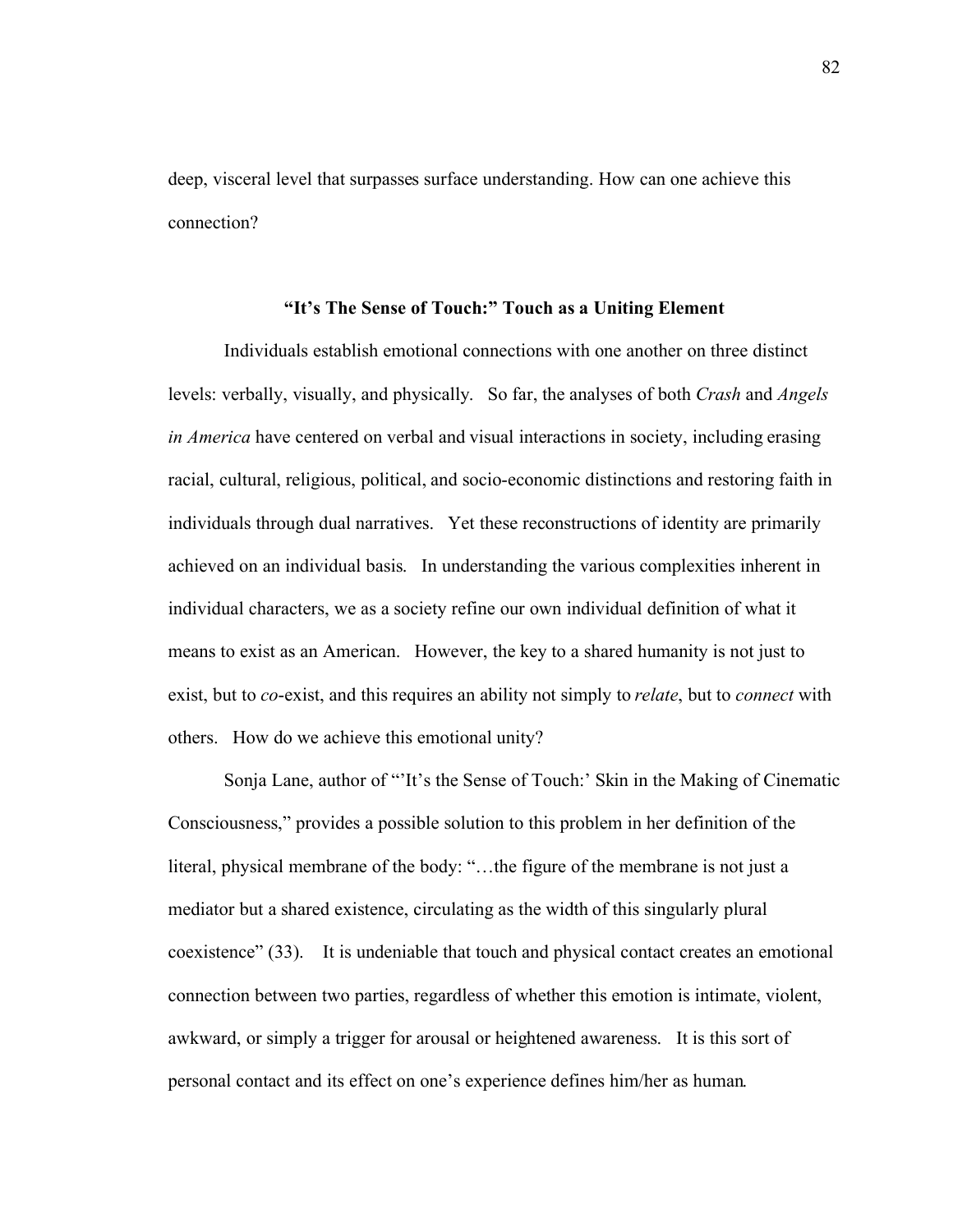deep, visceral level that surpasses surface understanding. How can one achieve this connection?

### "It's The Sense of Touch:" Touch as a Uniting Element

Individuals establish emotional connections with one another on three distinct levels: verbally, visually, and physically. So far, the analyses of both *Crash* and *Angels in America* have centered on verbal and visual interactions in society, including erasing racial, cultural, religious, political, and socio-economic distinctions and restoring faith in individuals through dual narratives. Yet these reconstructions of identity are primarily achieved on an individual basis. In understanding the various complexities inherent in individual characters, we as a society refine our own individual definition of what it means to exist as an American. However, the key to a shared humanity is not just to exist, but to *co*-exist, and this requires an ability not simply to *relate*, but to *connect* with others. How do we achieve this emotional unity?

Sonja Lane, author of "'It's the Sense of Touch:' Skin in the Making of Cinematic Consciousness," provides a possible solution to this problem in her definition of the literal, physical membrane of the body: "…the figure of the membrane is not just a mediator but a shared existence, circulating as the width of this singularly plural coexistence" (33). It is undeniable that touch and physical contact creates an emotional connection between two parties, regardless of whether this emotion is intimate, violent, awkward, or simply a trigger for arousal or heightened awareness. It is this sort of personal contact and its effect on one's experience defines him/her as human.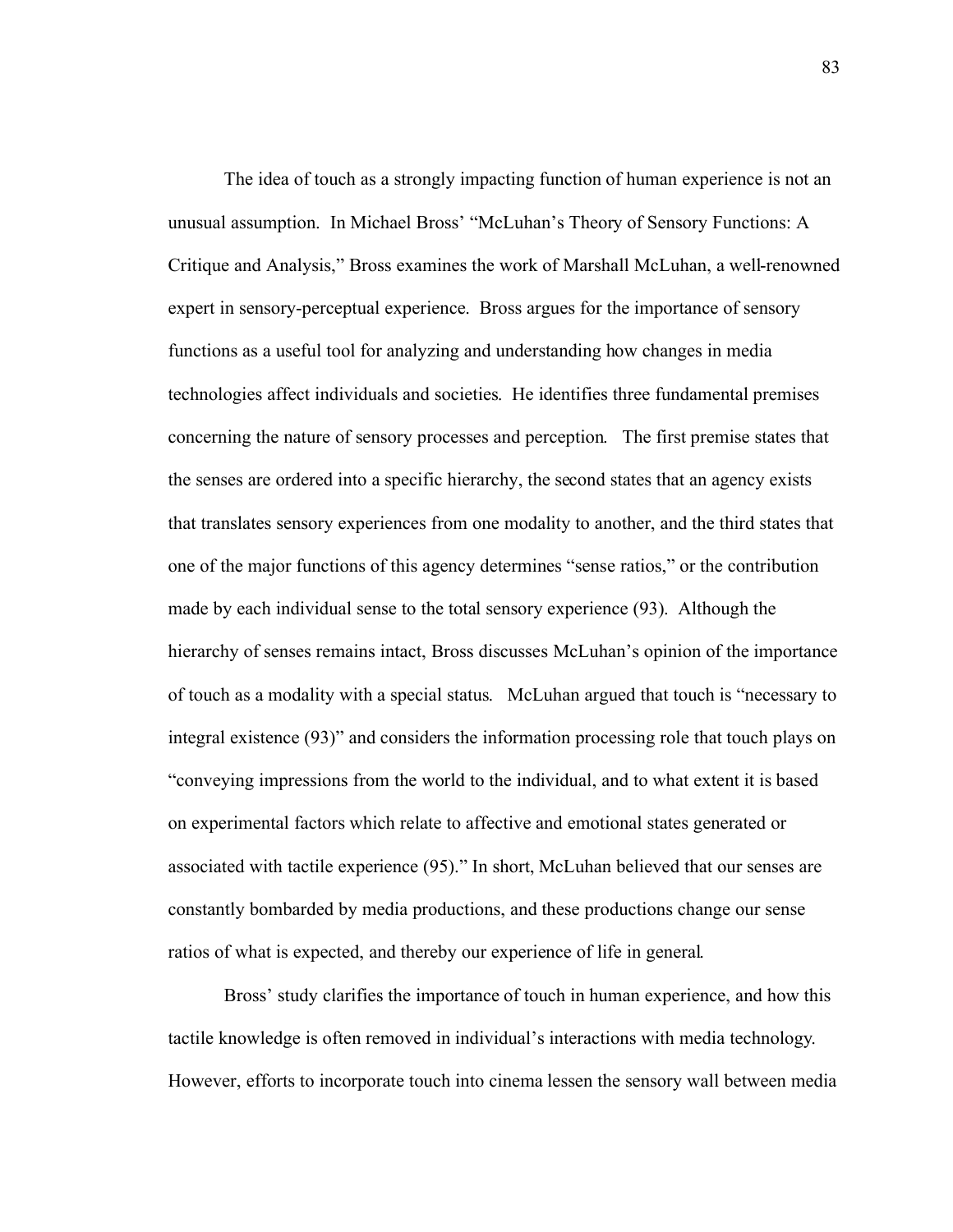The idea of touch as a strongly impacting function of human experience is not an unusual assumption. In Michael Bross' "McLuhan's Theory of Sensory Functions: A Critique and Analysis," Bross examines the work of Marshall McLuhan, a well-renowned expert in sensory-perceptual experience. Bross argues for the importance of sensory functions as a useful tool for analyzing and understanding how changes in media technologies affect individuals and societies. He identifies three fundamental premises concerning the nature of sensory processes and perception. The first premise states that the senses are ordered into a specific hierarchy, the second states that an agency exists that translates sensory experiences from one modality to another, and the third states that one of the major functions of this agency determines "sense ratios," or the contribution made by each individual sense to the total sensory experience (93). Although the hierarchy of senses remains intact, Bross discusses McLuhan's opinion of the importance of touch as a modality with a special status. McLuhan argued that touch is "necessary to integral existence (93)" and considers the information processing role that touch plays on "conveying impressions from the world to the individual, and to what extent it is based on experimental factors which relate to affective and emotional states generated or associated with tactile experience (95)." In short, McLuhan believed that our senses are constantly bombarded by media productions, and these productions change our sense ratios of what is expected, and thereby our experience of life in general.

Bross' study clarifies the importance of touch in human experience, and how this tactile knowledge is often removed in individual's interactions with media technology. However, efforts to incorporate touch into cinema lessen the sensory wall between media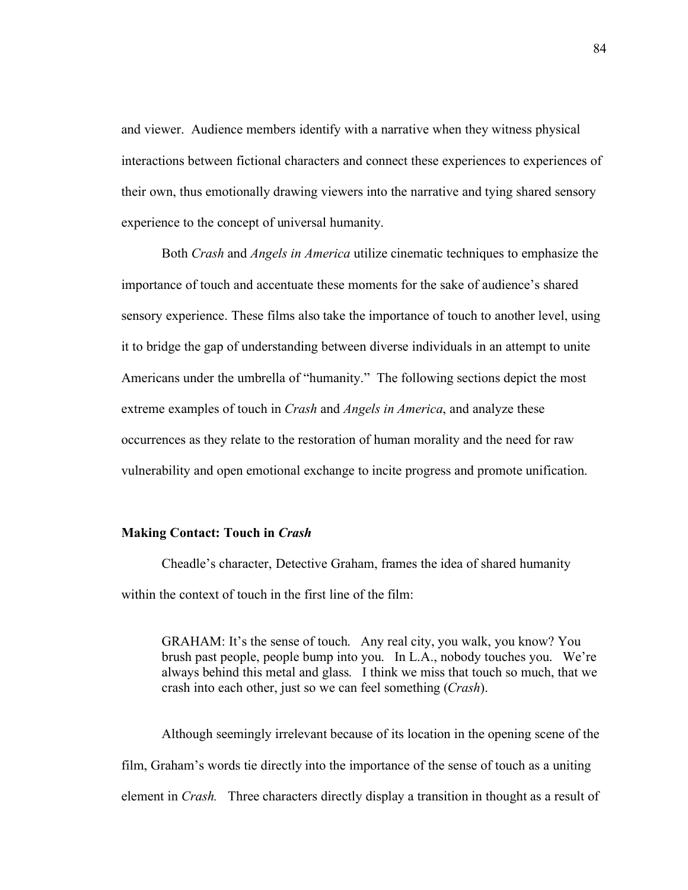and viewer. Audience members identify with a narrative when they witness physical interactions between fictional characters and connect these experiences to experiences of their own, thus emotionally drawing viewers into the narrative and tying shared sensory experience to the concept of universal humanity.

Both *Crash* and *Angels in America* utilize cinematic techniques to emphasize the importance of touch and accentuate these moments for the sake of audience's shared sensory experience. These films also take the importance of touch to another level, using it to bridge the gap of understanding between diverse individuals in an attempt to unite Americans under the umbrella of "humanity." The following sections depict the most extreme examples of touch in *Crash* and *Angels in America*, and analyze these occurrences as they relate to the restoration of human morality and the need for raw vulnerability and open emotional exchange to incite progress and promote unification.

### Making Contact: Touch in *Crash*

Cheadle's character, Detective Graham, frames the idea of shared humanity within the context of touch in the first line of the film:

> GRAHAM: It's the sense of touch. Any real city, you walk, you know? You brush past people, people bump into you. In L.A., nobody touches you. We're always behind this metal and glass. I think we miss that touch so much, that we crash into each other, just so we can feel something (*Crash*).

Although seemingly irrelevant because of its location in the opening scene of the film, Graham's words tie directly into the importance of the sense of touch as a uniting element in *Crash.* Three characters directly display a transition in thought as a result of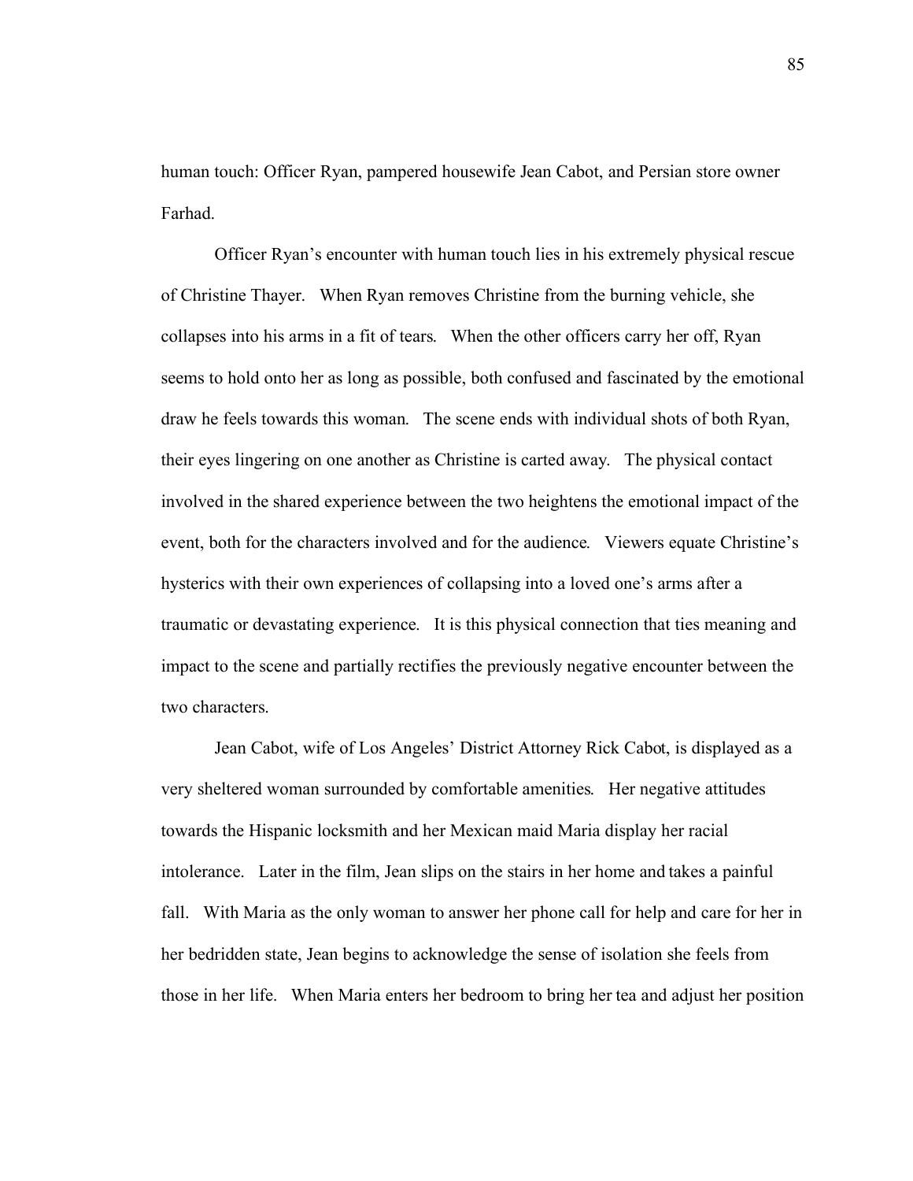human touch: Officer Ryan, pampered housewife Jean Cabot, and Persian store owner Farhad.

Officer Ryan's encounter with human touch lies in his extremely physical rescue of Christine Thayer. When Ryan removes Christine from the burning vehicle, she collapses into his arms in a fit of tears. When the other officers carry her off, Ryan seems to hold onto her as long as possible, both confused and fascinated by the emotional draw he feels towards this woman. The scene ends with individual shots of both Ryan, their eyes lingering on one another as Christine is carted away. The physical contact involved in the shared experience between the two heightens the emotional impact of the event, both for the characters involved and for the audience. Viewers equate Christine's hysterics with their own experiences of collapsing into a loved one's arms after a traumatic or devastating experience. It is this physical connection that ties meaning and impact to the scene and partially rectifies the previously negative encounter between the two characters.

Jean Cabot, wife of Los Angeles' District Attorney Rick Cabot, is displayed as a very sheltered woman surrounded by comfortable amenities. Her negative attitudes towards the Hispanic locksmith and her Mexican maid Maria display her racial intolerance. Later in the film, Jean slips on the stairs in her home and takes a painful fall. With Maria as the only woman to answer her phone call for help and care for her in her bedridden state, Jean begins to acknowledge the sense of isolation she feels from those in her life. When Maria enters her bedroom to bring her tea and adjust her position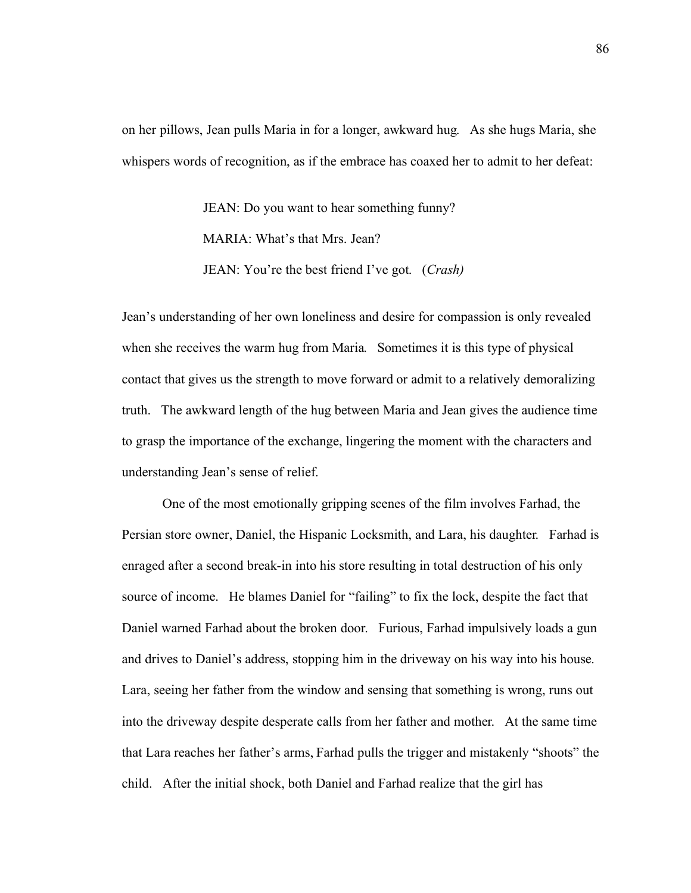on her pillows, Jean pulls Maria in for a longer, awkward hug. As she hugs Maria, she whispers words of recognition, as if the embrace has coaxed her to admit to her defeat:

> JEAN: Do you want to hear something funny?
>
> MARIA: What's that Mrs. Jean?
>
> JEAN: You're the best friend I've got. (*Crash)*

Jean's understanding of her own loneliness and desire for compassion is only revealed when she receives the warm hug from Maria. Sometimes it is this type of physical contact that gives us the strength to move forward or admit to a relatively demoralizing truth. The awkward length of the hug between Maria and Jean gives the audience time to grasp the importance of the exchange, lingering the moment with the characters and understanding Jean's sense of relief.

One of the most emotionally gripping scenes of the film involves Farhad, the Persian store owner, Daniel, the Hispanic Locksmith, and Lara, his daughter. Farhad is enraged after a second break-in into his store resulting in total destruction of his only source of income. He blames Daniel for "failing" to fix the lock, despite the fact that Daniel warned Farhad about the broken door. Furious, Farhad impulsively loads a gun and drives to Daniel's address, stopping him in the driveway on his way into his house. Lara, seeing her father from the window and sensing that something is wrong, runs out into the driveway despite desperate calls from her father and mother. At the same time that Lara reaches her father's arms, Farhad pulls the trigger and mistakenly "shoots" the child. After the initial shock, both Daniel and Farhad realize that the girl has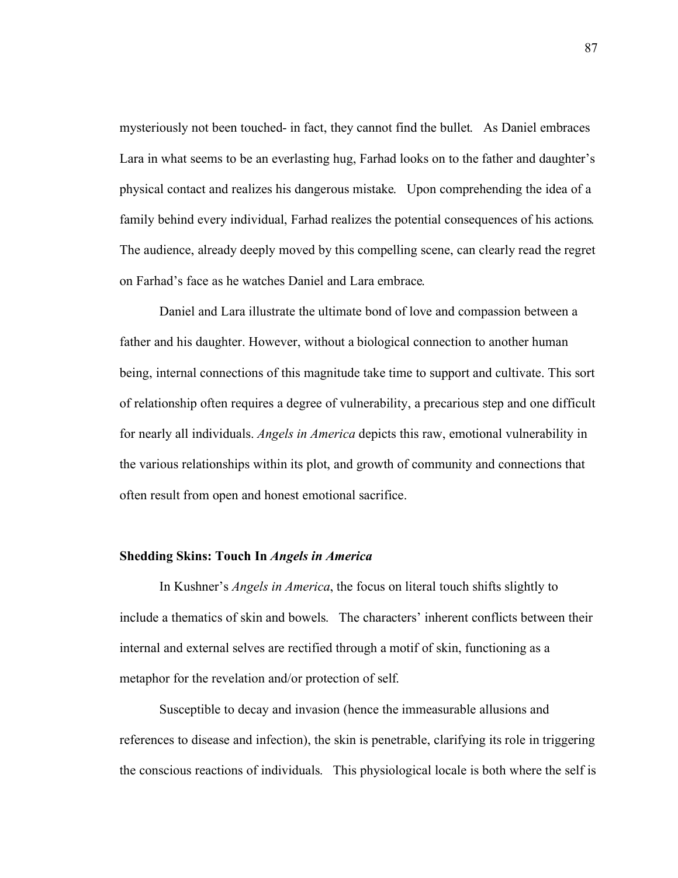mysteriously not been touched- in fact, they cannot find the bullet. As Daniel embraces Lara in what seems to be an everlasting hug, Farhad looks on to the father and daughter's physical contact and realizes his dangerous mistake. Upon comprehending the idea of a family behind every individual, Farhad realizes the potential consequences of his actions. The audience, already deeply moved by this compelling scene, can clearly read the regret on Farhad's face as he watches Daniel and Lara embrace.

Daniel and Lara illustrate the ultimate bond of love and compassion between a father and his daughter. However, without a biological connection to another human being, internal connections of this magnitude take time to support and cultivate. This sort of relationship often requires a degree of vulnerability, a precarious step and one difficult for nearly all individuals. *Angels in America* depicts this raw, emotional vulnerability in the various relationships within its plot, and growth of community and connections that often result from open and honest emotional sacrifice.

### Shedding Skins: Touch In *Angels in America*

In Kushner's *Angels in America*, the focus on literal touch shifts slightly to include a thematics of skin and bowels. The characters' inherent conflicts between their internal and external selves are rectified through a motif of skin, functioning as a metaphor for the revelation and/or protection of self.

Susceptible to decay and invasion (hence the immeasurable allusions and references to disease and infection), the skin is penetrable, clarifying its role in triggering the conscious reactions of individuals. This physiological locale is both where the self is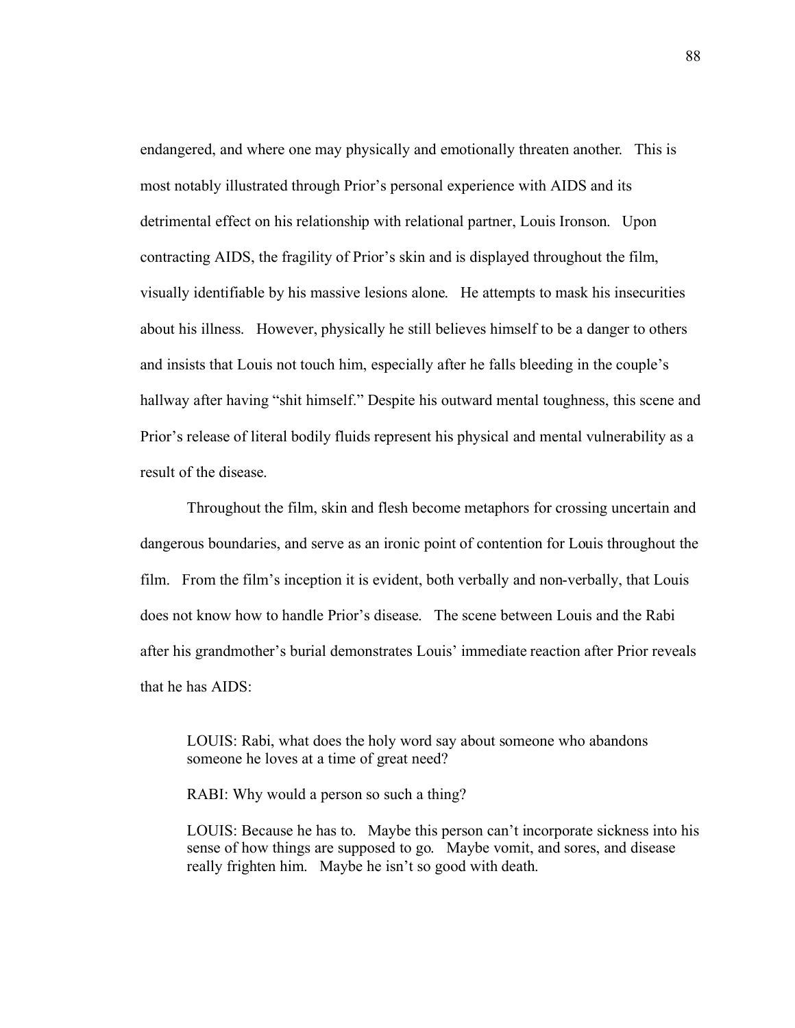endangered, and where one may physically and emotionally threaten another. This is most notably illustrated through Prior's personal experience with AIDS and its detrimental effect on his relationship with relational partner, Louis Ironson. Upon contracting AIDS, the fragility of Prior's skin and is displayed throughout the film, visually identifiable by his massive lesions alone. He attempts to mask his insecurities about his illness. However, physically he still believes himself to be a danger to others and insists that Louis not touch him, especially after he falls bleeding in the couple's hallway after having "shit himself." Despite his outward mental toughness, this scene and Prior's release of literal bodily fluids represent his physical and mental vulnerability as a result of the disease.

Throughout the film, skin and flesh become metaphors for crossing uncertain and dangerous boundaries, and serve as an ironic point of contention for Louis throughout the film. From the film's inception it is evident, both verbally and non-verbally, that Louis does not know how to handle Prior's disease. The scene between Louis and the Rabi after his grandmother's burial demonstrates Louis' immediate reaction after Prior reveals that he has AIDS:

> LOUIS: Rabi, what does the holy word say about someone who abandons someone he loves at a time of great need?
>
> RABI: Why would a person so such a thing?
>
> LOUIS: Because he has to. Maybe this person can't incorporate sickness into his sense of how things are supposed to go. Maybe vomit, and sores, and disease really frighten him. Maybe he isn't so good with death.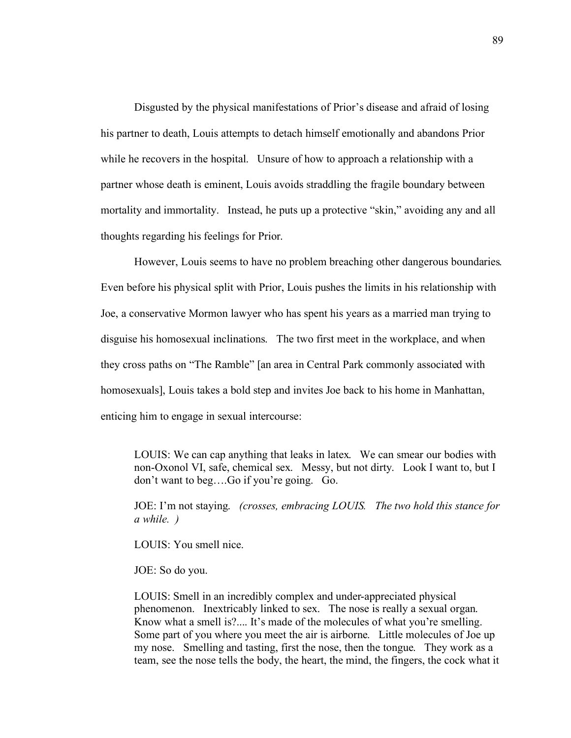Disgusted by the physical manifestations of Prior's disease and afraid of losing his partner to death, Louis attempts to detach himself emotionally and abandons Prior while he recovers in the hospital. Unsure of how to approach a relationship with a partner whose death is eminent, Louis avoids straddling the fragile boundary between mortality and immortality. Instead, he puts up a protective "skin," avoiding any and all thoughts regarding his feelings for Prior.

However, Louis seems to have no problem breaching other dangerous boundaries. Even before his physical split with Prior, Louis pushes the limits in his relationship with Joe, a conservative Mormon lawyer who has spent his years as a married man trying to disguise his homosexual inclinations. The two first meet in the workplace, and when they cross paths on "The Ramble" [an area in Central Park commonly associated with homosexuals], Louis takes a bold step and invites Joe back to his home in Manhattan, enticing him to engage in sexual intercourse:

> LOUIS: We can cap anything that leaks in latex. We can smear our bodies with non-Oxonol VI, safe, chemical sex. Messy, but not dirty. Look I want to, but I don't want to beg….Go if you're going. Go.
>
> JOE: I'm not staying. *(crosses, embracing LOUIS. The two hold this stance for a while. )*
>
> LOUIS: You smell nice.
>
> JOE: So do you.
>
> LOUIS: Smell in an incredibly complex and under-appreciated physical phenomenon. Inextricably linked to sex. The nose is really a sexual organ. Know what a smell is?.... It's made of the molecules of what you're smelling. Some part of you where you meet the air is airborne. Little molecules of Joe up my nose. Smelling and tasting, first the nose, then the tongue. They work as a team, see the nose tells the body, the heart, the mind, the fingers, the cock what it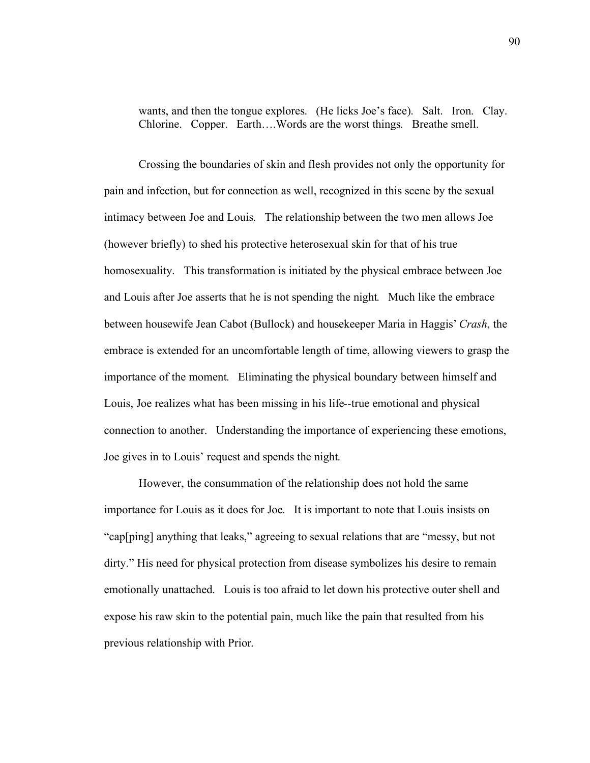> wants, and then the tongue explores. (He licks Joe's face). Salt. Iron. Clay. Chlorine. Copper. Earth….Words are the worst things. Breathe smell.

Crossing the boundaries of skin and flesh provides not only the opportunity for pain and infection, but for connection as well, recognized in this scene by the sexual intimacy between Joe and Louis. The relationship between the two men allows Joe (however briefly) to shed his protective heterosexual skin for that of his true homosexuality. This transformation is initiated by the physical embrace between Joe and Louis after Joe asserts that he is not spending the night. Much like the embrace between housewife Jean Cabot (Bullock) and housekeeper Maria in Haggis' *Crash*, the embrace is extended for an uncomfortable length of time, allowing viewers to grasp the importance of the moment. Eliminating the physical boundary between himself and Louis, Joe realizes what has been missing in his life--true emotional and physical connection to another. Understanding the importance of experiencing these emotions, Joe gives in to Louis' request and spends the night.

However, the consummation of the relationship does not hold the same importance for Louis as it does for Joe. It is important to note that Louis insists on "cap[ping] anything that leaks," agreeing to sexual relations that are "messy, but not dirty." His need for physical protection from disease symbolizes his desire to remain emotionally unattached. Louis is too afraid to let down his protective outer shell and expose his raw skin to the potential pain, much like the pain that resulted from his previous relationship with Prior.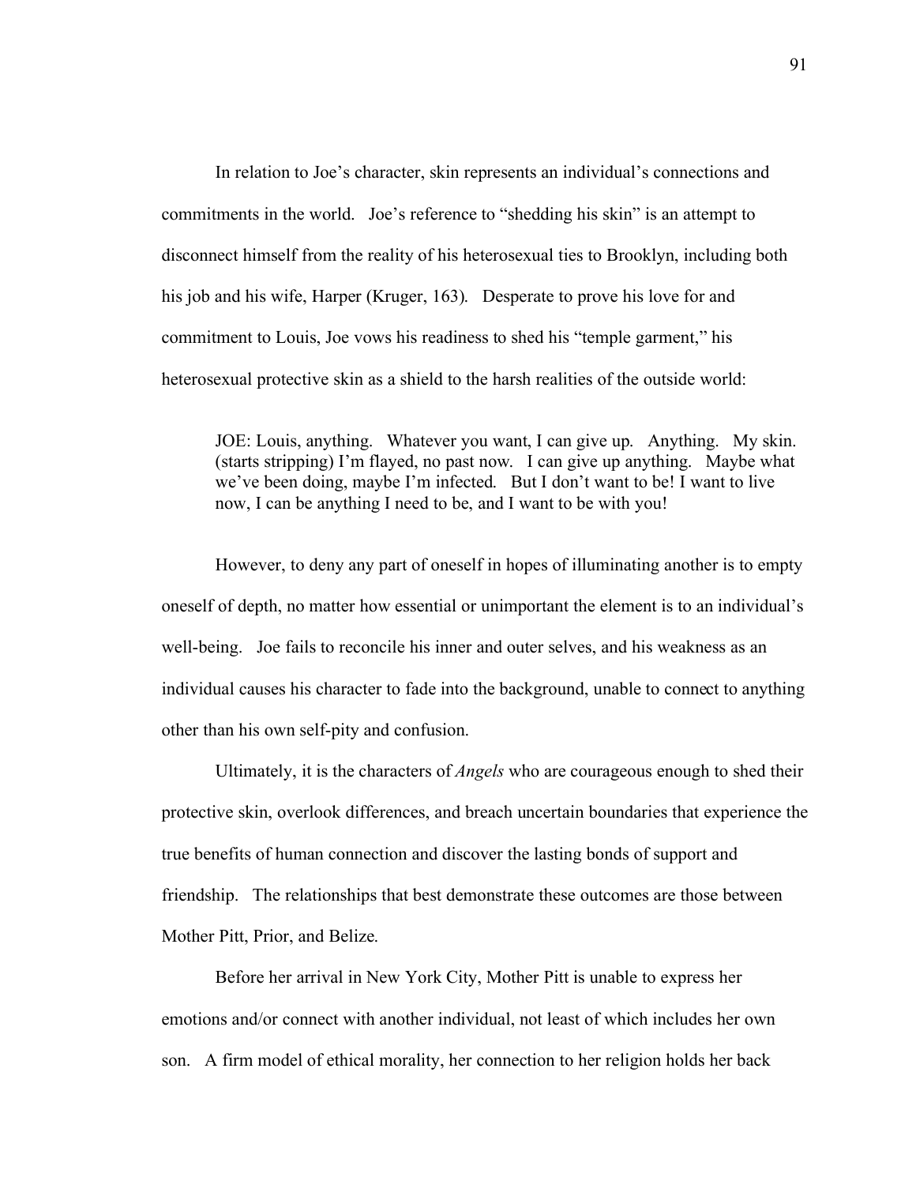In relation to Joe's character, skin represents an individual's connections and commitments in the world. Joe's reference to "shedding his skin" is an attempt to disconnect himself from the reality of his heterosexual ties to Brooklyn, including both his job and his wife, Harper (Kruger, 163). Desperate to prove his love for and commitment to Louis, Joe vows his readiness to shed his "temple garment," his heterosexual protective skin as a shield to the harsh realities of the outside world:

> JOE: Louis, anything. Whatever you want, I can give up. Anything. My skin. (starts stripping) I'm flayed, no past now. I can give up anything. Maybe what we've been doing, maybe I'm infected. But I don't want to be! I want to live now, I can be anything I need to be, and I want to be with you!

However, to deny any part of oneself in hopes of illuminating another is to empty oneself of depth, no matter how essential or unimportant the element is to an individual's well-being. Joe fails to reconcile his inner and outer selves, and his weakness as an individual causes his character to fade into the background, unable to connect to anything other than his own self-pity and confusion.

Ultimately, it is the characters of *Angels* who are courageous enough to shed their protective skin, overlook differences, and breach uncertain boundaries that experience the true benefits of human connection and discover the lasting bonds of support and friendship. The relationships that best demonstrate these outcomes are those between Mother Pitt, Prior, and Belize.

Before her arrival in New York City, Mother Pitt is unable to express her emotions and/or connect with another individual, not least of which includes her own son. A firm model of ethical morality, her connection to her religion holds her back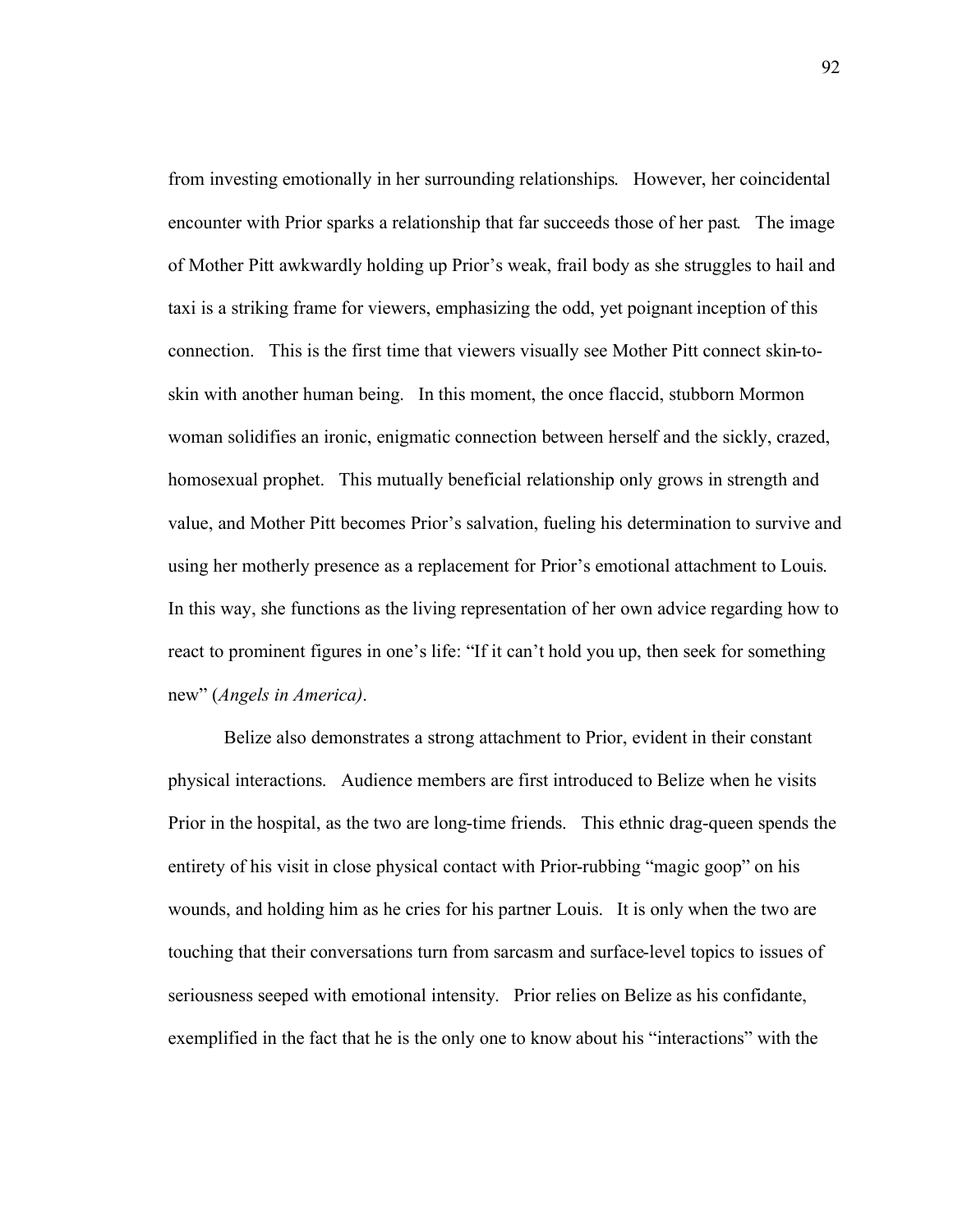from investing emotionally in her surrounding relationships. However, her coincidental encounter with Prior sparks a relationship that far succeeds those of her past. The image of Mother Pitt awkwardly holding up Prior's weak, frail body as she struggles to hail and taxi is a striking frame for viewers, emphasizing the odd, yet poignant inception of this connection. This is the first time that viewers visually see Mother Pitt connect skin-to-skin with another human being. In this moment, the once flaccid, stubborn Mormon woman solidifies an ironic, enigmatic connection between herself and the sickly, crazed, homosexual prophet. This mutually beneficial relationship only grows in strength and value, and Mother Pitt becomes Prior's salvation, fueling his determination to survive and using her motherly presence as a replacement for Prior's emotional attachment to Louis. In this way, she functions as the living representation of her own advice regarding how to react to prominent figures in one's life: "If it can't hold you up, then seek for something new" (*Angels in America)*.

Belize also demonstrates a strong attachment to Prior, evident in their constant physical interactions. Audience members are first introduced to Belize when he visits Prior in the hospital, as the two are long-time friends. This ethnic drag-queen spends the entirety of his visit in close physical contact with Prior-rubbing "magic goop" on his wounds, and holding him as he cries for his partner Louis. It is only when the two are touching that their conversations turn from sarcasm and surface-level topics to issues of seriousness seeped with emotional intensity. Prior relies on Belize as his confidante, exemplified in the fact that he is the only one to know about his "interactions" with the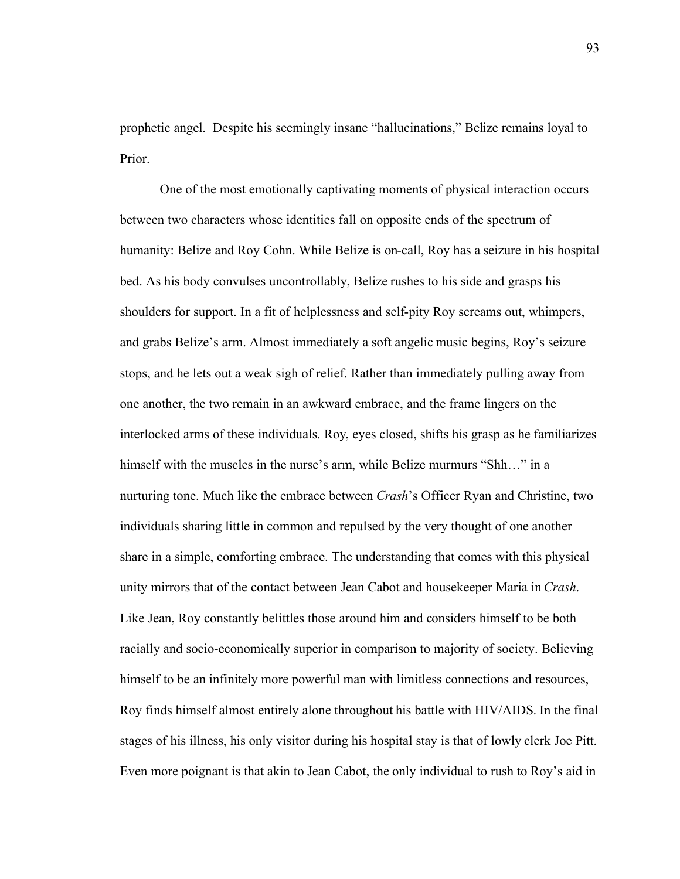prophetic angel. Despite his seemingly insane "hallucinations," Belize remains loyal to Prior.

One of the most emotionally captivating moments of physical interaction occurs between two characters whose identities fall on opposite ends of the spectrum of humanity: Belize and Roy Cohn. While Belize is on-call, Roy has a seizure in his hospital bed. As his body convulses uncontrollably, Belize rushes to his side and grasps his shoulders for support. In a fit of helplessness and self-pity Roy screams out, whimpers, and grabs Belize's arm. Almost immediately a soft angelic music begins, Roy's seizure stops, and he lets out a weak sigh of relief. Rather than immediately pulling away from one another, the two remain in an awkward embrace, and the frame lingers on the interlocked arms of these individuals. Roy, eyes closed, shifts his grasp as he familiarizes himself with the muscles in the nurse's arm, while Belize murmurs "Shh…" in a nurturing tone. Much like the embrace between *Crash*'s Officer Ryan and Christine, two individuals sharing little in common and repulsed by the very thought of one another share in a simple, comforting embrace. The understanding that comes with this physical unity mirrors that of the contact between Jean Cabot and housekeeper Maria in *Crash*. Like Jean, Roy constantly belittles those around him and considers himself to be both racially and socio-economically superior in comparison to majority of society. Believing himself to be an infinitely more powerful man with limitless connections and resources, Roy finds himself almost entirely alone throughout his battle with HIV/AIDS. In the final stages of his illness, his only visitor during his hospital stay is that of lowly clerk Joe Pitt. Even more poignant is that akin to Jean Cabot, the only individual to rush to Roy's aid in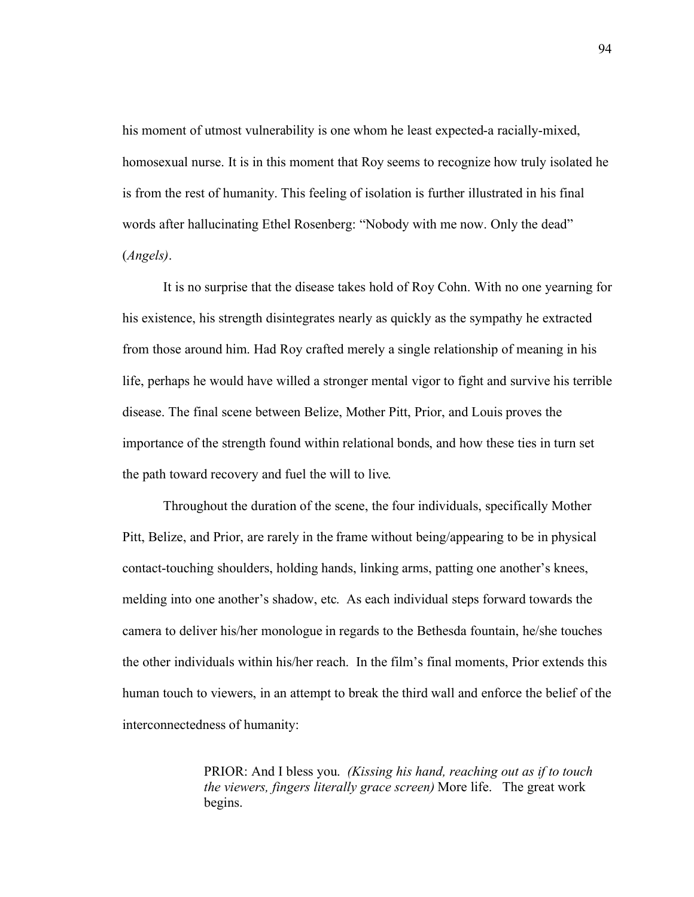his moment of utmost vulnerability is one whom he least expected-a racially-mixed, homosexual nurse. It is in this moment that Roy seems to recognize how truly isolated he is from the rest of humanity. This feeling of isolation is further illustrated in his final words after hallucinating Ethel Rosenberg: "Nobody with me now. Only the dead" (*Angels)*.

It is no surprise that the disease takes hold of Roy Cohn. With no one yearning for his existence, his strength disintegrates nearly as quickly as the sympathy he extracted from those around him. Had Roy crafted merely a single relationship of meaning in his life, perhaps he would have willed a stronger mental vigor to fight and survive his terrible disease. The final scene between Belize, Mother Pitt, Prior, and Louis proves the importance of the strength found within relational bonds, and how these ties in turn set the path toward recovery and fuel the will to live.

Throughout the duration of the scene, the four individuals, specifically Mother Pitt, Belize, and Prior, are rarely in the frame without being/appearing to be in physical contact-touching shoulders, holding hands, linking arms, patting one another's knees, melding into one another's shadow, etc. As each individual steps forward towards the camera to deliver his/her monologue in regards to the Bethesda fountain, he/she touches the other individuals within his/her reach. In the film's final moments, Prior extends this human touch to viewers, in an attempt to break the third wall and enforce the belief of the interconnectedness of humanity:

> PRIOR: And I bless you. *(Kissing his hand, reaching out as if to touch the viewers, fingers literally grace screen)* More life. The great work begins.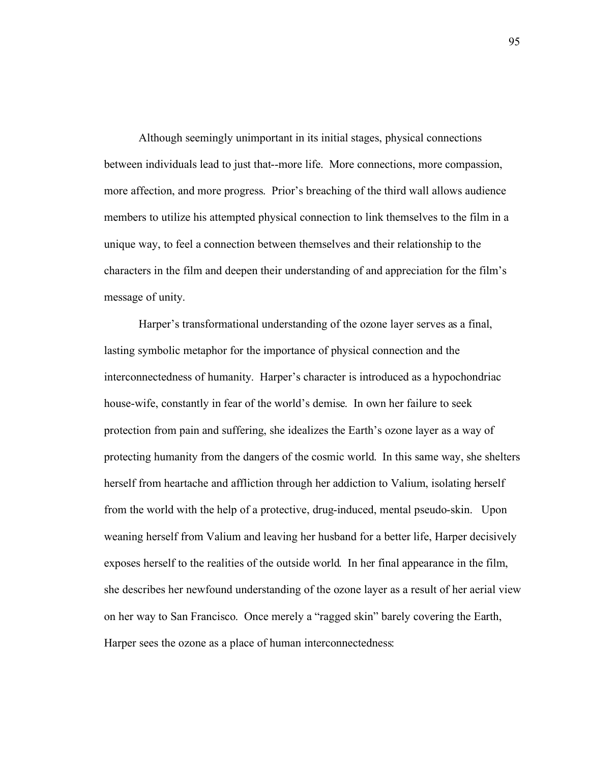Although seemingly unimportant in its initial stages, physical connections between individuals lead to just that--more life. More connections, more compassion, more affection, and more progress. Prior's breaching of the third wall allows audience members to utilize his attempted physical connection to link themselves to the film in a unique way, to feel a connection between themselves and their relationship to the characters in the film and deepen their understanding of and appreciation for the film's message of unity.

Harper's transformational understanding of the ozone layer serves as a final, lasting symbolic metaphor for the importance of physical connection and the interconnectedness of humanity. Harper's character is introduced as a hypochondriac house-wife, constantly in fear of the world's demise. In own her failure to seek protection from pain and suffering, she idealizes the Earth's ozone layer as a way of protecting humanity from the dangers of the cosmic world. In this same way, she shelters herself from heartache and affliction through her addiction to Valium, isolating herself from the world with the help of a protective, drug-induced, mental pseudo-skin. Upon weaning herself from Valium and leaving her husband for a better life, Harper decisively exposes herself to the realities of the outside world. In her final appearance in the film, she describes her newfound understanding of the ozone layer as a result of her aerial view on her way to San Francisco. Once merely a "ragged skin" barely covering the Earth, Harper sees the ozone as a place of human interconnectedness: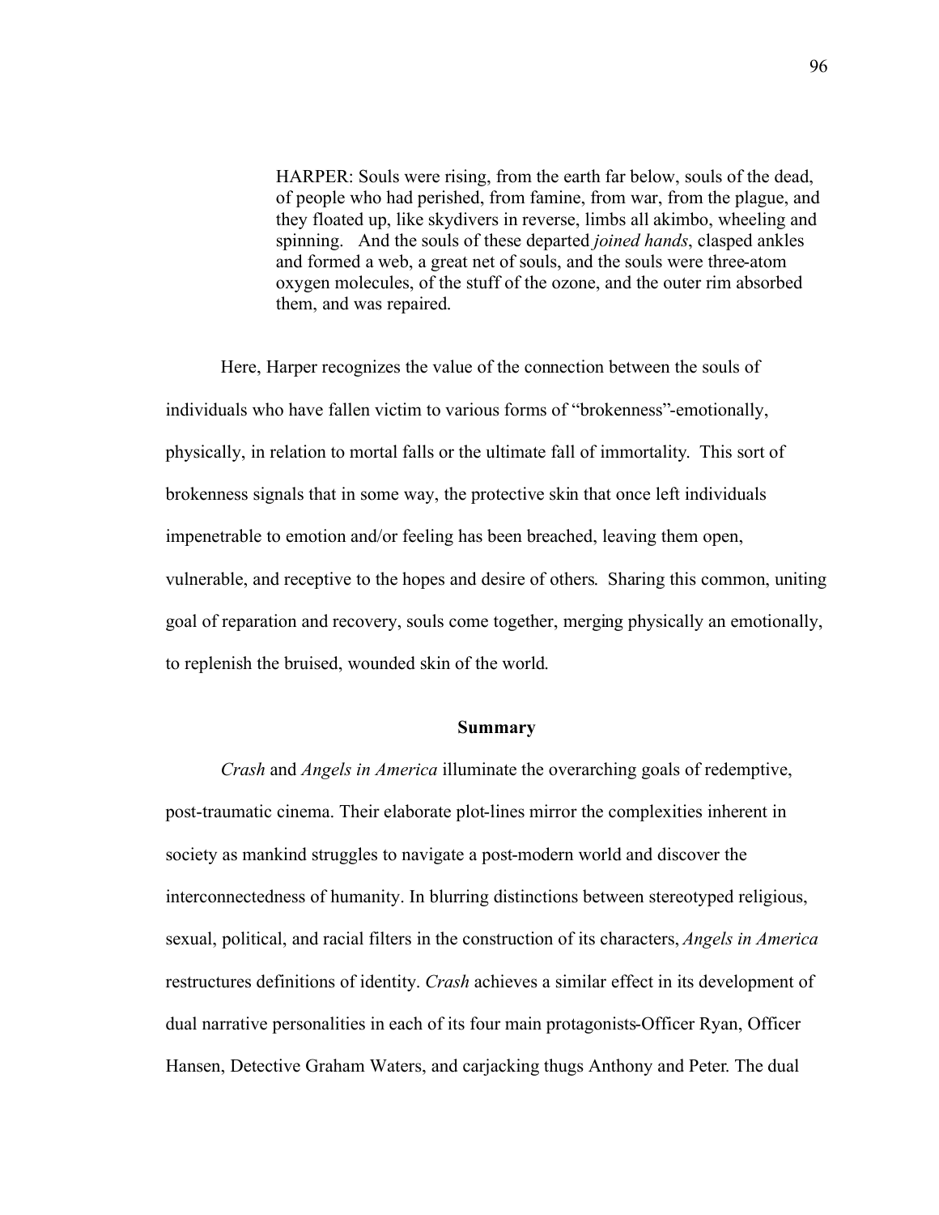> HARPER: Souls were rising, from the earth far below, souls of the dead, of people who had perished, from famine, from war, from the plague, and they floated up, like skydivers in reverse, limbs all akimbo, wheeling and spinning. And the souls of these departed *joined hands*, clasped ankles and formed a web, a great net of souls, and the souls were three-atom oxygen molecules, of the stuff of the ozone, and the outer rim absorbed them, and was repaired.

Here, Harper recognizes the value of the connection between the souls of individuals who have fallen victim to various forms of "brokenness"-emotionally, physically, in relation to mortal falls or the ultimate fall of immortality. This sort of brokenness signals that in some way, the protective skin that once left individuals impenetrable to emotion and/or feeling has been breached, leaving them open, vulnerable, and receptive to the hopes and desire of others. Sharing this common, uniting goal of reparation and recovery, souls come together, merging physically an emotionally, to replenish the bruised, wounded skin of the world.

## Summary

*Crash* and *Angels in America* illuminate the overarching goals of redemptive, post-traumatic cinema. Their elaborate plot-lines mirror the complexities inherent in society as mankind struggles to navigate a post-modern world and discover the interconnectedness of humanity. In blurring distinctions between stereotyped religious, sexual, political, and racial filters in the construction of its characters, *Angels in America* restructures definitions of identity. *Crash* achieves a similar effect in its development of dual narrative personalities in each of its four main protagonists-Officer Ryan, Officer Hansen, Detective Graham Waters, and carjacking thugs Anthony and Peter. The dual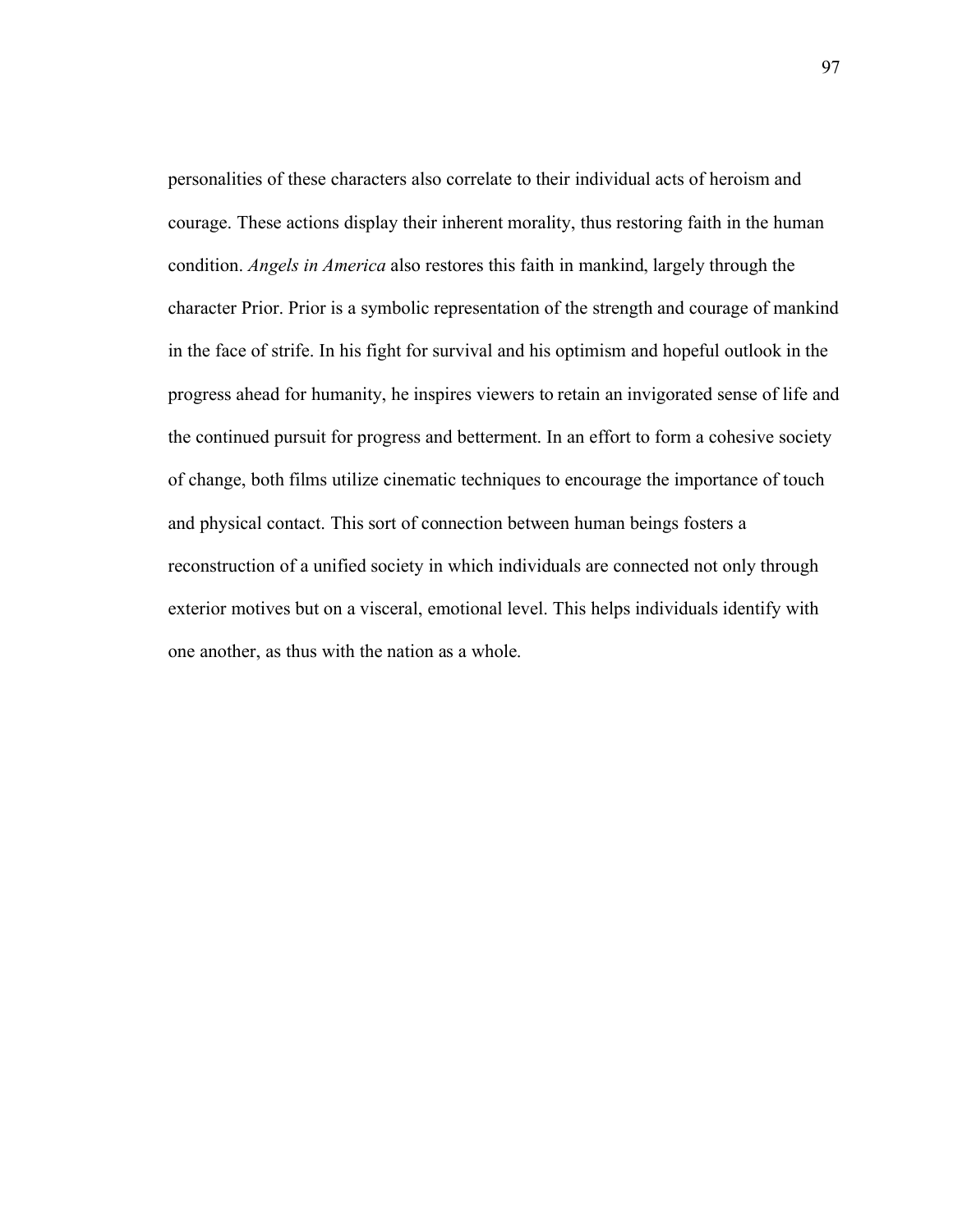personalities of these characters also correlate to their individual acts of heroism and courage. These actions display their inherent morality, thus restoring faith in the human condition. *Angels in America* also restores this faith in mankind, largely through the character Prior. Prior is a symbolic representation of the strength and courage of mankind in the face of strife. In his fight for survival and his optimism and hopeful outlook in the progress ahead for humanity, he inspires viewers to retain an invigorated sense of life and the continued pursuit for progress and betterment. In an effort to form a cohesive society of change, both films utilize cinematic techniques to encourage the importance of touch and physical contact. This sort of connection between human beings fosters a reconstruction of a unified society in which individuals are connected not only through exterior motives but on a visceral, emotional level. This helps individuals identify with one another, as thus with the nation as a whole.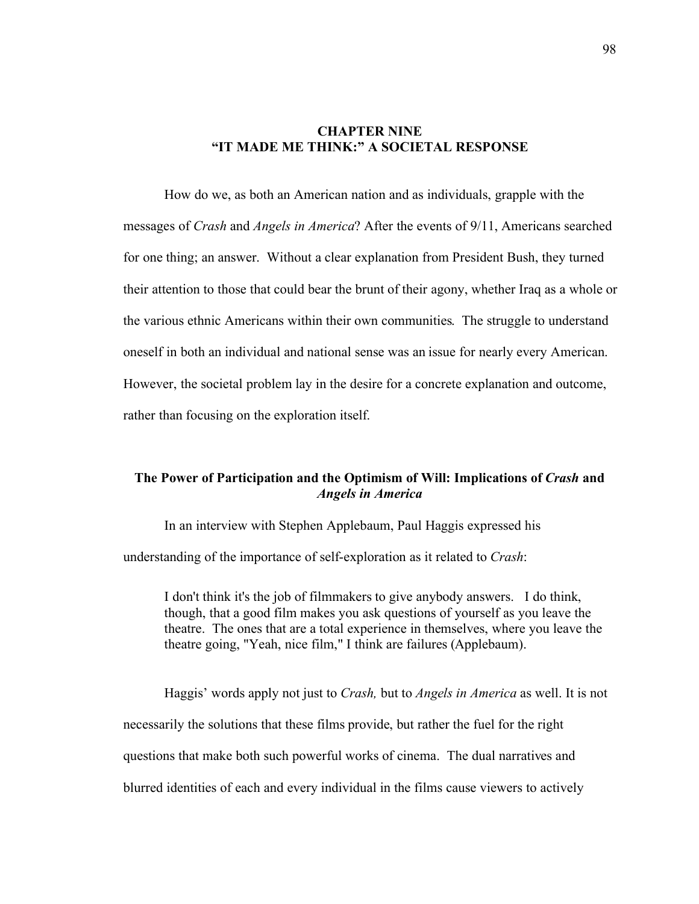# CHAPTER NINE
# "IT MADE ME THINK:" A SOCIETAL RESPONSE

How do we, as both an American nation and as individuals, grapple with the messages of *Crash* and *Angels in America*? After the events of 9/11, Americans searched for one thing; an answer. Without a clear explanation from President Bush, they turned their attention to those that could bear the brunt of their agony, whether Iraq as a whole or the various ethnic Americans within their own communities. The struggle to understand oneself in both an individual and national sense was an issue for nearly every American. However, the societal problem lay in the desire for a concrete explanation and outcome, rather than focusing on the exploration itself.

## The Power of Participation and the Optimism of Will: Implications of *Crash* and *Angels in America*

In an interview with Stephen Applebaum, Paul Haggis expressed his understanding of the importance of self-exploration as it related to *Crash*:

> I don't think it's the job of filmmakers to give anybody answers. I do think, though, that a good film makes you ask questions of yourself as you leave the theatre. The ones that are a total experience in themselves, where you leave the theatre going, "Yeah, nice film," I think are failures (Applebaum).

Haggis' words apply not just to *Crash,* but to *Angels in America* as well. It is not necessarily the solutions that these films provide, but rather the fuel for the right questions that make both such powerful works of cinema. The dual narratives and blurred identities of each and every individual in the films cause viewers to actively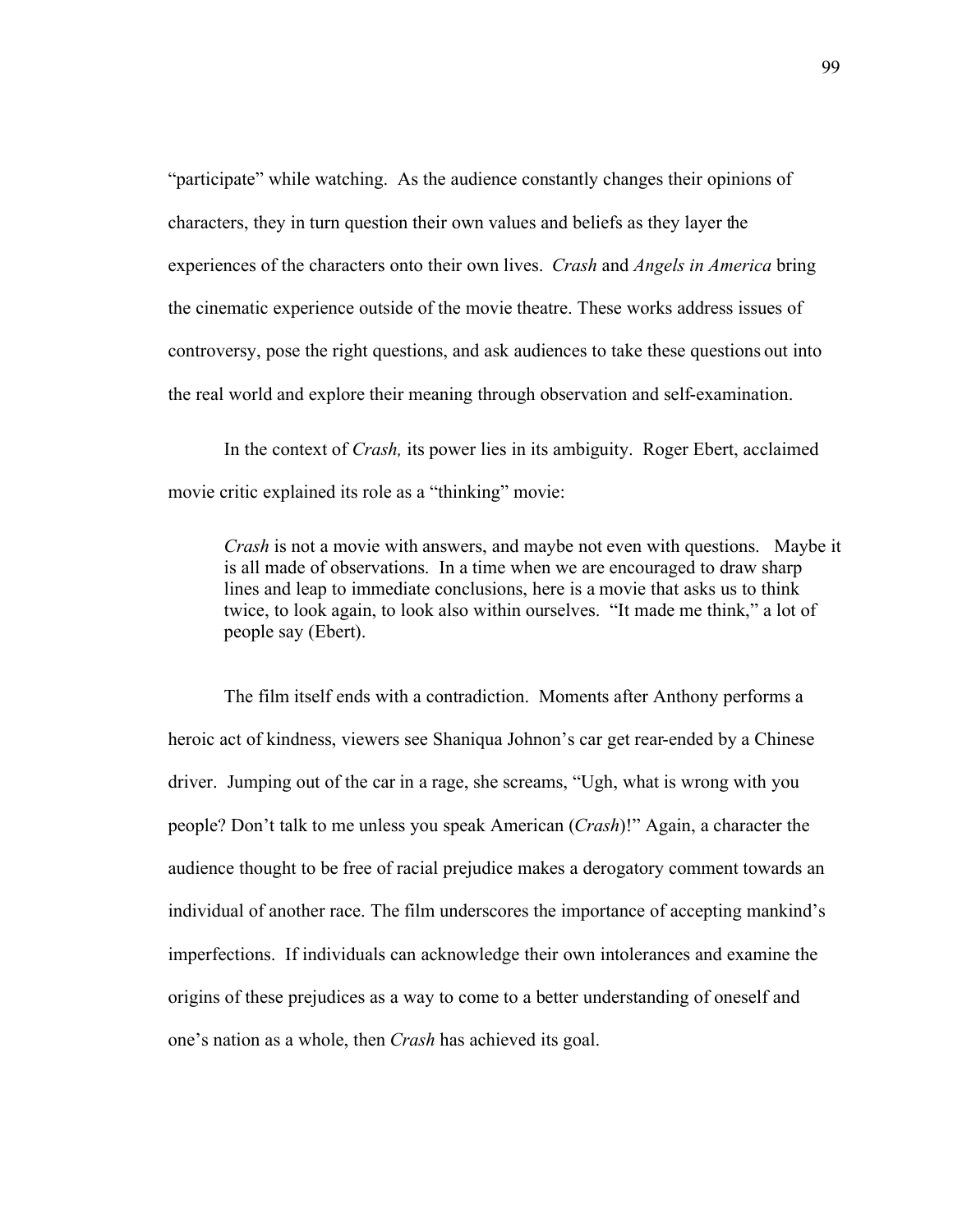"participate" while watching. As the audience constantly changes their opinions of characters, they in turn question their own values and beliefs as they layer the experiences of the characters onto their own lives. *Crash* and *Angels in America* bring the cinematic experience outside of the movie theatre. These works address issues of controversy, pose the right questions, and ask audiences to take these questions out into the real world and explore their meaning through observation and self-examination.

In the context of *Crash,* its power lies in its ambiguity. Roger Ebert, acclaimed movie critic explained its role as a "thinking" movie:

> *Crash* is not a movie with answers, and maybe not even with questions. Maybe it is all made of observations. In a time when we are encouraged to draw sharp lines and leap to immediate conclusions, here is a movie that asks us to think twice, to look again, to look also within ourselves. "It made me think," a lot of people say (Ebert).

The film itself ends with a contradiction. Moments after Anthony performs a heroic act of kindness, viewers see Shaniqua Johnon's car get rear-ended by a Chinese driver. Jumping out of the car in a rage, she screams, "Ugh, what is wrong with you people? Don't talk to me unless you speak American (*Crash*)!" Again, a character the audience thought to be free of racial prejudice makes a derogatory comment towards an individual of another race. The film underscores the importance of accepting mankind's imperfections. If individuals can acknowledge their own intolerances and examine the origins of these prejudices as a way to come to a better understanding of oneself and one's nation as a whole, then *Crash* has achieved its goal.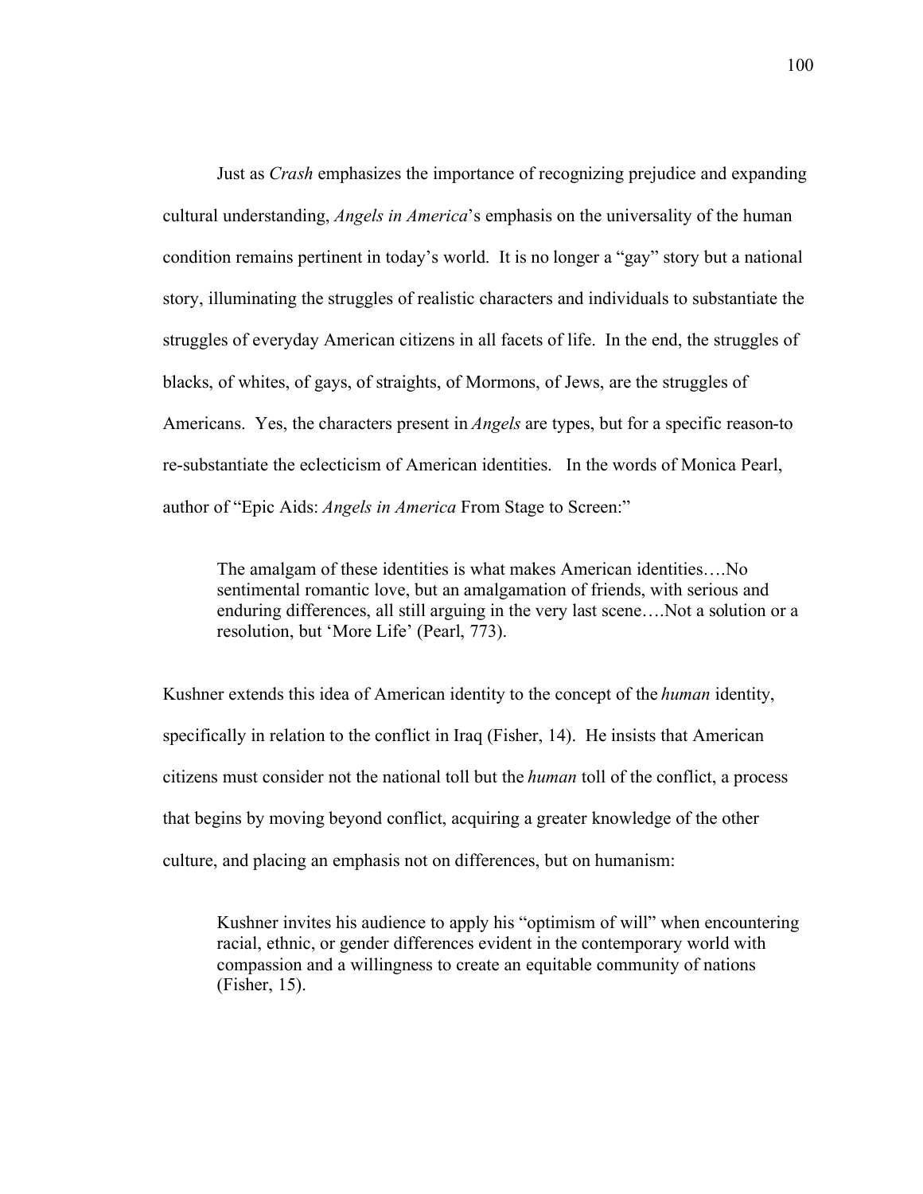Just as *Crash* emphasizes the importance of recognizing prejudice and expanding cultural understanding, *Angels in America*'s emphasis on the universality of the human condition remains pertinent in today's world. It is no longer a "gay" story but a national story, illuminating the struggles of realistic characters and individuals to substantiate the struggles of everyday American citizens in all facets of life. In the end, the struggles of blacks, of whites, of gays, of straights, of Mormons, of Jews, are the struggles of Americans. Yes, the characters present in *Angels* are types, but for a specific reason-to re-substantiate the eclecticism of American identities. In the words of Monica Pearl, author of "Epic Aids: *Angels in America* From Stage to Screen:"

> The amalgam of these identities is what makes American identities….No sentimental romantic love, but an amalgamation of friends, with serious and enduring differences, all still arguing in the very last scene….Not a solution or a resolution, but 'More Life' (Pearl, 773).

Kushner extends this idea of American identity to the concept of the *human* identity, specifically in relation to the conflict in Iraq (Fisher, 14). He insists that American citizens must consider not the national toll but the *human* toll of the conflict, a process that begins by moving beyond conflict, acquiring a greater knowledge of the other culture, and placing an emphasis not on differences, but on humanism:

> Kushner invites his audience to apply his "optimism of will" when encountering racial, ethnic, or gender differences evident in the contemporary world with compassion and a willingness to create an equitable community of nations (Fisher, 15).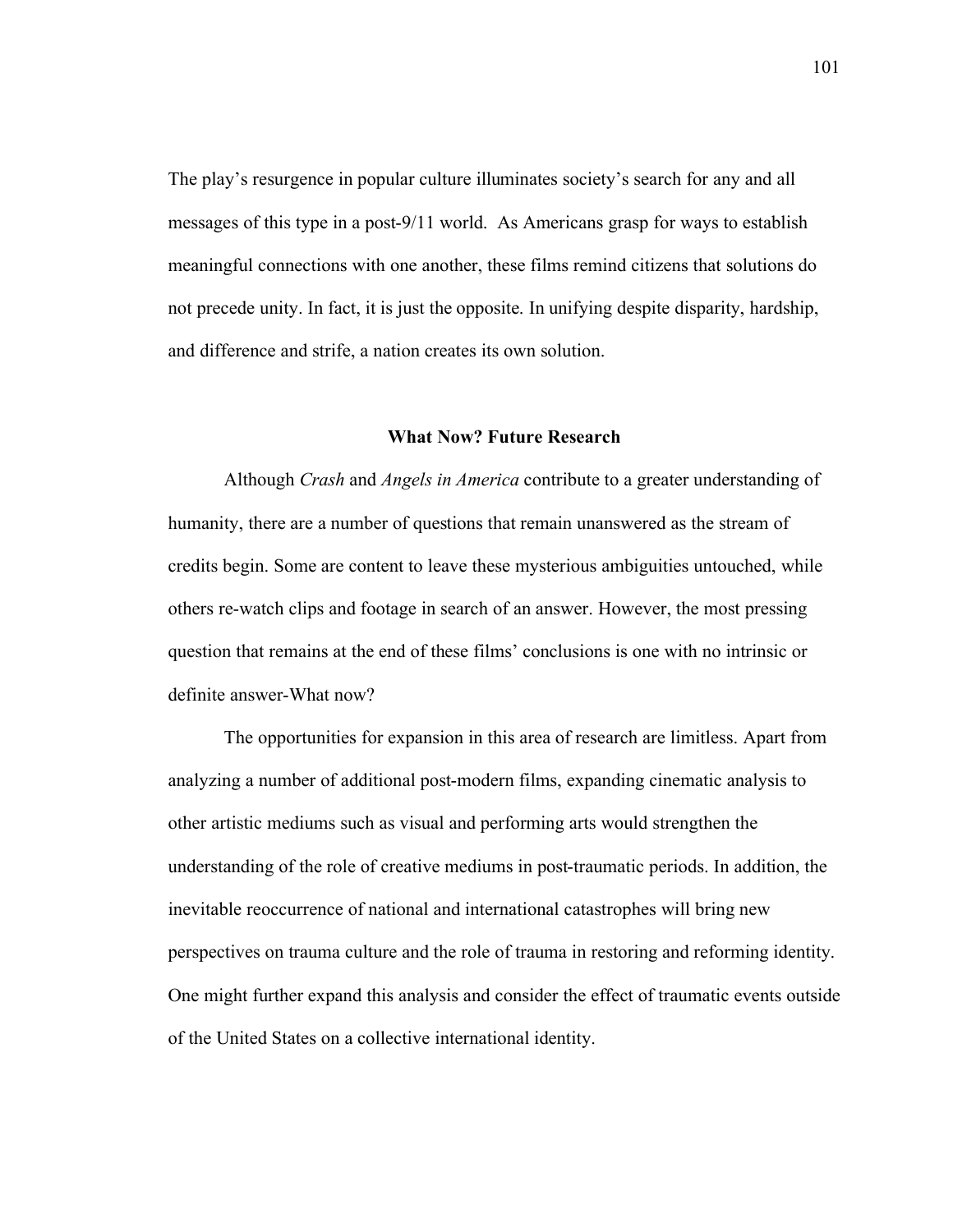The play's resurgence in popular culture illuminates society's search for any and all messages of this type in a post-9/11 world. As Americans grasp for ways to establish meaningful connections with one another, these films remind citizens that solutions do not precede unity. In fact, it is just the opposite. In unifying despite disparity, hardship, and difference and strife, a nation creates its own solution.

## What Now? Future Research

Although *Crash* and *Angels in America* contribute to a greater understanding of humanity, there are a number of questions that remain unanswered as the stream of credits begin. Some are content to leave these mysterious ambiguities untouched, while others re-watch clips and footage in search of an answer. However, the most pressing question that remains at the end of these films' conclusions is one with no intrinsic or definite answer-What now?

The opportunities for expansion in this area of research are limitless. Apart from analyzing a number of additional post-modern films, expanding cinematic analysis to other artistic mediums such as visual and performing arts would strengthen the understanding of the role of creative mediums in post-traumatic periods. In addition, the inevitable reoccurrence of national and international catastrophes will bring new perspectives on trauma culture and the role of trauma in restoring and reforming identity. One might further expand this analysis and consider the effect of traumatic events outside of the United States on a collective international identity.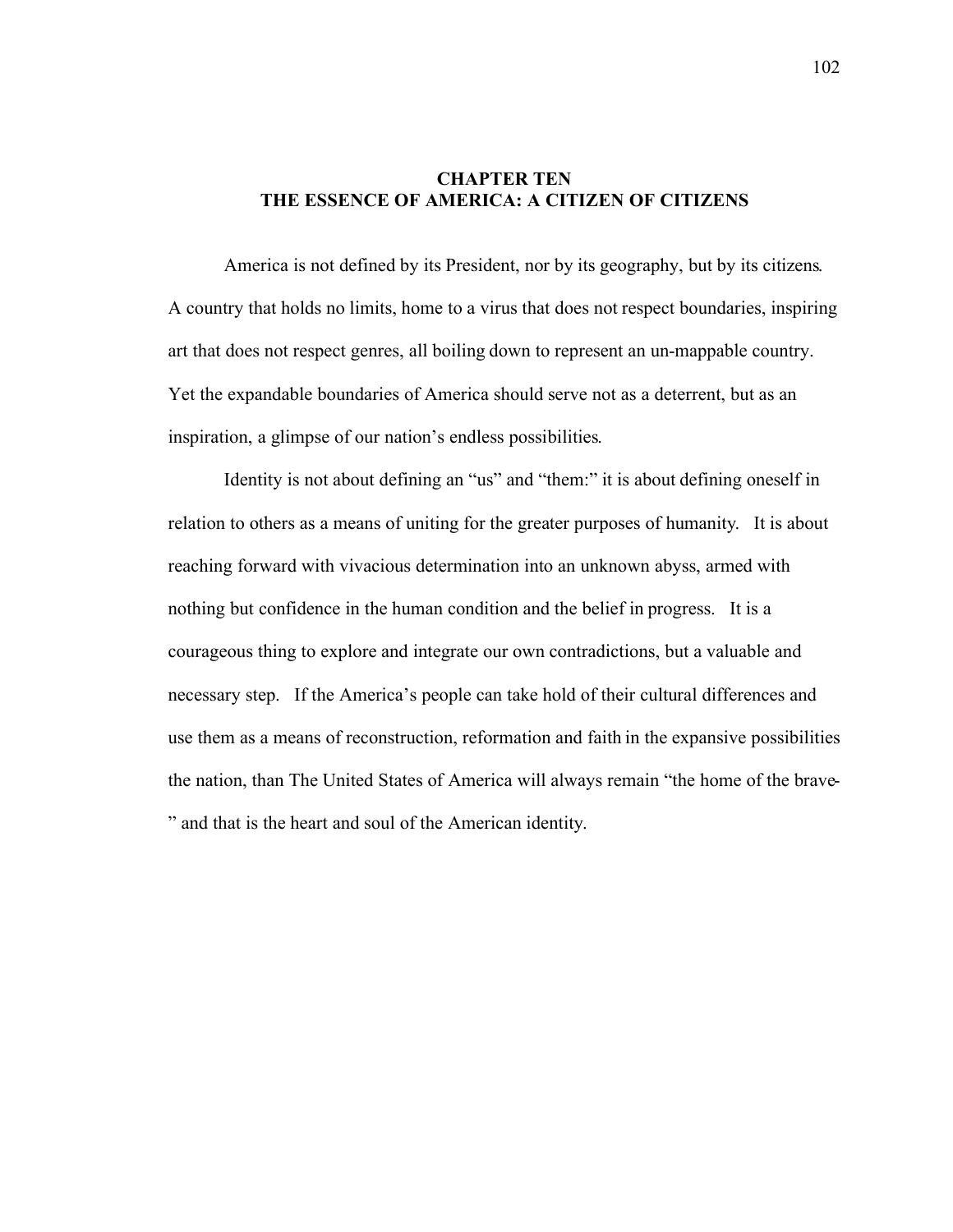# CHAPTER TEN
# THE ESSENCE OF AMERICA: A CITIZEN OF CITIZENS

America is not defined by its President, nor by its geography, but by its citizens. A country that holds no limits, home to a virus that does not respect boundaries, inspiring art that does not respect genres, all boiling down to represent an un-mappable country. Yet the expandable boundaries of America should serve not as a deterrent, but as an inspiration, a glimpse of our nation's endless possibilities.

Identity is not about defining an "us" and "them:" it is about defining oneself in relation to others as a means of uniting for the greater purposes of humanity. It is about reaching forward with vivacious determination into an unknown abyss, armed with nothing but confidence in the human condition and the belief in progress. It is a courageous thing to explore and integrate our own contradictions, but a valuable and necessary step. If the America's people can take hold of their cultural differences and use them as a means of reconstruction, reformation and faith in the expansive possibilities the nation, than The United States of America will always remain "the home of the brave-" and that is the heart and soul of the American identity.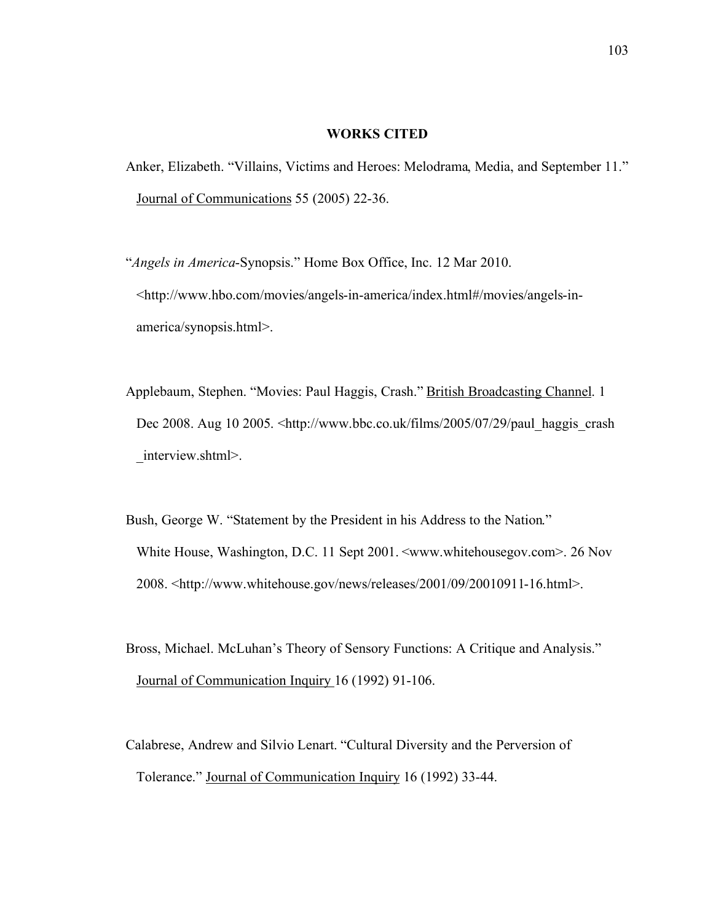# WORKS CITED

Anker, Elizabeth. "Villains, Victims and Heroes: Melodrama, Media, and September 11." Journal of Communications 55 (2005) 22-36.

"*Angels in America*-Synopsis." Home Box Office, Inc. 12 Mar 2010. <http://www.hbo.com/movies/angels-in-america/index.html#/movies/angels-in-america/synopsis.html>.

Applebaum, Stephen. "Movies: Paul Haggis, Crash." British Broadcasting Channel. 1 Dec 2008. Aug 10 2005. <http://www.bbc.co.uk/films/2005/07/29/paul_haggis_crash _interview.shtml>.

Bush, George W. "Statement by the President in his Address to the Nation." White House, Washington, D.C. 11 Sept 2001. <www.whitehousegov.com>. 26 Nov 2008. <http://www.whitehouse.gov/news/releases/2001/09/20010911-16.html>.

Bross, Michael. McLuhan's Theory of Sensory Functions: A Critique and Analysis." Journal of Communication Inquiry 16 (1992) 91-106.

Calabrese, Andrew and Silvio Lenart. "Cultural Diversity and the Perversion of Tolerance." Journal of Communication Inquiry 16 (1992) 33-44.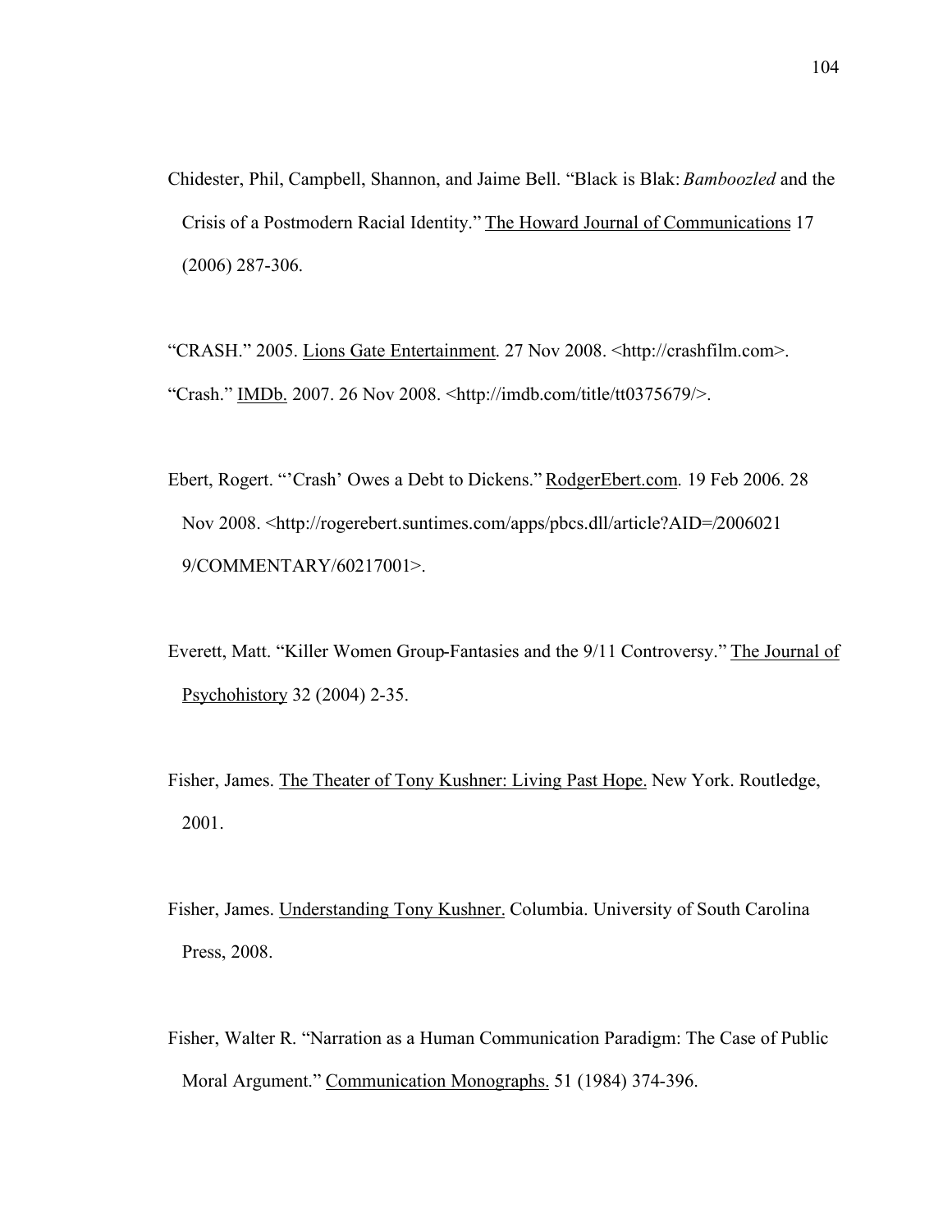Chidester, Phil, Campbell, Shannon, and Jaime Bell. “Black is Blak: *Bamboozled* and the Crisis of a Postmodern Racial Identity.” The Howard Journal of Communications 17 (2006) 287-306.

“CRASH.” 2005. Lions Gate Entertainment. 27 Nov 2008. <http://crashfilm.com>.

“Crash.” IMDb. 2007. 26 Nov 2008. <http://imdb.com/title/tt0375679/>.

Ebert, Rogert. “’Crash’ Owes a Debt to Dickens.” RodgerEbert.com. 19 Feb 2006. 28 Nov 2008. <http://rogerebert.suntimes.com/apps/pbcs.dll/article?AID=/20060219/COMMENTARY/60217001>.

Everett, Matt. “Killer Women Group-Fantasies and the 9/11 Controversy.” The Journal of Psychohistory 32 (2004) 2-35.

Fisher, James. The Theater of Tony Kushner: Living Past Hope. New York. Routledge, 2001.

Fisher, James. Understanding Tony Kushner. Columbia. University of South Carolina Press, 2008.

Fisher, Walter R. “Narration as a Human Communication Paradigm: The Case of Public Moral Argument.” Communication Monographs. 51 (1984) 374-396.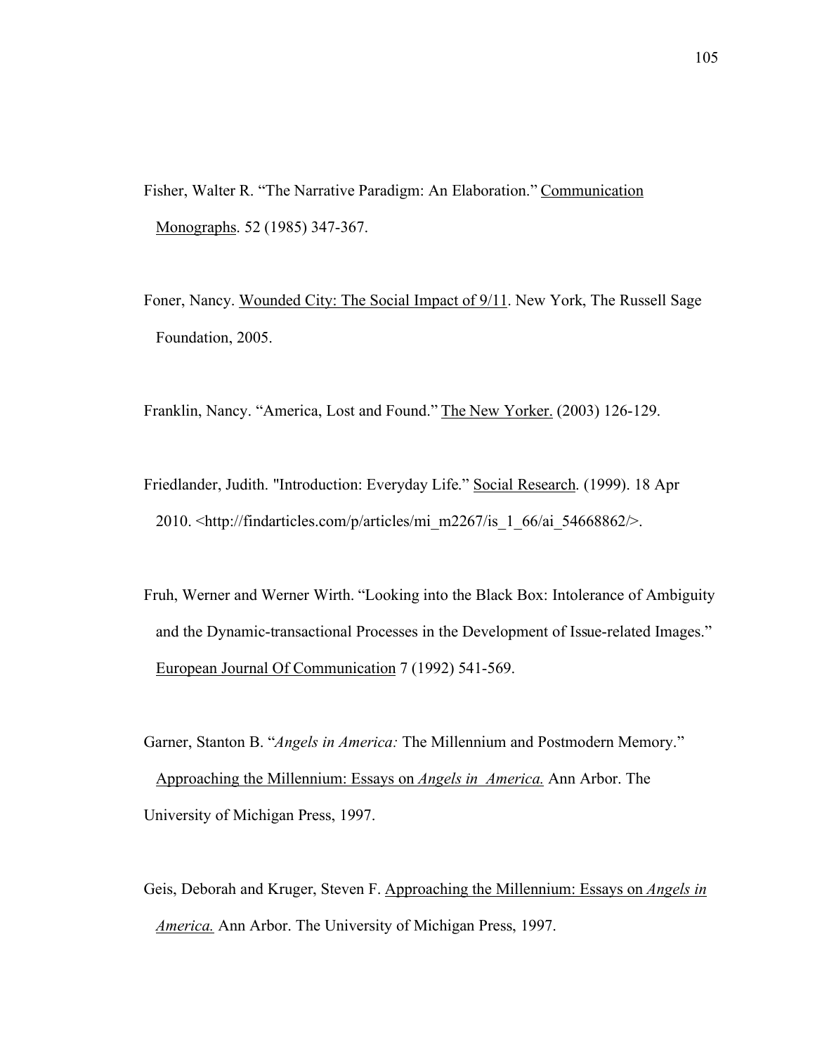Fisher, Walter R. “The Narrative Paradigm: An Elaboration.” Communication Monographs. 52 (1985) 347-367.

Foner, Nancy. Wounded City: The Social Impact of 9/11. New York, The Russell Sage Foundation, 2005.

Franklin, Nancy. “America, Lost and Found.” The New Yorker. (2003) 126-129.

Friedlander, Judith. "Introduction: Everyday Life." Social Research. (1999). 18 Apr 2010. <http://findarticles.com/p/articles/mi_m2267/is_1_66/ai_54668862/>.

Fruh, Werner and Werner Wirth. “Looking into the Black Box: Intolerance of Ambiguity and the Dynamic-transactional Processes in the Development of Issue-related Images.” European Journal Of Communication 7 (1992) 541-569.

Garner, Stanton B. “*Angels in America:* The Millennium and Postmodern Memory.” Approaching the Millennium: Essays on *Angels in America.* Ann Arbor. The University of Michigan Press, 1997.

Geis, Deborah and Kruger, Steven F. Approaching the Millennium: Essays on *Angels in America.* Ann Arbor. The University of Michigan Press, 1997.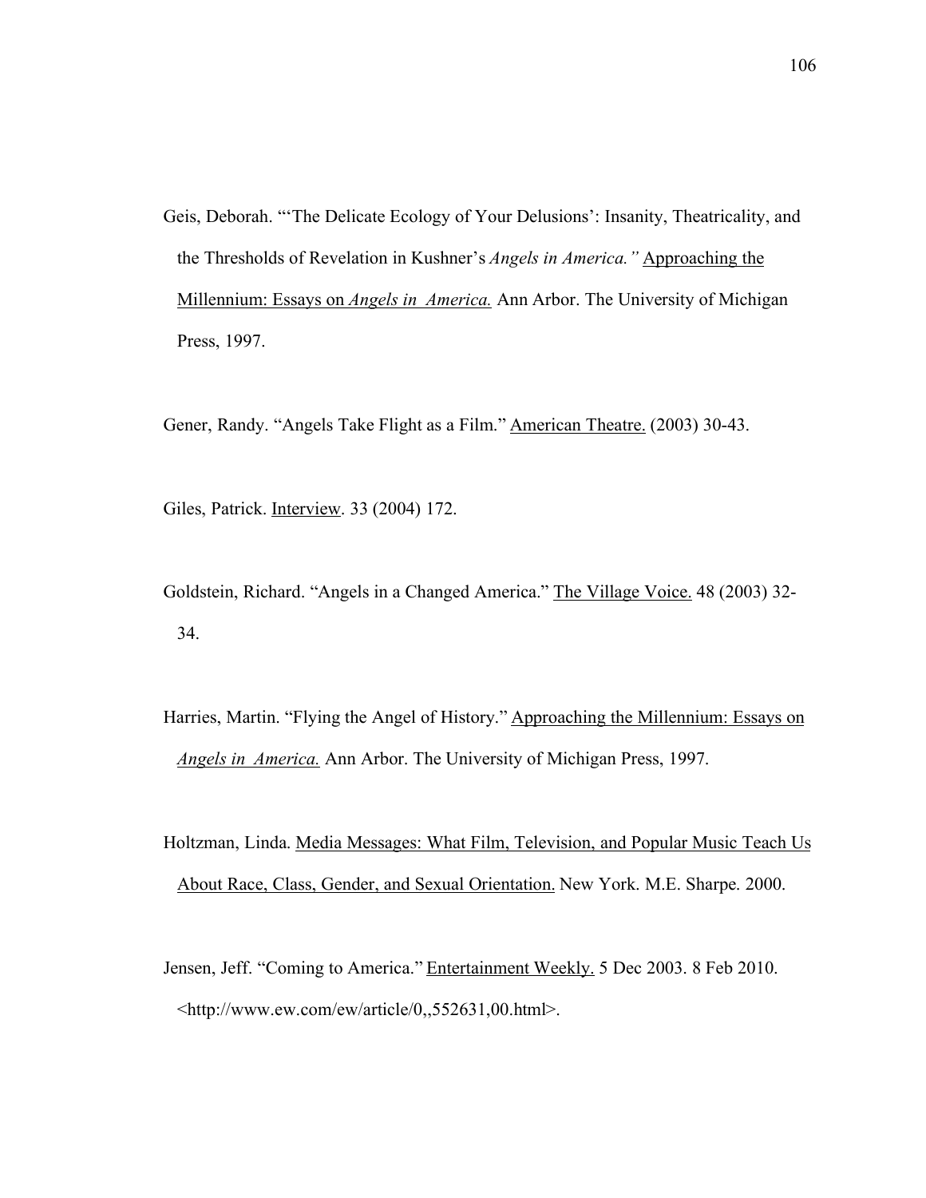Geis, Deborah. "'The Delicate Ecology of Your Delusions': Insanity, Theatricality, and the Thresholds of Revelation in Kushner's *Angels in America.*" <u>Approaching the Millennium: Essays on *Angels in America.*</u> Ann Arbor. The University of Michigan Press, 1997.

Gener, Randy. "Angels Take Flight as a Film." <u>American Theatre.</u> (2003) 30-43.

Giles, Patrick. <u>Interview</u>. 33 (2004) 172.

Goldstein, Richard. "Angels in a Changed America." <u>The Village Voice.</u> 48 (2003) 32-34.

Harries, Martin. "Flying the Angel of History." <u>Approaching the Millennium: Essays on *Angels in America.*</u> Ann Arbor. The University of Michigan Press, 1997.

Holtzman, Linda. <u>Media Messages: What Film, Television, and Popular Music Teach Us About Race, Class, Gender, and Sexual Orientation.</u> New York. M.E. Sharpe. 2000.

Jensen, Jeff. "Coming to America." <u>Entertainment Weekly.</u> 5 Dec 2003. 8 Feb 2010. <http://www.ew.com/ew/article/0,,552631,00.html>.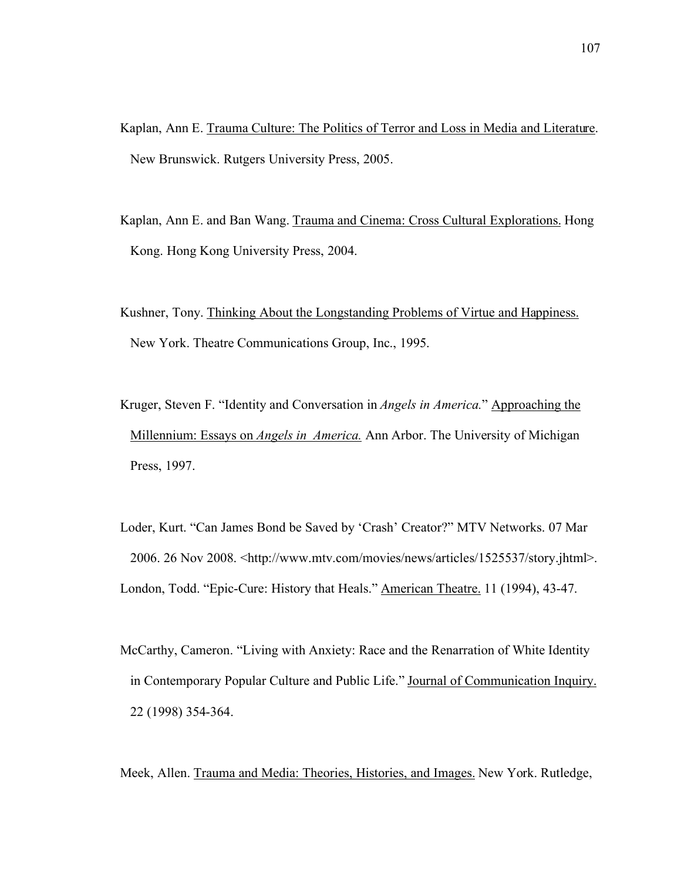Kaplan, Ann E. <u>Trauma Culture: The Politics of Terror and Loss in Media and Literature</u>. New Brunswick. Rutgers University Press, 2005.

Kaplan, Ann E. and Ban Wang. <u>Trauma and Cinema: Cross Cultural Explorations.</u> Hong Kong. Hong Kong University Press, 2004.

Kushner, Tony. <u>Thinking About the Longstanding Problems of Virtue and Happiness.</u> New York. Theatre Communications Group, Inc., 1995.

Kruger, Steven F. "Identity and Conversation in *Angels in America.*" <u>Approaching the Millennium: Essays on *Angels in America.*</u> Ann Arbor. The University of Michigan Press, 1997.

Loder, Kurt. "Can James Bond be Saved by 'Crash' Creator?" MTV Networks. 07 Mar 2006. 26 Nov 2008. <http://www.mtv.com/movies/news/articles/1525537/story.jhtml>.

London, Todd. "Epic-Cure: History that Heals." <u>American Theatre.</u> 11 (1994), 43-47.

McCarthy, Cameron. "Living with Anxiety: Race and the Renarration of White Identity in Contemporary Popular Culture and Public Life." <u>Journal of Communication Inquiry.</u> 22 (1998) 354-364.

Meek, Allen. <u>Trauma and Media: Theories, Histories, and Images.</u> New York. Rutledge,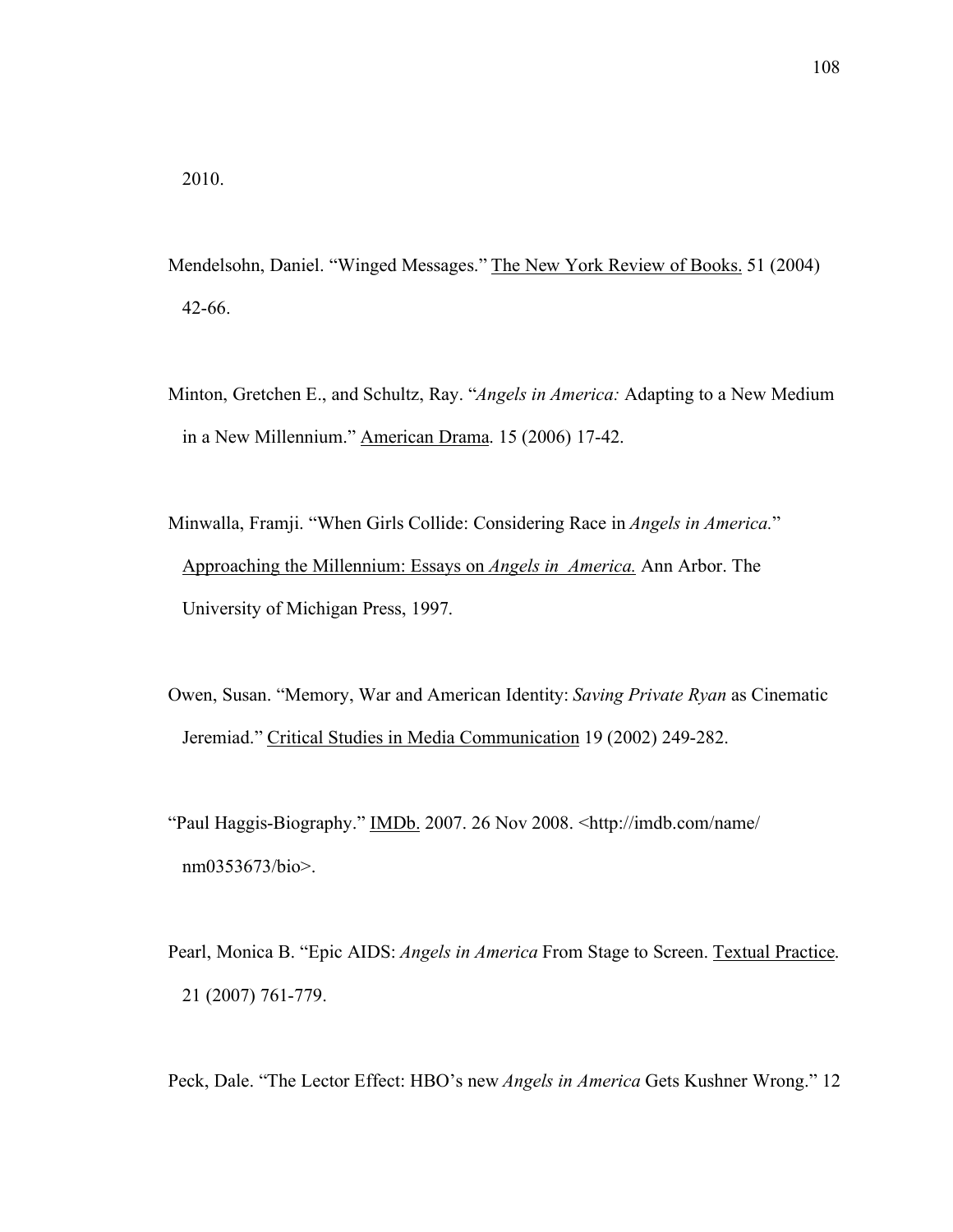2010.

Mendelsohn, Daniel. "Winged Messages." The New York Review of Books. 51 (2004) 42-66.

Minton, Gretchen E., and Schultz, Ray. "*Angels in America:* Adapting to a New Medium in a New Millennium." American Drama. 15 (2006) 17-42.

Minwalla, Framji. "When Girls Collide: Considering Race in *Angels in America.*" Approaching the Millennium: Essays on *Angels in America.* Ann Arbor. The University of Michigan Press, 1997.

Owen, Susan. "Memory, War and American Identity: *Saving Private Ryan* as Cinematic Jeremiad." Critical Studies in Media Communication 19 (2002) 249-282.

"Paul Haggis-Biography." IMDb. 2007. 26 Nov 2008. <http://imdb.com/name/nm0353673/bio>.

Pearl, Monica B. "Epic AIDS: *Angels in America* From Stage to Screen. Textual Practice. 21 (2007) 761-779.

Peck, Dale. "The Lector Effect: HBO's new *Angels in America* Gets Kushner Wrong." 12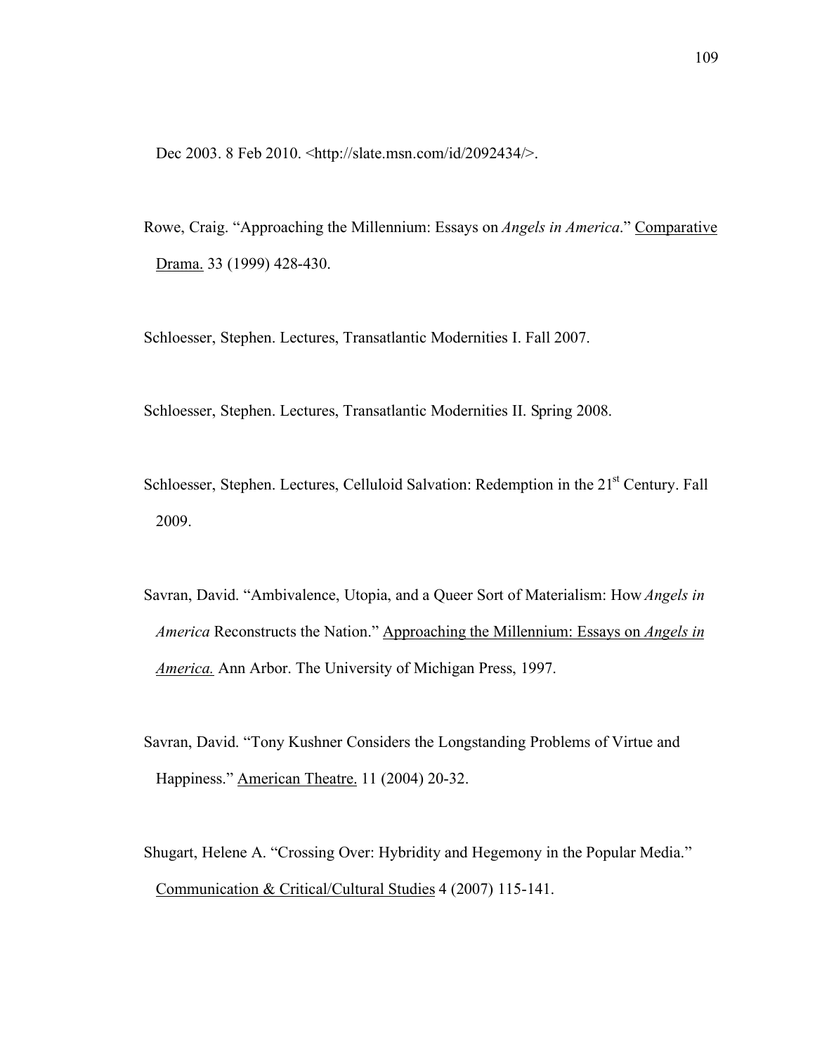Dec 2003. 8 Feb 2010. <http://slate.msn.com/id/2092434/>.

Rowe, Craig. "Approaching the Millennium: Essays on *Angels in America*." Comparative Drama. 33 (1999) 428-430.

Schloesser, Stephen. Lectures, Transatlantic Modernities I. Fall 2007.

Schloesser, Stephen. Lectures, Transatlantic Modernities II. Spring 2008.

Schloesser, Stephen. Lectures, Celluloid Salvation: Redemption in the 21st Century. Fall 2009.

Savran, David. "Ambivalence, Utopia, and a Queer Sort of Materialism: How *Angels in America* Reconstructs the Nation." Approaching the Millennium: Essays on *Angels in America.* Ann Arbor. The University of Michigan Press, 1997.

Savran, David. "Tony Kushner Considers the Longstanding Problems of Virtue and Happiness." American Theatre. 11 (2004) 20-32.

Shugart, Helene A. "Crossing Over: Hybridity and Hegemony in the Popular Media." Communication & Critical/Cultural Studies 4 (2007) 115-141.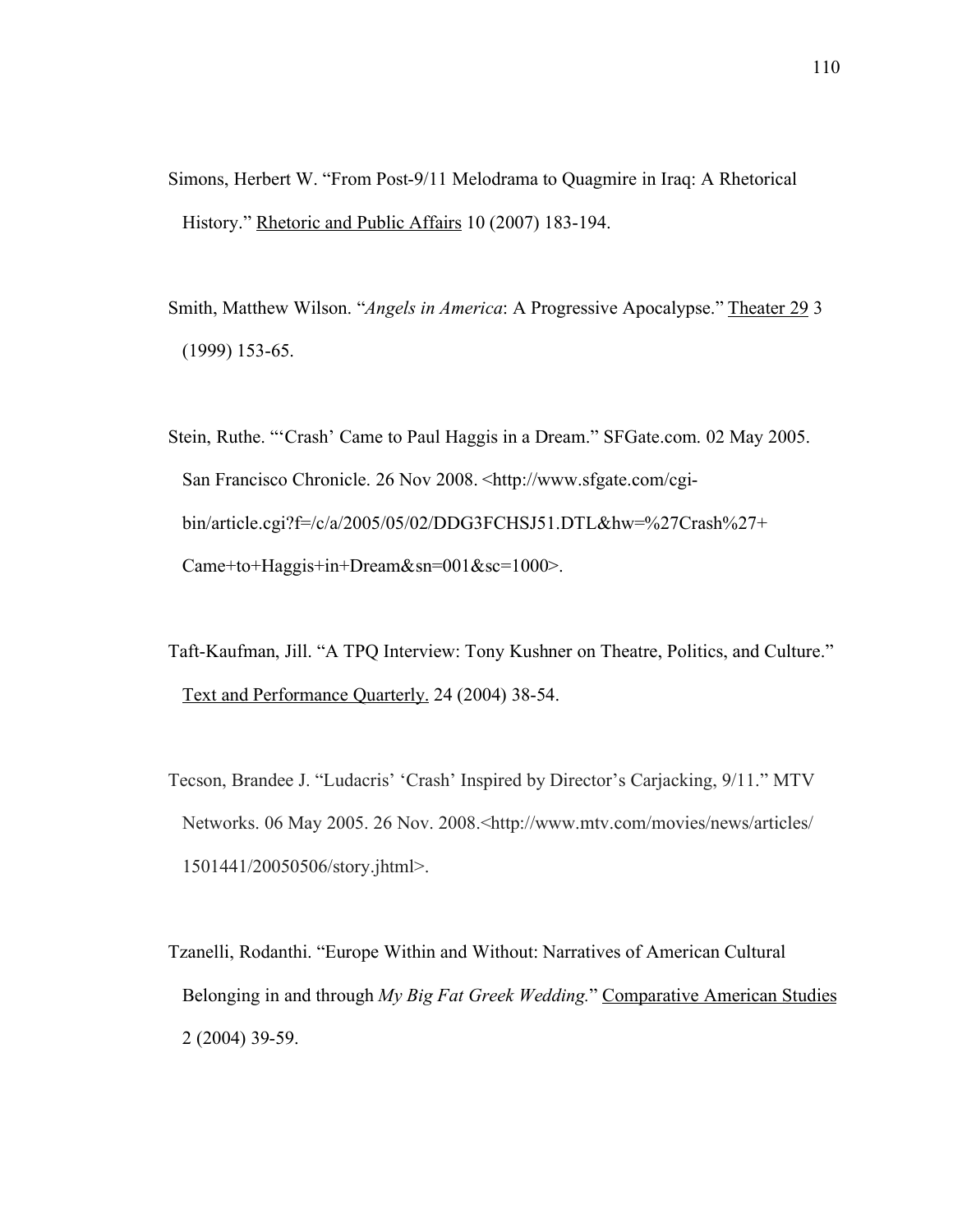Simons, Herbert W. "From Post-9/11 Melodrama to Quagmire in Iraq: A Rhetorical History." Rhetoric and Public Affairs 10 (2007) 183-194.

Smith, Matthew Wilson. "*Angels in America*: A Progressive Apocalypse." Theater 29 3 (1999) 153-65.

Stein, Ruthe. "'Crash' Came to Paul Haggis in a Dream." SFGate.com. 02 May 2005. San Francisco Chronicle. 26 Nov 2008. <http://www.sfgate.com/cgi-bin/article.cgi?f=/c/a/2005/05/02/DDG3FCHSJ51.DTL&hw=%27Crash%27+Came+to+Haggis+in+Dream&sn=001&sc=1000>.

Taft-Kaufman, Jill. "A TPQ Interview: Tony Kushner on Theatre, Politics, and Culture." Text and Performance Quarterly. 24 (2004) 38-54.

Tecson, Brandee J. "Ludacris' 'Crash' Inspired by Director's Carjacking, 9/11." MTV Networks. 06 May 2005. 26 Nov. 2008.<http://www.mtv.com/movies/news/articles/1501441/20050506/story.jhtml>.

Tzanelli, Rodanthi. "Europe Within and Without: Narratives of American Cultural Belonging in and through *My Big Fat Greek Wedding*." Comparative American Studies 2 (2004) 39-59.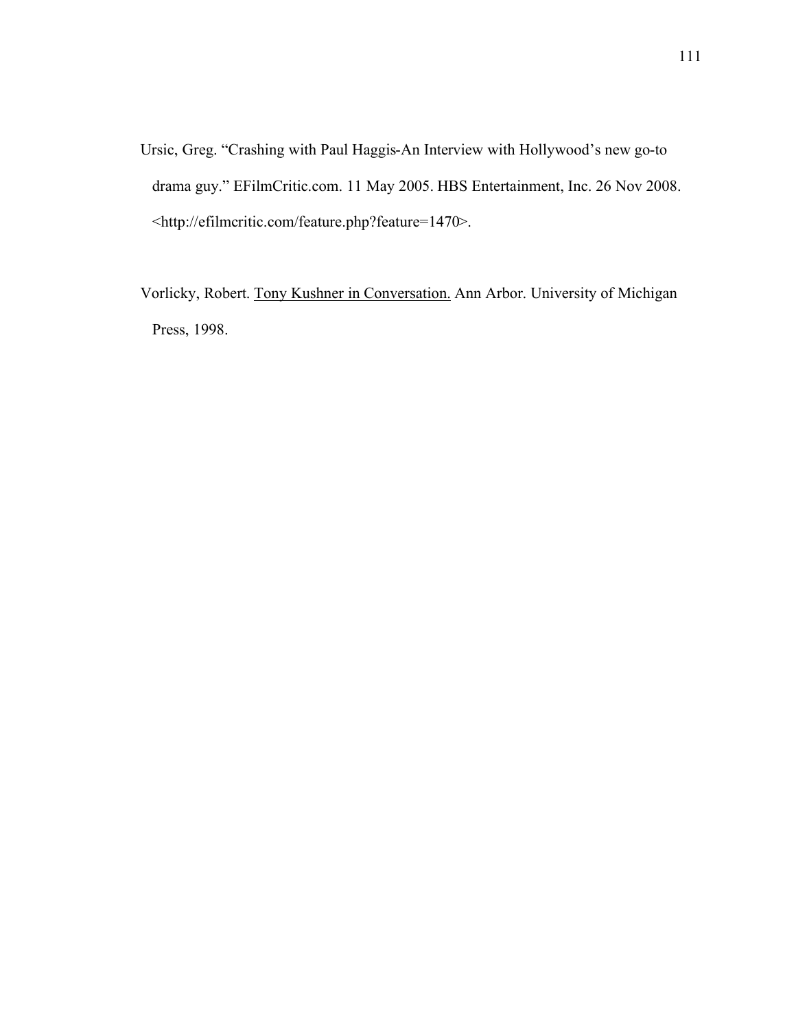Ursic, Greg. "Crashing with Paul Haggis-An Interview with Hollywood's new go-to drama guy." EFilmCritic.com. 11 May 2005. HBS Entertainment, Inc. 26 Nov 2008. <http://efilmcritic.com/feature.php?feature=1470>.

Vorlicky, Robert. <u>Tony Kushner in Conversation.</u> Ann Arbor. University of Michigan Press, 1998.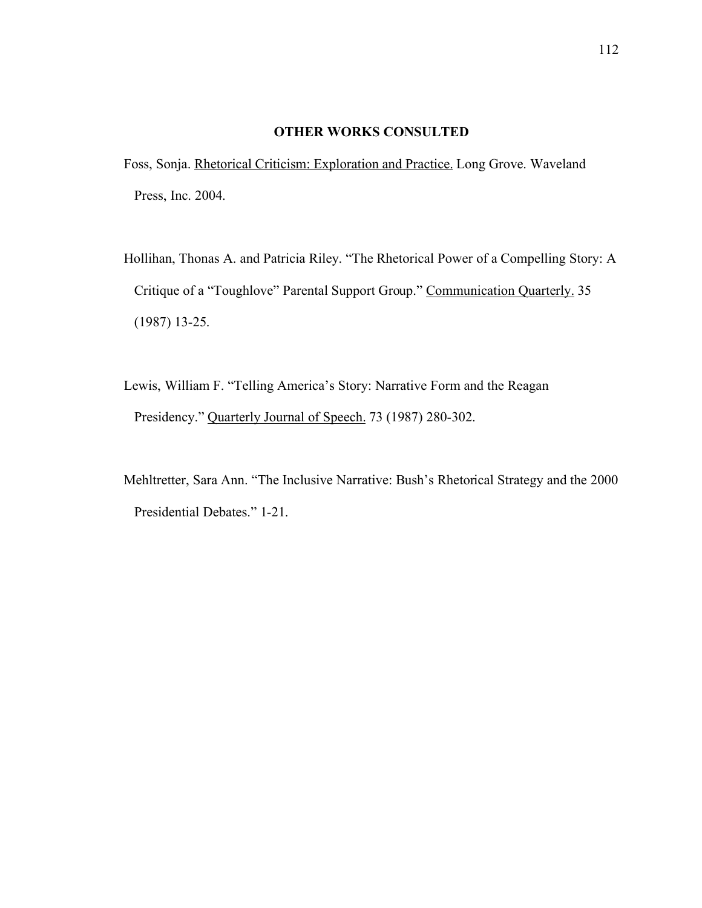## OTHER WORKS CONSULTED

Foss, Sonja. Rhetorical Criticism: Exploration and Practice. Long Grove. Waveland Press, Inc. 2004.

Hollihan, Thonas A. and Patricia Riley. "The Rhetorical Power of a Compelling Story: A Critique of a "Toughlove" Parental Support Group." Communication Quarterly. 35 (1987) 13-25.

Lewis, William F. "Telling America's Story: Narrative Form and the Reagan Presidency." Quarterly Journal of Speech. 73 (1987) 280-302.

Mehltretter, Sara Ann. "The Inclusive Narrative: Bush's Rhetorical Strategy and the 2000 Presidential Debates." 1-21.